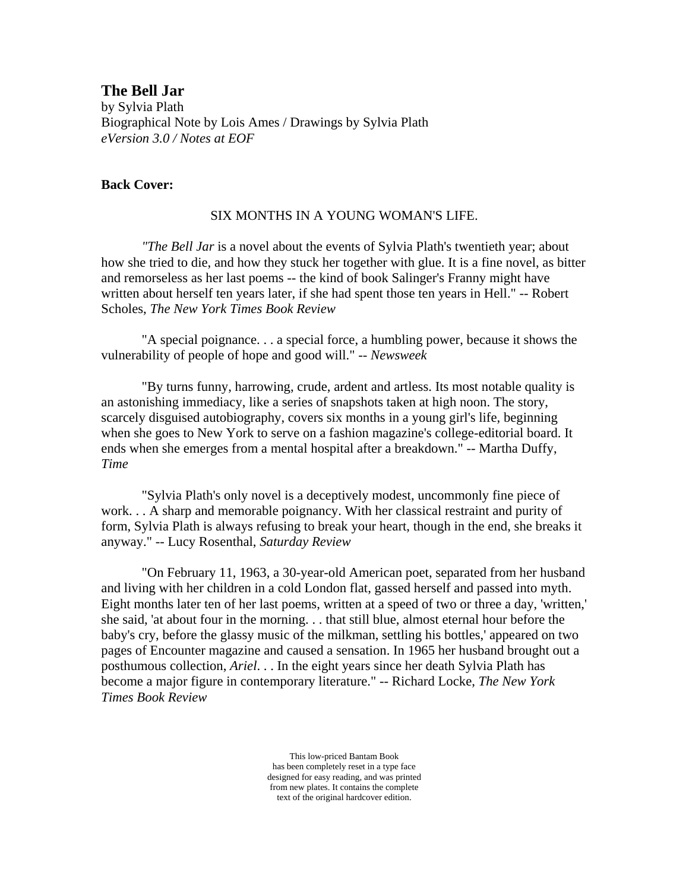# The Bell Jar

by Sylvia Plath
Biographical Note by Lois Ames / Drawings by Sylvia Plath
*eVersion 3.0 / Notes at EOF*

**Back Cover:**

SIX MONTHS IN A YOUNG WOMAN'S LIFE.

*"The Bell Jar* is a novel about the events of Sylvia Plath's twentieth year; about how she tried to die, and how they stuck her together with glue. It is a fine novel, as bitter and remorseless as her last poems -- the kind of book Salinger's Franny might have written about herself ten years later, if she had spent those ten years in Hell." -- Robert Scholes, *The New York Times Book Review*

"A special poignance. . . a special force, a humbling power, because it shows the vulnerability of people of hope and good will." -- *Newsweek*

"By turns funny, harrowing, crude, ardent and artless. Its most notable quality is an astonishing immediacy, like a series of snapshots taken at high noon. The story, scarcely disguised autobiography, covers six months in a young girl's life, beginning when she goes to New York to serve on a fashion magazine's college-editorial board. It ends when she emerges from a mental hospital after a breakdown." -- Martha Duffy, *Time*

"Sylvia Plath's only novel is a deceptively modest, uncommonly fine piece of work. . . A sharp and memorable poignancy. With her classical restraint and purity of form, Sylvia Plath is always refusing to break your heart, though in the end, she breaks it anyway." -- Lucy Rosenthal, *Saturday Review*

"On February 11, 1963, a 30-year-old American poet, separated from her husband and living with her children in a cold London flat, gassed herself and passed into myth. Eight months later ten of her last poems, written at a speed of two or three a day, 'written,' she said, 'at about four in the morning. . . that still blue, almost eternal hour before the baby's cry, before the glassy music of the milkman, settling his bottles,' appeared on two pages of Encounter magazine and caused a sensation. In 1965 her husband brought out a posthumous collection, *Ariel*. . . In the eight years since her death Sylvia Plath has become a major figure in contemporary literature." -- Richard Locke, *The New York Times Book Review*

This low-priced Bantam Book
has been completely reset in a type face
designed for easy reading, and was printed
from new plates. It contains the complete
text of the original hardcover edition.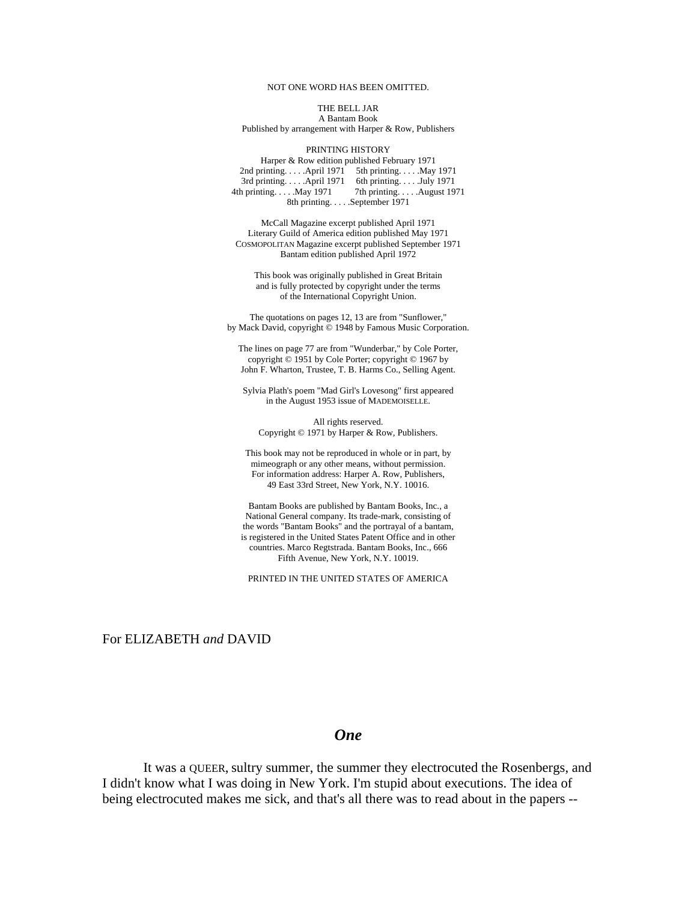NOT ONE WORD HAS BEEN OMITTED.

THE BELL JAR
A Bantam Book
Published by arrangement with Harper & Row, Publishers

PRINTING HISTORY
Harper & Row edition published February 1971
2nd printing. . . . .April 1971 5th printing. . . . .May 1971
3rd printing. . . . .April 1971 6th printing. . . . .July 1971
4th printing. . . . .May 1971 7th printing. . . . .August 1971
8th printing. . . . .September 1971

McCall Magazine excerpt published April 1971
Literary Guild of America edition published May 1971
COSMOPOLITAN Magazine excerpt published September 1971
Bantam edition published April 1972

This book was originally published in Great Britain
and is fully protected by copyright under the terms
of the International Copyright Union.

The quotations on pages 12, 13 are from "Sunflower,"
by Mack David, copyright © 1948 by Famous Music Corporation.

The lines on page 77 are from "Wunderbar," by Cole Porter,
copyright © 1951 by Cole Porter; copyright © 1967 by
John F. Wharton, Trustee, T. B. Harms Co., Selling Agent.

Sylvia Plath's poem "Mad Girl's Lovesong" first appeared
in the August 1953 issue of MADEMOISELLE.

All rights reserved.
Copyright © 1971 by Harper & Row, Publishers.

This book may not be reproduced in whole or in part, by
mimeograph or any other means, without permission.
For information address: Harper A. Row, Publishers,
49 East 33rd Street, New York, N.Y. 10016.

Bantam Books are published by Bantam Books, Inc., a
National General company. Its trade-mark, consisting of
the words "Bantam Books" and the portrayal of a bantam,
is registered in the United States Patent Office and in other
countries. Marco Regtstrada. Bantam Books, Inc., 666
Fifth Avenue, New York, N.Y. 10019.

PRINTED IN THE UNITED STATES OF AMERICA

For ELIZABETH *and* DAVID

# *One*

It was a QUEER, sultry summer, the summer they electrocuted the Rosenbergs, and I didn't know what I was doing in New York. I'm stupid about executions. The idea of being electrocuted makes me sick, and that's all there was to read about in the papers --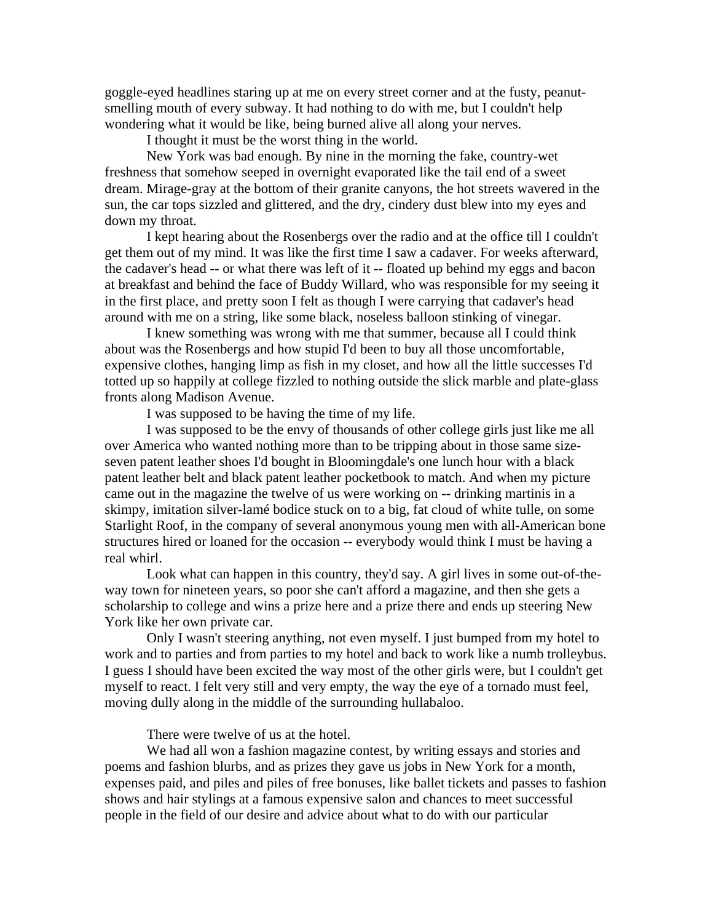goggle-eyed headlines staring up at me on every street corner and at the fusty, peanut-smelling mouth of every subway. It had nothing to do with me, but I couldn't help wondering what it would be like, being burned alive all along your nerves.

I thought it must be the worst thing in the world.

New York was bad enough. By nine in the morning the fake, country-wet freshness that somehow seeped in overnight evaporated like the tail end of a sweet dream. Mirage-gray at the bottom of their granite canyons, the hot streets wavered in the sun, the car tops sizzled and glittered, and the dry, cindery dust blew into my eyes and down my throat.

I kept hearing about the Rosenbergs over the radio and at the office till I couldn't get them out of my mind. It was like the first time I saw a cadaver. For weeks afterward, the cadaver's head -- or what there was left of it -- floated up behind my eggs and bacon at breakfast and behind the face of Buddy Willard, who was responsible for my seeing it in the first place, and pretty soon I felt as though I were carrying that cadaver's head around with me on a string, like some black, noseless balloon stinking of vinegar.

I knew something was wrong with me that summer, because all I could think about was the Rosenbergs and how stupid I'd been to buy all those uncomfortable, expensive clothes, hanging limp as fish in my closet, and how all the little successes I'd totted up so happily at college fizzled to nothing outside the slick marble and plate-glass fronts along Madison Avenue.

I was supposed to be having the time of my life.

I was supposed to be the envy of thousands of other college girls just like me all over America who wanted nothing more than to be tripping about in those same size-seven patent leather shoes I'd bought in Bloomingdale's one lunch hour with a black patent leather belt and black patent leather pocketbook to match. And when my picture came out in the magazine the twelve of us were working on -- drinking martinis in a skimpy, imitation silver-lamé bodice stuck on to a big, fat cloud of white tulle, on some Starlight Roof, in the company of several anonymous young men with all-American bone structures hired or loaned for the occasion -- everybody would think I must be having a real whirl.

Look what can happen in this country, they'd say. A girl lives in some out-of-the-way town for nineteen years, so poor she can't afford a magazine, and then she gets a scholarship to college and wins a prize here and a prize there and ends up steering New York like her own private car.

Only I wasn't steering anything, not even myself. I just bumped from my hotel to work and to parties and from parties to my hotel and back to work like a numb trolleybus. I guess I should have been excited the way most of the other girls were, but I couldn't get myself to react. I felt very still and very empty, the way the eye of a tornado must feel, moving dully along in the middle of the surrounding hullabaloo.

There were twelve of us at the hotel.

We had all won a fashion magazine contest, by writing essays and stories and poems and fashion blurbs, and as prizes they gave us jobs in New York for a month, expenses paid, and piles and piles of free bonuses, like ballet tickets and passes to fashion shows and hair stylings at a famous expensive salon and chances to meet successful people in the field of our desire and advice about what to do with our particular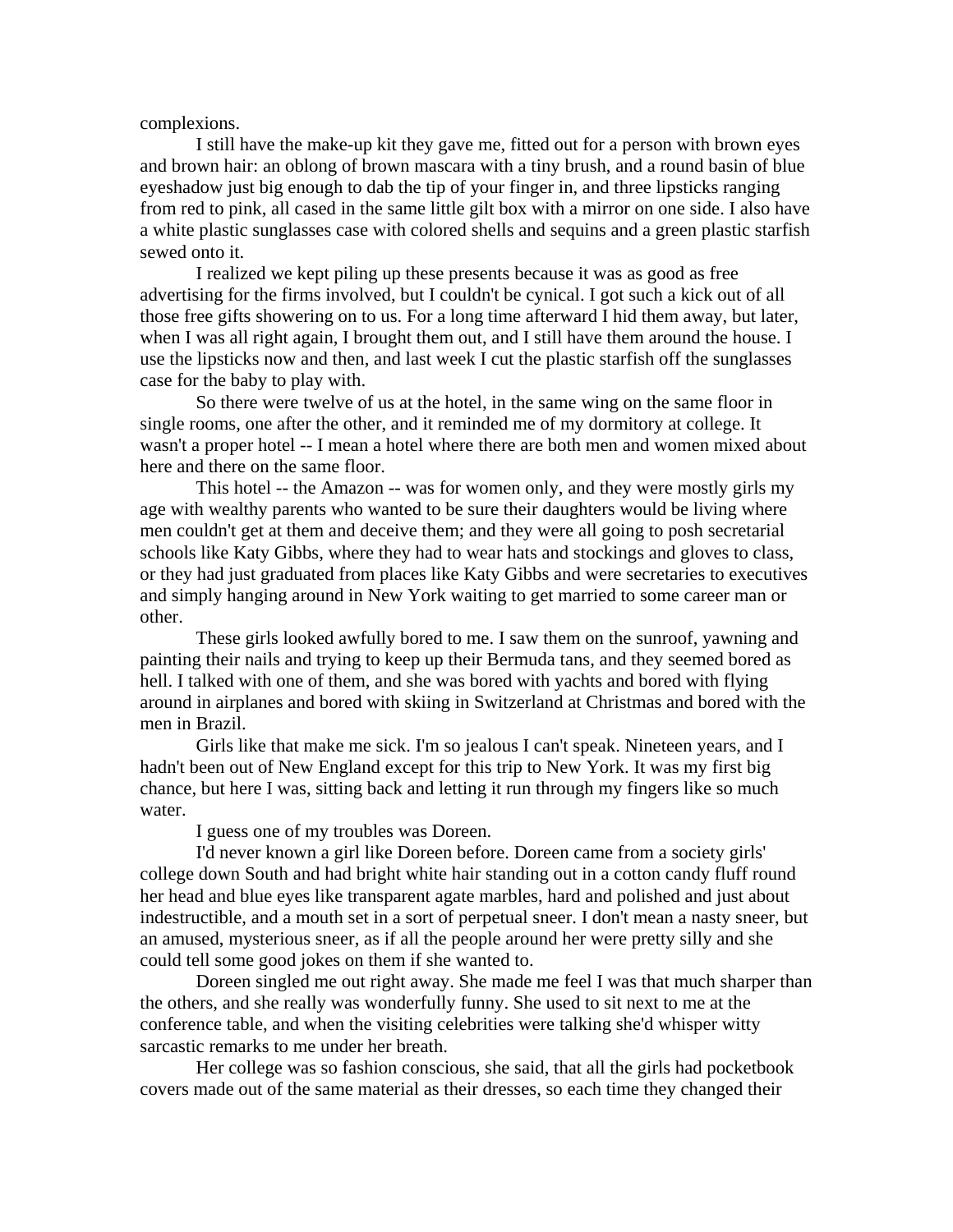complexions.

I still have the make-up kit they gave me, fitted out for a person with brown eyes and brown hair: an oblong of brown mascara with a tiny brush, and a round basin of blue eyeshadow just big enough to dab the tip of your finger in, and three lipsticks ranging from red to pink, all cased in the same little gilt box with a mirror on one side. I also have a white plastic sunglasses case with colored shells and sequins and a green plastic starfish sewed onto it.

I realized we kept piling up these presents because it was as good as free advertising for the firms involved, but I couldn't be cynical. I got such a kick out of all those free gifts showering on to us. For a long time afterward I hid them away, but later, when I was all right again, I brought them out, and I still have them around the house. I use the lipsticks now and then, and last week I cut the plastic starfish off the sunglasses case for the baby to play with.

So there were twelve of us at the hotel, in the same wing on the same floor in single rooms, one after the other, and it reminded me of my dormitory at college. It wasn't a proper hotel -- I mean a hotel where there are both men and women mixed about here and there on the same floor.

This hotel -- the Amazon -- was for women only, and they were mostly girls my age with wealthy parents who wanted to be sure their daughters would be living where men couldn't get at them and deceive them; and they were all going to posh secretarial schools like Katy Gibbs, where they had to wear hats and stockings and gloves to class, or they had just graduated from places like Katy Gibbs and were secretaries to executives and simply hanging around in New York waiting to get married to some career man or other.

These girls looked awfully bored to me. I saw them on the sunroof, yawning and painting their nails and trying to keep up their Bermuda tans, and they seemed bored as hell. I talked with one of them, and she was bored with yachts and bored with flying around in airplanes and bored with skiing in Switzerland at Christmas and bored with the men in Brazil.

Girls like that make me sick. I'm so jealous I can't speak. Nineteen years, and I hadn't been out of New England except for this trip to New York. It was my first big chance, but here I was, sitting back and letting it run through my fingers like so much water.

I guess one of my troubles was Doreen.

I'd never known a girl like Doreen before. Doreen came from a society girls' college down South and had bright white hair standing out in a cotton candy fluff round her head and blue eyes like transparent agate marbles, hard and polished and just about indestructible, and a mouth set in a sort of perpetual sneer. I don't mean a nasty sneer, but an amused, mysterious sneer, as if all the people around her were pretty silly and she could tell some good jokes on them if she wanted to.

Doreen singled me out right away. She made me feel I was that much sharper than the others, and she really was wonderfully funny. She used to sit next to me at the conference table, and when the visiting celebrities were talking she'd whisper witty sarcastic remarks to me under her breath.

Her college was so fashion conscious, she said, that all the girls had pocketbook covers made out of the same material as their dresses, so each time they changed their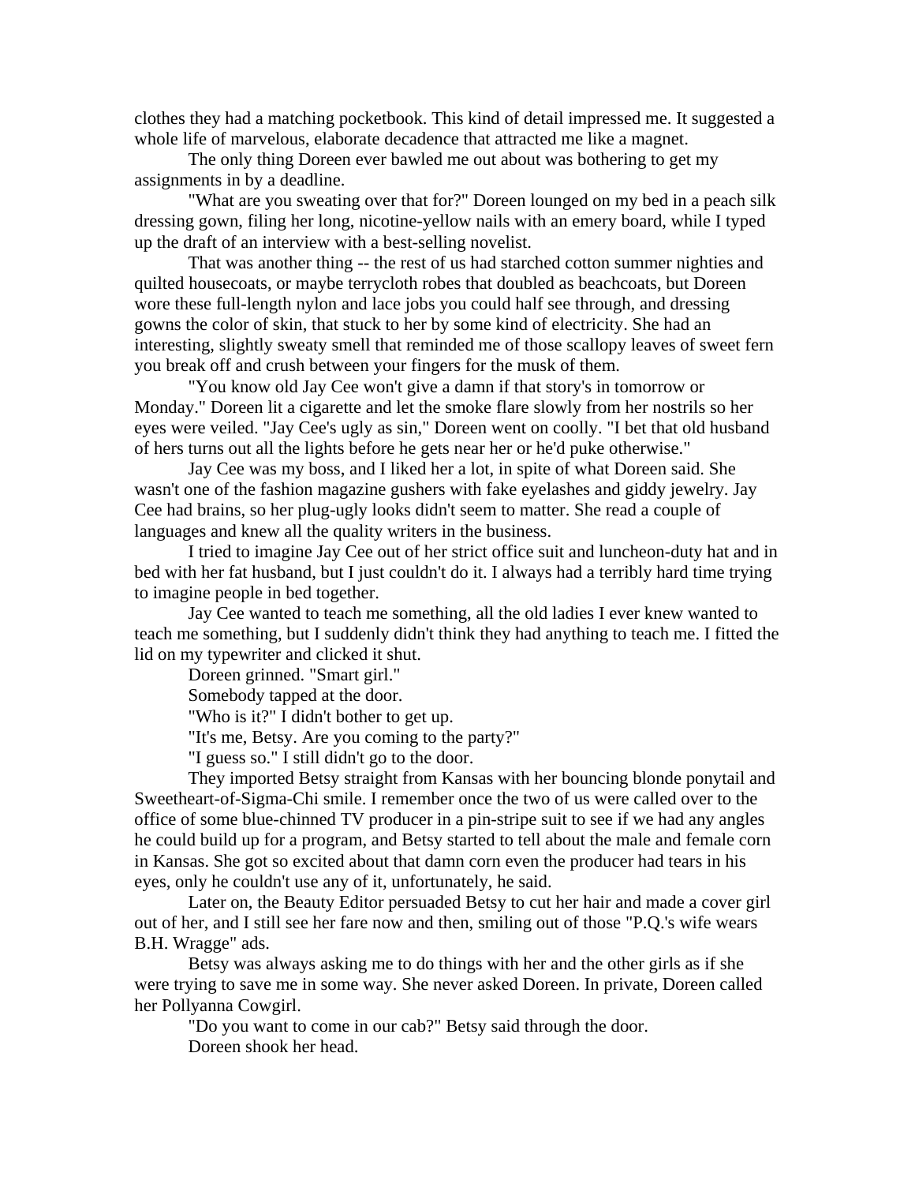clothes they had a matching pocketbook. This kind of detail impressed me. It suggested a whole life of marvelous, elaborate decadence that attracted me like a magnet.

The only thing Doreen ever bawled me out about was bothering to get my assignments in by a deadline.

"What are you sweating over that for?" Doreen lounged on my bed in a peach silk dressing gown, filing her long, nicotine-yellow nails with an emery board, while I typed up the draft of an interview with a best-selling novelist.

That was another thing -- the rest of us had starched cotton summer nighties and quilted housecoats, or maybe terrycloth robes that doubled as beachcoats, but Doreen wore these full-length nylon and lace jobs you could half see through, and dressing gowns the color of skin, that stuck to her by some kind of electricity. She had an interesting, slightly sweaty smell that reminded me of those scallopy leaves of sweet fern you break off and crush between your fingers for the musk of them.

"You know old Jay Cee won't give a damn if that story's in tomorrow or Monday." Doreen lit a cigarette and let the smoke flare slowly from her nostrils so her eyes were veiled. "Jay Cee's ugly as sin," Doreen went on coolly. "I bet that old husband of hers turns out all the lights before he gets near her or he'd puke otherwise."

Jay Cee was my boss, and I liked her a lot, in spite of what Doreen said. She wasn't one of the fashion magazine gushers with fake eyelashes and giddy jewelry. Jay Cee had brains, so her plug-ugly looks didn't seem to matter. She read a couple of languages and knew all the quality writers in the business.

I tried to imagine Jay Cee out of her strict office suit and luncheon-duty hat and in bed with her fat husband, but I just couldn't do it. I always had a terribly hard time trying to imagine people in bed together.

Jay Cee wanted to teach me something, all the old ladies I ever knew wanted to teach me something, but I suddenly didn't think they had anything to teach me. I fitted the lid on my typewriter and clicked it shut.

Doreen grinned. "Smart girl."

Somebody tapped at the door.

"Who is it?" I didn't bother to get up.

"It's me, Betsy. Are you coming to the party?"

"I guess so." I still didn't go to the door.

They imported Betsy straight from Kansas with her bouncing blonde ponytail and Sweetheart-of-Sigma-Chi smile. I remember once the two of us were called over to the office of some blue-chinned TV producer in a pin-stripe suit to see if we had any angles he could build up for a program, and Betsy started to tell about the male and female corn in Kansas. She got so excited about that damn corn even the producer had tears in his eyes, only he couldn't use any of it, unfortunately, he said.

Later on, the Beauty Editor persuaded Betsy to cut her hair and made a cover girl out of her, and I still see her fare now and then, smiling out of those "P.Q.'s wife wears B.H. Wragge" ads.

Betsy was always asking me to do things with her and the other girls as if she were trying to save me in some way. She never asked Doreen. In private, Doreen called her Pollyanna Cowgirl.

"Do you want to come in our cab?" Betsy said through the door.

Doreen shook her head.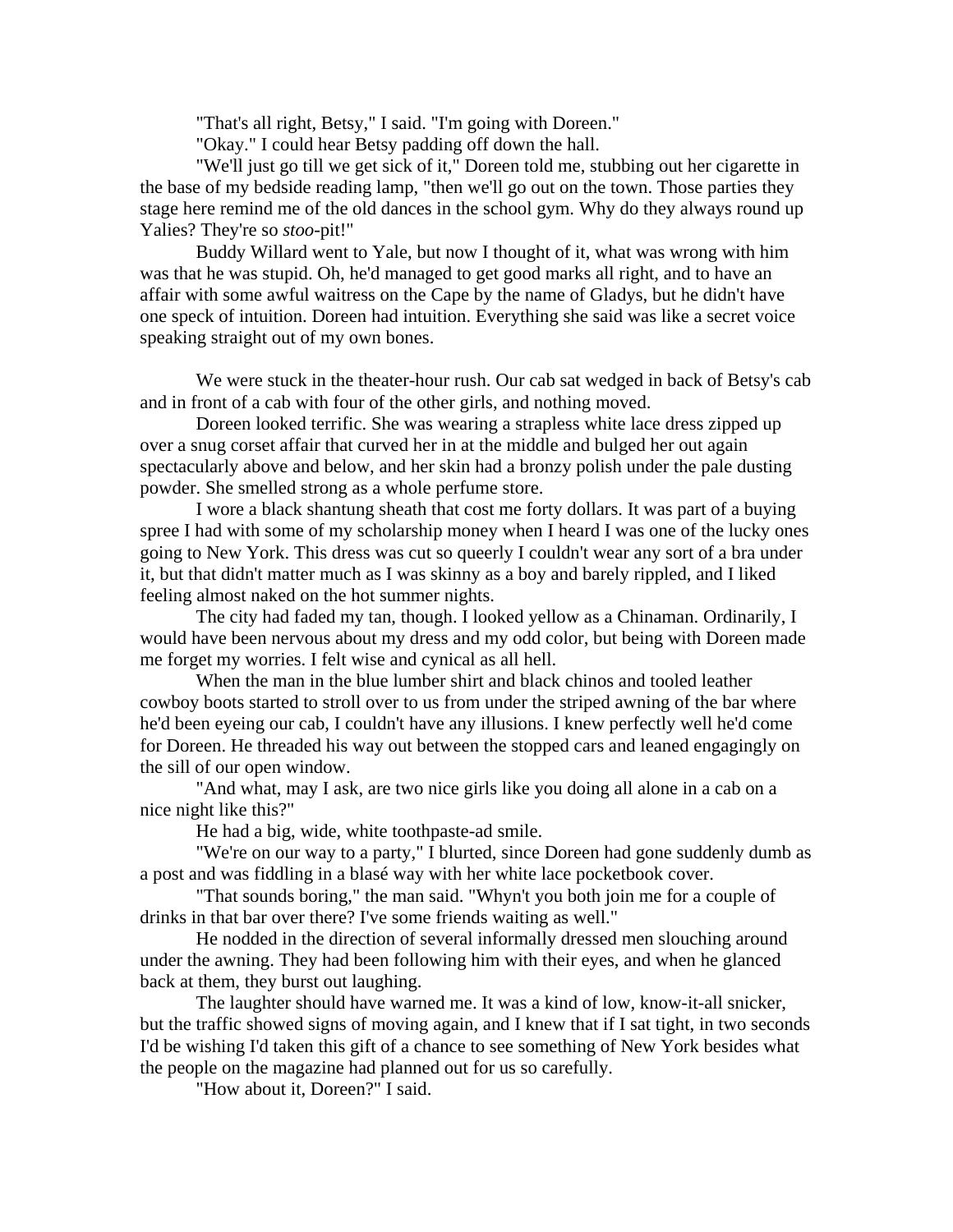"That's all right, Betsy," I said. "I'm going with Doreen."

"Okay." I could hear Betsy padding off down the hall.

"We'll just go till we get sick of it," Doreen told me, stubbing out her cigarette in the base of my bedside reading lamp, "then we'll go out on the town. Those parties they stage here remind me of the old dances in the school gym. Why do they always round up Yalies? They're so *stoo*-pit!"

Buddy Willard went to Yale, but now I thought of it, what was wrong with him was that he was stupid. Oh, he'd managed to get good marks all right, and to have an affair with some awful waitress on the Cape by the name of Gladys, but he didn't have one speck of intuition. Doreen had intuition. Everything she said was like a secret voice speaking straight out of my own bones.

We were stuck in the theater-hour rush. Our cab sat wedged in back of Betsy's cab and in front of a cab with four of the other girls, and nothing moved.

Doreen looked terrific. She was wearing a strapless white lace dress zipped up over a snug corset affair that curved her in at the middle and bulged her out again spectacularly above and below, and her skin had a bronzy polish under the pale dusting powder. She smelled strong as a whole perfume store.

I wore a black shantung sheath that cost me forty dollars. It was part of a buying spree I had with some of my scholarship money when I heard I was one of the lucky ones going to New York. This dress was cut so queerly I couldn't wear any sort of a bra under it, but that didn't matter much as I was skinny as a boy and barely rippled, and I liked feeling almost naked on the hot summer nights.

The city had faded my tan, though. I looked yellow as a Chinaman. Ordinarily, I would have been nervous about my dress and my odd color, but being with Doreen made me forget my worries. I felt wise and cynical as all hell.

When the man in the blue lumber shirt and black chinos and tooled leather cowboy boots started to stroll over to us from under the striped awning of the bar where he'd been eyeing our cab, I couldn't have any illusions. I knew perfectly well he'd come for Doreen. He threaded his way out between the stopped cars and leaned engagingly on the sill of our open window.

"And what, may I ask, are two nice girls like you doing all alone in a cab on a nice night like this?"

He had a big, wide, white toothpaste-ad smile.

"We're on our way to a party," I blurted, since Doreen had gone suddenly dumb as a post and was fiddling in a blasé way with her white lace pocketbook cover.

"That sounds boring," the man said. "Whyn't you both join me for a couple of drinks in that bar over there? I've some friends waiting as well."

He nodded in the direction of several informally dressed men slouching around under the awning. They had been following him with their eyes, and when he glanced back at them, they burst out laughing.

The laughter should have warned me. It was a kind of low, know-it-all snicker, but the traffic showed signs of moving again, and I knew that if I sat tight, in two seconds I'd be wishing I'd taken this gift of a chance to see something of New York besides what the people on the magazine had planned out for us so carefully.

"How about it, Doreen?" I said.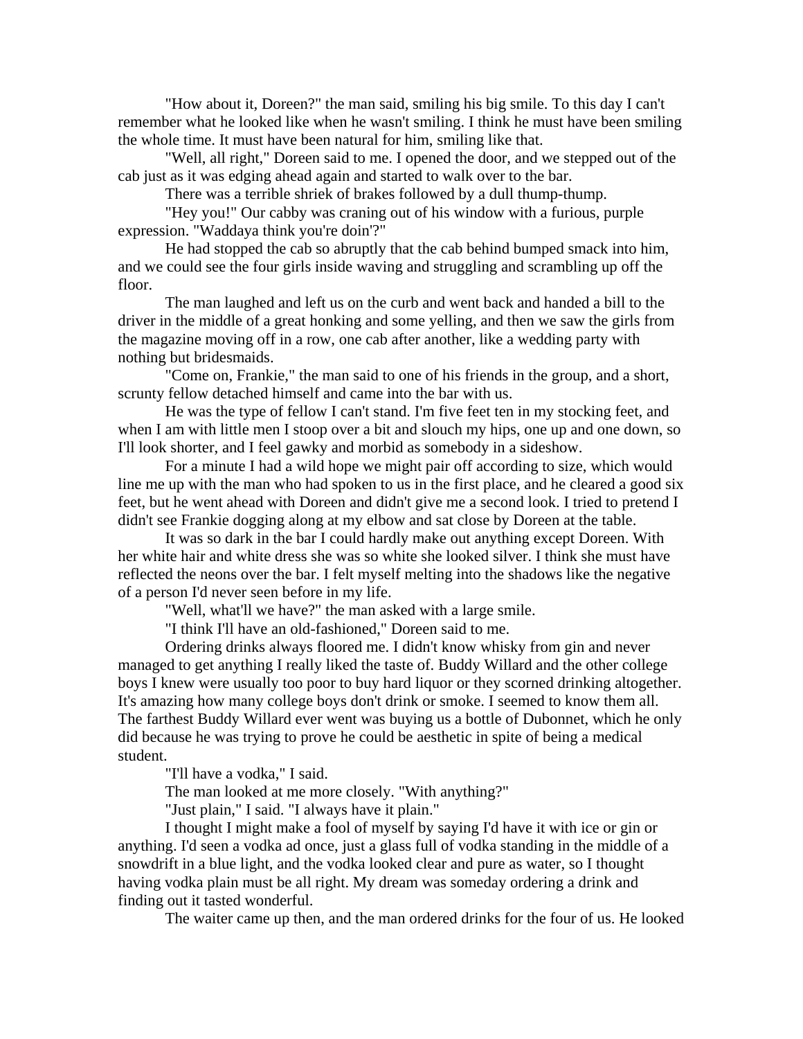"How about it, Doreen?" the man said, smiling his big smile. To this day I can't remember what he looked like when he wasn't smiling. I think he must have been smiling the whole time. It must have been natural for him, smiling like that.

"Well, all right," Doreen said to me. I opened the door, and we stepped out of the cab just as it was edging ahead again and started to walk over to the bar.

There was a terrible shriek of brakes followed by a dull thump-thump.

"Hey you!" Our cabby was craning out of his window with a furious, purple expression. "Waddaya think you're doin'?"

He had stopped the cab so abruptly that the cab behind bumped smack into him, and we could see the four girls inside waving and struggling and scrambling up off the floor.

The man laughed and left us on the curb and went back and handed a bill to the driver in the middle of a great honking and some yelling, and then we saw the girls from the magazine moving off in a row, one cab after another, like a wedding party with nothing but bridesmaids.

"Come on, Frankie," the man said to one of his friends in the group, and a short, scrunty fellow detached himself and came into the bar with us.

He was the type of fellow I can't stand. I'm five feet ten in my stocking feet, and when I am with little men I stoop over a bit and slouch my hips, one up and one down, so I'll look shorter, and I feel gawky and morbid as somebody in a sideshow.

For a minute I had a wild hope we might pair off according to size, which would line me up with the man who had spoken to us in the first place, and he cleared a good six feet, but he went ahead with Doreen and didn't give me a second look. I tried to pretend I didn't see Frankie dogging along at my elbow and sat close by Doreen at the table.

It was so dark in the bar I could hardly make out anything except Doreen. With her white hair and white dress she was so white she looked silver. I think she must have reflected the neons over the bar. I felt myself melting into the shadows like the negative of a person I'd never seen before in my life.

"Well, what'll we have?" the man asked with a large smile.

"I think I'll have an old-fashioned," Doreen said to me.

Ordering drinks always floored me. I didn't know whisky from gin and never managed to get anything I really liked the taste of. Buddy Willard and the other college boys I knew were usually too poor to buy hard liquor or they scorned drinking altogether. It's amazing how many college boys don't drink or smoke. I seemed to know them all. The farthest Buddy Willard ever went was buying us a bottle of Dubonnet, which he only did because he was trying to prove he could be aesthetic in spite of being a medical student.

"I'll have a vodka," I said.

The man looked at me more closely. "With anything?"

"Just plain," I said. "I always have it plain."

I thought I might make a fool of myself by saying I'd have it with ice or gin or anything. I'd seen a vodka ad once, just a glass full of vodka standing in the middle of a snowdrift in a blue light, and the vodka looked clear and pure as water, so I thought having vodka plain must be all right. My dream was someday ordering a drink and finding out it tasted wonderful.

The waiter came up then, and the man ordered drinks for the four of us. He looked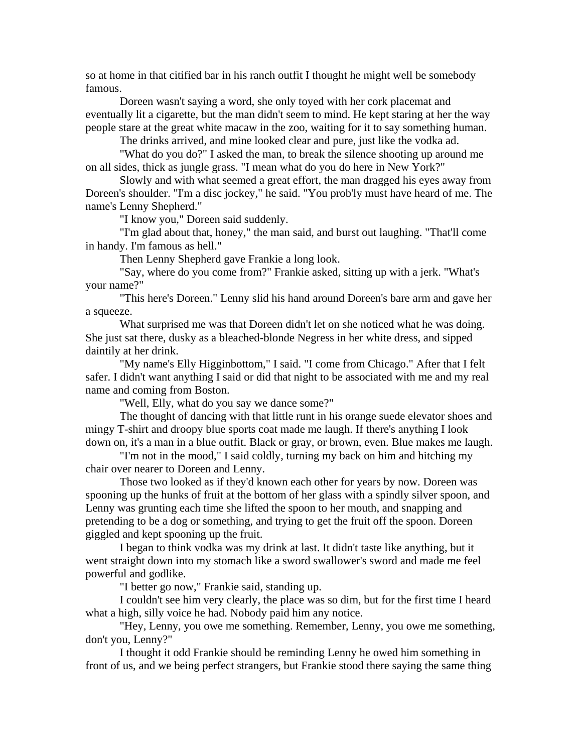so at home in that citified bar in his ranch outfit I thought he might well be somebody famous.

Doreen wasn't saying a word, she only toyed with her cork placemat and eventually lit a cigarette, but the man didn't seem to mind. He kept staring at her the way people stare at the great white macaw in the zoo, waiting for it to say something human.

The drinks arrived, and mine looked clear and pure, just like the vodka ad.

"What do you do?" I asked the man, to break the silence shooting up around me on all sides, thick as jungle grass. "I mean what do you do here in New York?"

Slowly and with what seemed a great effort, the man dragged his eyes away from Doreen's shoulder. "I'm a disc jockey," he said. "You prob'ly must have heard of me. The name's Lenny Shepherd."

"I know you," Doreen said suddenly.

"I'm glad about that, honey," the man said, and burst out laughing. "That'll come in handy. I'm famous as hell."

Then Lenny Shepherd gave Frankie a long look.

"Say, where do you come from?" Frankie asked, sitting up with a jerk. "What's your name?"

"This here's Doreen." Lenny slid his hand around Doreen's bare arm and gave her a squeeze.

What surprised me was that Doreen didn't let on she noticed what he was doing. She just sat there, dusky as a bleached-blonde Negress in her white dress, and sipped daintily at her drink.

"My name's Elly Higginbottom," I said. "I come from Chicago." After that I felt safer. I didn't want anything I said or did that night to be associated with me and my real name and coming from Boston.

"Well, Elly, what do you say we dance some?"

The thought of dancing with that little runt in his orange suede elevator shoes and mingy T-shirt and droopy blue sports coat made me laugh. If there's anything I look down on, it's a man in a blue outfit. Black or gray, or brown, even. Blue makes me laugh.

"I'm not in the mood," I said coldly, turning my back on him and hitching my chair over nearer to Doreen and Lenny.

Those two looked as if they'd known each other for years by now. Doreen was spooning up the hunks of fruit at the bottom of her glass with a spindly silver spoon, and Lenny was grunting each time she lifted the spoon to her mouth, and snapping and pretending to be a dog or something, and trying to get the fruit off the spoon. Doreen giggled and kept spooning up the fruit.

I began to think vodka was my drink at last. It didn't taste like anything, but it went straight down into my stomach like a sword swallower's sword and made me feel powerful and godlike.

"I better go now," Frankie said, standing up.

I couldn't see him very clearly, the place was so dim, but for the first time I heard what a high, silly voice he had. Nobody paid him any notice.

"Hey, Lenny, you owe me something. Remember, Lenny, you owe me something, don't you, Lenny?"

I thought it odd Frankie should be reminding Lenny he owed him something in front of us, and we being perfect strangers, but Frankie stood there saying the same thing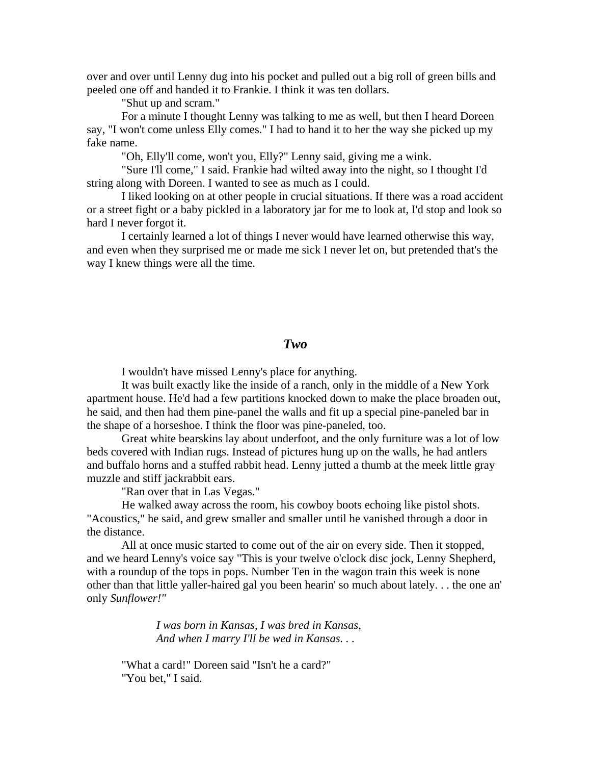over and over until Lenny dug into his pocket and pulled out a big roll of green bills and peeled one off and handed it to Frankie. I think it was ten dollars.

"Shut up and scram."

For a minute I thought Lenny was talking to me as well, but then I heard Doreen say, "I won't come unless Elly comes." I had to hand it to her the way she picked up my fake name.

"Oh, Elly'll come, won't you, Elly?" Lenny said, giving me a wink.

"Sure I'll come," I said. Frankie had wilted away into the night, so I thought I'd string along with Doreen. I wanted to see as much as I could.

I liked looking on at other people in crucial situations. If there was a road accident or a street fight or a baby pickled in a laboratory jar for me to look at, I'd stop and look so hard I never forgot it.

I certainly learned a lot of things I never would have learned otherwise this way, and even when they surprised me or made me sick I never let on, but pretended that's the way I knew things were all the time.

## ***Two***

I wouldn't have missed Lenny's place for anything.

It was built exactly like the inside of a ranch, only in the middle of a New York apartment house. He'd had a few partitions knocked down to make the place broaden out, he said, and then had them pine-panel the walls and fit up a special pine-paneled bar in the shape of a horseshoe. I think the floor was pine-paneled, too.

Great white bearskins lay about underfoot, and the only furniture was a lot of low beds covered with Indian rugs. Instead of pictures hung up on the walls, he had antlers and buffalo horns and a stuffed rabbit head. Lenny jutted a thumb at the meek little gray muzzle and stiff jackrabbit ears.

"Ran over that in Las Vegas."

He walked away across the room, his cowboy boots echoing like pistol shots. "Acoustics," he said, and grew smaller and smaller until he vanished through a door in the distance.

All at once music started to come out of the air on every side. Then it stopped, and we heard Lenny's voice say "This is your twelve o'clock disc jock, Lenny Shepherd, with a roundup of the tops in pops. Number Ten in the wagon train this week is none other than that little yaller-haired gal you been hearin' so much about lately. . . the one an' only *Sunflower!"*

> *I was born in Kansas, I was bred in Kansas,*
> *And when I marry I'll be wed in Kansas. . .*

"What a card!" Doreen said "Isn't he a card?"

"You bet," I said.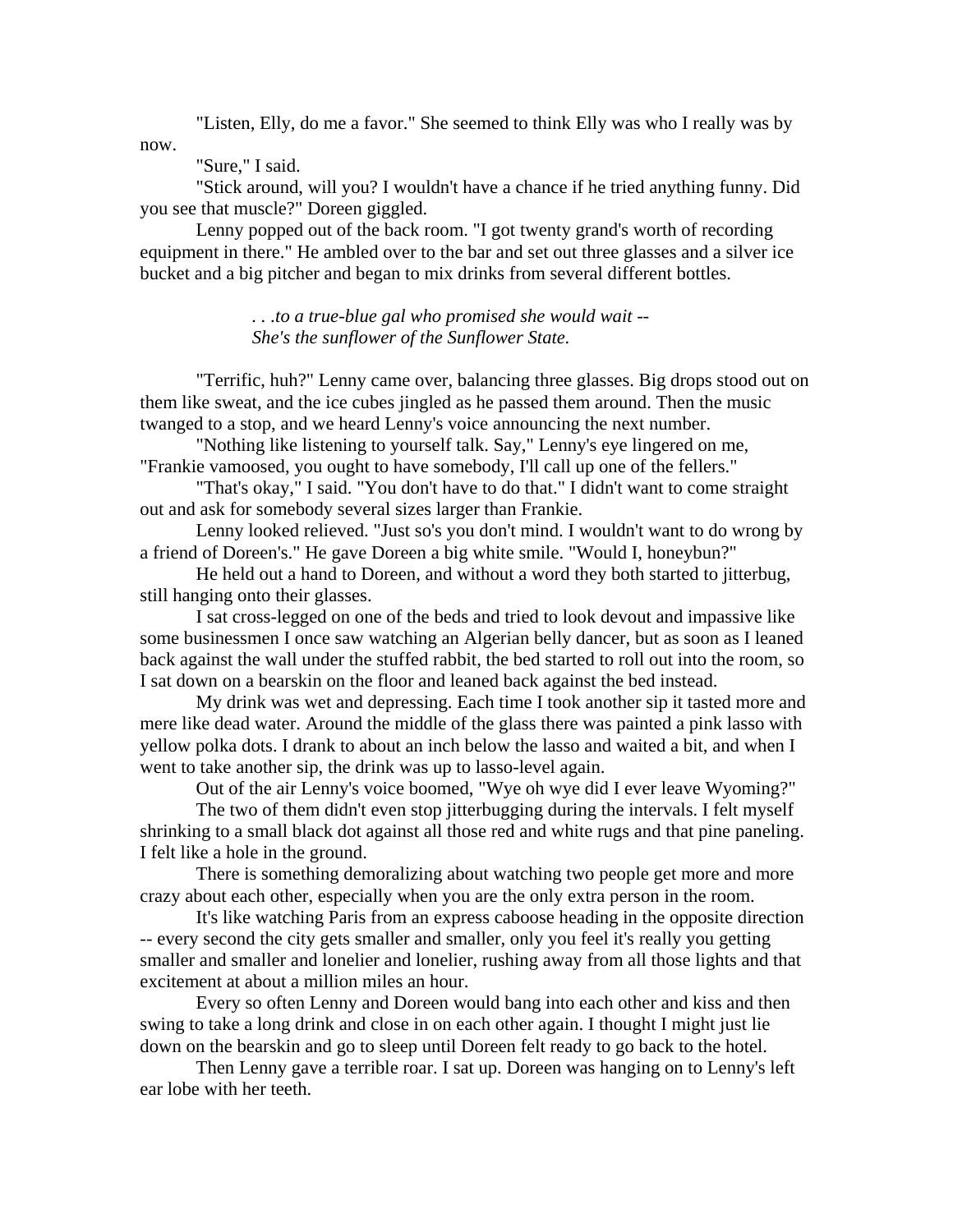"Listen, Elly, do me a favor." She seemed to think Elly was who I really was by now.

"Sure," I said.

"Stick around, will you? I wouldn't have a chance if he tried anything funny. Did you see that muscle?" Doreen giggled.

Lenny popped out of the back room. "I got twenty grand's worth of recording equipment in there." He ambled over to the bar and set out three glasses and a silver ice bucket and a big pitcher and began to mix drinks from several different bottles.

> *. . .to a true-blue gal who promised she would wait --*
> *She's the sunflower of the Sunflower State.*

"Terrific, huh?" Lenny came over, balancing three glasses. Big drops stood out on them like sweat, and the ice cubes jingled as he passed them around. Then the music twanged to a stop, and we heard Lenny's voice announcing the next number.

"Nothing like listening to yourself talk. Say," Lenny's eye lingered on me, "Frankie vamoosed, you ought to have somebody, I'll call up one of the fellers."

"That's okay," I said. "You don't have to do that." I didn't want to come straight out and ask for somebody several sizes larger than Frankie.

Lenny looked relieved. "Just so's you don't mind. I wouldn't want to do wrong by a friend of Doreen's." He gave Doreen a big white smile. "Would I, honeybun?"

He held out a hand to Doreen, and without a word they both started to jitterbug, still hanging onto their glasses.

I sat cross-legged on one of the beds and tried to look devout and impassive like some businessmen I once saw watching an Algerian belly dancer, but as soon as I leaned back against the wall under the stuffed rabbit, the bed started to roll out into the room, so I sat down on a bearskin on the floor and leaned back against the bed instead.

My drink was wet and depressing. Each time I took another sip it tasted more and mere like dead water. Around the middle of the glass there was painted a pink lasso with yellow polka dots. I drank to about an inch below the lasso and waited a bit, and when I went to take another sip, the drink was up to lasso-level again.

Out of the air Lenny's voice boomed, "Wye oh wye did I ever leave Wyoming?"

The two of them didn't even stop jitterbugging during the intervals. I felt myself shrinking to a small black dot against all those red and white rugs and that pine paneling. I felt like a hole in the ground.

There is something demoralizing about watching two people get more and more crazy about each other, especially when you are the only extra person in the room.

It's like watching Paris from an express caboose heading in the opposite direction -- every second the city gets smaller and smaller, only you feel it's really you getting smaller and smaller and lonelier and lonelier, rushing away from all those lights and that excitement at about a million miles an hour.

Every so often Lenny and Doreen would bang into each other and kiss and then swing to take a long drink and close in on each other again. I thought I might just lie down on the bearskin and go to sleep until Doreen felt ready to go back to the hotel.

Then Lenny gave a terrible roar. I sat up. Doreen was hanging on to Lenny's left ear lobe with her teeth.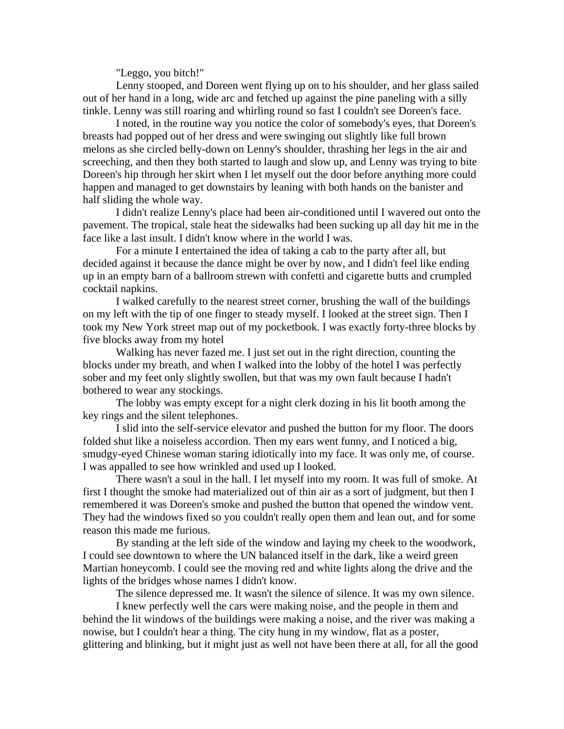"Leggo, you bitch!"

Lenny stooped, and Doreen went flying up on to his shoulder, and her glass sailed out of her hand in a long, wide arc and fetched up against the pine paneling with a silly tinkle. Lenny was still roaring and whirling round so fast I couldn't see Doreen's face.

I noted, in the routine way you notice the color of somebody's eyes, that Doreen's breasts had popped out of her dress and were swinging out slightly like full brown melons as she circled belly-down on Lenny's shoulder, thrashing her legs in the air and screeching, and then they both started to laugh and slow up, and Lenny was trying to bite Doreen's hip through her skirt when I let myself out the door before anything more could happen and managed to get downstairs by leaning with both hands on the banister and half sliding the whole way.

I didn't realize Lenny's place had been air-conditioned until I wavered out onto the pavement. The tropical, stale heat the sidewalks had been sucking up all day hit me in the face like a last insult. I didn't know where in the world I was.

For a minute I entertained the idea of taking a cab to the party after all, but decided against it because the dance might be over by now, and I didn't feel like ending up in an empty barn of a ballroom strewn with confetti and cigarette butts and crumpled cocktail napkins.

I walked carefully to the nearest street corner, brushing the wall of the buildings on my left with the tip of one finger to steady myself. I looked at the street sign. Then I took my New York street map out of my pocketbook. I was exactly forty-three blocks by five blocks away from my hotel

Walking has never fazed me. I just set out in the right direction, counting the blocks under my breath, and when I walked into the lobby of the hotel I was perfectly sober and my feet only slightly swollen, but that was my own fault because I hadn't bothered to wear any stockings.

The lobby was empty except for a night clerk dozing in his lit booth among the key rings and the silent telephones.

I slid into the self-service elevator and pushed the button for my floor. The doors folded shut like a noiseless accordion. Then my ears went funny, and I noticed a big, smudgy-eyed Chinese woman staring idiotically into my face. It was only me, of course. I was appalled to see how wrinkled and used up I looked.

There wasn't a soul in the hall. I let myself into my room. It was full of smoke. At first I thought the smoke had materialized out of thin air as a sort of judgment, but then I remembered it was Doreen's smoke and pushed the button that opened the window vent. They had the windows fixed so you couldn't really open them and lean out, and for some reason this made me furious.

By standing at the left side of the window and laying my cheek to the woodwork, I could see downtown to where the UN balanced itself in the dark, like a weird green Martian honeycomb. I could see the moving red and white lights along the drive and the lights of the bridges whose names I didn't know.

The silence depressed me. It wasn't the silence of silence. It was my own silence.

I knew perfectly well the cars were making noise, and the people in them and behind the lit windows of the buildings were making a noise, and the river was making a nowise, but I couldn't hear a thing. The city hung in my window, flat as a poster, glittering and blinking, but it might just as well not have been there at all, for all the good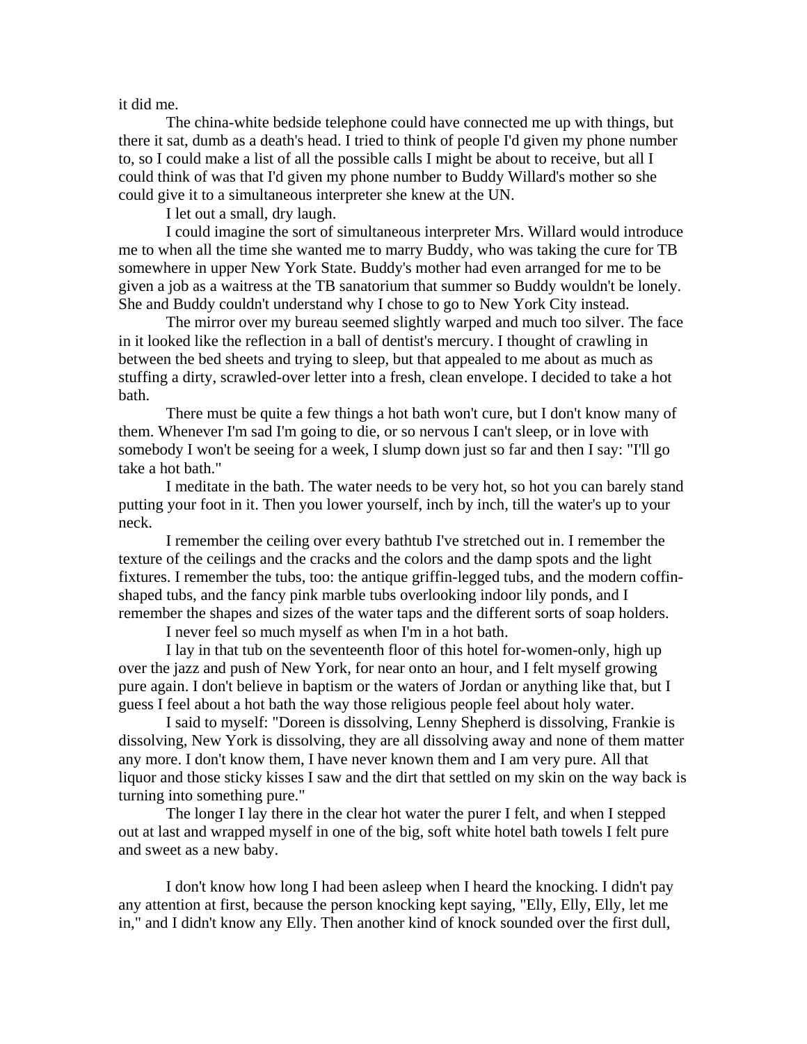it did me.

The china-white bedside telephone could have connected me up with things, but there it sat, dumb as a death's head. I tried to think of people I'd given my phone number to, so I could make a list of all the possible calls I might be about to receive, but all I could think of was that I'd given my phone number to Buddy Willard's mother so she could give it to a simultaneous interpreter she knew at the UN.

I let out a small, dry laugh.

I could imagine the sort of simultaneous interpreter Mrs. Willard would introduce me to when all the time she wanted me to marry Buddy, who was taking the cure for TB somewhere in upper New York State. Buddy's mother had even arranged for me to be given a job as a waitress at the TB sanatorium that summer so Buddy wouldn't be lonely. She and Buddy couldn't understand why I chose to go to New York City instead.

The mirror over my bureau seemed slightly warped and much too silver. The face in it looked like the reflection in a ball of dentist's mercury. I thought of crawling in between the bed sheets and trying to sleep, but that appealed to me about as much as stuffing a dirty, scrawled-over letter into a fresh, clean envelope. I decided to take a hot bath.

There must be quite a few things a hot bath won't cure, but I don't know many of them. Whenever I'm sad I'm going to die, or so nervous I can't sleep, or in love with somebody I won't be seeing for a week, I slump down just so far and then I say: "I'll go take a hot bath."

I meditate in the bath. The water needs to be very hot, so hot you can barely stand putting your foot in it. Then you lower yourself, inch by inch, till the water's up to your neck.

I remember the ceiling over every bathtub I've stretched out in. I remember the texture of the ceilings and the cracks and the colors and the damp spots and the light fixtures. I remember the tubs, too: the antique griffin-legged tubs, and the modern coffin-shaped tubs, and the fancy pink marble tubs overlooking indoor lily ponds, and I remember the shapes and sizes of the water taps and the different sorts of soap holders.

I never feel so much myself as when I'm in a hot bath.

I lay in that tub on the seventeenth floor of this hotel for-women-only, high up over the jazz and push of New York, for near onto an hour, and I felt myself growing pure again. I don't believe in baptism or the waters of Jordan or anything like that, but I guess I feel about a hot bath the way those religious people feel about holy water.

I said to myself: "Doreen is dissolving, Lenny Shepherd is dissolving, Frankie is dissolving, New York is dissolving, they are all dissolving away and none of them matter any more. I don't know them, I have never known them and I am very pure. All that liquor and those sticky kisses I saw and the dirt that settled on my skin on the way back is turning into something pure."

The longer I lay there in the clear hot water the purer I felt, and when I stepped out at last and wrapped myself in one of the big, soft white hotel bath towels I felt pure and sweet as a new baby.

I don't know how long I had been asleep when I heard the knocking. I didn't pay any attention at first, because the person knocking kept saying, "Elly, Elly, Elly, let me in," and I didn't know any Elly. Then another kind of knock sounded over the first dull,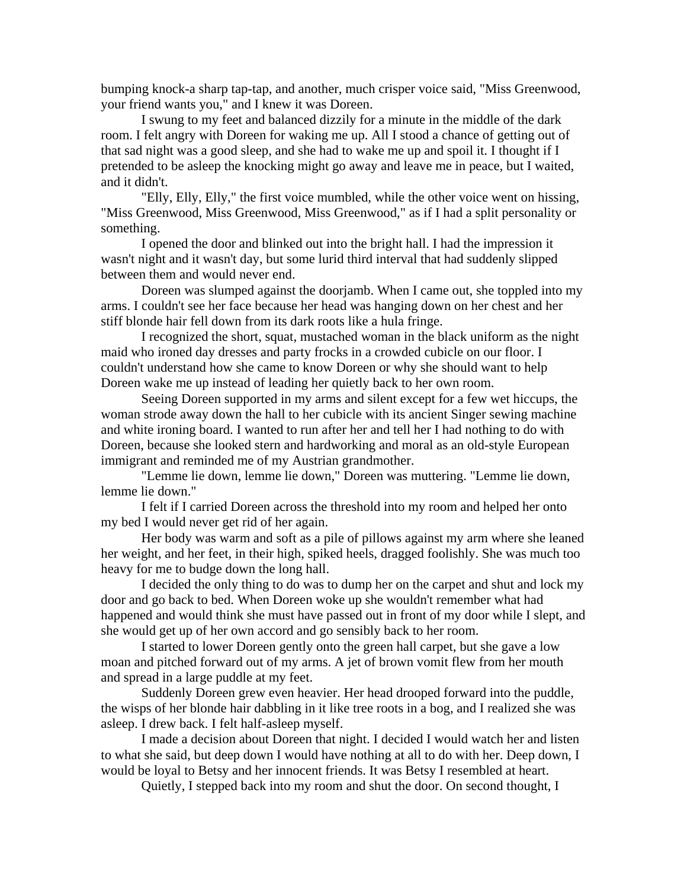bumping knock-a sharp tap-tap, and another, much crisper voice said, "Miss Greenwood, your friend wants you," and I knew it was Doreen.

I swung to my feet and balanced dizzily for a minute in the middle of the dark room. I felt angry with Doreen for waking me up. All I stood a chance of getting out of that sad night was a good sleep, and she had to wake me up and spoil it. I thought if I pretended to be asleep the knocking might go away and leave me in peace, but I waited, and it didn't.

"Elly, Elly, Elly," the first voice mumbled, while the other voice went on hissing, "Miss Greenwood, Miss Greenwood, Miss Greenwood," as if I had a split personality or something.

I opened the door and blinked out into the bright hall. I had the impression it wasn't night and it wasn't day, but some lurid third interval that had suddenly slipped between them and would never end.

Doreen was slumped against the doorjamb. When I came out, she toppled into my arms. I couldn't see her face because her head was hanging down on her chest and her stiff blonde hair fell down from its dark roots like a hula fringe.

I recognized the short, squat, mustached woman in the black uniform as the night maid who ironed day dresses and party frocks in a crowded cubicle on our floor. I couldn't understand how she came to know Doreen or why she should want to help Doreen wake me up instead of leading her quietly back to her own room.

Seeing Doreen supported in my arms and silent except for a few wet hiccups, the woman strode away down the hall to her cubicle with its ancient Singer sewing machine and white ironing board. I wanted to run after her and tell her I had nothing to do with Doreen, because she looked stern and hardworking and moral as an old-style European immigrant and reminded me of my Austrian grandmother.

"Lemme lie down, lemme lie down," Doreen was muttering. "Lemme lie down, lemme lie down."

I felt if I carried Doreen across the threshold into my room and helped her onto my bed I would never get rid of her again.

Her body was warm and soft as a pile of pillows against my arm where she leaned her weight, and her feet, in their high, spiked heels, dragged foolishly. She was much too heavy for me to budge down the long hall.

I decided the only thing to do was to dump her on the carpet and shut and lock my door and go back to bed. When Doreen woke up she wouldn't remember what had happened and would think she must have passed out in front of my door while I slept, and she would get up of her own accord and go sensibly back to her room.

I started to lower Doreen gently onto the green hall carpet, but she gave a low moan and pitched forward out of my arms. A jet of brown vomit flew from her mouth and spread in a large puddle at my feet.

Suddenly Doreen grew even heavier. Her head drooped forward into the puddle, the wisps of her blonde hair dabbling in it like tree roots in a bog, and I realized she was asleep. I drew back. I felt half-asleep myself.

I made a decision about Doreen that night. I decided I would watch her and listen to what she said, but deep down I would have nothing at all to do with her. Deep down, I would be loyal to Betsy and her innocent friends. It was Betsy I resembled at heart.

Quietly, I stepped back into my room and shut the door. On second thought, I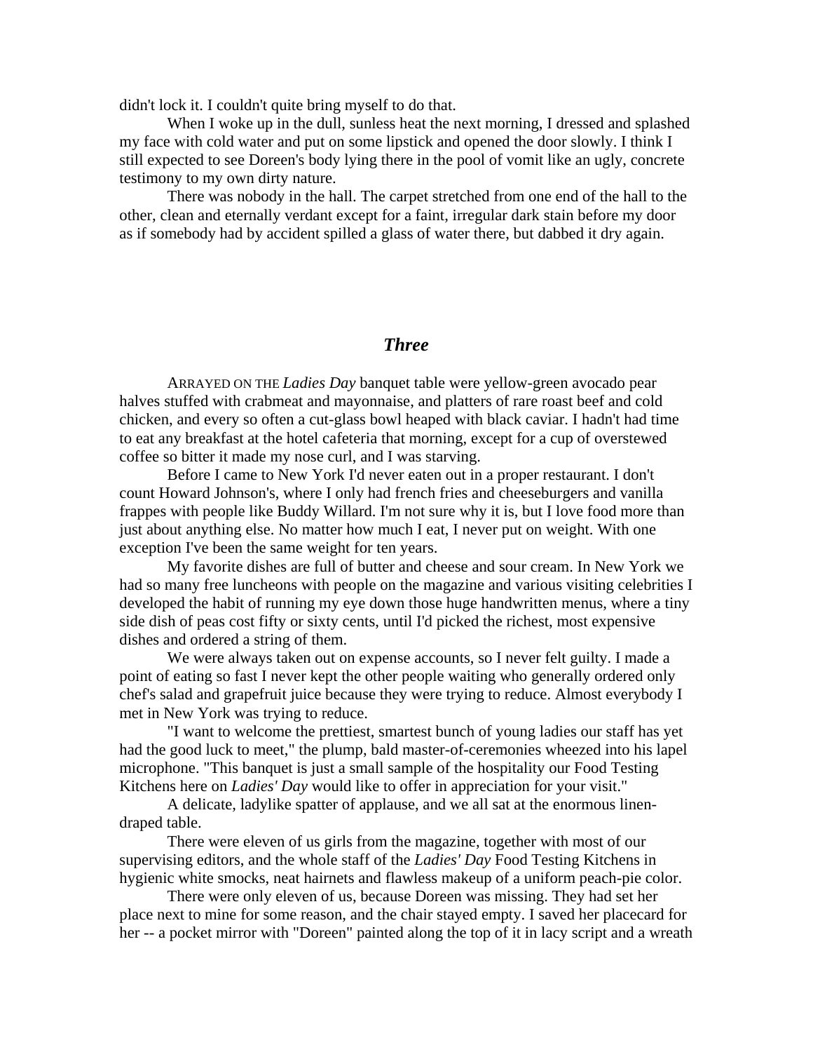didn't lock it. I couldn't quite bring myself to do that.

When I woke up in the dull, sunless heat the next morning, I dressed and splashed my face with cold water and put on some lipstick and opened the door slowly. I think I still expected to see Doreen's body lying there in the pool of vomit like an ugly, concrete testimony to my own dirty nature.

There was nobody in the hall. The carpet stretched from one end of the hall to the other, clean and eternally verdant except for a faint, irregular dark stain before my door as if somebody had by accident spilled a glass of water there, but dabbed it dry again.

## *Three*

ARRAYED ON THE *Ladies Day* banquet table were yellow-green avocado pear halves stuffed with crabmeat and mayonnaise, and platters of rare roast beef and cold chicken, and every so often a cut-glass bowl heaped with black caviar. I hadn't had time to eat any breakfast at the hotel cafeteria that morning, except for a cup of overstewed coffee so bitter it made my nose curl, and I was starving.

Before I came to New York I'd never eaten out in a proper restaurant. I don't count Howard Johnson's, where I only had french fries and cheeseburgers and vanilla frappes with people like Buddy Willard. I'm not sure why it is, but I love food more than just about anything else. No matter how much I eat, I never put on weight. With one exception I've been the same weight for ten years.

My favorite dishes are full of butter and cheese and sour cream. In New York we had so many free luncheons with people on the magazine and various visiting celebrities I developed the habit of running my eye down those huge handwritten menus, where a tiny side dish of peas cost fifty or sixty cents, until I'd picked the richest, most expensive dishes and ordered a string of them.

We were always taken out on expense accounts, so I never felt guilty. I made a point of eating so fast I never kept the other people waiting who generally ordered only chef's salad and grapefruit juice because they were trying to reduce. Almost everybody I met in New York was trying to reduce.

"I want to welcome the prettiest, smartest bunch of young ladies our staff has yet had the good luck to meet," the plump, bald master-of-ceremonies wheezed into his lapel microphone. "This banquet is just a small sample of the hospitality our Food Testing Kitchens here on *Ladies' Day* would like to offer in appreciation for your visit."

A delicate, ladylike spatter of applause, and we all sat at the enormous linen-draped table.

There were eleven of us girls from the magazine, together with most of our supervising editors, and the whole staff of the *Ladies' Day* Food Testing Kitchens in hygienic white smocks, neat hairnets and flawless makeup of a uniform peach-pie color.

There were only eleven of us, because Doreen was missing. They had set her place next to mine for some reason, and the chair stayed empty. I saved her placecard for her -- a pocket mirror with "Doreen" painted along the top of it in lacy script and a wreath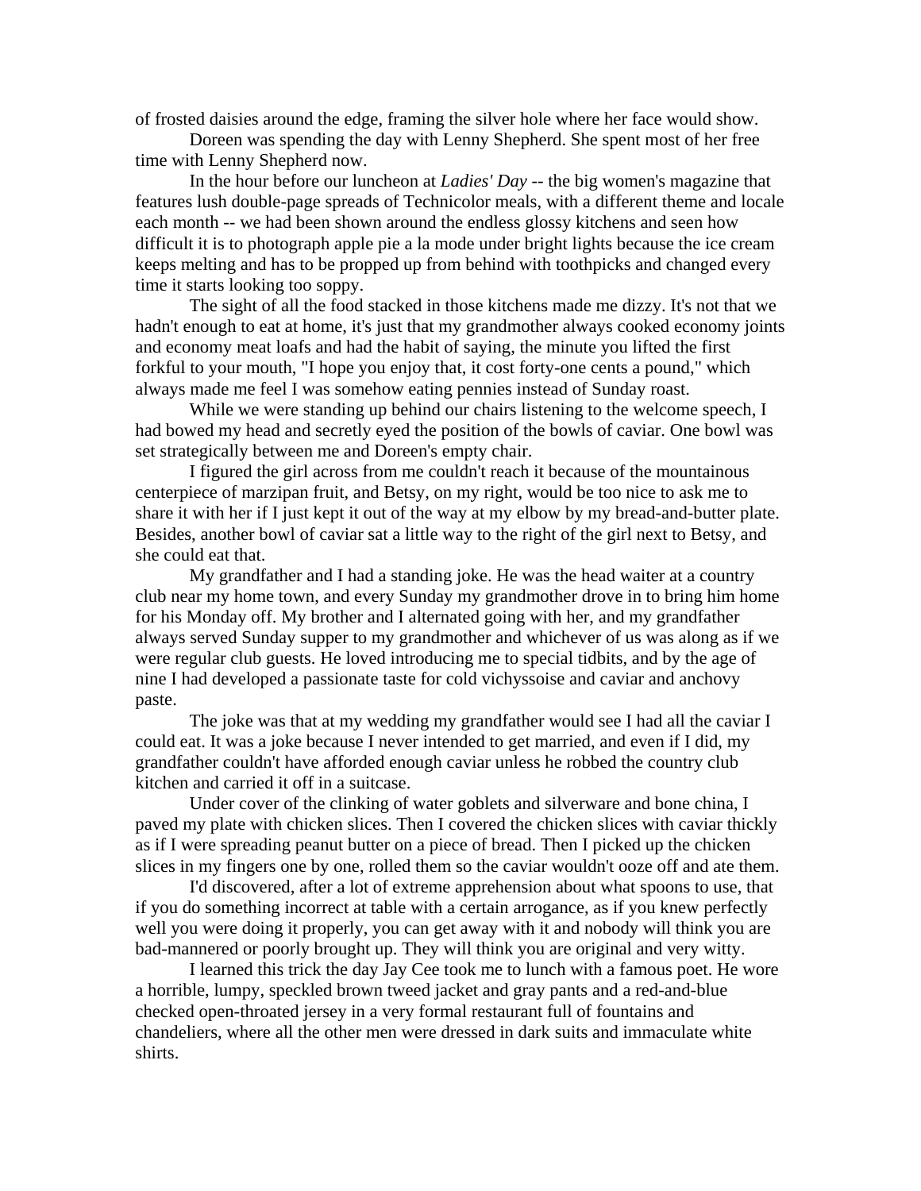of frosted daisies around the edge, framing the silver hole where her face would show.

Doreen was spending the day with Lenny Shepherd. She spent most of her free time with Lenny Shepherd now.

In the hour before our luncheon at *Ladies' Day* -- the big women's magazine that features lush double-page spreads of Technicolor meals, with a different theme and locale each month -- we had been shown around the endless glossy kitchens and seen how difficult it is to photograph apple pie a la mode under bright lights because the ice cream keeps melting and has to be propped up from behind with toothpicks and changed every time it starts looking too soppy.

The sight of all the food stacked in those kitchens made me dizzy. It's not that we hadn't enough to eat at home, it's just that my grandmother always cooked economy joints and economy meat loafs and had the habit of saying, the minute you lifted the first forkful to your mouth, "I hope you enjoy that, it cost forty-one cents a pound," which always made me feel I was somehow eating pennies instead of Sunday roast.

While we were standing up behind our chairs listening to the welcome speech, I had bowed my head and secretly eyed the position of the bowls of caviar. One bowl was set strategically between me and Doreen's empty chair.

I figured the girl across from me couldn't reach it because of the mountainous centerpiece of marzipan fruit, and Betsy, on my right, would be too nice to ask me to share it with her if I just kept it out of the way at my elbow by my bread-and-butter plate. Besides, another bowl of caviar sat a little way to the right of the girl next to Betsy, and she could eat that.

My grandfather and I had a standing joke. He was the head waiter at a country club near my home town, and every Sunday my grandmother drove in to bring him home for his Monday off. My brother and I alternated going with her, and my grandfather always served Sunday supper to my grandmother and whichever of us was along as if we were regular club guests. He loved introducing me to special tidbits, and by the age of nine I had developed a passionate taste for cold vichyssoise and caviar and anchovy paste.

The joke was that at my wedding my grandfather would see I had all the caviar I could eat. It was a joke because I never intended to get married, and even if I did, my grandfather couldn't have afforded enough caviar unless he robbed the country club kitchen and carried it off in a suitcase.

Under cover of the clinking of water goblets and silverware and bone china, I paved my plate with chicken slices. Then I covered the chicken slices with caviar thickly as if I were spreading peanut butter on a piece of bread. Then I picked up the chicken slices in my fingers one by one, rolled them so the caviar wouldn't ooze off and ate them.

I'd discovered, after a lot of extreme apprehension about what spoons to use, that if you do something incorrect at table with a certain arrogance, as if you knew perfectly well you were doing it properly, you can get away with it and nobody will think you are bad-mannered or poorly brought up. They will think you are original and very witty.

I learned this trick the day Jay Cee took me to lunch with a famous poet. He wore a horrible, lumpy, speckled brown tweed jacket and gray pants and a red-and-blue checked open-throated jersey in a very formal restaurant full of fountains and chandeliers, where all the other men were dressed in dark suits and immaculate white shirts.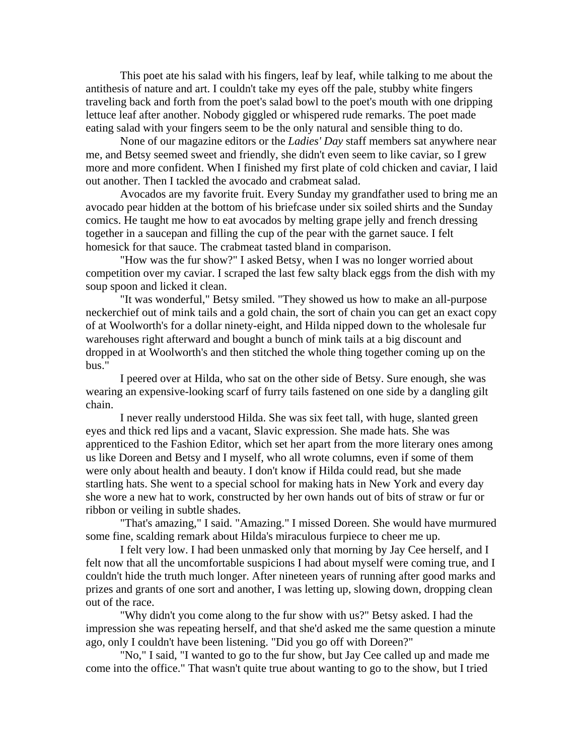This poet ate his salad with his fingers, leaf by leaf, while talking to me about the antithesis of nature and art. I couldn't take my eyes off the pale, stubby white fingers traveling back and forth from the poet's salad bowl to the poet's mouth with one dripping lettuce leaf after another. Nobody giggled or whispered rude remarks. The poet made eating salad with your fingers seem to be the only natural and sensible thing to do.

None of our magazine editors or the *Ladies' Day* staff members sat anywhere near me, and Betsy seemed sweet and friendly, she didn't even seem to like caviar, so I grew more and more confident. When I finished my first plate of cold chicken and caviar, I laid out another. Then I tackled the avocado and crabmeat salad.

Avocados are my favorite fruit. Every Sunday my grandfather used to bring me an avocado pear hidden at the bottom of his briefcase under six soiled shirts and the Sunday comics. He taught me how to eat avocados by melting grape jelly and french dressing together in a saucepan and filling the cup of the pear with the garnet sauce. I felt homesick for that sauce. The crabmeat tasted bland in comparison.

"How was the fur show?" I asked Betsy, when I was no longer worried about competition over my caviar. I scraped the last few salty black eggs from the dish with my soup spoon and licked it clean.

"It was wonderful," Betsy smiled. "They showed us how to make an all-purpose neckerchief out of mink tails and a gold chain, the sort of chain you can get an exact copy of at Woolworth's for a dollar ninety-eight, and Hilda nipped down to the wholesale fur warehouses right afterward and bought a bunch of mink tails at a big discount and dropped in at Woolworth's and then stitched the whole thing together coming up on the bus."

I peered over at Hilda, who sat on the other side of Betsy. Sure enough, she was wearing an expensive-looking scarf of furry tails fastened on one side by a dangling gilt chain.

I never really understood Hilda. She was six feet tall, with huge, slanted green eyes and thick red lips and a vacant, Slavic expression. She made hats. She was apprenticed to the Fashion Editor, which set her apart from the more literary ones among us like Doreen and Betsy and I myself, who all wrote columns, even if some of them were only about health and beauty. I don't know if Hilda could read, but she made startling hats. She went to a special school for making hats in New York and every day she wore a new hat to work, constructed by her own hands out of bits of straw or fur or ribbon or veiling in subtle shades.

"That's amazing," I said. "Amazing." I missed Doreen. She would have murmured some fine, scalding remark about Hilda's miraculous furpiece to cheer me up.

I felt very low. I had been unmasked only that morning by Jay Cee herself, and I felt now that all the uncomfortable suspicions I had about myself were coming true, and I couldn't hide the truth much longer. After nineteen years of running after good marks and prizes and grants of one sort and another, I was letting up, slowing down, dropping clean out of the race.

"Why didn't you come along to the fur show with us?" Betsy asked. I had the impression she was repeating herself, and that she'd asked me the same question a minute ago, only I couldn't have been listening. "Did you go off with Doreen?"

"No," I said, "I wanted to go to the fur show, but Jay Cee called up and made me come into the office." That wasn't quite true about wanting to go to the show, but I tried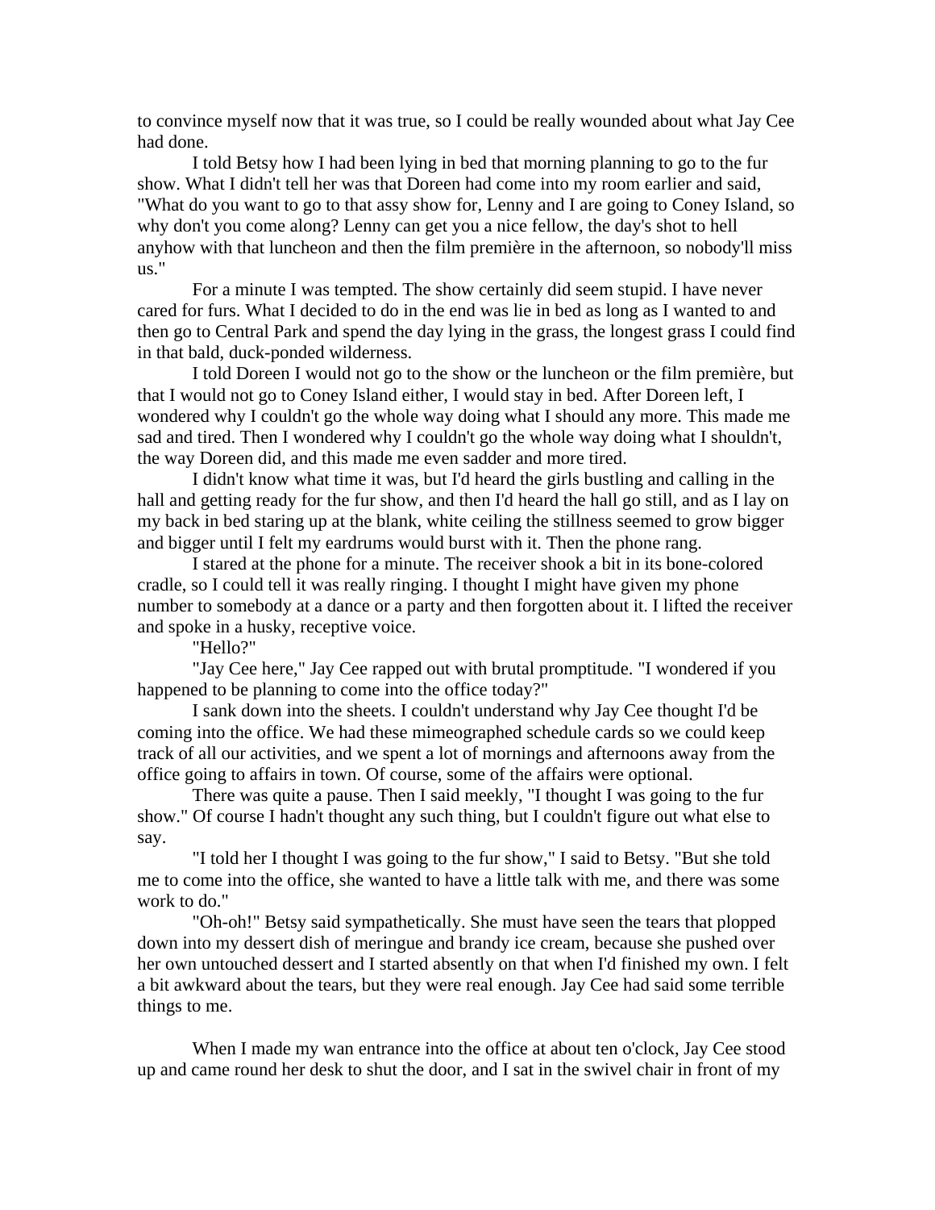to convince myself now that it was true, so I could be really wounded about what Jay Cee had done.

I told Betsy how I had been lying in bed that morning planning to go to the fur show. What I didn't tell her was that Doreen had come into my room earlier and said, "What do you want to go to that assy show for, Lenny and I are going to Coney Island, so why don't you come along? Lenny can get you a nice fellow, the day's shot to hell anyhow with that luncheon and then the film première in the afternoon, so nobody'll miss us."

For a minute I was tempted. The show certainly did seem stupid. I have never cared for furs. What I decided to do in the end was lie in bed as long as I wanted to and then go to Central Park and spend the day lying in the grass, the longest grass I could find in that bald, duck-ponded wilderness.

I told Doreen I would not go to the show or the luncheon or the film première, but that I would not go to Coney Island either, I would stay in bed. After Doreen left, I wondered why I couldn't go the whole way doing what I should any more. This made me sad and tired. Then I wondered why I couldn't go the whole way doing what I shouldn't, the way Doreen did, and this made me even sadder and more tired.

I didn't know what time it was, but I'd heard the girls bustling and calling in the hall and getting ready for the fur show, and then I'd heard the hall go still, and as I lay on my back in bed staring up at the blank, white ceiling the stillness seemed to grow bigger and bigger until I felt my eardrums would burst with it. Then the phone rang.

I stared at the phone for a minute. The receiver shook a bit in its bone-colored cradle, so I could tell it was really ringing. I thought I might have given my phone number to somebody at a dance or a party and then forgotten about it. I lifted the receiver and spoke in a husky, receptive voice.

"Hello?"

"Jay Cee here," Jay Cee rapped out with brutal promptitude. "I wondered if you happened to be planning to come into the office today?"

I sank down into the sheets. I couldn't understand why Jay Cee thought I'd be coming into the office. We had these mimeographed schedule cards so we could keep track of all our activities, and we spent a lot of mornings and afternoons away from the office going to affairs in town. Of course, some of the affairs were optional.

There was quite a pause. Then I said meekly, "I thought I was going to the fur show." Of course I hadn't thought any such thing, but I couldn't figure out what else to say.

"I told her I thought I was going to the fur show," I said to Betsy. "But she told me to come into the office, she wanted to have a little talk with me, and there was some work to do."

"Oh-oh!" Betsy said sympathetically. She must have seen the tears that plopped down into my dessert dish of meringue and brandy ice cream, because she pushed over her own untouched dessert and I started absently on that when I'd finished my own. I felt a bit awkward about the tears, but they were real enough. Jay Cee had said some terrible things to me.

When I made my wan entrance into the office at about ten o'clock, Jay Cee stood up and came round her desk to shut the door, and I sat in the swivel chair in front of my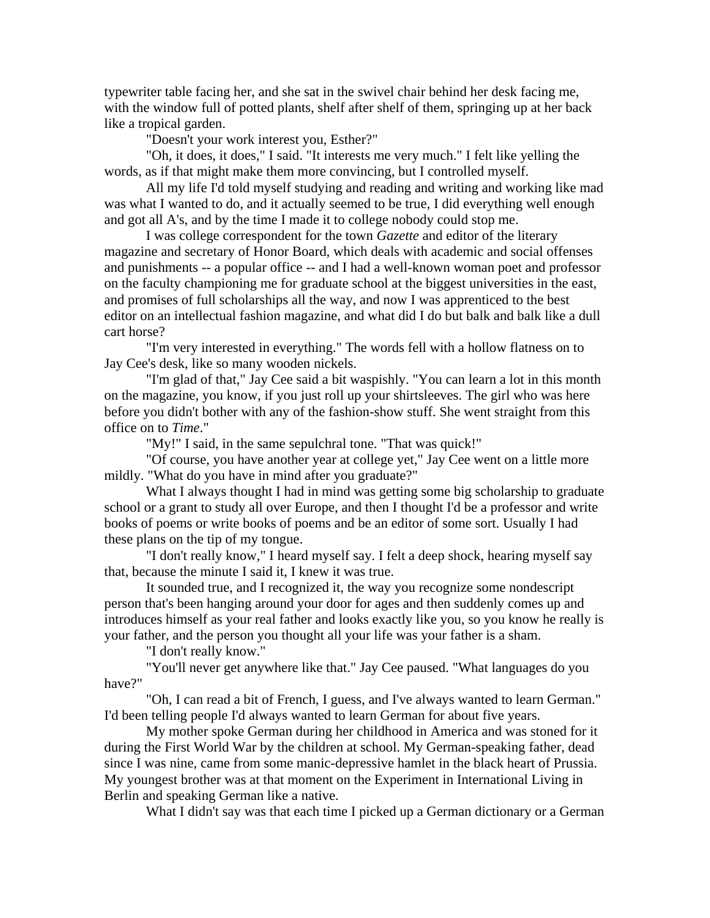typewriter table facing her, and she sat in the swivel chair behind her desk facing me, with the window full of potted plants, shelf after shelf of them, springing up at her back like a tropical garden.

"Doesn't your work interest you, Esther?"

"Oh, it does, it does," I said. "It interests me very much." I felt like yelling the words, as if that might make them more convincing, but I controlled myself.

All my life I'd told myself studying and reading and writing and working like mad was what I wanted to do, and it actually seemed to be true, I did everything well enough and got all A's, and by the time I made it to college nobody could stop me.

I was college correspondent for the town *Gazette* and editor of the literary magazine and secretary of Honor Board, which deals with academic and social offenses and punishments -- a popular office -- and I had a well-known woman poet and professor on the faculty championing me for graduate school at the biggest universities in the east, and promises of full scholarships all the way, and now I was apprenticed to the best editor on an intellectual fashion magazine, and what did I do but balk and balk like a dull cart horse?

"I'm very interested in everything." The words fell with a hollow flatness on to Jay Cee's desk, like so many wooden nickels.

"I'm glad of that," Jay Cee said a bit waspishly. "You can learn a lot in this month on the magazine, you know, if you just roll up your shirtsleeves. The girl who was here before you didn't bother with any of the fashion-show stuff. She went straight from this office on to *Time*."

"My!" I said, in the same sepulchral tone. "That was quick!"

"Of course, you have another year at college yet," Jay Cee went on a little more mildly. "What do you have in mind after you graduate?"

What I always thought I had in mind was getting some big scholarship to graduate school or a grant to study all over Europe, and then I thought I'd be a professor and write books of poems or write books of poems and be an editor of some sort. Usually I had these plans on the tip of my tongue.

"I don't really know," I heard myself say. I felt a deep shock, hearing myself say that, because the minute I said it, I knew it was true.

It sounded true, and I recognized it, the way you recognize some nondescript person that's been hanging around your door for ages and then suddenly comes up and introduces himself as your real father and looks exactly like you, so you know he really is your father, and the person you thought all your life was your father is a sham.

"I don't really know."

"You'll never get anywhere like that." Jay Cee paused. "What languages do you have?"

"Oh, I can read a bit of French, I guess, and I've always wanted to learn German." I'd been telling people I'd always wanted to learn German for about five years.

My mother spoke German during her childhood in America and was stoned for it during the First World War by the children at school. My German-speaking father, dead since I was nine, came from some manic-depressive hamlet in the black heart of Prussia. My youngest brother was at that moment on the Experiment in International Living in Berlin and speaking German like a native.

What I didn't say was that each time I picked up a German dictionary or a German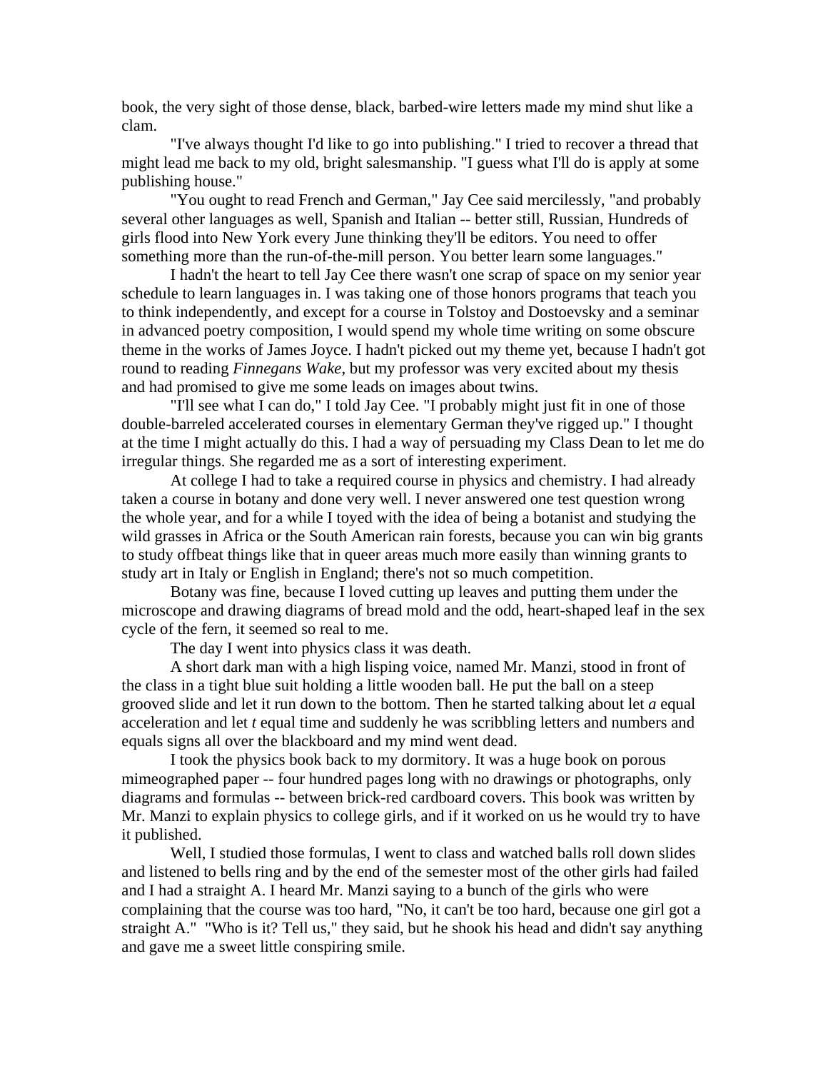book, the very sight of those dense, black, barbed-wire letters made my mind shut like a clam.

"I've always thought I'd like to go into publishing." I tried to recover a thread that might lead me back to my old, bright salesmanship. "I guess what I'll do is apply at some publishing house."

"You ought to read French and German," Jay Cee said mercilessly, "and probably several other languages as well, Spanish and Italian -- better still, Russian, Hundreds of girls flood into New York every June thinking they'll be editors. You need to offer something more than the run-of-the-mill person. You better learn some languages."

I hadn't the heart to tell Jay Cee there wasn't one scrap of space on my senior year schedule to learn languages in. I was taking one of those honors programs that teach you to think independently, and except for a course in Tolstoy and Dostoevsky and a seminar in advanced poetry composition, I would spend my whole time writing on some obscure theme in the works of James Joyce. I hadn't picked out my theme yet, because I hadn't got round to reading *Finnegans Wake*, but my professor was very excited about my thesis and had promised to give me some leads on images about twins.

"I'll see what I can do," I told Jay Cee. "I probably might just fit in one of those double-barreled accelerated courses in elementary German they've rigged up." I thought at the time I might actually do this. I had a way of persuading my Class Dean to let me do irregular things. She regarded me as a sort of interesting experiment.

At college I had to take a required course in physics and chemistry. I had already taken a course in botany and done very well. I never answered one test question wrong the whole year, and for a while I toyed with the idea of being a botanist and studying the wild grasses in Africa or the South American rain forests, because you can win big grants to study offbeat things like that in queer areas much more easily than winning grants to study art in Italy or English in England; there's not so much competition.

Botany was fine, because I loved cutting up leaves and putting them under the microscope and drawing diagrams of bread mold and the odd, heart-shaped leaf in the sex cycle of the fern, it seemed so real to me.

The day I went into physics class it was death.

A short dark man with a high lisping voice, named Mr. Manzi, stood in front of the class in a tight blue suit holding a little wooden ball. He put the ball on a steep grooved slide and let it run down to the bottom. Then he started talking about let *a* equal acceleration and let *t* equal time and suddenly he was scribbling letters and numbers and equals signs all over the blackboard and my mind went dead.

I took the physics book back to my dormitory. It was a huge book on porous mimeographed paper -- four hundred pages long with no drawings or photographs, only diagrams and formulas -- between brick-red cardboard covers. This book was written by Mr. Manzi to explain physics to college girls, and if it worked on us he would try to have it published.

Well, I studied those formulas, I went to class and watched balls roll down slides and listened to bells ring and by the end of the semester most of the other girls had failed and I had a straight A. I heard Mr. Manzi saying to a bunch of the girls who were complaining that the course was too hard, "No, it can't be too hard, because one girl got a straight A." "Who is it? Tell us," they said, but he shook his head and didn't say anything and gave me a sweet little conspiring smile.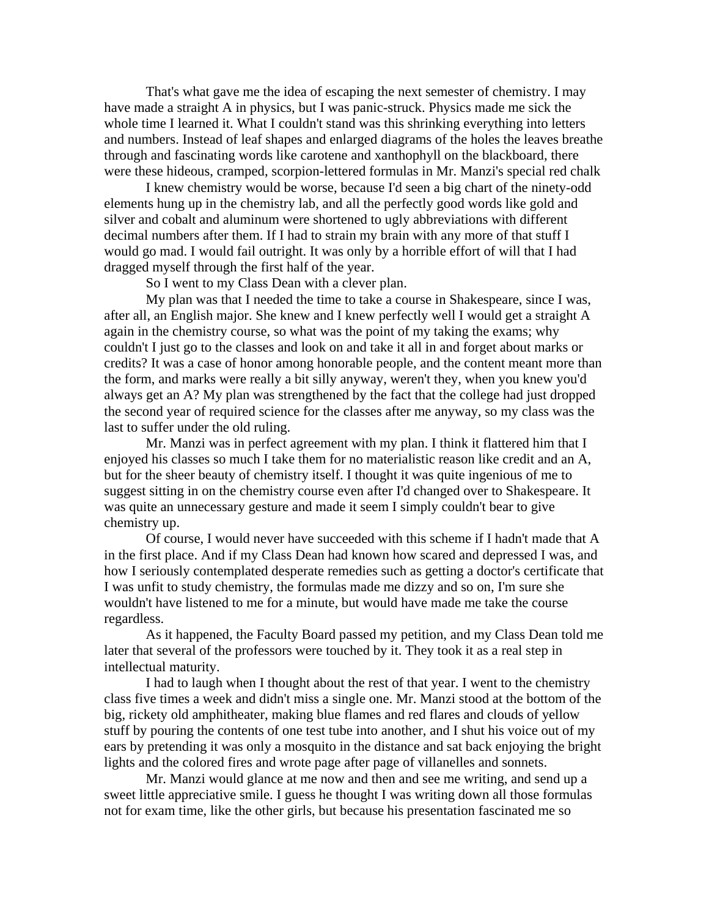That's what gave me the idea of escaping the next semester of chemistry. I may have made a straight A in physics, but I was panic-struck. Physics made me sick the whole time I learned it. What I couldn't stand was this shrinking everything into letters and numbers. Instead of leaf shapes and enlarged diagrams of the holes the leaves breathe through and fascinating words like carotene and xanthophyll on the blackboard, there were these hideous, cramped, scorpion-lettered formulas in Mr. Manzi's special red chalk

I knew chemistry would be worse, because I'd seen a big chart of the ninety-odd elements hung up in the chemistry lab, and all the perfectly good words like gold and silver and cobalt and aluminum were shortened to ugly abbreviations with different decimal numbers after them. If I had to strain my brain with any more of that stuff I would go mad. I would fail outright. It was only by a horrible effort of will that I had dragged myself through the first half of the year.

So I went to my Class Dean with a clever plan.

My plan was that I needed the time to take a course in Shakespeare, since I was, after all, an English major. She knew and I knew perfectly well I would get a straight A again in the chemistry course, so what was the point of my taking the exams; why couldn't I just go to the classes and look on and take it all in and forget about marks or credits? It was a case of honor among honorable people, and the content meant more than the form, and marks were really a bit silly anyway, weren't they, when you knew you'd always get an A? My plan was strengthened by the fact that the college had just dropped the second year of required science for the classes after me anyway, so my class was the last to suffer under the old ruling.

Mr. Manzi was in perfect agreement with my plan. I think it flattered him that I enjoyed his classes so much I take them for no materialistic reason like credit and an A, but for the sheer beauty of chemistry itself. I thought it was quite ingenious of me to suggest sitting in on the chemistry course even after I'd changed over to Shakespeare. It was quite an unnecessary gesture and made it seem I simply couldn't bear to give chemistry up.

Of course, I would never have succeeded with this scheme if I hadn't made that A in the first place. And if my Class Dean had known how scared and depressed I was, and how I seriously contemplated desperate remedies such as getting a doctor's certificate that I was unfit to study chemistry, the formulas made me dizzy and so on, I'm sure she wouldn't have listened to me for a minute, but would have made me take the course regardless.

As it happened, the Faculty Board passed my petition, and my Class Dean told me later that several of the professors were touched by it. They took it as a real step in intellectual maturity.

I had to laugh when I thought about the rest of that year. I went to the chemistry class five times a week and didn't miss a single one. Mr. Manzi stood at the bottom of the big, rickety old amphitheater, making blue flames and red flares and clouds of yellow stuff by pouring the contents of one test tube into another, and I shut his voice out of my ears by pretending it was only a mosquito in the distance and sat back enjoying the bright lights and the colored fires and wrote page after page of villanelles and sonnets.

Mr. Manzi would glance at me now and then and see me writing, and send up a sweet little appreciative smile. I guess he thought I was writing down all those formulas not for exam time, like the other girls, but because his presentation fascinated me so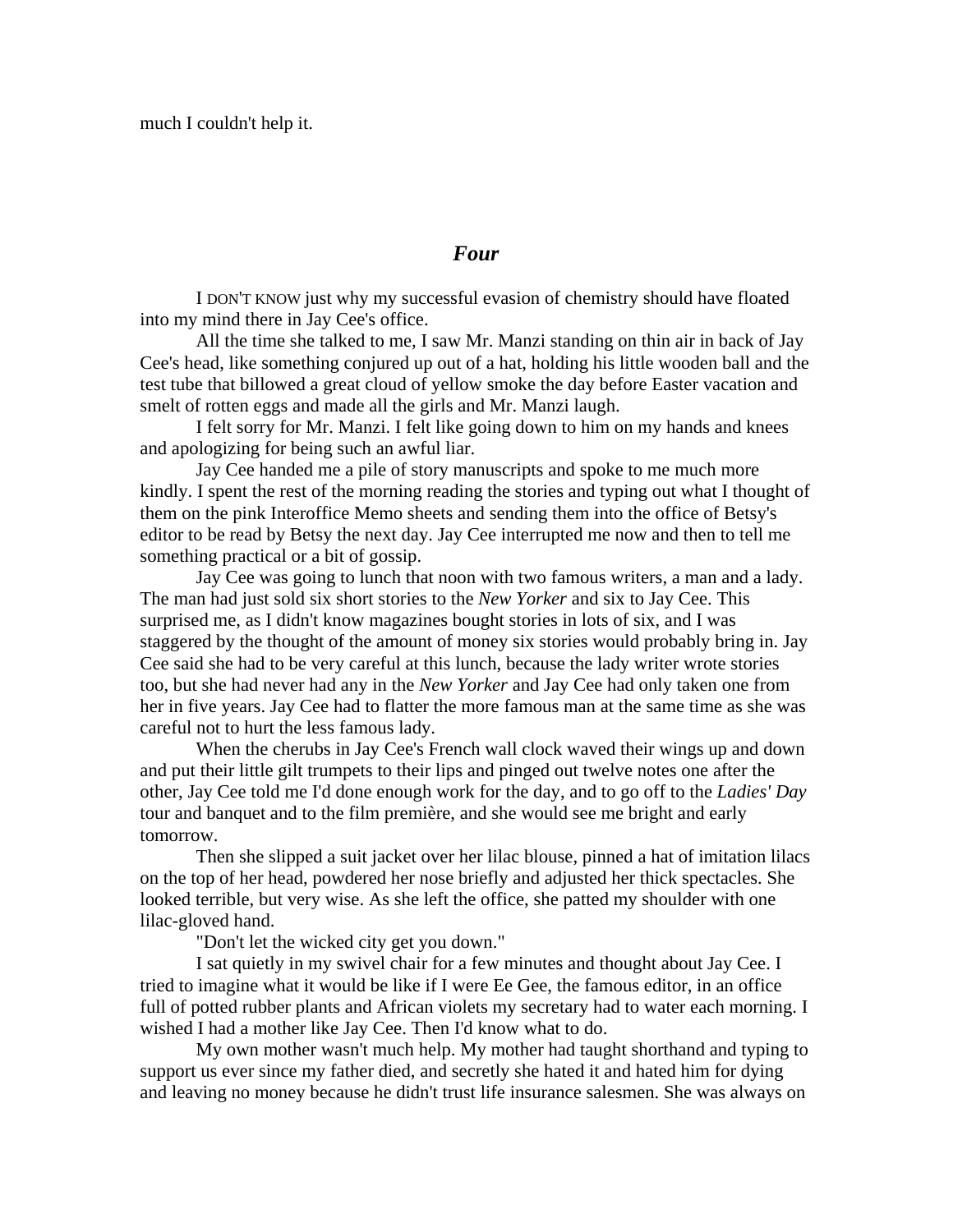much I couldn't help it.

## *Four*

I DON'T KNOW just why my successful evasion of chemistry should have floated into my mind there in Jay Cee's office.

All the time she talked to me, I saw Mr. Manzi standing on thin air in back of Jay Cee's head, like something conjured up out of a hat, holding his little wooden ball and the test tube that billowed a great cloud of yellow smoke the day before Easter vacation and smelt of rotten eggs and made all the girls and Mr. Manzi laugh.

I felt sorry for Mr. Manzi. I felt like going down to him on my hands and knees and apologizing for being such an awful liar.

Jay Cee handed me a pile of story manuscripts and spoke to me much more kindly. I spent the rest of the morning reading the stories and typing out what I thought of them on the pink Interoffice Memo sheets and sending them into the office of Betsy's editor to be read by Betsy the next day. Jay Cee interrupted me now and then to tell me something practical or a bit of gossip.

Jay Cee was going to lunch that noon with two famous writers, a man and a lady. The man had just sold six short stories to the *New Yorker* and six to Jay Cee. This surprised me, as I didn't know magazines bought stories in lots of six, and I was staggered by the thought of the amount of money six stories would probably bring in. Jay Cee said she had to be very careful at this lunch, because the lady writer wrote stories too, but she had never had any in the *New Yorker* and Jay Cee had only taken one from her in five years. Jay Cee had to flatter the more famous man at the same time as she was careful not to hurt the less famous lady.

When the cherubs in Jay Cee's French wall clock waved their wings up and down and put their little gilt trumpets to their lips and pinged out twelve notes one after the other, Jay Cee told me I'd done enough work for the day, and to go off to the *Ladies' Day* tour and banquet and to the film première, and she would see me bright and early tomorrow.

Then she slipped a suit jacket over her lilac blouse, pinned a hat of imitation lilacs on the top of her head, powdered her nose briefly and adjusted her thick spectacles. She looked terrible, but very wise. As she left the office, she patted my shoulder with one lilac-gloved hand.

"Don't let the wicked city get you down."

I sat quietly in my swivel chair for a few minutes and thought about Jay Cee. I tried to imagine what it would be like if I were Ee Gee, the famous editor, in an office full of potted rubber plants and African violets my secretary had to water each morning. I wished I had a mother like Jay Cee. Then I'd know what to do.

My own mother wasn't much help. My mother had taught shorthand and typing to support us ever since my father died, and secretly she hated it and hated him for dying and leaving no money because he didn't trust life insurance salesmen. She was always on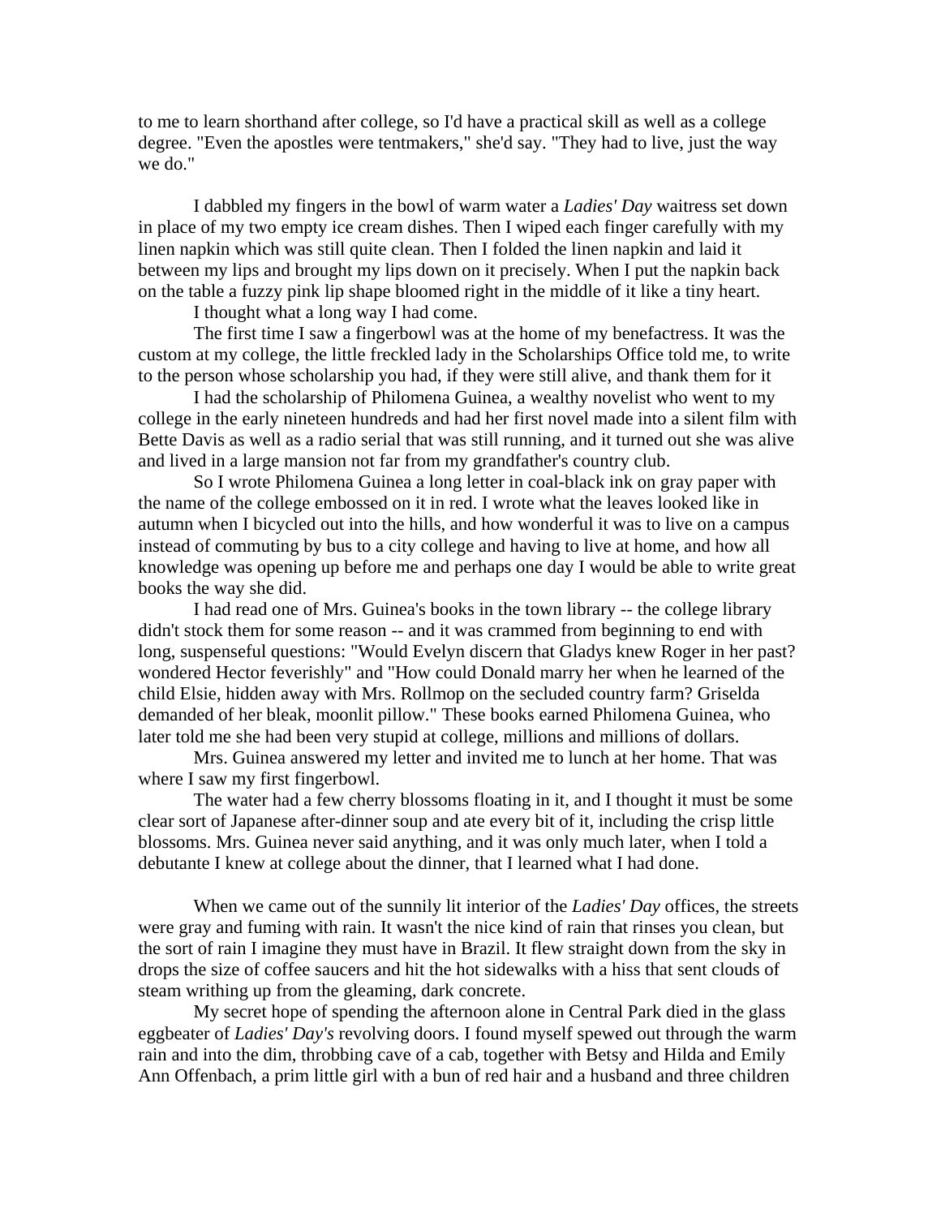to me to learn shorthand after college, so I'd have a practical skill as well as a college degree. "Even the apostles were tentmakers," she'd say. "They had to live, just the way we do."

I dabbled my fingers in the bowl of warm water a *Ladies' Day* waitress set down in place of my two empty ice cream dishes. Then I wiped each finger carefully with my linen napkin which was still quite clean. Then I folded the linen napkin and laid it between my lips and brought my lips down on it precisely. When I put the napkin back on the table a fuzzy pink lip shape bloomed right in the middle of it like a tiny heart.

I thought what a long way I had come.

The first time I saw a fingerbowl was at the home of my benefactress. It was the custom at my college, the little freckled lady in the Scholarships Office told me, to write to the person whose scholarship you had, if they were still alive, and thank them for it

I had the scholarship of Philomena Guinea, a wealthy novelist who went to my college in the early nineteen hundreds and had her first novel made into a silent film with Bette Davis as well as a radio serial that was still running, and it turned out she was alive and lived in a large mansion not far from my grandfather's country club.

So I wrote Philomena Guinea a long letter in coal-black ink on gray paper with the name of the college embossed on it in red. I wrote what the leaves looked like in autumn when I bicycled out into the hills, and how wonderful it was to live on a campus instead of commuting by bus to a city college and having to live at home, and how all knowledge was opening up before me and perhaps one day I would be able to write great books the way she did.

I had read one of Mrs. Guinea's books in the town library -- the college library didn't stock them for some reason -- and it was crammed from beginning to end with long, suspenseful questions: "Would Evelyn discern that Gladys knew Roger in her past? wondered Hector feverishly" and "How could Donald marry her when he learned of the child Elsie, hidden away with Mrs. Rollmop on the secluded country farm? Griselda demanded of her bleak, moonlit pillow." These books earned Philomena Guinea, who later told me she had been very stupid at college, millions and millions of dollars.

Mrs. Guinea answered my letter and invited me to lunch at her home. That was where I saw my first fingerbowl.

The water had a few cherry blossoms floating in it, and I thought it must be some clear sort of Japanese after-dinner soup and ate every bit of it, including the crisp little blossoms. Mrs. Guinea never said anything, and it was only much later, when I told a debutante I knew at college about the dinner, that I learned what I had done.

When we came out of the sunnily lit interior of the *Ladies' Day* offices, the streets were gray and fuming with rain. It wasn't the nice kind of rain that rinses you clean, but the sort of rain I imagine they must have in Brazil. It flew straight down from the sky in drops the size of coffee saucers and hit the hot sidewalks with a hiss that sent clouds of steam writhing up from the gleaming, dark concrete.

My secret hope of spending the afternoon alone in Central Park died in the glass eggbeater of *Ladies' Day's* revolving doors. I found myself spewed out through the warm rain and into the dim, throbbing cave of a cab, together with Betsy and Hilda and Emily Ann Offenbach, a prim little girl with a bun of red hair and a husband and three children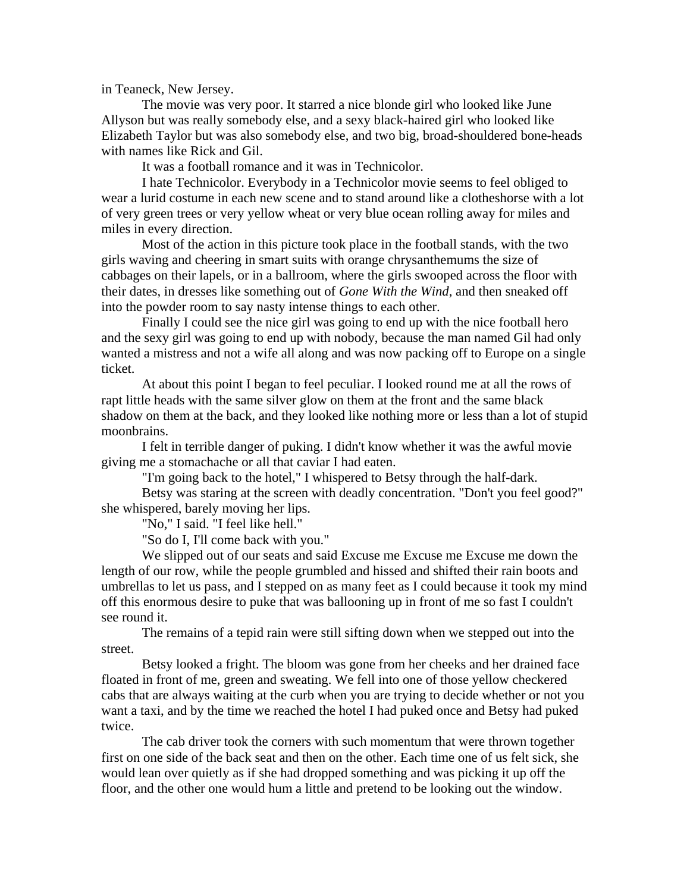in Teaneck, New Jersey.

The movie was very poor. It starred a nice blonde girl who looked like June Allyson but was really somebody else, and a sexy black-haired girl who looked like Elizabeth Taylor but was also somebody else, and two big, broad-shouldered bone-heads with names like Rick and Gil.

It was a football romance and it was in Technicolor.

I hate Technicolor. Everybody in a Technicolor movie seems to feel obliged to wear a lurid costume in each new scene and to stand around like a clotheshorse with a lot of very green trees or very yellow wheat or very blue ocean rolling away for miles and miles in every direction.

Most of the action in this picture took place in the football stands, with the two girls waving and cheering in smart suits with orange chrysanthemums the size of cabbages on their lapels, or in a ballroom, where the girls swooped across the floor with their dates, in dresses like something out of *Gone With the Wind*, and then sneaked off into the powder room to say nasty intense things to each other.

Finally I could see the nice girl was going to end up with the nice football hero and the sexy girl was going to end up with nobody, because the man named Gil had only wanted a mistress and not a wife all along and was now packing off to Europe on a single ticket.

At about this point I began to feel peculiar. I looked round me at all the rows of rapt little heads with the same silver glow on them at the front and the same black shadow on them at the back, and they looked like nothing more or less than a lot of stupid moonbrains.

I felt in terrible danger of puking. I didn't know whether it was the awful movie giving me a stomachache or all that caviar I had eaten.

"I'm going back to the hotel," I whispered to Betsy through the half-dark.

Betsy was staring at the screen with deadly concentration. "Don't you feel good?" she whispered, barely moving her lips.

"No," I said. "I feel like hell."

"So do I, I'll come back with you."

We slipped out of our seats and said Excuse me Excuse me Excuse me down the length of our row, while the people grumbled and hissed and shifted their rain boots and umbrellas to let us pass, and I stepped on as many feet as I could because it took my mind off this enormous desire to puke that was ballooning up in front of me so fast I couldn't see round it.

The remains of a tepid rain were still sifting down when we stepped out into the street.

Betsy looked a fright. The bloom was gone from her cheeks and her drained face floated in front of me, green and sweating. We fell into one of those yellow checkered cabs that are always waiting at the curb when you are trying to decide whether or not you want a taxi, and by the time we reached the hotel I had puked once and Betsy had puked twice.

The cab driver took the corners with such momentum that were thrown together first on one side of the back seat and then on the other. Each time one of us felt sick, she would lean over quietly as if she had dropped something and was picking it up off the floor, and the other one would hum a little and pretend to be looking out the window.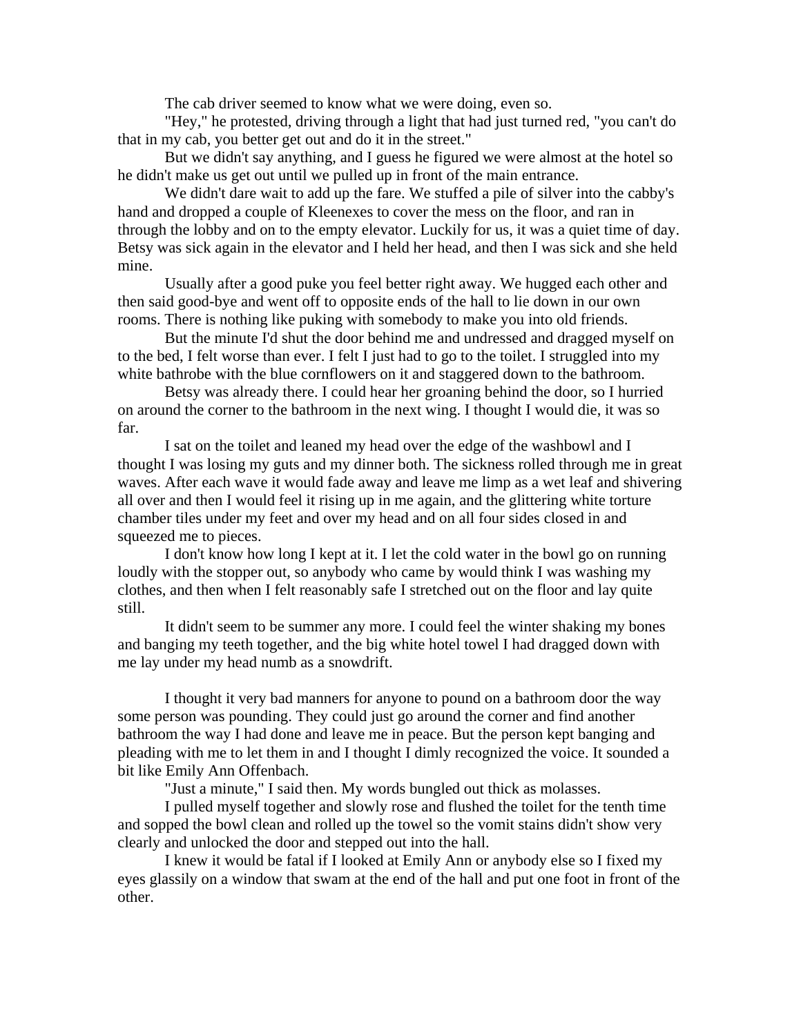The cab driver seemed to know what we were doing, even so.

"Hey," he protested, driving through a light that had just turned red, "you can't do that in my cab, you better get out and do it in the street."

But we didn't say anything, and I guess he figured we were almost at the hotel so he didn't make us get out until we pulled up in front of the main entrance.

We didn't dare wait to add up the fare. We stuffed a pile of silver into the cabby's hand and dropped a couple of Kleenexes to cover the mess on the floor, and ran in through the lobby and on to the empty elevator. Luckily for us, it was a quiet time of day. Betsy was sick again in the elevator and I held her head, and then I was sick and she held mine.

Usually after a good puke you feel better right away. We hugged each other and then said good-bye and went off to opposite ends of the hall to lie down in our own rooms. There is nothing like puking with somebody to make you into old friends.

But the minute I'd shut the door behind me and undressed and dragged myself on to the bed, I felt worse than ever. I felt I just had to go to the toilet. I struggled into my white bathrobe with the blue cornflowers on it and staggered down to the bathroom.

Betsy was already there. I could hear her groaning behind the door, so I hurried on around the corner to the bathroom in the next wing. I thought I would die, it was so far.

I sat on the toilet and leaned my head over the edge of the washbowl and I thought I was losing my guts and my dinner both. The sickness rolled through me in great waves. After each wave it would fade away and leave me limp as a wet leaf and shivering all over and then I would feel it rising up in me again, and the glittering white torture chamber tiles under my feet and over my head and on all four sides closed in and squeezed me to pieces.

I don't know how long I kept at it. I let the cold water in the bowl go on running loudly with the stopper out, so anybody who came by would think I was washing my clothes, and then when I felt reasonably safe I stretched out on the floor and lay quite still.

It didn't seem to be summer any more. I could feel the winter shaking my bones and banging my teeth together, and the big white hotel towel I had dragged down with me lay under my head numb as a snowdrift.

I thought it very bad manners for anyone to pound on a bathroom door the way some person was pounding. They could just go around the corner and find another bathroom the way I had done and leave me in peace. But the person kept banging and pleading with me to let them in and I thought I dimly recognized the voice. It sounded a bit like Emily Ann Offenbach.

"Just a minute," I said then. My words bungled out thick as molasses.

I pulled myself together and slowly rose and flushed the toilet for the tenth time and sopped the bowl clean and rolled up the towel so the vomit stains didn't show very clearly and unlocked the door and stepped out into the hall.

I knew it would be fatal if I looked at Emily Ann or anybody else so I fixed my eyes glassily on a window that swam at the end of the hall and put one foot in front of the other.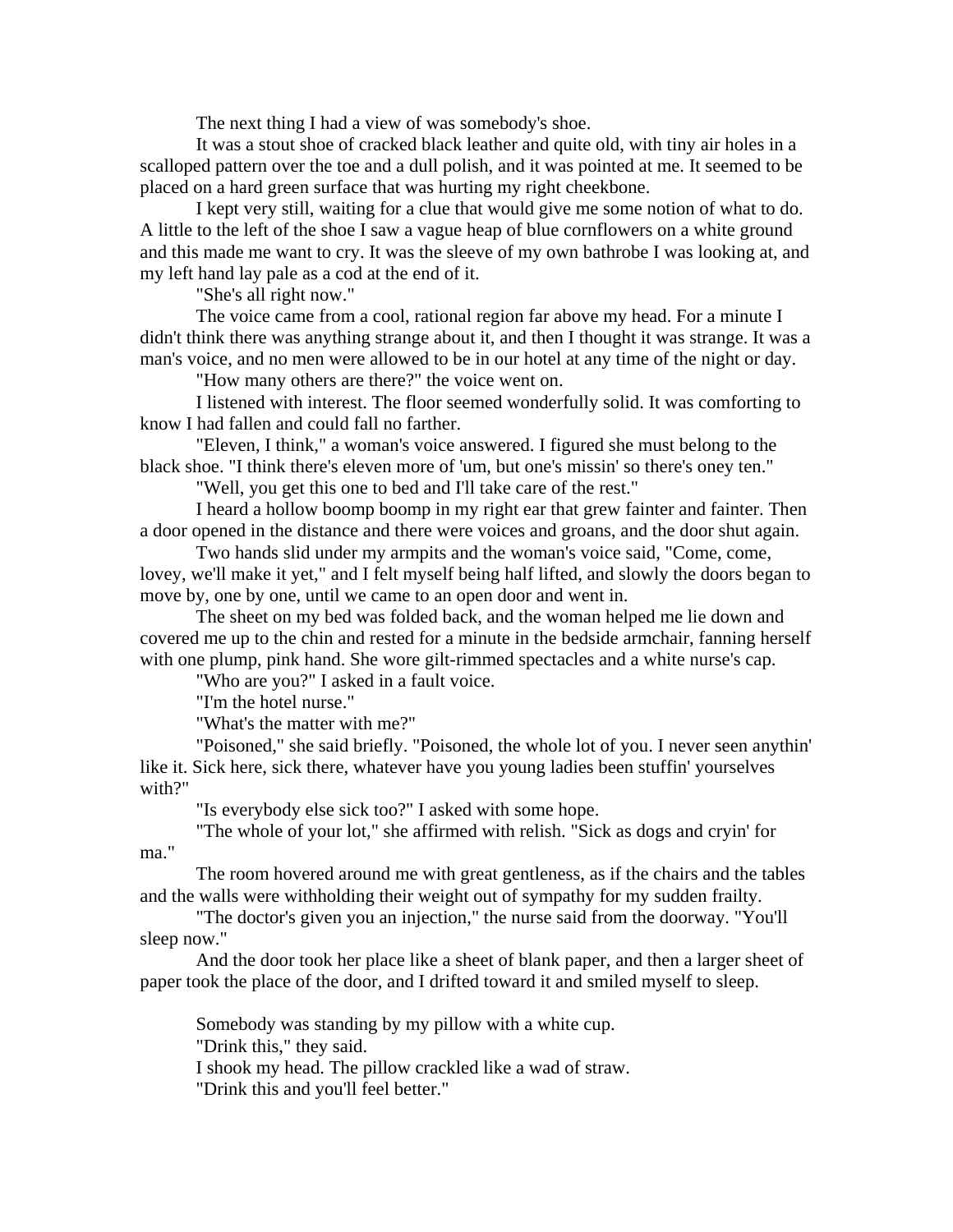The next thing I had a view of was somebody's shoe.

It was a stout shoe of cracked black leather and quite old, with tiny air holes in a scalloped pattern over the toe and a dull polish, and it was pointed at me. It seemed to be placed on a hard green surface that was hurting my right cheekbone.

I kept very still, waiting for a clue that would give me some notion of what to do. A little to the left of the shoe I saw a vague heap of blue cornflowers on a white ground and this made me want to cry. It was the sleeve of my own bathrobe I was looking at, and my left hand lay pale as a cod at the end of it.

"She's all right now."

The voice came from a cool, rational region far above my head. For a minute I didn't think there was anything strange about it, and then I thought it was strange. It was a man's voice, and no men were allowed to be in our hotel at any time of the night or day.

"How many others are there?" the voice went on.

I listened with interest. The floor seemed wonderfully solid. It was comforting to know I had fallen and could fall no farther.

"Eleven, I think," a woman's voice answered. I figured she must belong to the black shoe. "I think there's eleven more of 'um, but one's missin' so there's oney ten."

"Well, you get this one to bed and I'll take care of the rest."

I heard a hollow boomp boomp in my right ear that grew fainter and fainter. Then a door opened in the distance and there were voices and groans, and the door shut again.

Two hands slid under my armpits and the woman's voice said, "Come, come, lovey, we'll make it yet," and I felt myself being half lifted, and slowly the doors began to move by, one by one, until we came to an open door and went in.

The sheet on my bed was folded back, and the woman helped me lie down and covered me up to the chin and rested for a minute in the bedside armchair, fanning herself with one plump, pink hand. She wore gilt-rimmed spectacles and a white nurse's cap.

"Who are you?" I asked in a fault voice.

"I'm the hotel nurse."

"What's the matter with me?"

"Poisoned," she said briefly. "Poisoned, the whole lot of you. I never seen anythin' like it. Sick here, sick there, whatever have you young ladies been stuffin' yourselves with?"

"Is everybody else sick too?" I asked with some hope.

"The whole of your lot," she affirmed with relish. "Sick as dogs and cryin' for ma."

The room hovered around me with great gentleness, as if the chairs and the tables and the walls were withholding their weight out of sympathy for my sudden frailty.

"The doctor's given you an injection," the nurse said from the doorway. "You'll sleep now."

And the door took her place like a sheet of blank paper, and then a larger sheet of paper took the place of the door, and I drifted toward it and smiled myself to sleep.

Somebody was standing by my pillow with a white cup.

"Drink this," they said.

I shook my head. The pillow crackled like a wad of straw.

"Drink this and you'll feel better."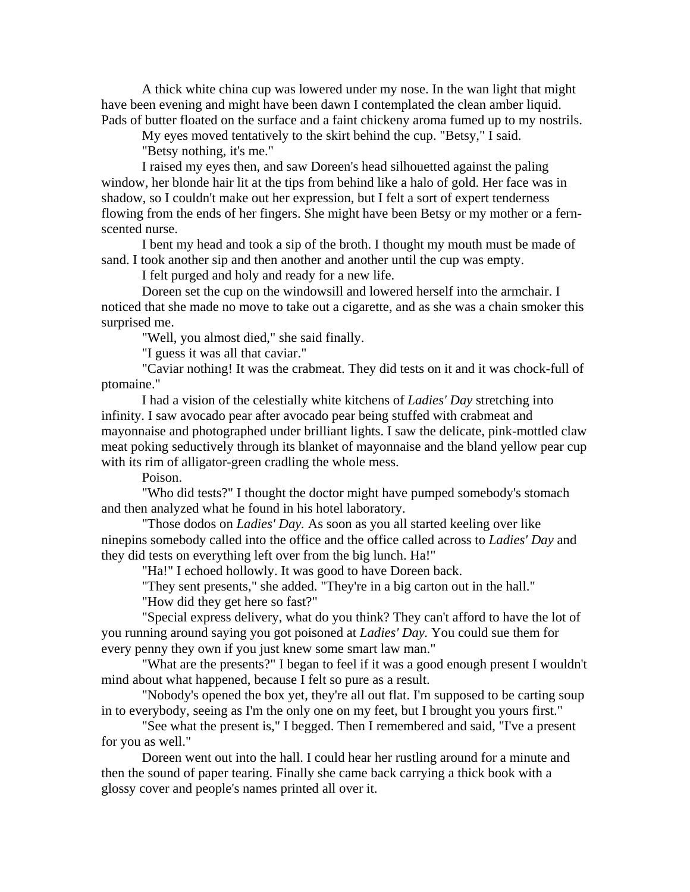A thick white china cup was lowered under my nose. In the wan light that might have been evening and might have been dawn I contemplated the clean amber liquid. Pads of butter floated on the surface and a faint chickeny aroma fumed up to my nostrils.

My eyes moved tentatively to the skirt behind the cup. "Betsy," I said.

"Betsy nothing, it's me."

I raised my eyes then, and saw Doreen's head silhouetted against the paling window, her blonde hair lit at the tips from behind like a halo of gold. Her face was in shadow, so I couldn't make out her expression, but I felt a sort of expert tenderness flowing from the ends of her fingers. She might have been Betsy or my mother or a fern-scented nurse.

I bent my head and took a sip of the broth. I thought my mouth must be made of sand. I took another sip and then another and another until the cup was empty.

I felt purged and holy and ready for a new life.

Doreen set the cup on the windowsill and lowered herself into the armchair. I noticed that she made no move to take out a cigarette, and as she was a chain smoker this surprised me.

"Well, you almost died," she said finally.

"I guess it was all that caviar."

"Caviar nothing! It was the crabmeat. They did tests on it and it was chock-full of ptomaine."

I had a vision of the celestially white kitchens of *Ladies' Day* stretching into infinity. I saw avocado pear after avocado pear being stuffed with crabmeat and mayonnaise and photographed under brilliant lights. I saw the delicate, pink-mottled claw meat poking seductively through its blanket of mayonnaise and the bland yellow pear cup with its rim of alligator-green cradling the whole mess.

Poison.

"Who did tests?" I thought the doctor might have pumped somebody's stomach and then analyzed what he found in his hotel laboratory.

"Those dodos on *Ladies' Day.* As soon as you all started keeling over like ninepins somebody called into the office and the office called across to *Ladies' Day* and they did tests on everything left over from the big lunch. Ha!"

"Ha!" I echoed hollowly. It was good to have Doreen back.

"They sent presents," she added. "They're in a big carton out in the hall."

"How did they get here so fast?"

"Special express delivery, what do you think? They can't afford to have the lot of you running around saying you got poisoned at *Ladies' Day.* You could sue them for every penny they own if you just knew some smart law man."

"What are the presents?" I began to feel if it was a good enough present I wouldn't mind about what happened, because I felt so pure as a result.

"Nobody's opened the box yet, they're all out flat. I'm supposed to be carting soup in to everybody, seeing as I'm the only one on my feet, but I brought you yours first."

"See what the present is," I begged. Then I remembered and said, "I've a present for you as well."

Doreen went out into the hall. I could hear her rustling around for a minute and then the sound of paper tearing. Finally she came back carrying a thick book with a glossy cover and people's names printed all over it.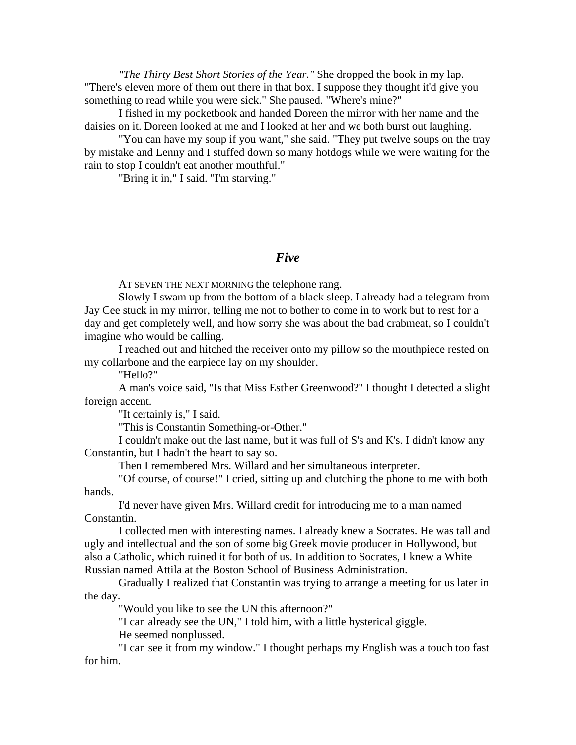*"The Thirty Best Short Stories of the Year."* She dropped the book in my lap. "There's eleven more of them out there in that box. I suppose they thought it'd give you something to read while you were sick." She paused. "Where's mine?"

I fished in my pocketbook and handed Doreen the mirror with her name and the daisies on it. Doreen looked at me and I looked at her and we both burst out laughing.

"You can have my soup if you want," she said. "They put twelve soups on the tray by mistake and Lenny and I stuffed down so many hotdogs while we were waiting for the rain to stop I couldn't eat another mouthful."

"Bring it in," I said. "I'm starving."

## *Five*

AT SEVEN THE NEXT MORNING the telephone rang.

Slowly I swam up from the bottom of a black sleep. I already had a telegram from Jay Cee stuck in my mirror, telling me not to bother to come in to work but to rest for a day and get completely well, and how sorry she was about the bad crabmeat, so I couldn't imagine who would be calling.

I reached out and hitched the receiver onto my pillow so the mouthpiece rested on my collarbone and the earpiece lay on my shoulder.

"Hello?"

A man's voice said, "Is that Miss Esther Greenwood?" I thought I detected a slight foreign accent.

"It certainly is," I said.

"This is Constantin Something-or-Other."

I couldn't make out the last name, but it was full of S's and K's. I didn't know any Constantin, but I hadn't the heart to say so.

Then I remembered Mrs. Willard and her simultaneous interpreter.

"Of course, of course!" I cried, sitting up and clutching the phone to me with both hands.

I'd never have given Mrs. Willard credit for introducing me to a man named Constantin.

I collected men with interesting names. I already knew a Socrates. He was tall and ugly and intellectual and the son of some big Greek movie producer in Hollywood, but also a Catholic, which ruined it for both of us. In addition to Socrates, I knew a White Russian named Attila at the Boston School of Business Administration.

Gradually I realized that Constantin was trying to arrange a meeting for us later in the day.

"Would you like to see the UN this afternoon?"

"I can already see the UN," I told him, with a little hysterical giggle.

He seemed nonplussed.

"I can see it from my window." I thought perhaps my English was a touch too fast for him.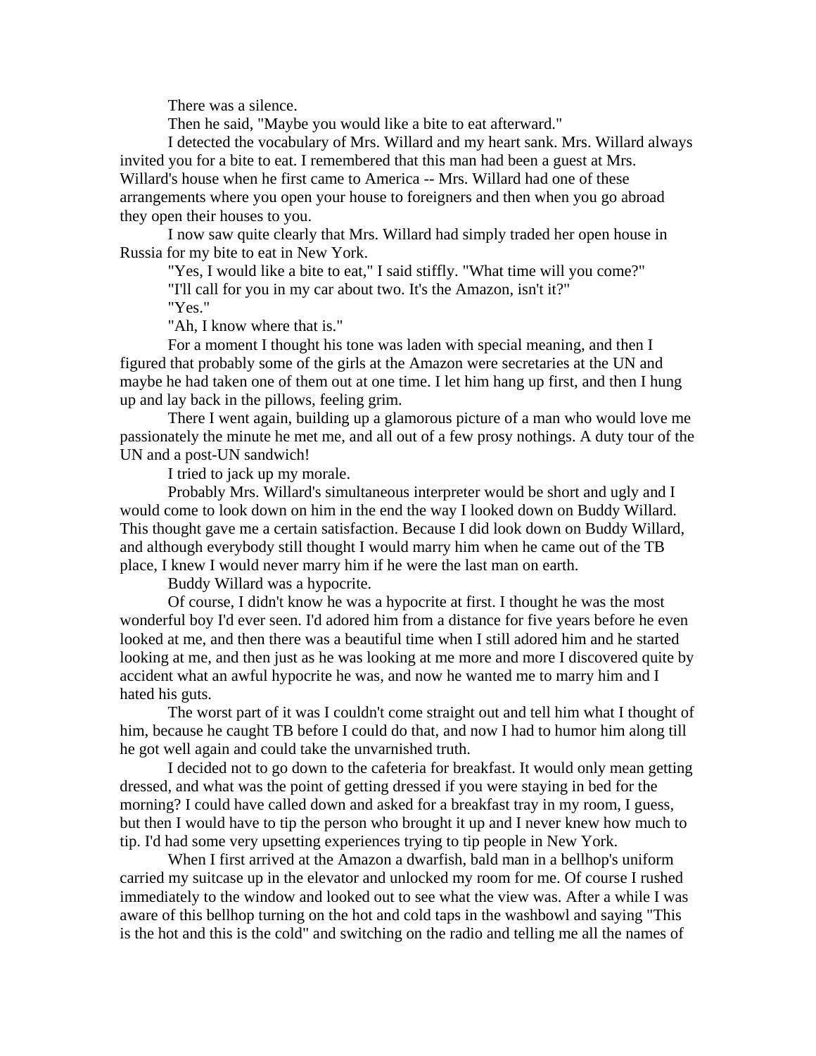There was a silence.

Then he said, "Maybe you would like a bite to eat afterward."

I detected the vocabulary of Mrs. Willard and my heart sank. Mrs. Willard always invited you for a bite to eat. I remembered that this man had been a guest at Mrs. Willard's house when he first came to America -- Mrs. Willard had one of these arrangements where you open your house to foreigners and then when you go abroad they open their houses to you.

I now saw quite clearly that Mrs. Willard had simply traded her open house in Russia for my bite to eat in New York.

"Yes, I would like a bite to eat," I said stiffly. "What time will you come?"

"I'll call for you in my car about two. It's the Amazon, isn't it?"

"Yes."

"Ah, I know where that is."

For a moment I thought his tone was laden with special meaning, and then I figured that probably some of the girls at the Amazon were secretaries at the UN and maybe he had taken one of them out at one time. I let him hang up first, and then I hung up and lay back in the pillows, feeling grim.

There I went again, building up a glamorous picture of a man who would love me passionately the minute he met me, and all out of a few prosy nothings. A duty tour of the UN and a post-UN sandwich!

I tried to jack up my morale.

Probably Mrs. Willard's simultaneous interpreter would be short and ugly and I would come to look down on him in the end the way I looked down on Buddy Willard. This thought gave me a certain satisfaction. Because I did look down on Buddy Willard, and although everybody still thought I would marry him when he came out of the TB place, I knew I would never marry him if he were the last man on earth.

Buddy Willard was a hypocrite.

Of course, I didn't know he was a hypocrite at first. I thought he was the most wonderful boy I'd ever seen. I'd adored him from a distance for five years before he even looked at me, and then there was a beautiful time when I still adored him and he started looking at me, and then just as he was looking at me more and more I discovered quite by accident what an awful hypocrite he was, and now he wanted me to marry him and I hated his guts.

The worst part of it was I couldn't come straight out and tell him what I thought of him, because he caught TB before I could do that, and now I had to humor him along till he got well again and could take the unvarnished truth.

I decided not to go down to the cafeteria for breakfast. It would only mean getting dressed, and what was the point of getting dressed if you were staying in bed for the morning? I could have called down and asked for a breakfast tray in my room, I guess, but then I would have to tip the person who brought it up and I never knew how much to tip. I'd had some very upsetting experiences trying to tip people in New York.

When I first arrived at the Amazon a dwarfish, bald man in a bellhop's uniform carried my suitcase up in the elevator and unlocked my room for me. Of course I rushed immediately to the window and looked out to see what the view was. After a while I was aware of this bellhop turning on the hot and cold taps in the washbowl and saying "This is the hot and this is the cold" and switching on the radio and telling me all the names of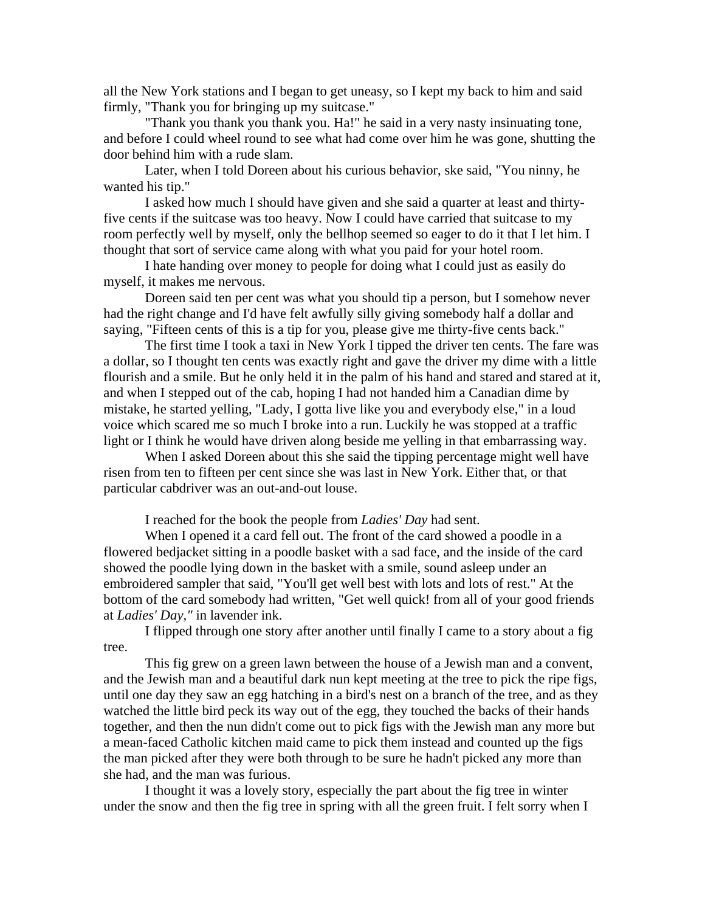all the New York stations and I began to get uneasy, so I kept my back to him and said firmly, "Thank you for bringing up my suitcase."

"Thank you thank you thank you. Ha!" he said in a very nasty insinuating tone, and before I could wheel round to see what had come over him he was gone, shutting the door behind him with a rude slam.

Later, when I told Doreen about his curious behavior, ske said, "You ninny, he wanted his tip."

I asked how much I should have given and she said a quarter at least and thirty-five cents if the suitcase was too heavy. Now I could have carried that suitcase to my room perfectly well by myself, only the bellhop seemed so eager to do it that I let him. I thought that sort of service came along with what you paid for your hotel room.

I hate handing over money to people for doing what I could just as easily do myself, it makes me nervous.

Doreen said ten per cent was what you should tip a person, but I somehow never had the right change and I'd have felt awfully silly giving somebody half a dollar and saying, "Fifteen cents of this is a tip for you, please give me thirty-five cents back."

The first time I took a taxi in New York I tipped the driver ten cents. The fare was a dollar, so I thought ten cents was exactly right and gave the driver my dime with a little flourish and a smile. But he only held it in the palm of his hand and stared and stared at it, and when I stepped out of the cab, hoping I had not handed him a Canadian dime by mistake, he started yelling, "Lady, I gotta live like you and everybody else," in a loud voice which scared me so much I broke into a run. Luckily he was stopped at a traffic light or I think he would have driven along beside me yelling in that embarrassing way.

When I asked Doreen about this she said the tipping percentage might well have risen from ten to fifteen per cent since she was last in New York. Either that, or that particular cabdriver was an out-and-out louse.

I reached for the book the people from *Ladies' Day* had sent.

When I opened it a card fell out. The front of the card showed a poodle in a flowered bedjacket sitting in a poodle basket with a sad face, and the inside of the card showed the poodle lying down in the basket with a smile, sound asleep under an embroidered sampler that said, "You'll get well best with lots and lots of rest." At the bottom of the card somebody had written, "Get well quick! from all of your good friends at *Ladies' Day,"* in lavender ink.

I flipped through one story after another until finally I came to a story about a fig tree.

This fig grew on a green lawn between the house of a Jewish man and a convent, and the Jewish man and a beautiful dark nun kept meeting at the tree to pick the ripe figs, until one day they saw an egg hatching in a bird's nest on a branch of the tree, and as they watched the little bird peck its way out of the egg, they touched the backs of their hands together, and then the nun didn't come out to pick figs with the Jewish man any more but a mean-faced Catholic kitchen maid came to pick them instead and counted up the figs the man picked after they were both through to be sure he hadn't picked any more than she had, and the man was furious.

I thought it was a lovely story, especially the part about the fig tree in winter under the snow and then the fig tree in spring with all the green fruit. I felt sorry when I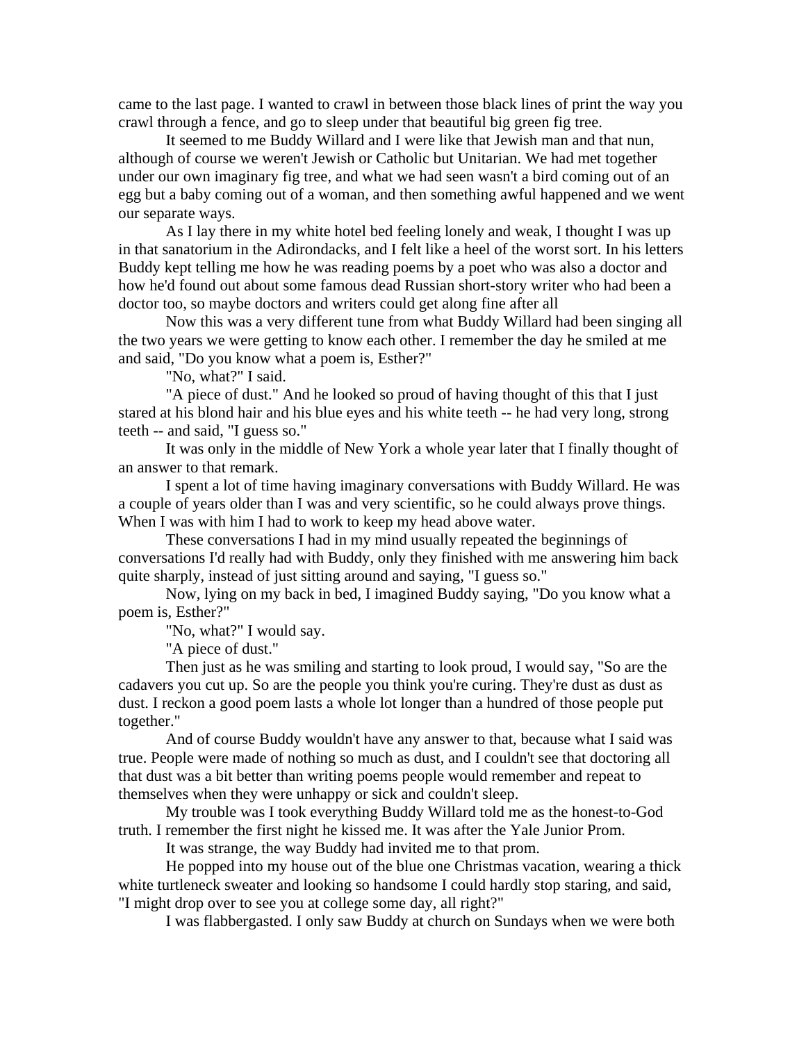came to the last page. I wanted to crawl in between those black lines of print the way you crawl through a fence, and go to sleep under that beautiful big green fig tree.

It seemed to me Buddy Willard and I were like that Jewish man and that nun, although of course we weren't Jewish or Catholic but Unitarian. We had met together under our own imaginary fig tree, and what we had seen wasn't a bird coming out of an egg but a baby coming out of a woman, and then something awful happened and we went our separate ways.

As I lay there in my white hotel bed feeling lonely and weak, I thought I was up in that sanatorium in the Adirondacks, and I felt like a heel of the worst sort. In his letters Buddy kept telling me how he was reading poems by a poet who was also a doctor and how he'd found out about some famous dead Russian short-story writer who had been a doctor too, so maybe doctors and writers could get along fine after all

Now this was a very different tune from what Buddy Willard had been singing all the two years we were getting to know each other. I remember the day he smiled at me and said, "Do you know what a poem is, Esther?"

"No, what?" I said.

"A piece of dust." And he looked so proud of having thought of this that I just stared at his blond hair and his blue eyes and his white teeth -- he had very long, strong teeth -- and said, "I guess so."

It was only in the middle of New York a whole year later that I finally thought of an answer to that remark.

I spent a lot of time having imaginary conversations with Buddy Willard. He was a couple of years older than I was and very scientific, so he could always prove things. When I was with him I had to work to keep my head above water.

These conversations I had in my mind usually repeated the beginnings of conversations I'd really had with Buddy, only they finished with me answering him back quite sharply, instead of just sitting around and saying, "I guess so."

Now, lying on my back in bed, I imagined Buddy saying, "Do you know what a poem is, Esther?"

"No, what?" I would say.

"A piece of dust."

Then just as he was smiling and starting to look proud, I would say, "So are the cadavers you cut up. So are the people you think you're curing. They're dust as dust as dust. I reckon a good poem lasts a whole lot longer than a hundred of those people put together."

And of course Buddy wouldn't have any answer to that, because what I said was true. People were made of nothing so much as dust, and I couldn't see that doctoring all that dust was a bit better than writing poems people would remember and repeat to themselves when they were unhappy or sick and couldn't sleep.

My trouble was I took everything Buddy Willard told me as the honest-to-God truth. I remember the first night he kissed me. It was after the Yale Junior Prom.

It was strange, the way Buddy had invited me to that prom.

He popped into my house out of the blue one Christmas vacation, wearing a thick white turtleneck sweater and looking so handsome I could hardly stop staring, and said, "I might drop over to see you at college some day, all right?"

I was flabbergasted. I only saw Buddy at church on Sundays when we were both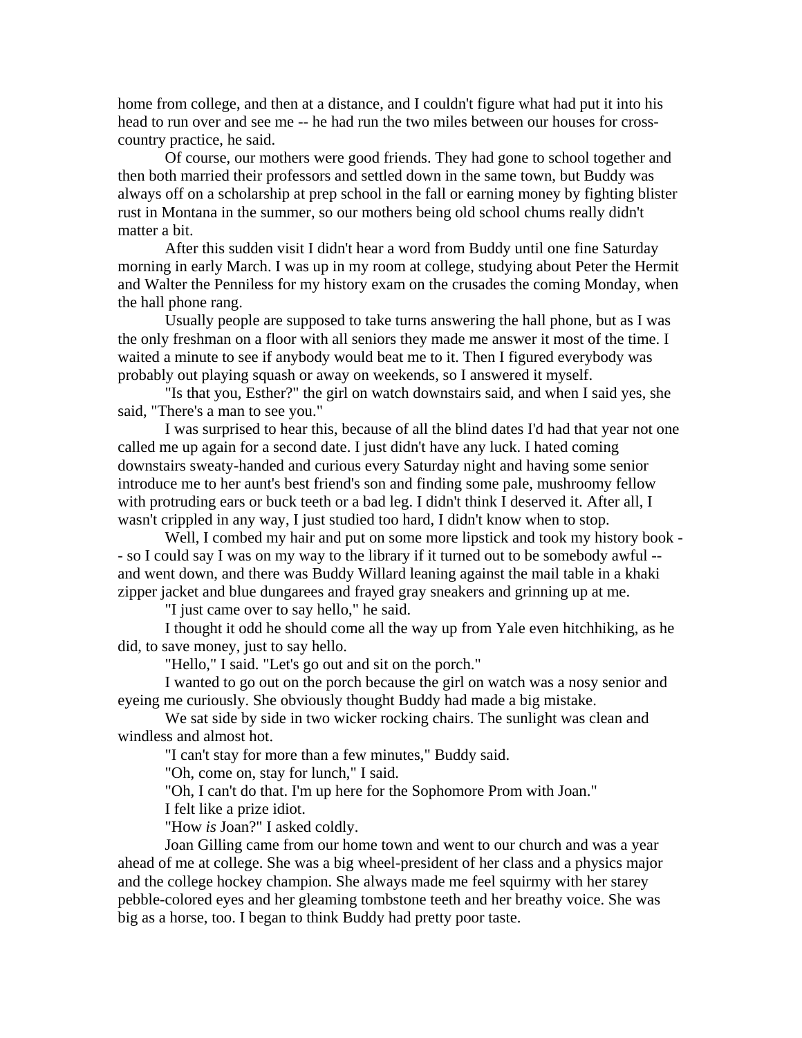home from college, and then at a distance, and I couldn't figure what had put it into his head to run over and see me -- he had run the two miles between our houses for cross-country practice, he said.

Of course, our mothers were good friends. They had gone to school together and then both married their professors and settled down in the same town, but Buddy was always off on a scholarship at prep school in the fall or earning money by fighting blister rust in Montana in the summer, so our mothers being old school chums really didn't matter a bit.

After this sudden visit I didn't hear a word from Buddy until one fine Saturday morning in early March. I was up in my room at college, studying about Peter the Hermit and Walter the Penniless for my history exam on the crusades the coming Monday, when the hall phone rang.

Usually people are supposed to take turns answering the hall phone, but as I was the only freshman on a floor with all seniors they made me answer it most of the time. I waited a minute to see if anybody would beat me to it. Then I figured everybody was probably out playing squash or away on weekends, so I answered it myself.

"Is that you, Esther?" the girl on watch downstairs said, and when I said yes, she said, "There's a man to see you."

I was surprised to hear this, because of all the blind dates I'd had that year not one called me up again for a second date. I just didn't have any luck. I hated coming downstairs sweaty-handed and curious every Saturday night and having some senior introduce me to her aunt's best friend's son and finding some pale, mushroomy fellow with protruding ears or buck teeth or a bad leg. I didn't think I deserved it. After all, I wasn't crippled in any way, I just studied too hard, I didn't know when to stop.

Well, I combed my hair and put on some more lipstick and took my history book -- so I could say I was on my way to the library if it turned out to be somebody awful -- and went down, and there was Buddy Willard leaning against the mail table in a khaki zipper jacket and blue dungarees and frayed gray sneakers and grinning up at me.

"I just came over to say hello," he said.

I thought it odd he should come all the way up from Yale even hitchhiking, as he did, to save money, just to say hello.

"Hello," I said. "Let's go out and sit on the porch."

I wanted to go out on the porch because the girl on watch was a nosy senior and eyeing me curiously. She obviously thought Buddy had made a big mistake.

We sat side by side in two wicker rocking chairs. The sunlight was clean and windless and almost hot.

"I can't stay for more than a few minutes," Buddy said.

"Oh, come on, stay for lunch," I said.

"Oh, I can't do that. I'm up here for the Sophomore Prom with Joan."

I felt like a prize idiot.

"How *is* Joan?" I asked coldly.

Joan Gilling came from our home town and went to our church and was a year ahead of me at college. She was a big wheel-president of her class and a physics major and the college hockey champion. She always made me feel squirmy with her starey pebble-colored eyes and her gleaming tombstone teeth and her breathy voice. She was big as a horse, too. I began to think Buddy had pretty poor taste.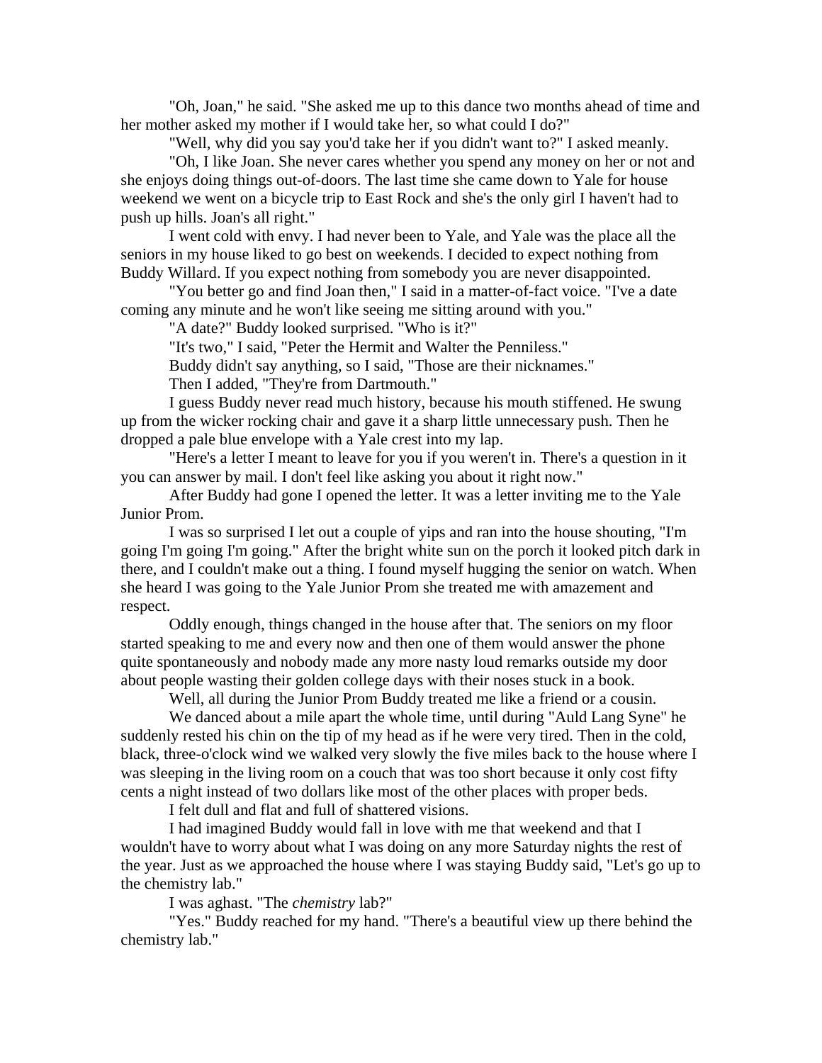"Oh, Joan," he said. "She asked me up to this dance two months ahead of time and her mother asked my mother if I would take her, so what could I do?"

"Well, why did you say you'd take her if you didn't want to?" I asked meanly.

"Oh, I like Joan. She never cares whether you spend any money on her or not and she enjoys doing things out-of-doors. The last time she came down to Yale for house weekend we went on a bicycle trip to East Rock and she's the only girl I haven't had to push up hills. Joan's all right."

I went cold with envy. I had never been to Yale, and Yale was the place all the seniors in my house liked to go best on weekends. I decided to expect nothing from Buddy Willard. If you expect nothing from somebody you are never disappointed.

"You better go and find Joan then," I said in a matter-of-fact voice. "I've a date coming any minute and he won't like seeing me sitting around with you."

"A date?" Buddy looked surprised. "Who is it?"

"It's two," I said, "Peter the Hermit and Walter the Penniless."

Buddy didn't say anything, so I said, "Those are their nicknames."

Then I added, "They're from Dartmouth."

I guess Buddy never read much history, because his mouth stiffened. He swung up from the wicker rocking chair and gave it a sharp little unnecessary push. Then he dropped a pale blue envelope with a Yale crest into my lap.

"Here's a letter I meant to leave for you if you weren't in. There's a question in it you can answer by mail. I don't feel like asking you about it right now."

After Buddy had gone I opened the letter. It was a letter inviting me to the Yale Junior Prom.

I was so surprised I let out a couple of yips and ran into the house shouting, "I'm going I'm going I'm going." After the bright white sun on the porch it looked pitch dark in there, and I couldn't make out a thing. I found myself hugging the senior on watch. When she heard I was going to the Yale Junior Prom she treated me with amazement and respect.

Oddly enough, things changed in the house after that. The seniors on my floor started speaking to me and every now and then one of them would answer the phone quite spontaneously and nobody made any more nasty loud remarks outside my door about people wasting their golden college days with their noses stuck in a book.

Well, all during the Junior Prom Buddy treated me like a friend or a cousin.

We danced about a mile apart the whole time, until during "Auld Lang Syne" he suddenly rested his chin on the tip of my head as if he were very tired. Then in the cold, black, three-o'clock wind we walked very slowly the five miles back to the house where I was sleeping in the living room on a couch that was too short because it only cost fifty cents a night instead of two dollars like most of the other places with proper beds.

I felt dull and flat and full of shattered visions.

I had imagined Buddy would fall in love with me that weekend and that I wouldn't have to worry about what I was doing on any more Saturday nights the rest of the year. Just as we approached the house where I was staying Buddy said, "Let's go up to the chemistry lab."

I was aghast. "The *chemistry* lab?"

"Yes." Buddy reached for my hand. "There's a beautiful view up there behind the chemistry lab."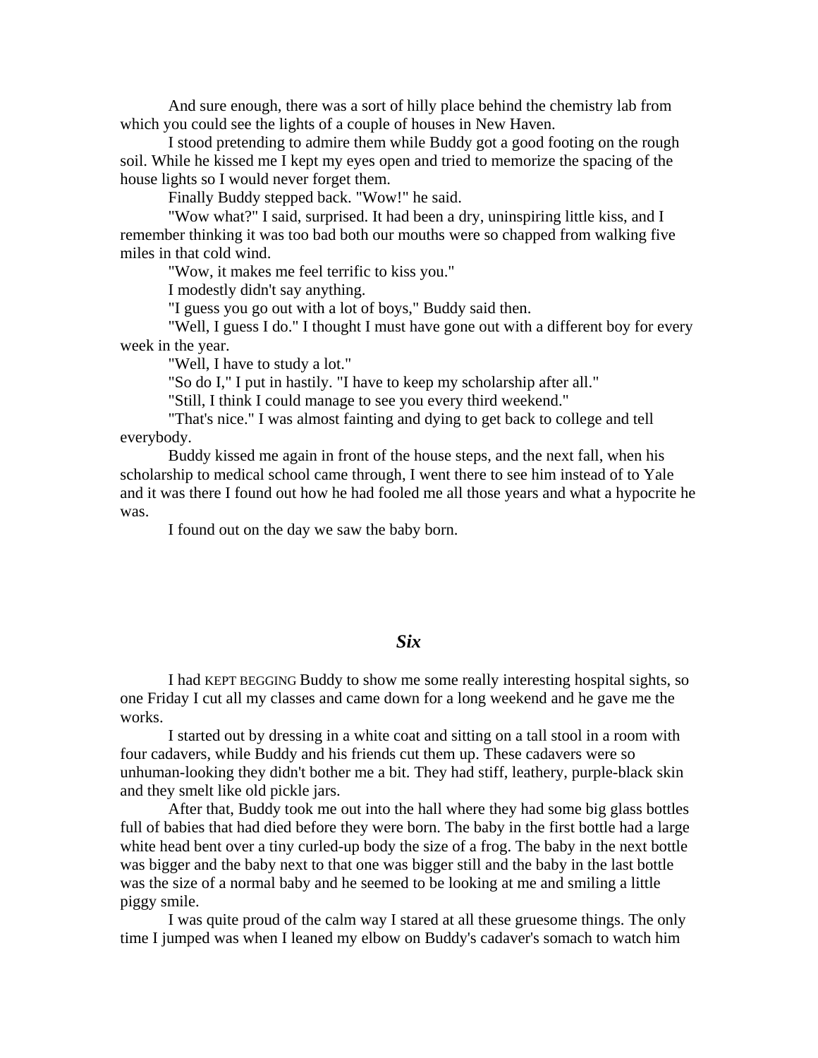And sure enough, there was a sort of hilly place behind the chemistry lab from which you could see the lights of a couple of houses in New Haven.

I stood pretending to admire them while Buddy got a good footing on the rough soil. While he kissed me I kept my eyes open and tried to memorize the spacing of the house lights so I would never forget them.

Finally Buddy stepped back. "Wow!" he said.

"Wow what?" I said, surprised. It had been a dry, uninspiring little kiss, and I remember thinking it was too bad both our mouths were so chapped from walking five miles in that cold wind.

"Wow, it makes me feel terrific to kiss you."

I modestly didn't say anything.

"I guess you go out with a lot of boys," Buddy said then.

"Well, I guess I do." I thought I must have gone out with a different boy for every week in the year.

"Well, I have to study a lot."

"So do I," I put in hastily. "I have to keep my scholarship after all."

"Still, I think I could manage to see you every third weekend."

"That's nice." I was almost fainting and dying to get back to college and tell everybody.

Buddy kissed me again in front of the house steps, and the next fall, when his scholarship to medical school came through, I went there to see him instead of to Yale and it was there I found out how he had fooled me all those years and what a hypocrite he was.

I found out on the day we saw the baby born.

## *Six*

I had KEPT BEGGING Buddy to show me some really interesting hospital sights, so one Friday I cut all my classes and came down for a long weekend and he gave me the works.

I started out by dressing in a white coat and sitting on a tall stool in a room with four cadavers, while Buddy and his friends cut them up. These cadavers were so unhuman-looking they didn't bother me a bit. They had stiff, leathery, purple-black skin and they smelt like old pickle jars.

After that, Buddy took me out into the hall where they had some big glass bottles full of babies that had died before they were born. The baby in the first bottle had a large white head bent over a tiny curled-up body the size of a frog. The baby in the next bottle was bigger and the baby next to that one was bigger still and the baby in the last bottle was the size of a normal baby and he seemed to be looking at me and smiling a little piggy smile.

I was quite proud of the calm way I stared at all these gruesome things. The only time I jumped was when I leaned my elbow on Buddy's cadaver's somach to watch him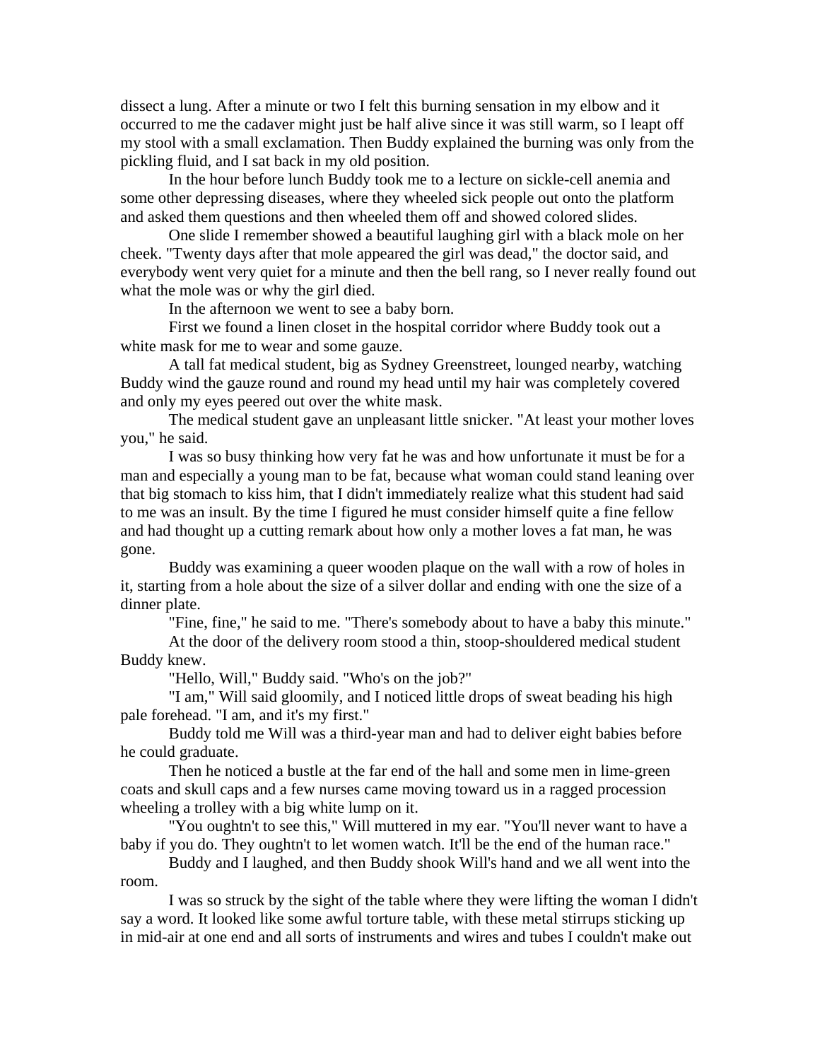dissect a lung. After a minute or two I felt this burning sensation in my elbow and it occurred to me the cadaver might just be half alive since it was still warm, so I leapt off my stool with a small exclamation. Then Buddy explained the burning was only from the pickling fluid, and I sat back in my old position.

In the hour before lunch Buddy took me to a lecture on sickle-cell anemia and some other depressing diseases, where they wheeled sick people out onto the platform and asked them questions and then wheeled them off and showed colored slides.

One slide I remember showed a beautiful laughing girl with a black mole on her cheek. "Twenty days after that mole appeared the girl was dead," the doctor said, and everybody went very quiet for a minute and then the bell rang, so I never really found out what the mole was or why the girl died.

In the afternoon we went to see a baby born.

First we found a linen closet in the hospital corridor where Buddy took out a white mask for me to wear and some gauze.

A tall fat medical student, big as Sydney Greenstreet, lounged nearby, watching Buddy wind the gauze round and round my head until my hair was completely covered and only my eyes peered out over the white mask.

The medical student gave an unpleasant little snicker. "At least your mother loves you," he said.

I was so busy thinking how very fat he was and how unfortunate it must be for a man and especially a young man to be fat, because what woman could stand leaning over that big stomach to kiss him, that I didn't immediately realize what this student had said to me was an insult. By the time I figured he must consider himself quite a fine fellow and had thought up a cutting remark about how only a mother loves a fat man, he was gone.

Buddy was examining a queer wooden plaque on the wall with a row of holes in it, starting from a hole about the size of a silver dollar and ending with one the size of a dinner plate.

"Fine, fine," he said to me. "There's somebody about to have a baby this minute."

At the door of the delivery room stood a thin, stoop-shouldered medical student Buddy knew.

"Hello, Will," Buddy said. "Who's on the job?"

"I am," Will said gloomily, and I noticed little drops of sweat beading his high pale forehead. "I am, and it's my first."

Buddy told me Will was a third-year man and had to deliver eight babies before he could graduate.

Then he noticed a bustle at the far end of the hall and some men in lime-green coats and skull caps and a few nurses came moving toward us in a ragged procession wheeling a trolley with a big white lump on it.

"You oughtn't to see this," Will muttered in my ear. "You'll never want to have a baby if you do. They oughtn't to let women watch. It'll be the end of the human race."

Buddy and I laughed, and then Buddy shook Will's hand and we all went into the room.

I was so struck by the sight of the table where they were lifting the woman I didn't say a word. It looked like some awful torture table, with these metal stirrups sticking up in mid-air at one end and all sorts of instruments and wires and tubes I couldn't make out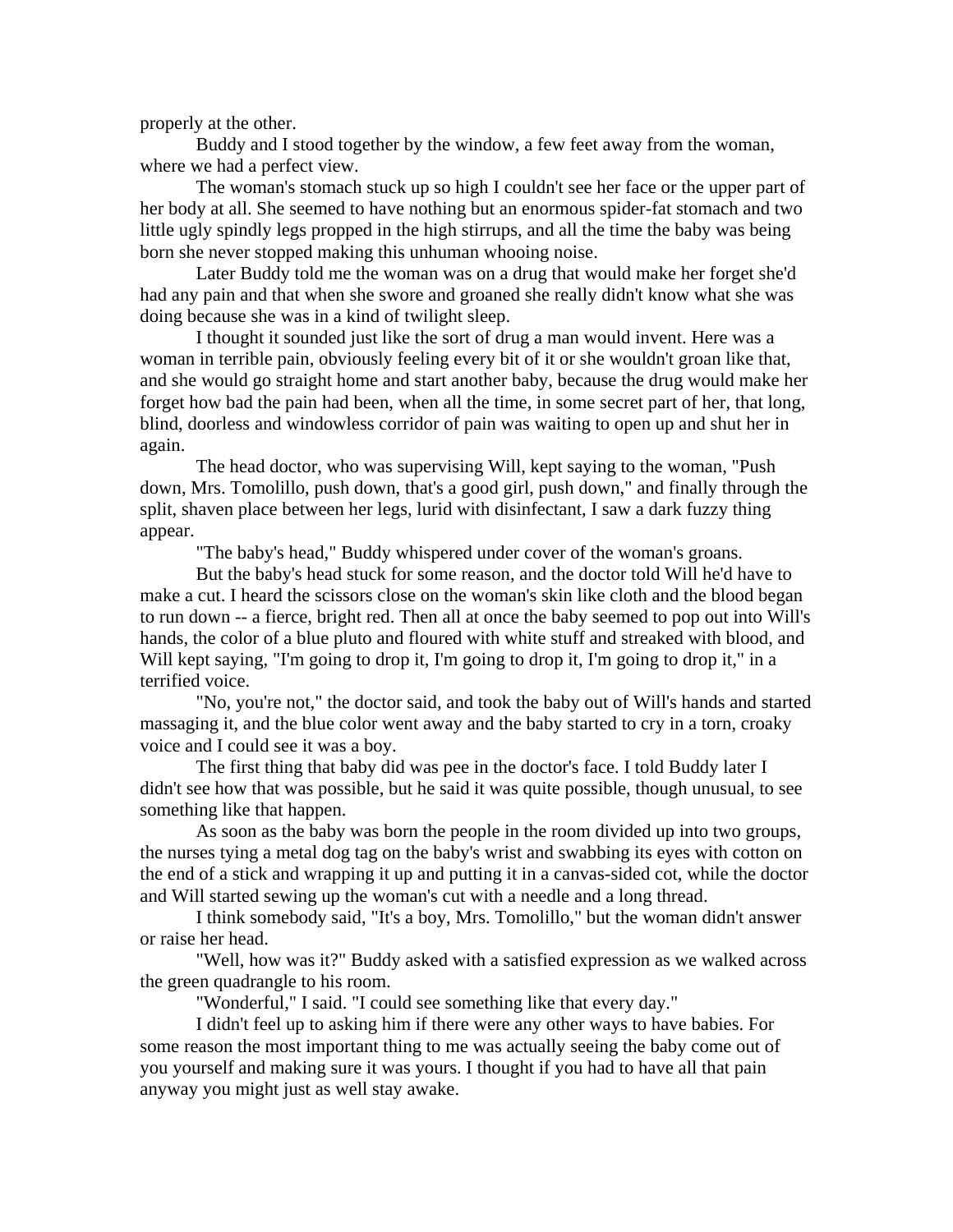properly at the other.

Buddy and I stood together by the window, a few feet away from the woman, where we had a perfect view.

The woman's stomach stuck up so high I couldn't see her face or the upper part of her body at all. She seemed to have nothing but an enormous spider-fat stomach and two little ugly spindly legs propped in the high stirrups, and all the time the baby was being born she never stopped making this unhuman whooing noise.

Later Buddy told me the woman was on a drug that would make her forget she'd had any pain and that when she swore and groaned she really didn't know what she was doing because she was in a kind of twilight sleep.

I thought it sounded just like the sort of drug a man would invent. Here was a woman in terrible pain, obviously feeling every bit of it or she wouldn't groan like that, and she would go straight home and start another baby, because the drug would make her forget how bad the pain had been, when all the time, in some secret part of her, that long, blind, doorless and windowless corridor of pain was waiting to open up and shut her in again.

The head doctor, who was supervising Will, kept saying to the woman, "Push down, Mrs. Tomolillo, push down, that's a good girl, push down," and finally through the split, shaven place between her legs, lurid with disinfectant, I saw a dark fuzzy thing appear.

"The baby's head," Buddy whispered under cover of the woman's groans.

But the baby's head stuck for some reason, and the doctor told Will he'd have to make a cut. I heard the scissors close on the woman's skin like cloth and the blood began to run down -- a fierce, bright red. Then all at once the baby seemed to pop out into Will's hands, the color of a blue pluto and floured with white stuff and streaked with blood, and Will kept saying, "I'm going to drop it, I'm going to drop it, I'm going to drop it," in a terrified voice.

"No, you're not," the doctor said, and took the baby out of Will's hands and started massaging it, and the blue color went away and the baby started to cry in a torn, croaky voice and I could see it was a boy.

The first thing that baby did was pee in the doctor's face. I told Buddy later I didn't see how that was possible, but he said it was quite possible, though unusual, to see something like that happen.

As soon as the baby was born the people in the room divided up into two groups, the nurses tying a metal dog tag on the baby's wrist and swabbing its eyes with cotton on the end of a stick and wrapping it up and putting it in a canvas-sided cot, while the doctor and Will started sewing up the woman's cut with a needle and a long thread.

I think somebody said, "It's a boy, Mrs. Tomolillo," but the woman didn't answer or raise her head.

"Well, how was it?" Buddy asked with a satisfied expression as we walked across the green quadrangle to his room.

"Wonderful," I said. "I could see something like that every day."

I didn't feel up to asking him if there were any other ways to have babies. For some reason the most important thing to me was actually seeing the baby come out of you yourself and making sure it was yours. I thought if you had to have all that pain anyway you might just as well stay awake.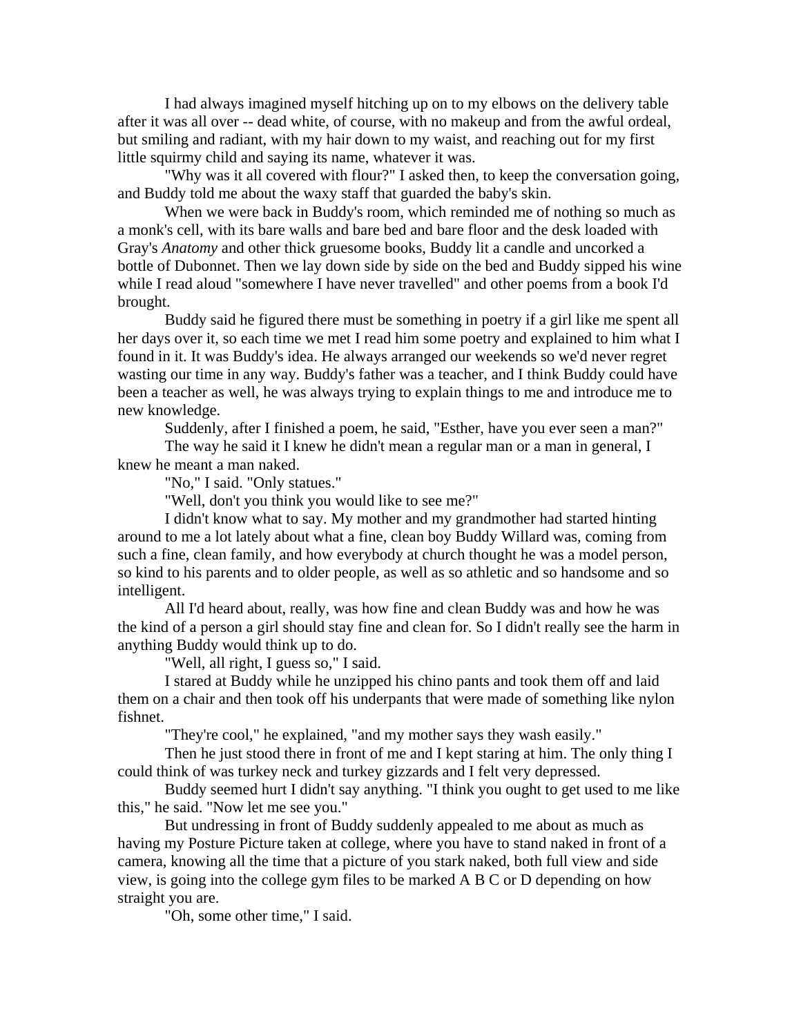I had always imagined myself hitching up on to my elbows on the delivery table after it was all over -- dead white, of course, with no makeup and from the awful ordeal, but smiling and radiant, with my hair down to my waist, and reaching out for my first little squirmy child and saying its name, whatever it was.

"Why was it all covered with flour?" I asked then, to keep the conversation going, and Buddy told me about the waxy staff that guarded the baby's skin.

When we were back in Buddy's room, which reminded me of nothing so much as a monk's cell, with its bare walls and bare bed and bare floor and the desk loaded with Gray's *Anatomy* and other thick gruesome books, Buddy lit a candle and uncorked a bottle of Dubonnet. Then we lay down side by side on the bed and Buddy sipped his wine while I read aloud "somewhere I have never travelled" and other poems from a book I'd brought.

Buddy said he figured there must be something in poetry if a girl like me spent all her days over it, so each time we met I read him some poetry and explained to him what I found in it. It was Buddy's idea. He always arranged our weekends so we'd never regret wasting our time in any way. Buddy's father was a teacher, and I think Buddy could have been a teacher as well, he was always trying to explain things to me and introduce me to new knowledge.

Suddenly, after I finished a poem, he said, "Esther, have you ever seen a man?"

The way he said it I knew he didn't mean a regular man or a man in general, I knew he meant a man naked.

"No," I said. "Only statues."

"Well, don't you think you would like to see me?"

I didn't know what to say. My mother and my grandmother had started hinting around to me a lot lately about what a fine, clean boy Buddy Willard was, coming from such a fine, clean family, and how everybody at church thought he was a model person, so kind to his parents and to older people, as well as so athletic and so handsome and so intelligent.

All I'd heard about, really, was how fine and clean Buddy was and how he was the kind of a person a girl should stay fine and clean for. So I didn't really see the harm in anything Buddy would think up to do.

"Well, all right, I guess so," I said.

I stared at Buddy while he unzipped his chino pants and took them off and laid them on a chair and then took off his underpants that were made of something like nylon fishnet.

"They're cool," he explained, "and my mother says they wash easily."

Then he just stood there in front of me and I kept staring at him. The only thing I could think of was turkey neck and turkey gizzards and I felt very depressed.

Buddy seemed hurt I didn't say anything. "I think you ought to get used to me like this," he said. "Now let me see you."

But undressing in front of Buddy suddenly appealed to me about as much as having my Posture Picture taken at college, where you have to stand naked in front of a camera, knowing all the time that a picture of you stark naked, both full view and side view, is going into the college gym files to be marked A B C or D depending on how straight you are.

"Oh, some other time," I said.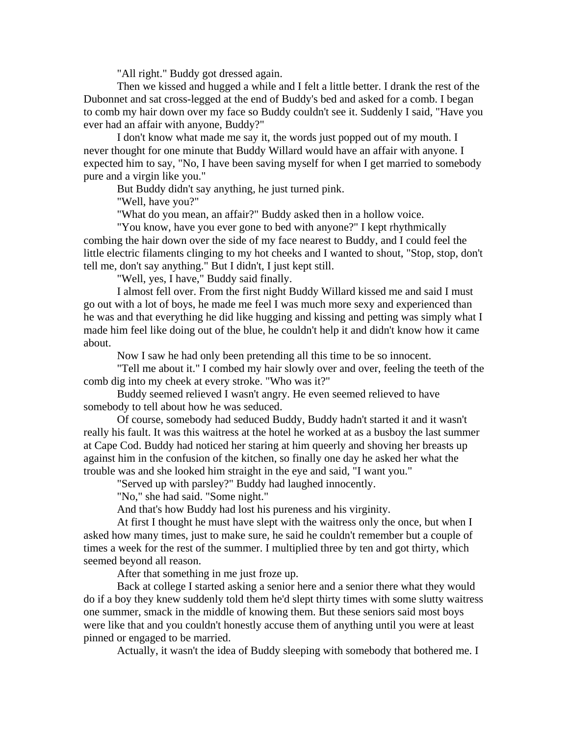"All right." Buddy got dressed again.

Then we kissed and hugged a while and I felt a little better. I drank the rest of the Dubonnet and sat cross-legged at the end of Buddy's bed and asked for a comb. I began to comb my hair down over my face so Buddy couldn't see it. Suddenly I said, "Have you ever had an affair with anyone, Buddy?"

I don't know what made me say it, the words just popped out of my mouth. I never thought for one minute that Buddy Willard would have an affair with anyone. I expected him to say, "No, I have been saving myself for when I get married to somebody pure and a virgin like you."

But Buddy didn't say anything, he just turned pink.

"Well, have you?"

"What do you mean, an affair?" Buddy asked then in a hollow voice.

"You know, have you ever gone to bed with anyone?" I kept rhythmically combing the hair down over the side of my face nearest to Buddy, and I could feel the little electric filaments clinging to my hot cheeks and I wanted to shout, "Stop, stop, don't tell me, don't say anything." But I didn't, I just kept still.

"Well, yes, I have," Buddy said finally.

I almost fell over. From the first night Buddy Willard kissed me and said I must go out with a lot of boys, he made me feel I was much more sexy and experienced than he was and that everything he did like hugging and kissing and petting was simply what I made him feel like doing out of the blue, he couldn't help it and didn't know how it came about.

Now I saw he had only been pretending all this time to be so innocent.

"Tell me about it." I combed my hair slowly over and over, feeling the teeth of the comb dig into my cheek at every stroke. "Who was it?"

Buddy seemed relieved I wasn't angry. He even seemed relieved to have somebody to tell about how he was seduced.

Of course, somebody had seduced Buddy, Buddy hadn't started it and it wasn't really his fault. It was this waitress at the hotel he worked at as a busboy the last summer at Cape Cod. Buddy had noticed her staring at him queerly and shoving her breasts up against him in the confusion of the kitchen, so finally one day he asked her what the trouble was and she looked him straight in the eye and said, "I want you."

"Served up with parsley?" Buddy had laughed innocently.

"No," she had said. "Some night."

And that's how Buddy had lost his pureness and his virginity.

At first I thought he must have slept with the waitress only the once, but when I asked how many times, just to make sure, he said he couldn't remember but a couple of times a week for the rest of the summer. I multiplied three by ten and got thirty, which seemed beyond all reason.

After that something in me just froze up.

Back at college I started asking a senior here and a senior there what they would do if a boy they knew suddenly told them he'd slept thirty times with some slutty waitress one summer, smack in the middle of knowing them. But these seniors said most boys were like that and you couldn't honestly accuse them of anything until you were at least pinned or engaged to be married.

Actually, it wasn't the idea of Buddy sleeping with somebody that bothered me. I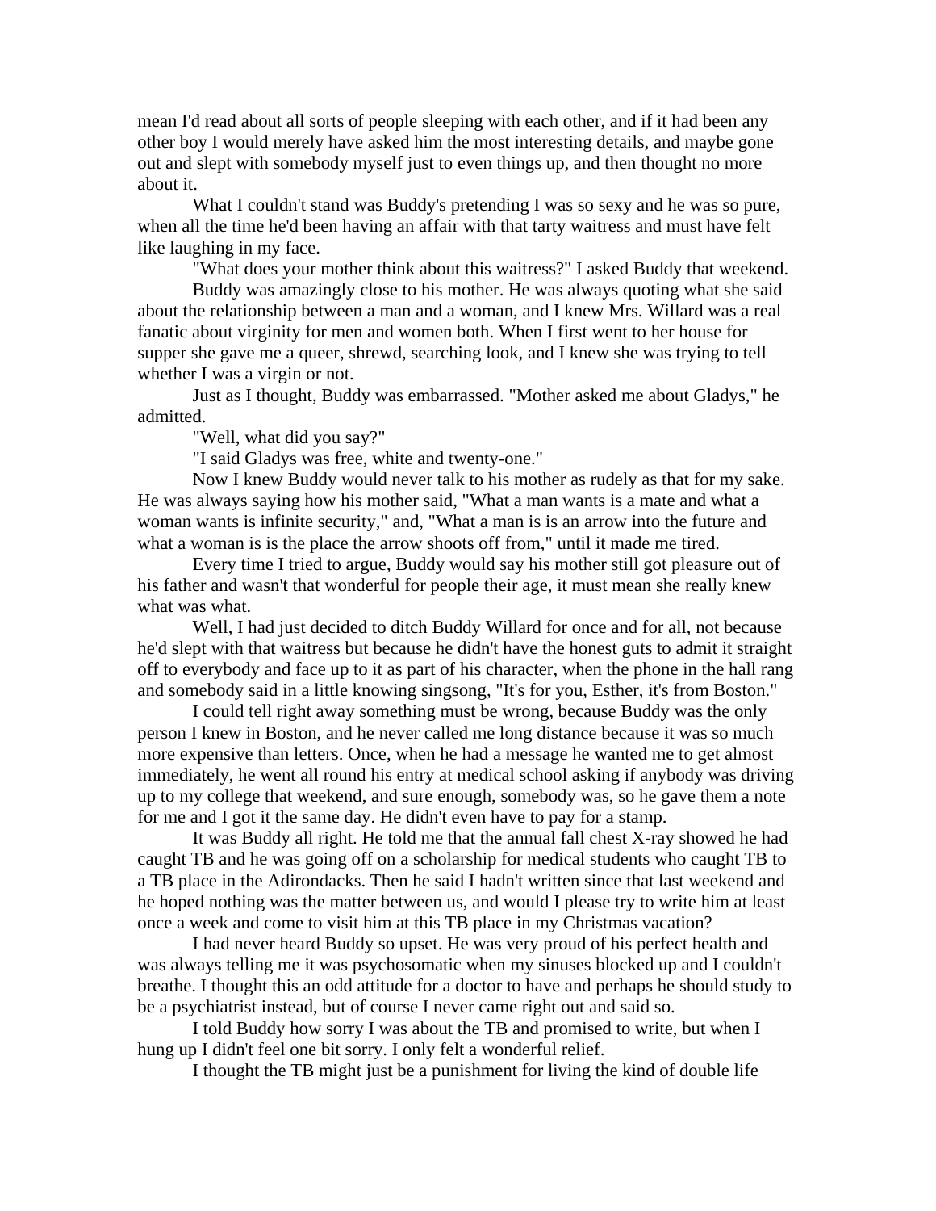mean I'd read about all sorts of people sleeping with each other, and if it had been any other boy I would merely have asked him the most interesting details, and maybe gone out and slept with somebody myself just to even things up, and then thought no more about it.

What I couldn't stand was Buddy's pretending I was so sexy and he was so pure, when all the time he'd been having an affair with that tarty waitress and must have felt like laughing in my face.

"What does your mother think about this waitress?" I asked Buddy that weekend.

Buddy was amazingly close to his mother. He was always quoting what she said about the relationship between a man and a woman, and I knew Mrs. Willard was a real fanatic about virginity for men and women both. When I first went to her house for supper she gave me a queer, shrewd, searching look, and I knew she was trying to tell whether I was a virgin or not.

Just as I thought, Buddy was embarrassed. "Mother asked me about Gladys," he admitted.

"Well, what did you say?"

"I said Gladys was free, white and twenty-one."

Now I knew Buddy would never talk to his mother as rudely as that for my sake. He was always saying how his mother said, "What a man wants is a mate and what a woman wants is infinite security," and, "What a man is is an arrow into the future and what a woman is is the place the arrow shoots off from," until it made me tired.

Every time I tried to argue, Buddy would say his mother still got pleasure out of his father and wasn't that wonderful for people their age, it must mean she really knew what was what.

Well, I had just decided to ditch Buddy Willard for once and for all, not because he'd slept with that waitress but because he didn't have the honest guts to admit it straight off to everybody and face up to it as part of his character, when the phone in the hall rang and somebody said in a little knowing singsong, "It's for you, Esther, it's from Boston."

I could tell right away something must be wrong, because Buddy was the only person I knew in Boston, and he never called me long distance because it was so much more expensive than letters. Once, when he had a message he wanted me to get almost immediately, he went all round his entry at medical school asking if anybody was driving up to my college that weekend, and sure enough, somebody was, so he gave them a note for me and I got it the same day. He didn't even have to pay for a stamp.

It was Buddy all right. He told me that the annual fall chest X-ray showed he had caught TB and he was going off on a scholarship for medical students who caught TB to a TB place in the Adirondacks. Then he said I hadn't written since that last weekend and he hoped nothing was the matter between us, and would I please try to write him at least once a week and come to visit him at this TB place in my Christmas vacation?

I had never heard Buddy so upset. He was very proud of his perfect health and was always telling me it was psychosomatic when my sinuses blocked up and I couldn't breathe. I thought this an odd attitude for a doctor to have and perhaps he should study to be a psychiatrist instead, but of course I never came right out and said so.

I told Buddy how sorry I was about the TB and promised to write, but when I hung up I didn't feel one bit sorry. I only felt a wonderful relief.

I thought the TB might just be a punishment for living the kind of double life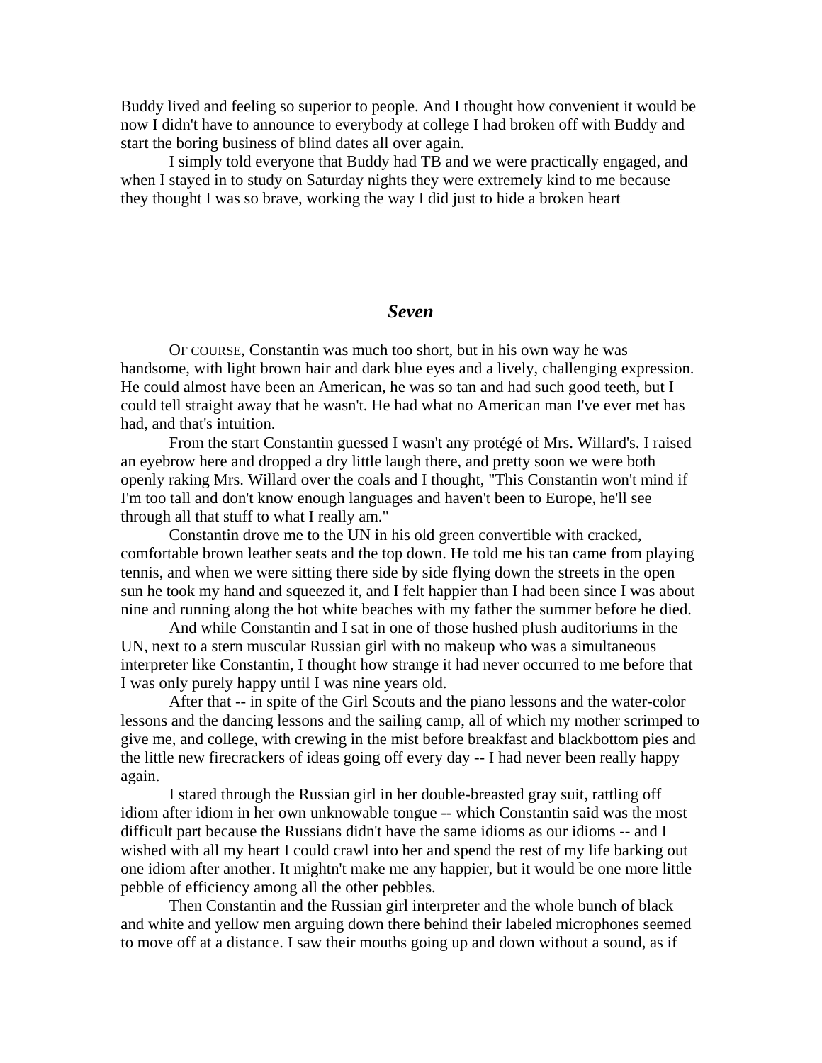Buddy lived and feeling so superior to people. And I thought how convenient it would be now I didn't have to announce to everybody at college I had broken off with Buddy and start the boring business of blind dates all over again.

I simply told everyone that Buddy had TB and we were practically engaged, and when I stayed in to study on Saturday nights they were extremely kind to me because they thought I was so brave, working the way I did just to hide a broken heart

## *Seven*

OF COURSE, Constantin was much too short, but in his own way he was handsome, with light brown hair and dark blue eyes and a lively, challenging expression. He could almost have been an American, he was so tan and had such good teeth, but I could tell straight away that he wasn't. He had what no American man I've ever met has had, and that's intuition.

From the start Constantin guessed I wasn't any protégé of Mrs. Willard's. I raised an eyebrow here and dropped a dry little laugh there, and pretty soon we were both openly raking Mrs. Willard over the coals and I thought, "This Constantin won't mind if I'm too tall and don't know enough languages and haven't been to Europe, he'll see through all that stuff to what I really am."

Constantin drove me to the UN in his old green convertible with cracked, comfortable brown leather seats and the top down. He told me his tan came from playing tennis, and when we were sitting there side by side flying down the streets in the open sun he took my hand and squeezed it, and I felt happier than I had been since I was about nine and running along the hot white beaches with my father the summer before he died.

And while Constantin and I sat in one of those hushed plush auditoriums in the UN, next to a stern muscular Russian girl with no makeup who was a simultaneous interpreter like Constantin, I thought how strange it had never occurred to me before that I was only purely happy until I was nine years old.

After that -- in spite of the Girl Scouts and the piano lessons and the water-color lessons and the dancing lessons and the sailing camp, all of which my mother scrimped to give me, and college, with crewing in the mist before breakfast and blackbottom pies and the little new firecrackers of ideas going off every day -- I had never been really happy again.

I stared through the Russian girl in her double-breasted gray suit, rattling off idiom after idiom in her own unknowable tongue -- which Constantin said was the most difficult part because the Russians didn't have the same idioms as our idioms -- and I wished with all my heart I could crawl into her and spend the rest of my life barking out one idiom after another. It mightn't make me any happier, but it would be one more little pebble of efficiency among all the other pebbles.

Then Constantin and the Russian girl interpreter and the whole bunch of black and white and yellow men arguing down there behind their labeled microphones seemed to move off at a distance. I saw their mouths going up and down without a sound, as if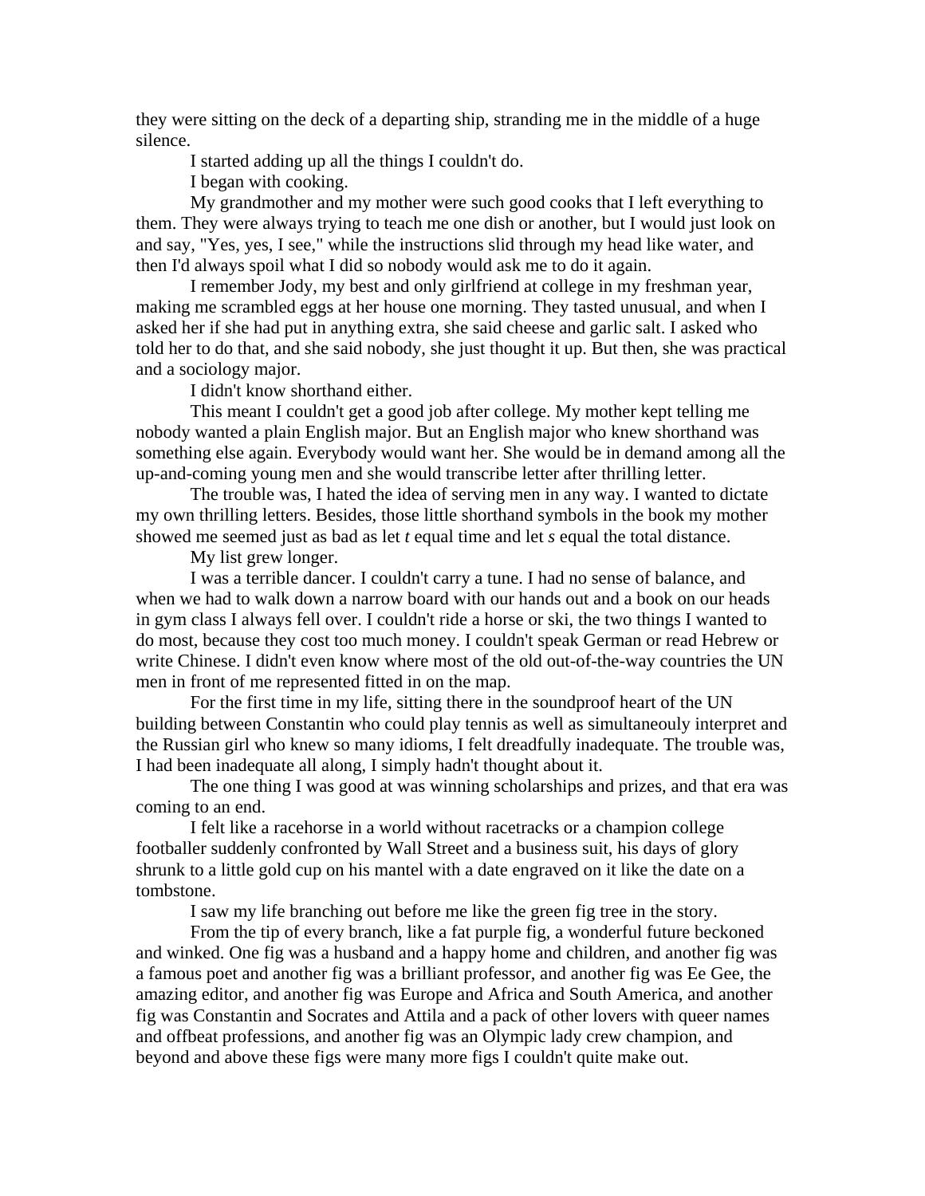they were sitting on the deck of a departing ship, stranding me in the middle of a huge silence.

I started adding up all the things I couldn't do.

I began with cooking.

My grandmother and my mother were such good cooks that I left everything to them. They were always trying to teach me one dish or another, but I would just look on and say, "Yes, yes, I see," while the instructions slid through my head like water, and then I'd always spoil what I did so nobody would ask me to do it again.

I remember Jody, my best and only girlfriend at college in my freshman year, making me scrambled eggs at her house one morning. They tasted unusual, and when I asked her if she had put in anything extra, she said cheese and garlic salt. I asked who told her to do that, and she said nobody, she just thought it up. But then, she was practical and a sociology major.

I didn't know shorthand either.

This meant I couldn't get a good job after college. My mother kept telling me nobody wanted a plain English major. But an English major who knew shorthand was something else again. Everybody would want her. She would be in demand among all the up-and-coming young men and she would transcribe letter after thrilling letter.

The trouble was, I hated the idea of serving men in any way. I wanted to dictate my own thrilling letters. Besides, those little shorthand symbols in the book my mother showed me seemed just as bad as let *t* equal time and let *s* equal the total distance.

My list grew longer.

I was a terrible dancer. I couldn't carry a tune. I had no sense of balance, and when we had to walk down a narrow board with our hands out and a book on our heads in gym class I always fell over. I couldn't ride a horse or ski, the two things I wanted to do most, because they cost too much money. I couldn't speak German or read Hebrew or write Chinese. I didn't even know where most of the old out-of-the-way countries the UN men in front of me represented fitted in on the map.

For the first time in my life, sitting there in the soundproof heart of the UN building between Constantin who could play tennis as well as simultaneouly interpret and the Russian girl who knew so many idioms, I felt dreadfully inadequate. The trouble was, I had been inadequate all along, I simply hadn't thought about it.

The one thing I was good at was winning scholarships and prizes, and that era was coming to an end.

I felt like a racehorse in a world without racetracks or a champion college footballer suddenly confronted by Wall Street and a business suit, his days of glory shrunk to a little gold cup on his mantel with a date engraved on it like the date on a tombstone.

I saw my life branching out before me like the green fig tree in the story.

From the tip of every branch, like a fat purple fig, a wonderful future beckoned and winked. One fig was a husband and a happy home and children, and another fig was a famous poet and another fig was a brilliant professor, and another fig was Ee Gee, the amazing editor, and another fig was Europe and Africa and South America, and another fig was Constantin and Socrates and Attila and a pack of other lovers with queer names and offbeat professions, and another fig was an Olympic lady crew champion, and beyond and above these figs were many more figs I couldn't quite make out.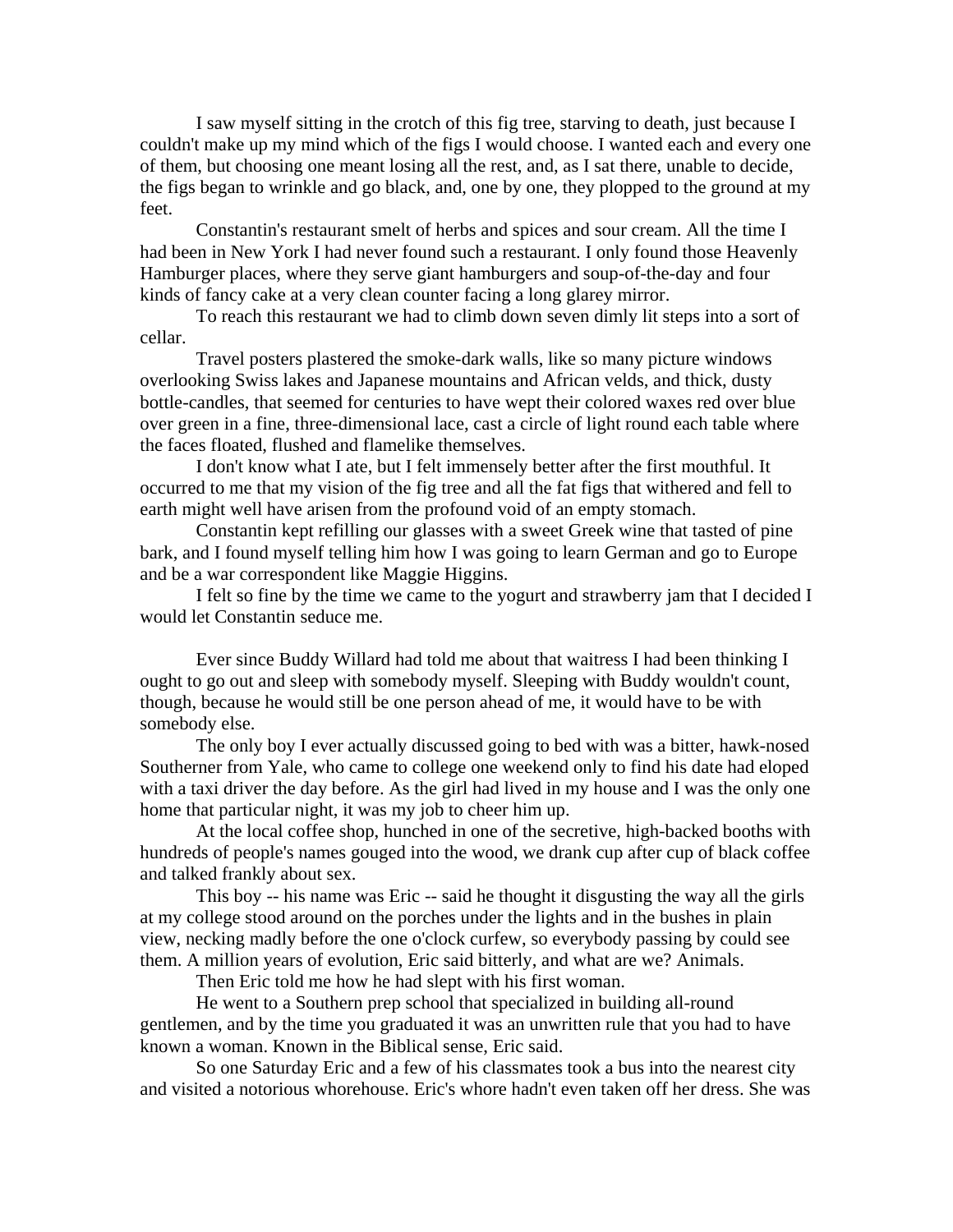I saw myself sitting in the crotch of this fig tree, starving to death, just because I couldn't make up my mind which of the figs I would choose. I wanted each and every one of them, but choosing one meant losing all the rest, and, as I sat there, unable to decide, the figs began to wrinkle and go black, and, one by one, they plopped to the ground at my feet.

Constantin's restaurant smelt of herbs and spices and sour cream. All the time I had been in New York I had never found such a restaurant. I only found those Heavenly Hamburger places, where they serve giant hamburgers and soup-of-the-day and four kinds of fancy cake at a very clean counter facing a long glarey mirror.

To reach this restaurant we had to climb down seven dimly lit steps into a sort of cellar.

Travel posters plastered the smoke-dark walls, like so many picture windows overlooking Swiss lakes and Japanese mountains and African velds, and thick, dusty bottle-candles, that seemed for centuries to have wept their colored waxes red over blue over green in a fine, three-dimensional lace, cast a circle of light round each table where the faces floated, flushed and flamelike themselves.

I don't know what I ate, but I felt immensely better after the first mouthful. It occurred to me that my vision of the fig tree and all the fat figs that withered and fell to earth might well have arisen from the profound void of an empty stomach.

Constantin kept refilling our glasses with a sweet Greek wine that tasted of pine bark, and I found myself telling him how I was going to learn German and go to Europe and be a war correspondent like Maggie Higgins.

I felt so fine by the time we came to the yogurt and strawberry jam that I decided I would let Constantin seduce me.

Ever since Buddy Willard had told me about that waitress I had been thinking I ought to go out and sleep with somebody myself. Sleeping with Buddy wouldn't count, though, because he would still be one person ahead of me, it would have to be with somebody else.

The only boy I ever actually discussed going to bed with was a bitter, hawk-nosed Southerner from Yale, who came to college one weekend only to find his date had eloped with a taxi driver the day before. As the girl had lived in my house and I was the only one home that particular night, it was my job to cheer him up.

At the local coffee shop, hunched in one of the secretive, high-backed booths with hundreds of people's names gouged into the wood, we drank cup after cup of black coffee and talked frankly about sex.

This boy -- his name was Eric -- said he thought it disgusting the way all the girls at my college stood around on the porches under the lights and in the bushes in plain view, necking madly before the one o'clock curfew, so everybody passing by could see them. A million years of evolution, Eric said bitterly, and what are we? Animals.

Then Eric told me how he had slept with his first woman.

He went to a Southern prep school that specialized in building all-round gentlemen, and by the time you graduated it was an unwritten rule that you had to have known a woman. Known in the Biblical sense, Eric said.

So one Saturday Eric and a few of his classmates took a bus into the nearest city and visited a notorious whorehouse. Eric's whore hadn't even taken off her dress. She was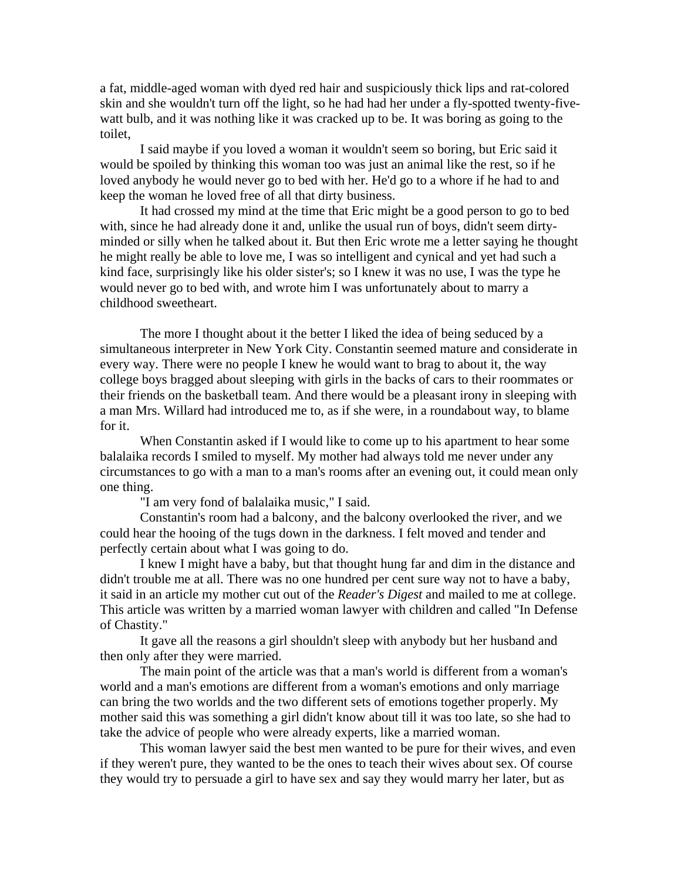a fat, middle-aged woman with dyed red hair and suspiciously thick lips and rat-colored skin and she wouldn't turn off the light, so he had had her under a fly-spotted twenty-five-watt bulb, and it was nothing like it was cracked up to be. It was boring as going to the toilet,

I said maybe if you loved a woman it wouldn't seem so boring, but Eric said it would be spoiled by thinking this woman too was just an animal like the rest, so if he loved anybody he would never go to bed with her. He'd go to a whore if he had to and keep the woman he loved free of all that dirty business.

It had crossed my mind at the time that Eric might be a good person to go to bed with, since he had already done it and, unlike the usual run of boys, didn't seem dirty-minded or silly when he talked about it. But then Eric wrote me a letter saying he thought he might really be able to love me, I was so intelligent and cynical and yet had such a kind face, surprisingly like his older sister's; so I knew it was no use, I was the type he would never go to bed with, and wrote him I was unfortunately about to marry a childhood sweetheart.

The more I thought about it the better I liked the idea of being seduced by a simultaneous interpreter in New York City. Constantin seemed mature and considerate in every way. There were no people I knew he would want to brag to about it, the way college boys bragged about sleeping with girls in the backs of cars to their roommates or their friends on the basketball team. And there would be a pleasant irony in sleeping with a man Mrs. Willard had introduced me to, as if she were, in a roundabout way, to blame for it.

When Constantin asked if I would like to come up to his apartment to hear some balalaika records I smiled to myself. My mother had always told me never under any circumstances to go with a man to a man's rooms after an evening out, it could mean only one thing.

"I am very fond of balalaika music," I said.

Constantin's room had a balcony, and the balcony overlooked the river, and we could hear the hooing of the tugs down in the darkness. I felt moved and tender and perfectly certain about what I was going to do.

I knew I might have a baby, but that thought hung far and dim in the distance and didn't trouble me at all. There was no one hundred per cent sure way not to have a baby, it said in an article my mother cut out of the *Reader's Digest* and mailed to me at college. This article was written by a married woman lawyer with children and called "In Defense of Chastity."

It gave all the reasons a girl shouldn't sleep with anybody but her husband and then only after they were married.

The main point of the article was that a man's world is different from a woman's world and a man's emotions are different from a woman's emotions and only marriage can bring the two worlds and the two different sets of emotions together properly. My mother said this was something a girl didn't know about till it was too late, so she had to take the advice of people who were already experts, like a married woman.

This woman lawyer said the best men wanted to be pure for their wives, and even if they weren't pure, they wanted to be the ones to teach their wives about sex. Of course they would try to persuade a girl to have sex and say they would marry her later, but as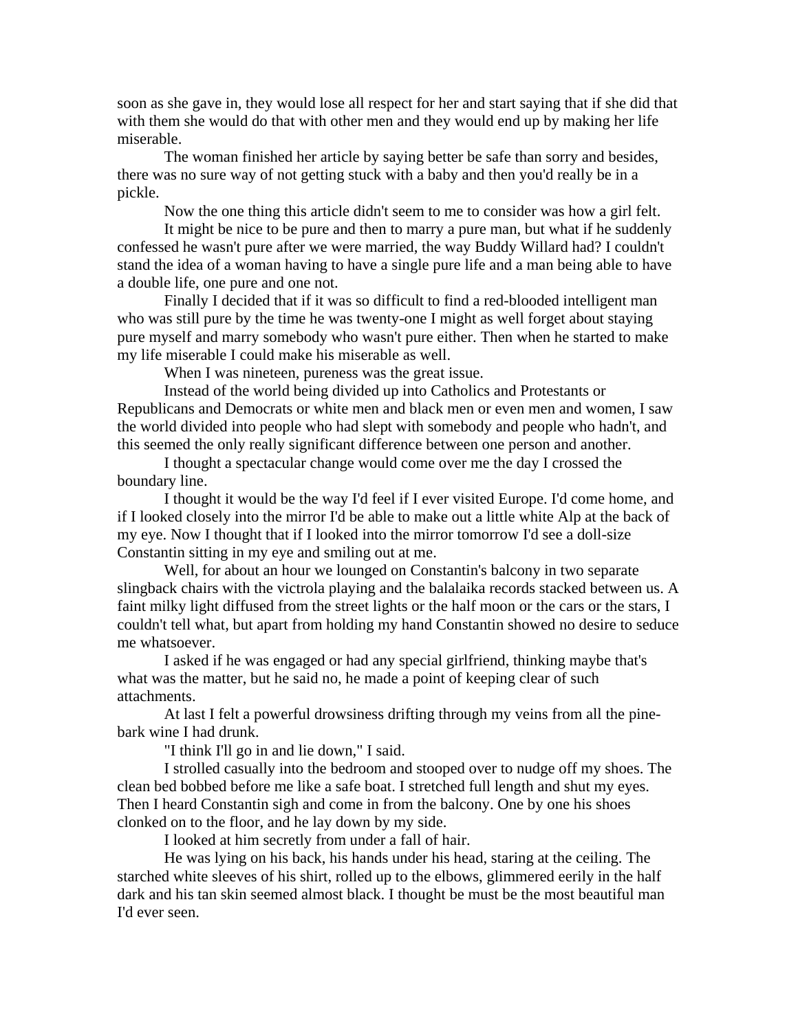soon as she gave in, they would lose all respect for her and start saying that if she did that with them she would do that with other men and they would end up by making her life miserable.

The woman finished her article by saying better be safe than sorry and besides, there was no sure way of not getting stuck with a baby and then you'd really be in a pickle.

Now the one thing this article didn't seem to me to consider was how a girl felt.

It might be nice to be pure and then to marry a pure man, but what if he suddenly confessed he wasn't pure after we were married, the way Buddy Willard had? I couldn't stand the idea of a woman having to have a single pure life and a man being able to have a double life, one pure and one not.

Finally I decided that if it was so difficult to find a red-blooded intelligent man who was still pure by the time he was twenty-one I might as well forget about staying pure myself and marry somebody who wasn't pure either. Then when he started to make my life miserable I could make his miserable as well.

When I was nineteen, pureness was the great issue.

Instead of the world being divided up into Catholics and Protestants or Republicans and Democrats or white men and black men or even men and women, I saw the world divided into people who had slept with somebody and people who hadn't, and this seemed the only really significant difference between one person and another.

I thought a spectacular change would come over me the day I crossed the boundary line.

I thought it would be the way I'd feel if I ever visited Europe. I'd come home, and if I looked closely into the mirror I'd be able to make out a little white Alp at the back of my eye. Now I thought that if I looked into the mirror tomorrow I'd see a doll-size Constantin sitting in my eye and smiling out at me.

Well, for about an hour we lounged on Constantin's balcony in two separate slingback chairs with the victrola playing and the balalaika records stacked between us. A faint milky light diffused from the street lights or the half moon or the cars or the stars, I couldn't tell what, but apart from holding my hand Constantin showed no desire to seduce me whatsoever.

I asked if he was engaged or had any special girlfriend, thinking maybe that's what was the matter, but he said no, he made a point of keeping clear of such attachments.

At last I felt a powerful drowsiness drifting through my veins from all the pine-bark wine I had drunk.

"I think I'll go in and lie down," I said.

I strolled casually into the bedroom and stooped over to nudge off my shoes. The clean bed bobbed before me like a safe boat. I stretched full length and shut my eyes. Then I heard Constantin sigh and come in from the balcony. One by one his shoes clonked on to the floor, and he lay down by my side.

I looked at him secretly from under a fall of hair.

He was lying on his back, his hands under his head, staring at the ceiling. The starched white sleeves of his shirt, rolled up to the elbows, glimmered eerily in the half dark and his tan skin seemed almost black. I thought be must be the most beautiful man I'd ever seen.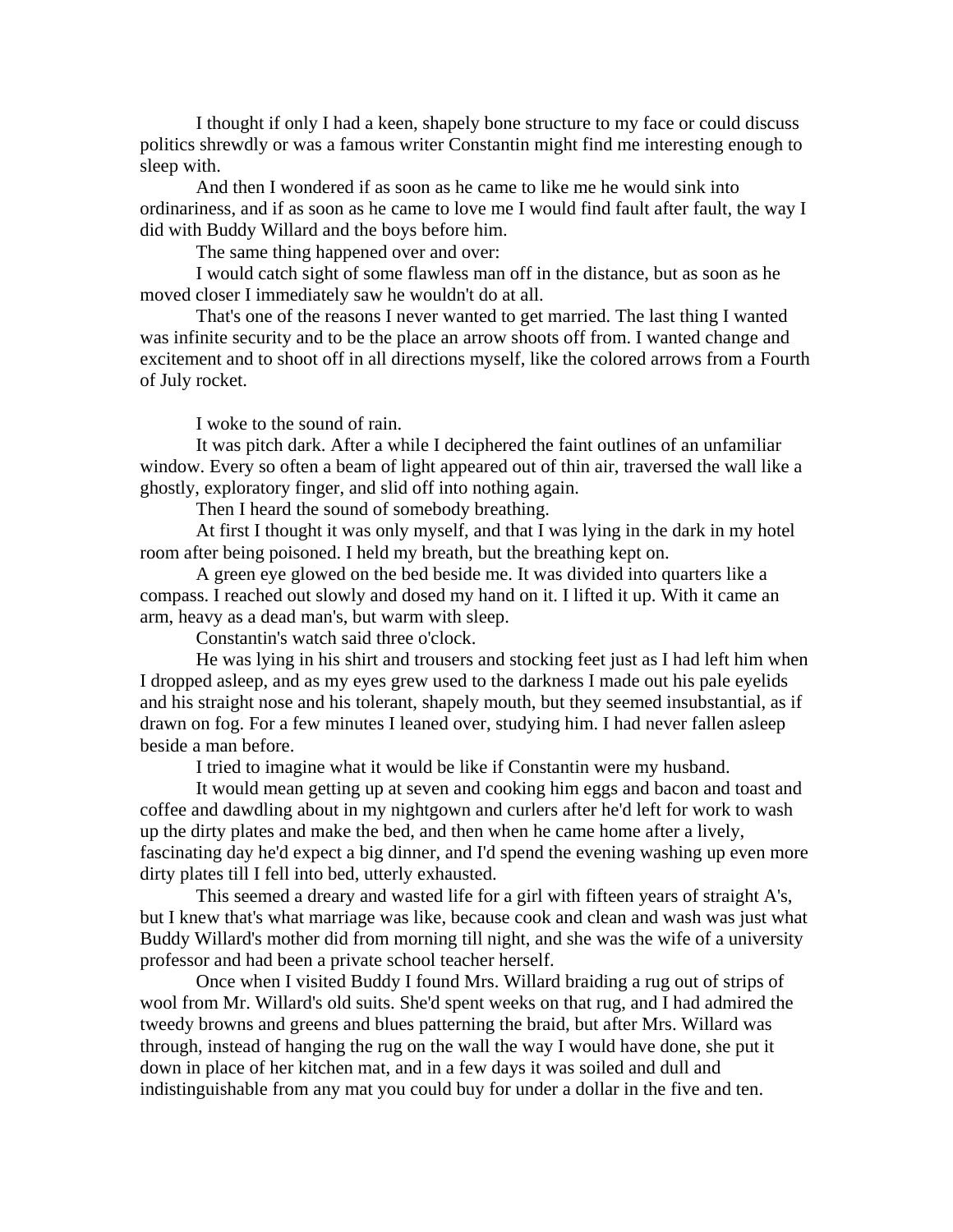I thought if only I had a keen, shapely bone structure to my face or could discuss politics shrewdly or was a famous writer Constantin might find me interesting enough to sleep with.

And then I wondered if as soon as he came to like me he would sink into ordinariness, and if as soon as he came to love me I would find fault after fault, the way I did with Buddy Willard and the boys before him.

The same thing happened over and over:

I would catch sight of some flawless man off in the distance, but as soon as he moved closer I immediately saw he wouldn't do at all.

That's one of the reasons I never wanted to get married. The last thing I wanted was infinite security and to be the place an arrow shoots off from. I wanted change and excitement and to shoot off in all directions myself, like the colored arrows from a Fourth of July rocket.

I woke to the sound of rain.

It was pitch dark. After a while I deciphered the faint outlines of an unfamiliar window. Every so often a beam of light appeared out of thin air, traversed the wall like a ghostly, exploratory finger, and slid off into nothing again.

Then I heard the sound of somebody breathing.

At first I thought it was only myself, and that I was lying in the dark in my hotel room after being poisoned. I held my breath, but the breathing kept on.

A green eye glowed on the bed beside me. It was divided into quarters like a compass. I reached out slowly and dosed my hand on it. I lifted it up. With it came an arm, heavy as a dead man's, but warm with sleep.

Constantin's watch said three o'clock.

He was lying in his shirt and trousers and stocking feet just as I had left him when I dropped asleep, and as my eyes grew used to the darkness I made out his pale eyelids and his straight nose and his tolerant, shapely mouth, but they seemed insubstantial, as if drawn on fog. For a few minutes I leaned over, studying him. I had never fallen asleep beside a man before.

I tried to imagine what it would be like if Constantin were my husband.

It would mean getting up at seven and cooking him eggs and bacon and toast and coffee and dawdling about in my nightgown and curlers after he'd left for work to wash up the dirty plates and make the bed, and then when he came home after a lively, fascinating day he'd expect a big dinner, and I'd spend the evening washing up even more dirty plates till I fell into bed, utterly exhausted.

This seemed a dreary and wasted life for a girl with fifteen years of straight A's, but I knew that's what marriage was like, because cook and clean and wash was just what Buddy Willard's mother did from morning till night, and she was the wife of a university professor and had been a private school teacher herself.

Once when I visited Buddy I found Mrs. Willard braiding a rug out of strips of wool from Mr. Willard's old suits. She'd spent weeks on that rug, and I had admired the tweedy browns and greens and blues patterning the braid, but after Mrs. Willard was through, instead of hanging the rug on the wall the way I would have done, she put it down in place of her kitchen mat, and in a few days it was soiled and dull and indistinguishable from any mat you could buy for under a dollar in the five and ten.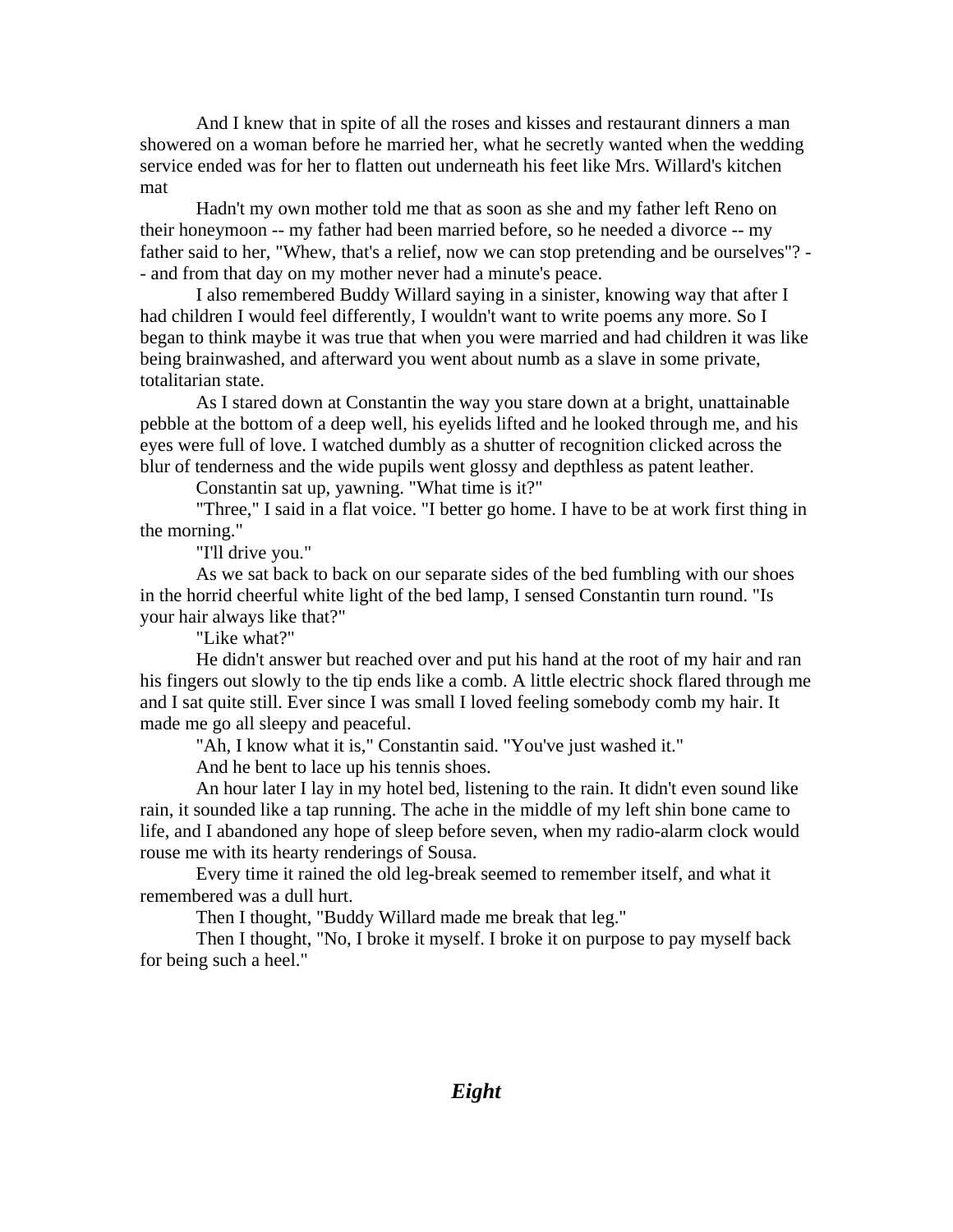And I knew that in spite of all the roses and kisses and restaurant dinners a man showered on a woman before he married her, what he secretly wanted when the wedding service ended was for her to flatten out underneath his feet like Mrs. Willard's kitchen mat

Hadn't my own mother told me that as soon as she and my father left Reno on their honeymoon -- my father had been married before, so he needed a divorce -- my father said to her, "Whew, that's a relief, now we can stop pretending and be ourselves"? -- and from that day on my mother never had a minute's peace.

I also remembered Buddy Willard saying in a sinister, knowing way that after I had children I would feel differently, I wouldn't want to write poems any more. So I began to think maybe it was true that when you were married and had children it was like being brainwashed, and afterward you went about numb as a slave in some private, totalitarian state.

As I stared down at Constantin the way you stare down at a bright, unattainable pebble at the bottom of a deep well, his eyelids lifted and he looked through me, and his eyes were full of love. I watched dumbly as a shutter of recognition clicked across the blur of tenderness and the wide pupils went glossy and depthless as patent leather.

Constantin sat up, yawning. "What time is it?"

"Three," I said in a flat voice. "I better go home. I have to be at work first thing in the morning."

"I'll drive you."

As we sat back to back on our separate sides of the bed fumbling with our shoes in the horrid cheerful white light of the bed lamp, I sensed Constantin turn round. "Is your hair always like that?"

"Like what?"

He didn't answer but reached over and put his hand at the root of my hair and ran his fingers out slowly to the tip ends like a comb. A little electric shock flared through me and I sat quite still. Ever since I was small I loved feeling somebody comb my hair. It made me go all sleepy and peaceful.

"Ah, I know what it is," Constantin said. "You've just washed it."

And he bent to lace up his tennis shoes.

An hour later I lay in my hotel bed, listening to the rain. It didn't even sound like rain, it sounded like a tap running. The ache in the middle of my left shin bone came to life, and I abandoned any hope of sleep before seven, when my radio-alarm clock would rouse me with its hearty renderings of Sousa.

Every time it rained the old leg-break seemed to remember itself, and what it remembered was a dull hurt.

Then I thought, "Buddy Willard made me break that leg."

Then I thought, "No, I broke it myself. I broke it on purpose to pay myself back for being such a heel."

## *Eight*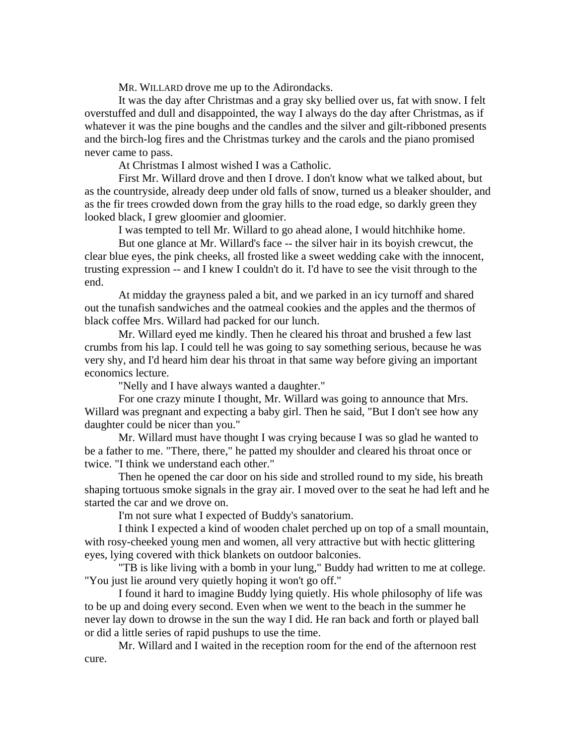MR. WILLARD drove me up to the Adirondacks.

It was the day after Christmas and a gray sky bellied over us, fat with snow. I felt overstuffed and dull and disappointed, the way I always do the day after Christmas, as if whatever it was the pine boughs and the candles and the silver and gilt-ribboned presents and the birch-log fires and the Christmas turkey and the carols and the piano promised never came to pass.

At Christmas I almost wished I was a Catholic.

First Mr. Willard drove and then I drove. I don't know what we talked about, but as the countryside, already deep under old falls of snow, turned us a bleaker shoulder, and as the fir trees crowded down from the gray hills to the road edge, so darkly green they looked black, I grew gloomier and gloomier.

I was tempted to tell Mr. Willard to go ahead alone, I would hitchhike home.

But one glance at Mr. Willard's face -- the silver hair in its boyish crewcut, the clear blue eyes, the pink cheeks, all frosted like a sweet wedding cake with the innocent, trusting expression -- and I knew I couldn't do it. I'd have to see the visit through to the end.

At midday the grayness paled a bit, and we parked in an icy turnoff and shared out the tunafish sandwiches and the oatmeal cookies and the apples and the thermos of black coffee Mrs. Willard had packed for our lunch.

Mr. Willard eyed me kindly. Then he cleared his throat and brushed a few last crumbs from his lap. I could tell he was going to say something serious, because he was very shy, and I'd heard him dear his throat in that same way before giving an important economics lecture.

"Nelly and I have always wanted a daughter."

For one crazy minute I thought, Mr. Willard was going to announce that Mrs. Willard was pregnant and expecting a baby girl. Then he said, "But I don't see how any daughter could be nicer than you."

Mr. Willard must have thought I was crying because I was so glad he wanted to be a father to me. "There, there," he patted my shoulder and cleared his throat once or twice. "I think we understand each other."

Then he opened the car door on his side and strolled round to my side, his breath shaping tortuous smoke signals in the gray air. I moved over to the seat he had left and he started the car and we drove on.

I'm not sure what I expected of Buddy's sanatorium.

I think I expected a kind of wooden chalet perched up on top of a small mountain, with rosy-cheeked young men and women, all very attractive but with hectic glittering eyes, lying covered with thick blankets on outdoor balconies.

"TB is like living with a bomb in your lung," Buddy had written to me at college. "You just lie around very quietly hoping it won't go off."

I found it hard to imagine Buddy lying quietly. His whole philosophy of life was to be up and doing every second. Even when we went to the beach in the summer he never lay down to drowse in the sun the way I did. He ran back and forth or played ball or did a little series of rapid pushups to use the time.

Mr. Willard and I waited in the reception room for the end of the afternoon rest cure.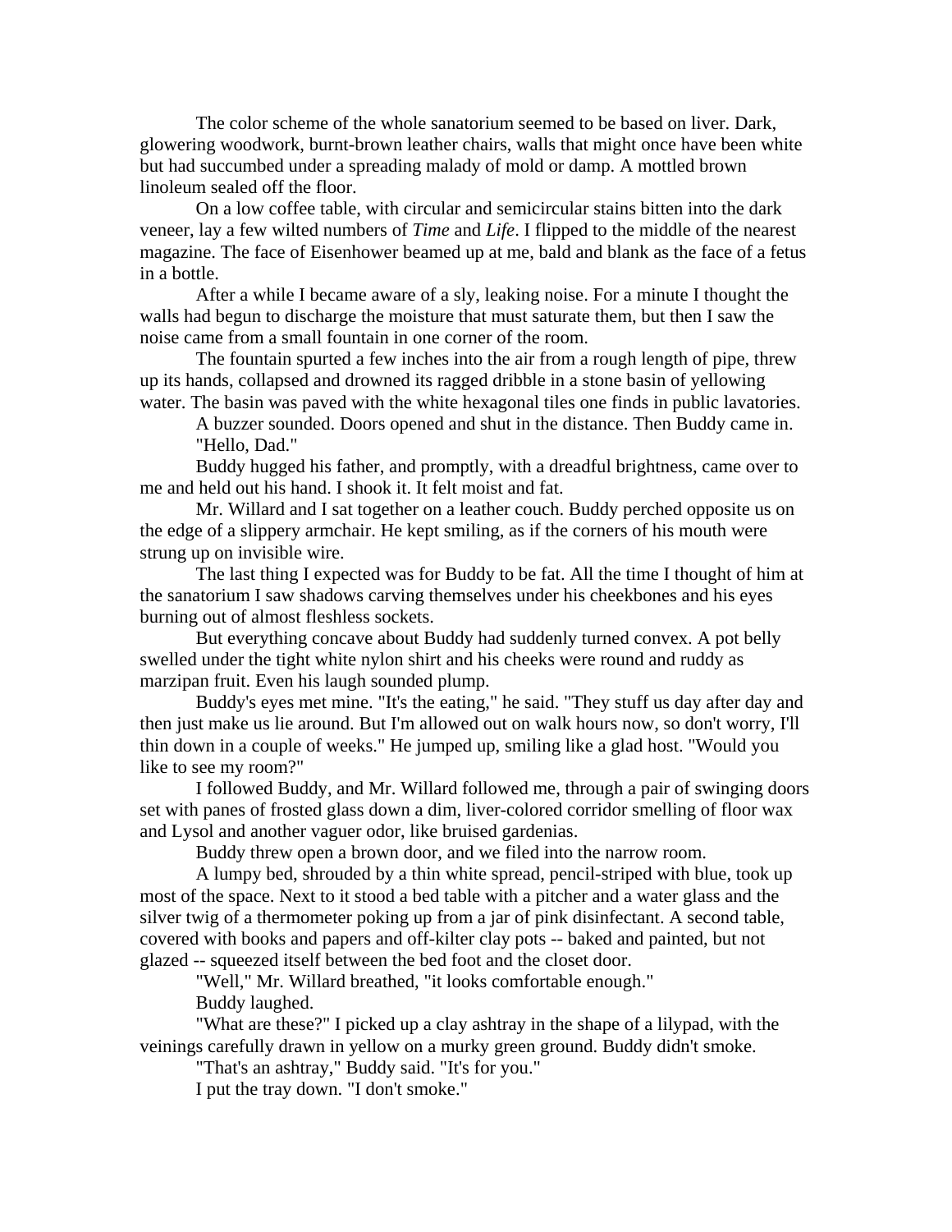The color scheme of the whole sanatorium seemed to be based on liver. Dark, glowering woodwork, burnt-brown leather chairs, walls that might once have been white but had succumbed under a spreading malady of mold or damp. A mottled brown linoleum sealed off the floor.

On a low coffee table, with circular and semicircular stains bitten into the dark veneer, lay a few wilted numbers of *Time* and *Life*. I flipped to the middle of the nearest magazine. The face of Eisenhower beamed up at me, bald and blank as the face of a fetus in a bottle.

After a while I became aware of a sly, leaking noise. For a minute I thought the walls had begun to discharge the moisture that must saturate them, but then I saw the noise came from a small fountain in one corner of the room.

The fountain spurted a few inches into the air from a rough length of pipe, threw up its hands, collapsed and drowned its ragged dribble in a stone basin of yellowing water. The basin was paved with the white hexagonal tiles one finds in public lavatories.

A buzzer sounded. Doors opened and shut in the distance. Then Buddy came in.

"Hello, Dad."

Buddy hugged his father, and promptly, with a dreadful brightness, came over to me and held out his hand. I shook it. It felt moist and fat.

Mr. Willard and I sat together on a leather couch. Buddy perched opposite us on the edge of a slippery armchair. He kept smiling, as if the corners of his mouth were strung up on invisible wire.

The last thing I expected was for Buddy to be fat. All the time I thought of him at the sanatorium I saw shadows carving themselves under his cheekbones and his eyes burning out of almost fleshless sockets.

But everything concave about Buddy had suddenly turned convex. A pot belly swelled under the tight white nylon shirt and his cheeks were round and ruddy as marzipan fruit. Even his laugh sounded plump.

Buddy's eyes met mine. "It's the eating," he said. "They stuff us day after day and then just make us lie around. But I'm allowed out on walk hours now, so don't worry, I'll thin down in a couple of weeks." He jumped up, smiling like a glad host. "Would you like to see my room?"

I followed Buddy, and Mr. Willard followed me, through a pair of swinging doors set with panes of frosted glass down a dim, liver-colored corridor smelling of floor wax and Lysol and another vaguer odor, like bruised gardenias.

Buddy threw open a brown door, and we filed into the narrow room.

A lumpy bed, shrouded by a thin white spread, pencil-striped with blue, took up most of the space. Next to it stood a bed table with a pitcher and a water glass and the silver twig of a thermometer poking up from a jar of pink disinfectant. A second table, covered with books and papers and off-kilter clay pots -- baked and painted, but not glazed -- squeezed itself between the bed foot and the closet door.

"Well," Mr. Willard breathed, "it looks comfortable enough."

Buddy laughed.

"What are these?" I picked up a clay ashtray in the shape of a lilypad, with the veinings carefully drawn in yellow on a murky green ground. Buddy didn't smoke.

"That's an ashtray," Buddy said. "It's for you."

I put the tray down. "I don't smoke."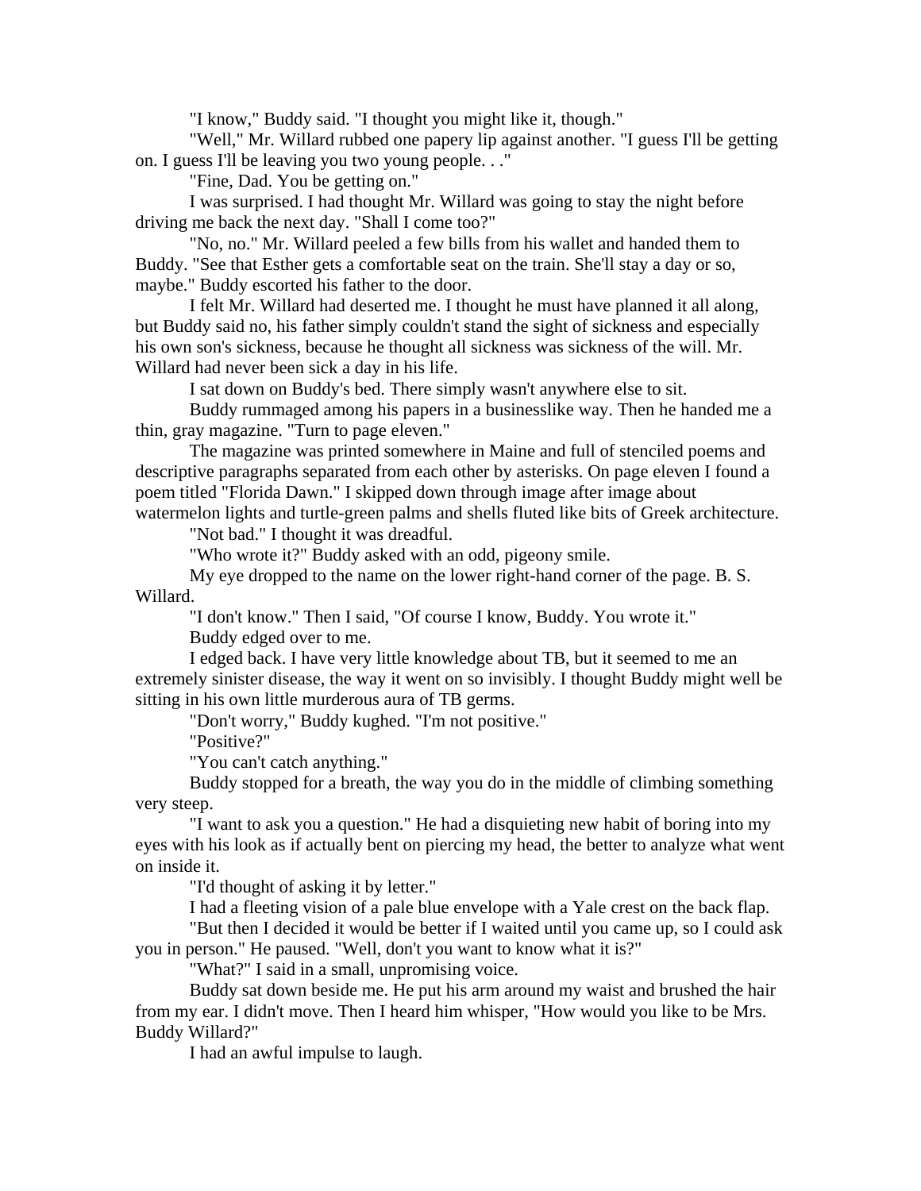"I know," Buddy said. "I thought you might like it, though."

"Well," Mr. Willard rubbed one papery lip against another. "I guess I'll be getting on. I guess I'll be leaving you two young people. . ."

"Fine, Dad. You be getting on."

I was surprised. I had thought Mr. Willard was going to stay the night before driving me back the next day. "Shall I come too?"

"No, no." Mr. Willard peeled a few bills from his wallet and handed them to Buddy. "See that Esther gets a comfortable seat on the train. She'll stay a day or so, maybe." Buddy escorted his father to the door.

I felt Mr. Willard had deserted me. I thought he must have planned it all along, but Buddy said no, his father simply couldn't stand the sight of sickness and especially his own son's sickness, because he thought all sickness was sickness of the will. Mr. Willard had never been sick a day in his life.

I sat down on Buddy's bed. There simply wasn't anywhere else to sit.

Buddy rummaged among his papers in a businesslike way. Then he handed me a thin, gray magazine. "Turn to page eleven."

The magazine was printed somewhere in Maine and full of stenciled poems and descriptive paragraphs separated from each other by asterisks. On page eleven I found a poem titled "Florida Dawn." I skipped down through image after image about watermelon lights and turtle-green palms and shells fluted like bits of Greek architecture.

"Not bad." I thought it was dreadful.

"Who wrote it?" Buddy asked with an odd, pigeony smile.

My eye dropped to the name on the lower right-hand corner of the page. B. S. Willard.

"I don't know." Then I said, "Of course I know, Buddy. You wrote it."

Buddy edged over to me.

I edged back. I have very little knowledge about TB, but it seemed to me an extremely sinister disease, the way it went on so invisibly. I thought Buddy might well be sitting in his own little murderous aura of TB germs.

"Don't worry," Buddy kughed. "I'm not positive."

"Positive?"

"You can't catch anything."

Buddy stopped for a breath, the way you do in the middle of climbing something very steep.

"I want to ask you a question." He had a disquieting new habit of boring into my eyes with his look as if actually bent on piercing my head, the better to analyze what went on inside it.

"I'd thought of asking it by letter."

I had a fleeting vision of a pale blue envelope with a Yale crest on the back flap.

"But then I decided it would be better if I waited until you came up, so I could ask you in person." He paused. "Well, don't you want to know what it is?"

"What?" I said in a small, unpromising voice.

Buddy sat down beside me. He put his arm around my waist and brushed the hair from my ear. I didn't move. Then I heard him whisper, "How would you like to be Mrs. Buddy Willard?"

I had an awful impulse to laugh.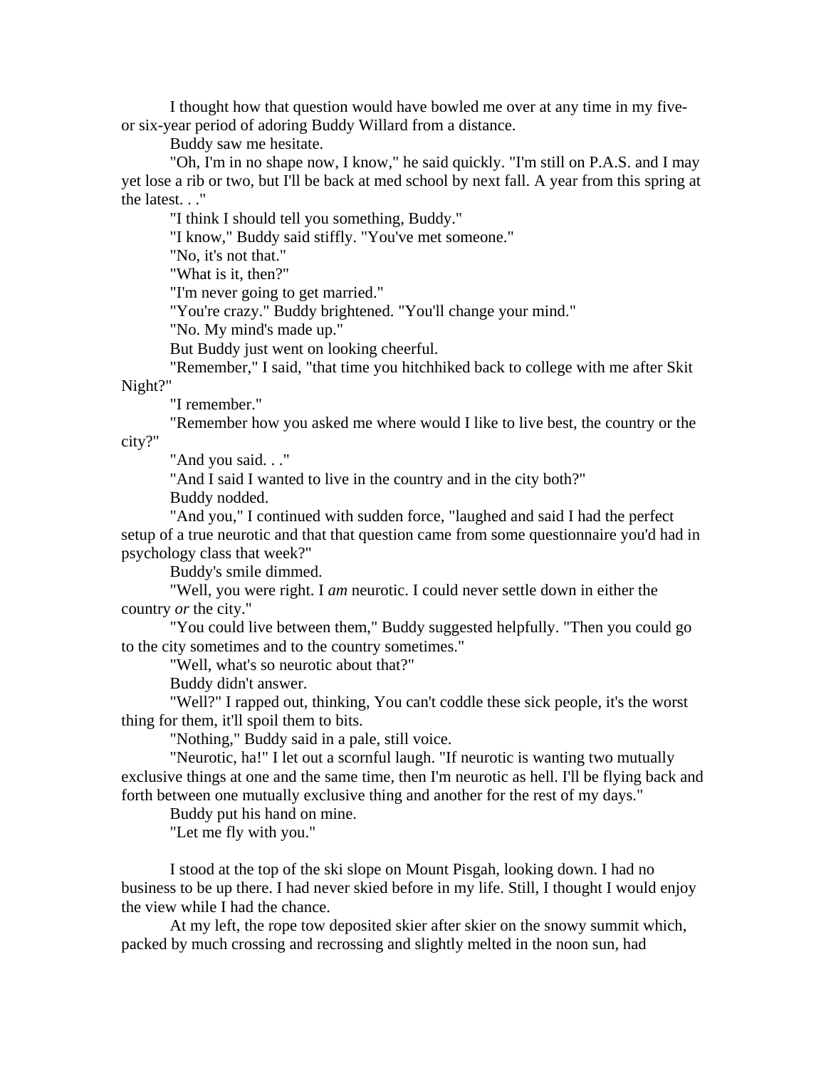I thought how that question would have bowled me over at any time in my five- or six-year period of adoring Buddy Willard from a distance.

Buddy saw me hesitate.

"Oh, I'm in no shape now, I know," he said quickly. "I'm still on P.A.S. and I may yet lose a rib or two, but I'll be back at med school by next fall. A year from this spring at the latest. . ."

"I think I should tell you something, Buddy."

"I know," Buddy said stiffly. "You've met someone."

"No, it's not that."

"What is it, then?"

"I'm never going to get married."

"You're crazy." Buddy brightened. "You'll change your mind."

"No. My mind's made up."

But Buddy just went on looking cheerful.

"Remember," I said, "that time you hitchhiked back to college with me after Skit Night?"

"I remember."

"Remember how you asked me where would I like to live best, the country or the city?"

"And you said. . ."

"And I said I wanted to live in the country and in the city both?"

Buddy nodded.

"And you," I continued with sudden force, "laughed and said I had the perfect setup of a true neurotic and that that question came from some questionnaire you'd had in psychology class that week?"

Buddy's smile dimmed.

"Well, you were right. I *am* neurotic. I could never settle down in either the country *or* the city."

"You could live between them," Buddy suggested helpfully. "Then you could go to the city sometimes and to the country sometimes."

"Well, what's so neurotic about that?"

Buddy didn't answer.

"Well?" I rapped out, thinking, You can't coddle these sick people, it's the worst thing for them, it'll spoil them to bits.

"Nothing," Buddy said in a pale, still voice.

"Neurotic, ha!" I let out a scornful laugh. "If neurotic is wanting two mutually exclusive things at one and the same time, then I'm neurotic as hell. I'll be flying back and forth between one mutually exclusive thing and another for the rest of my days."

Buddy put his hand on mine.

"Let me fly with you."

I stood at the top of the ski slope on Mount Pisgah, looking down. I had no business to be up there. I had never skied before in my life. Still, I thought I would enjoy the view while I had the chance.

At my left, the rope tow deposited skier after skier on the snowy summit which, packed by much crossing and recrossing and slightly melted in the noon sun, had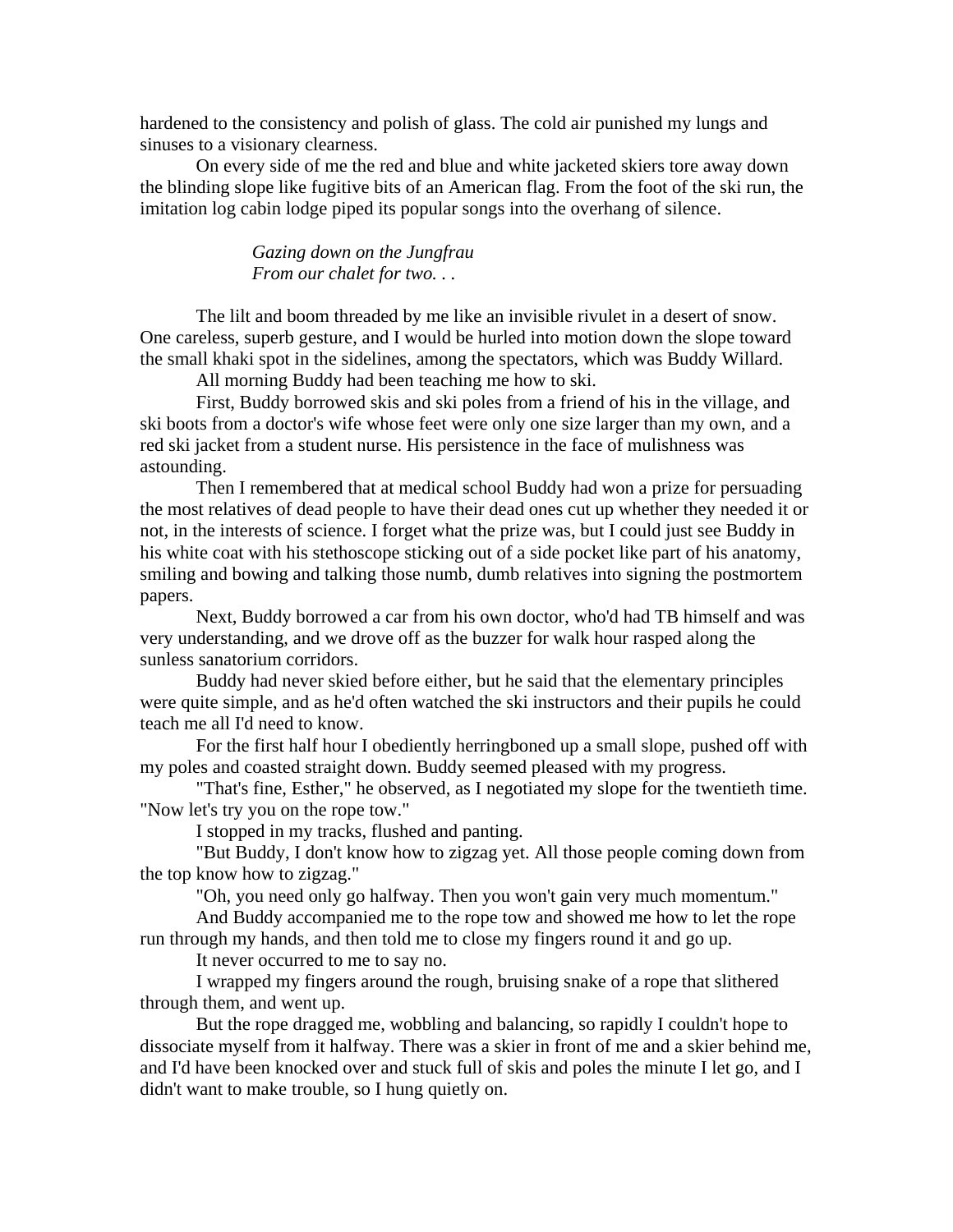hardened to the consistency and polish of glass. The cold air punished my lungs and sinuses to a visionary clearness.

On every side of me the red and blue and white jacketed skiers tore away down the blinding slope like fugitive bits of an American flag. From the foot of the ski run, the imitation log cabin lodge piped its popular songs into the overhang of silence.

*Gazing down on the Jungfrau*
*From our chalet for two. . .*

The lilt and boom threaded by me like an invisible rivulet in a desert of snow. One careless, superb gesture, and I would be hurled into motion down the slope toward the small khaki spot in the sidelines, among the spectators, which was Buddy Willard.

All morning Buddy had been teaching me how to ski.

First, Buddy borrowed skis and ski poles from a friend of his in the village, and ski boots from a doctor's wife whose feet were only one size larger than my own, and a red ski jacket from a student nurse. His persistence in the face of mulishness was astounding.

Then I remembered that at medical school Buddy had won a prize for persuading the most relatives of dead people to have their dead ones cut up whether they needed it or not, in the interests of science. I forget what the prize was, but I could just see Buddy in his white coat with his stethoscope sticking out of a side pocket like part of his anatomy, smiling and bowing and talking those numb, dumb relatives into signing the postmortem papers.

Next, Buddy borrowed a car from his own doctor, who'd had TB himself and was very understanding, and we drove off as the buzzer for walk hour rasped along the sunless sanatorium corridors.

Buddy had never skied before either, but he said that the elementary principles were quite simple, and as he'd often watched the ski instructors and their pupils he could teach me all I'd need to know.

For the first half hour I obediently herringboned up a small slope, pushed off with my poles and coasted straight down. Buddy seemed pleased with my progress.

"That's fine, Esther," he observed, as I negotiated my slope for the twentieth time. "Now let's try you on the rope tow."

I stopped in my tracks, flushed and panting.

"But Buddy, I don't know how to zigzag yet. All those people coming down from the top know how to zigzag."

"Oh, you need only go halfway. Then you won't gain very much momentum."

And Buddy accompanied me to the rope tow and showed me how to let the rope run through my hands, and then told me to close my fingers round it and go up.

It never occurred to me to say no.

I wrapped my fingers around the rough, bruising snake of a rope that slithered through them, and went up.

But the rope dragged me, wobbling and balancing, so rapidly I couldn't hope to dissociate myself from it halfway. There was a skier in front of me and a skier behind me, and I'd have been knocked over and stuck full of skis and poles the minute I let go, and I didn't want to make trouble, so I hung quietly on.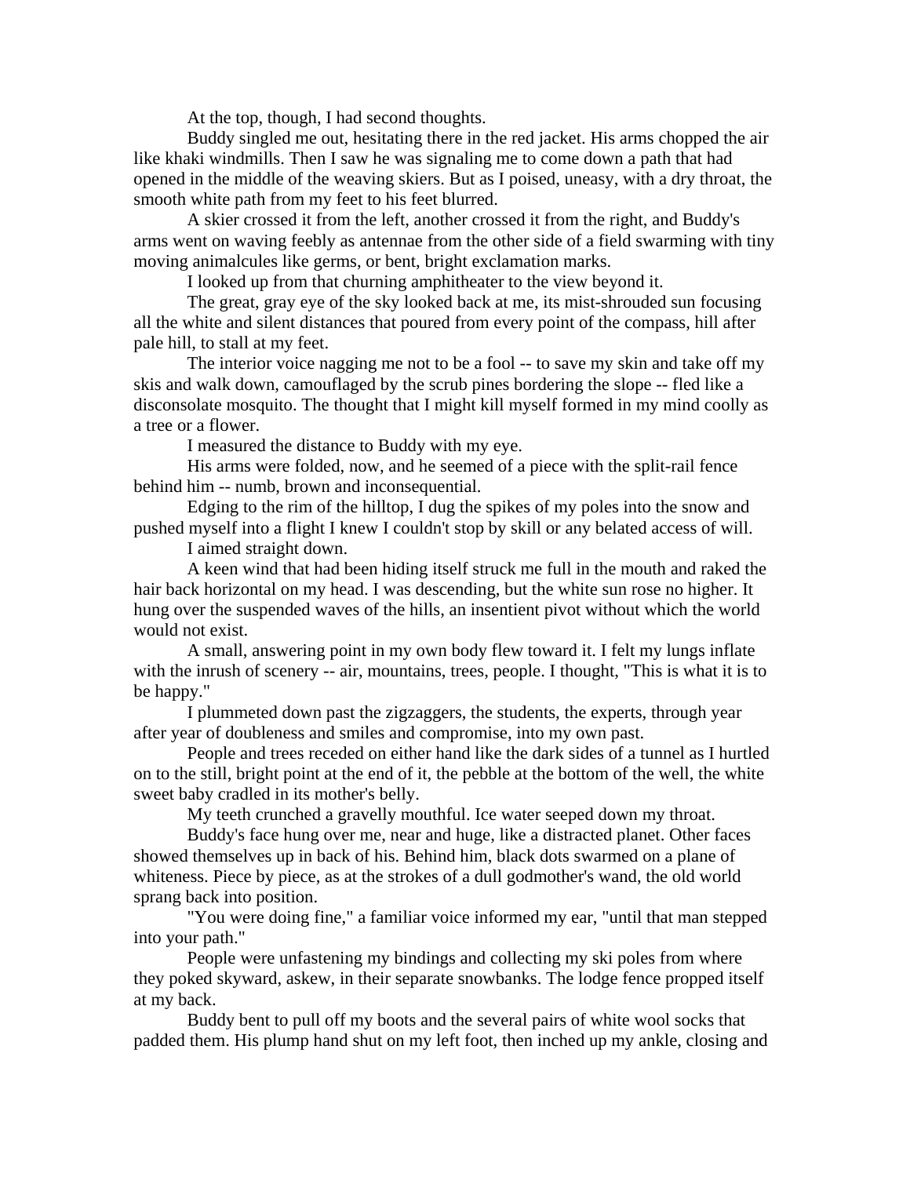At the top, though, I had second thoughts.

Buddy singled me out, hesitating there in the red jacket. His arms chopped the air like khaki windmills. Then I saw he was signaling me to come down a path that had opened in the middle of the weaving skiers. But as I poised, uneasy, with a dry throat, the smooth white path from my feet to his feet blurred.

A skier crossed it from the left, another crossed it from the right, and Buddy's arms went on waving feebly as antennae from the other side of a field swarming with tiny moving animalcules like germs, or bent, bright exclamation marks.

I looked up from that churning amphitheater to the view beyond it.

The great, gray eye of the sky looked back at me, its mist-shrouded sun focusing all the white and silent distances that poured from every point of the compass, hill after pale hill, to stall at my feet.

The interior voice nagging me not to be a fool -- to save my skin and take off my skis and walk down, camouflaged by the scrub pines bordering the slope -- fled like a disconsolate mosquito. The thought that I might kill myself formed in my mind coolly as a tree or a flower.

I measured the distance to Buddy with my eye.

His arms were folded, now, and he seemed of a piece with the split-rail fence behind him -- numb, brown and inconsequential.

Edging to the rim of the hilltop, I dug the spikes of my poles into the snow and pushed myself into a flight I knew I couldn't stop by skill or any belated access of will.

I aimed straight down.

A keen wind that had been hiding itself struck me full in the mouth and raked the hair back horizontal on my head. I was descending, but the white sun rose no higher. It hung over the suspended waves of the hills, an insentient pivot without which the world would not exist.

A small, answering point in my own body flew toward it. I felt my lungs inflate with the inrush of scenery -- air, mountains, trees, people. I thought, "This is what it is to be happy."

I plummeted down past the zigzaggers, the students, the experts, through year after year of doubleness and smiles and compromise, into my own past.

People and trees receded on either hand like the dark sides of a tunnel as I hurtled on to the still, bright point at the end of it, the pebble at the bottom of the well, the white sweet baby cradled in its mother's belly.

My teeth crunched a gravelly mouthful. Ice water seeped down my throat.

Buddy's face hung over me, near and huge, like a distracted planet. Other faces showed themselves up in back of his. Behind him, black dots swarmed on a plane of whiteness. Piece by piece, as at the strokes of a dull godmother's wand, the old world sprang back into position.

"You were doing fine," a familiar voice informed my ear, "until that man stepped into your path."

People were unfastening my bindings and collecting my ski poles from where they poked skyward, askew, in their separate snowbanks. The lodge fence propped itself at my back.

Buddy bent to pull off my boots and the several pairs of white wool socks that padded them. His plump hand shut on my left foot, then inched up my ankle, closing and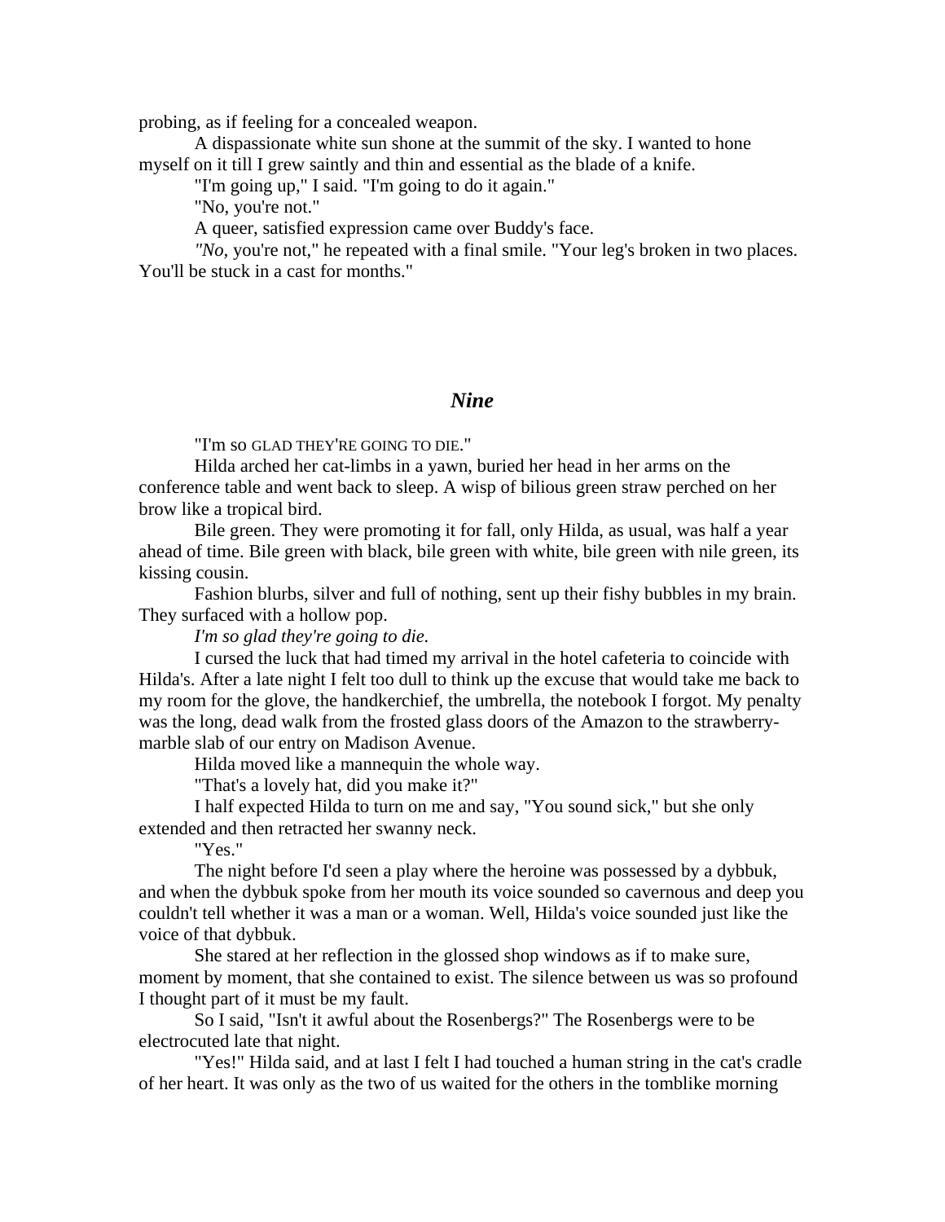probing, as if feeling for a concealed weapon.

A dispassionate white sun shone at the summit of the sky. I wanted to hone myself on it till I grew saintly and thin and essential as the blade of a knife.

"I'm going up," I said. "I'm going to do it again."

"No, you're not."

A queer, satisfied expression came over Buddy's face.

*"No,* you're not," he repeated with a final smile. "Your leg's broken in two places. You'll be stuck in a cast for months."

## *Nine*

"I'm so GLAD THEY'RE GOING TO DIE."

Hilda arched her cat-limbs in a yawn, buried her head in her arms on the conference table and went back to sleep. A wisp of bilious green straw perched on her brow like a tropical bird.

Bile green. They were promoting it for fall, only Hilda, as usual, was half a year ahead of time. Bile green with black, bile green with white, bile green with nile green, its kissing cousin.

Fashion blurbs, silver and full of nothing, sent up their fishy bubbles in my brain. They surfaced with a hollow pop.

*I'm so glad they're going to die.*

I cursed the luck that had timed my arrival in the hotel cafeteria to coincide with Hilda's. After a late night I felt too dull to think up the excuse that would take me back to my room for the glove, the handkerchief, the umbrella, the notebook I forgot. My penalty was the long, dead walk from the frosted glass doors of the Amazon to the strawberry-marble slab of our entry on Madison Avenue.

Hilda moved like a mannequin the whole way.

"That's a lovely hat, did you make it?"

I half expected Hilda to turn on me and say, "You sound sick," but she only extended and then retracted her swanny neck.

"Yes."

The night before I'd seen a play where the heroine was possessed by a dybbuk, and when the dybbuk spoke from her mouth its voice sounded so cavernous and deep you couldn't tell whether it was a man or a woman. Well, Hilda's voice sounded just like the voice of that dybbuk.

She stared at her reflection in the glossed shop windows as if to make sure, moment by moment, that she contained to exist. The silence between us was so profound I thought part of it must be my fault.

So I said, "Isn't it awful about the Rosenbergs?" The Rosenbergs were to be electrocuted late that night.

"Yes!" Hilda said, and at last I felt I had touched a human string in the cat's cradle of her heart. It was only as the two of us waited for the others in the tomblike morning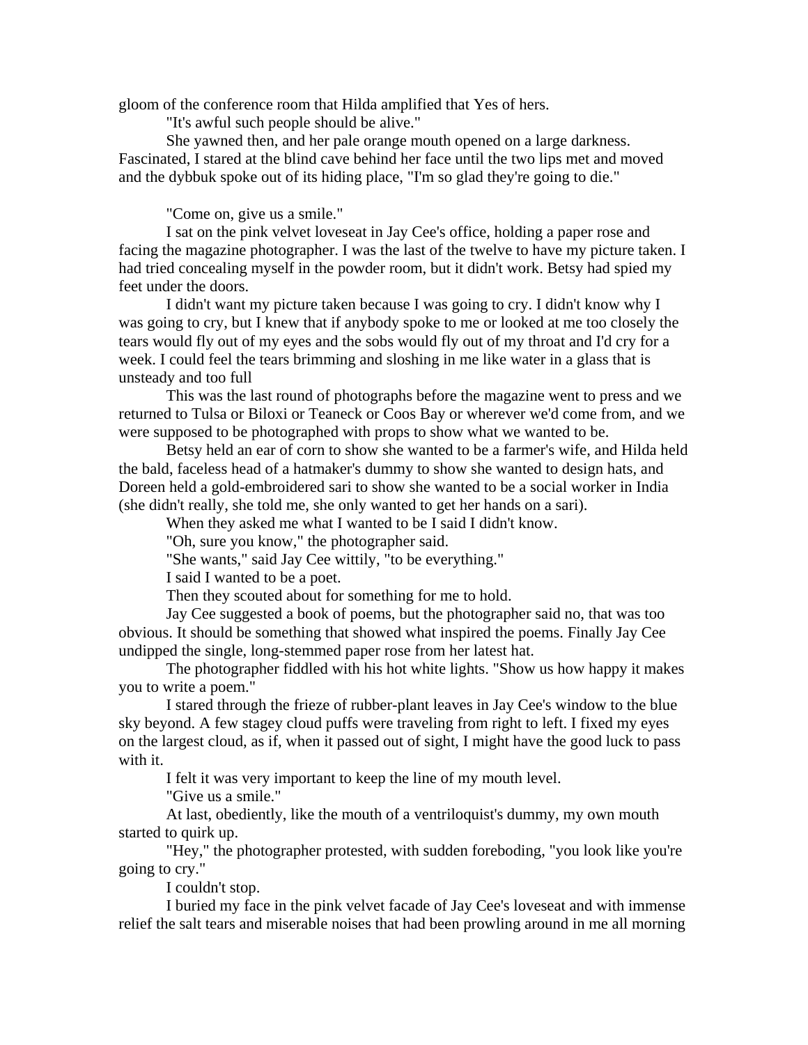gloom of the conference room that Hilda amplified that Yes of hers.

"It's awful such people should be alive."

She yawned then, and her pale orange mouth opened on a large darkness. Fascinated, I stared at the blind cave behind her face until the two lips met and moved and the dybbuk spoke out of its hiding place, "I'm so glad they're going to die."

"Come on, give us a smile."

I sat on the pink velvet loveseat in Jay Cee's office, holding a paper rose and facing the magazine photographer. I was the last of the twelve to have my picture taken. I had tried concealing myself in the powder room, but it didn't work. Betsy had spied my feet under the doors.

I didn't want my picture taken because I was going to cry. I didn't know why I was going to cry, but I knew that if anybody spoke to me or looked at me too closely the tears would fly out of my eyes and the sobs would fly out of my throat and I'd cry for a week. I could feel the tears brimming and sloshing in me like water in a glass that is unsteady and too full

This was the last round of photographs before the magazine went to press and we returned to Tulsa or Biloxi or Teaneck or Coos Bay or wherever we'd come from, and we were supposed to be photographed with props to show what we wanted to be.

Betsy held an ear of corn to show she wanted to be a farmer's wife, and Hilda held the bald, faceless head of a hatmaker's dummy to show she wanted to design hats, and Doreen held a gold-embroidered sari to show she wanted to be a social worker in India (she didn't really, she told me, she only wanted to get her hands on a sari).

When they asked me what I wanted to be I said I didn't know.

"Oh, sure you know," the photographer said.

"She wants," said Jay Cee wittily, "to be everything."

I said I wanted to be a poet.

Then they scouted about for something for me to hold.

Jay Cee suggested a book of poems, but the photographer said no, that was too obvious. It should be something that showed what inspired the poems. Finally Jay Cee undipped the single, long-stemmed paper rose from her latest hat.

The photographer fiddled with his hot white lights. "Show us how happy it makes you to write a poem."

I stared through the frieze of rubber-plant leaves in Jay Cee's window to the blue sky beyond. A few stagey cloud puffs were traveling from right to left. I fixed my eyes on the largest cloud, as if, when it passed out of sight, I might have the good luck to pass with it.

I felt it was very important to keep the line of my mouth level.

"Give us a smile."

At last, obediently, like the mouth of a ventriloquist's dummy, my own mouth started to quirk up.

"Hey," the photographer protested, with sudden foreboding, "you look like you're going to cry."

I couldn't stop.

I buried my face in the pink velvet facade of Jay Cee's loveseat and with immense relief the salt tears and miserable noises that had been prowling around in me all morning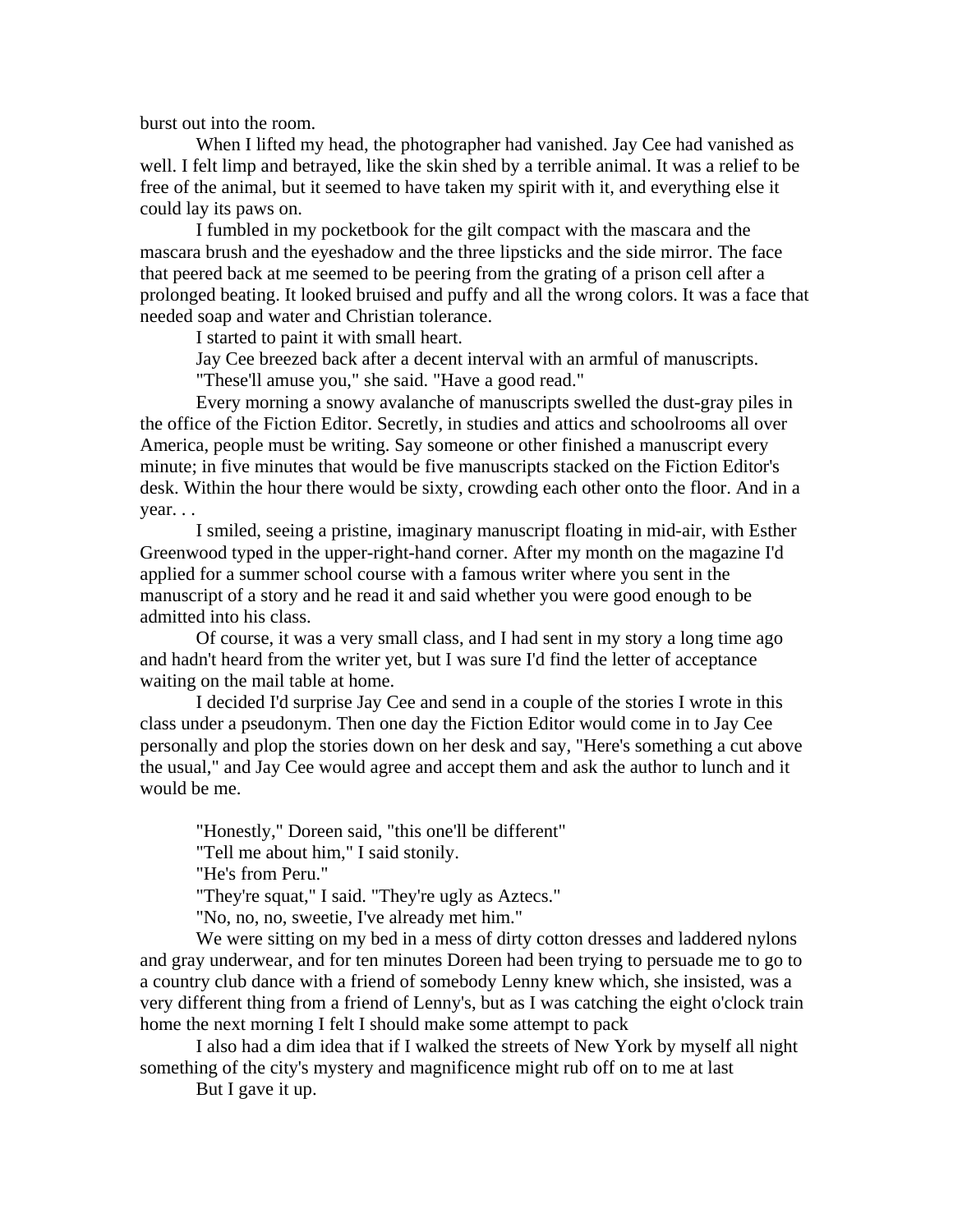burst out into the room.

When I lifted my head, the photographer had vanished. Jay Cee had vanished as well. I felt limp and betrayed, like the skin shed by a terrible animal. It was a relief to be free of the animal, but it seemed to have taken my spirit with it, and everything else it could lay its paws on.

I fumbled in my pocketbook for the gilt compact with the mascara and the mascara brush and the eyeshadow and the three lipsticks and the side mirror. The face that peered back at me seemed to be peering from the grating of a prison cell after a prolonged beating. It looked bruised and puffy and all the wrong colors. It was a face that needed soap and water and Christian tolerance.

I started to paint it with small heart.

Jay Cee breezed back after a decent interval with an armful of manuscripts.

"These'll amuse you," she said. "Have a good read."

Every morning a snowy avalanche of manuscripts swelled the dust-gray piles in the office of the Fiction Editor. Secretly, in studies and attics and schoolrooms all over America, people must be writing. Say someone or other finished a manuscript every minute; in five minutes that would be five manuscripts stacked on the Fiction Editor's desk. Within the hour there would be sixty, crowding each other onto the floor. And in a year. . .

I smiled, seeing a pristine, imaginary manuscript floating in mid-air, with Esther Greenwood typed in the upper-right-hand corner. After my month on the magazine I'd applied for a summer school course with a famous writer where you sent in the manuscript of a story and he read it and said whether you were good enough to be admitted into his class.

Of course, it was a very small class, and I had sent in my story a long time ago and hadn't heard from the writer yet, but I was sure I'd find the letter of acceptance waiting on the mail table at home.

I decided I'd surprise Jay Cee and send in a couple of the stories I wrote in this class under a pseudonym. Then one day the Fiction Editor would come in to Jay Cee personally and plop the stories down on her desk and say, "Here's something a cut above the usual," and Jay Cee would agree and accept them and ask the author to lunch and it would be me.

"Honestly," Doreen said, "this one'll be different"

"Tell me about him," I said stonily.

"He's from Peru."

"They're squat," I said. "They're ugly as Aztecs."

"No, no, no, sweetie, I've already met him."

We were sitting on my bed in a mess of dirty cotton dresses and laddered nylons and gray underwear, and for ten minutes Doreen had been trying to persuade me to go to a country club dance with a friend of somebody Lenny knew which, she insisted, was a very different thing from a friend of Lenny's, but as I was catching the eight o'clock train home the next morning I felt I should make some attempt to pack

I also had a dim idea that if I walked the streets of New York by myself all night something of the city's mystery and magnificence might rub off on to me at last

But I gave it up.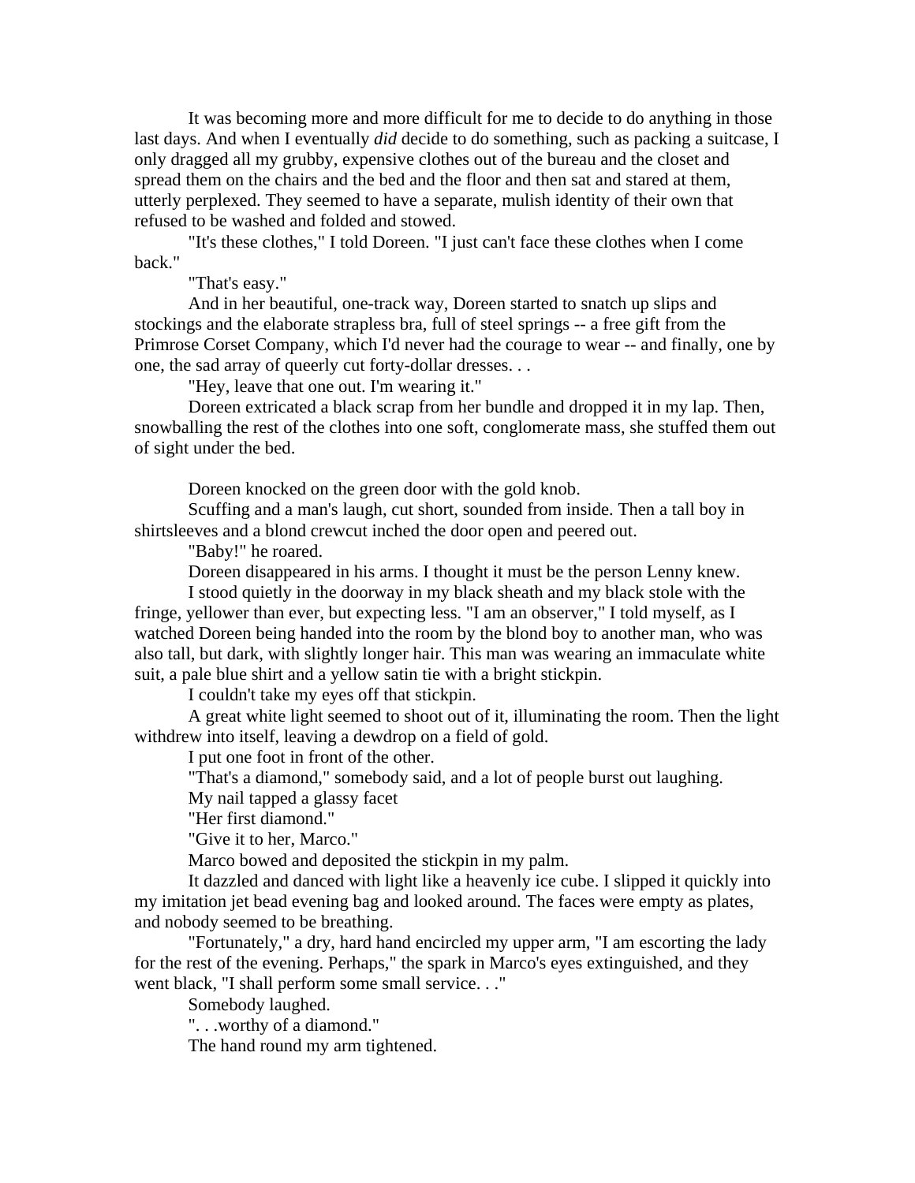It was becoming more and more difficult for me to decide to do anything in those last days. And when I eventually *did* decide to do something, such as packing a suitcase, I only dragged all my grubby, expensive clothes out of the bureau and the closet and spread them on the chairs and the bed and the floor and then sat and stared at them, utterly perplexed. They seemed to have a separate, mulish identity of their own that refused to be washed and folded and stowed.

"It's these clothes," I told Doreen. "I just can't face these clothes when I come back."

"That's easy."

And in her beautiful, one-track way, Doreen started to snatch up slips and stockings and the elaborate strapless bra, full of steel springs -- a free gift from the Primrose Corset Company, which I'd never had the courage to wear -- and finally, one by one, the sad array of queerly cut forty-dollar dresses. . .

"Hey, leave that one out. I'm wearing it."

Doreen extricated a black scrap from her bundle and dropped it in my lap. Then, snowballing the rest of the clothes into one soft, conglomerate mass, she stuffed them out of sight under the bed.

Doreen knocked on the green door with the gold knob.

Scuffing and a man's laugh, cut short, sounded from inside. Then a tall boy in shirtsleeves and a blond crewcut inched the door open and peered out.

"Baby!" he roared.

Doreen disappeared in his arms. I thought it must be the person Lenny knew.

I stood quietly in the doorway in my black sheath and my black stole with the fringe, yellower than ever, but expecting less. "I am an observer," I told myself, as I watched Doreen being handed into the room by the blond boy to another man, who was also tall, but dark, with slightly longer hair. This man was wearing an immaculate white suit, a pale blue shirt and a yellow satin tie with a bright stickpin.

I couldn't take my eyes off that stickpin.

A great white light seemed to shoot out of it, illuminating the room. Then the light withdrew into itself, leaving a dewdrop on a field of gold.

I put one foot in front of the other.

"That's a diamond," somebody said, and a lot of people burst out laughing.

My nail tapped a glassy facet

"Her first diamond."

"Give it to her, Marco."

Marco bowed and deposited the stickpin in my palm.

It dazzled and danced with light like a heavenly ice cube. I slipped it quickly into my imitation jet bead evening bag and looked around. The faces were empty as plates, and nobody seemed to be breathing.

"Fortunately," a dry, hard hand encircled my upper arm, "I am escorting the lady for the rest of the evening. Perhaps," the spark in Marco's eyes extinguished, and they went black, "I shall perform some small service. . ."

Somebody laughed.

". . .worthy of a diamond."

The hand round my arm tightened.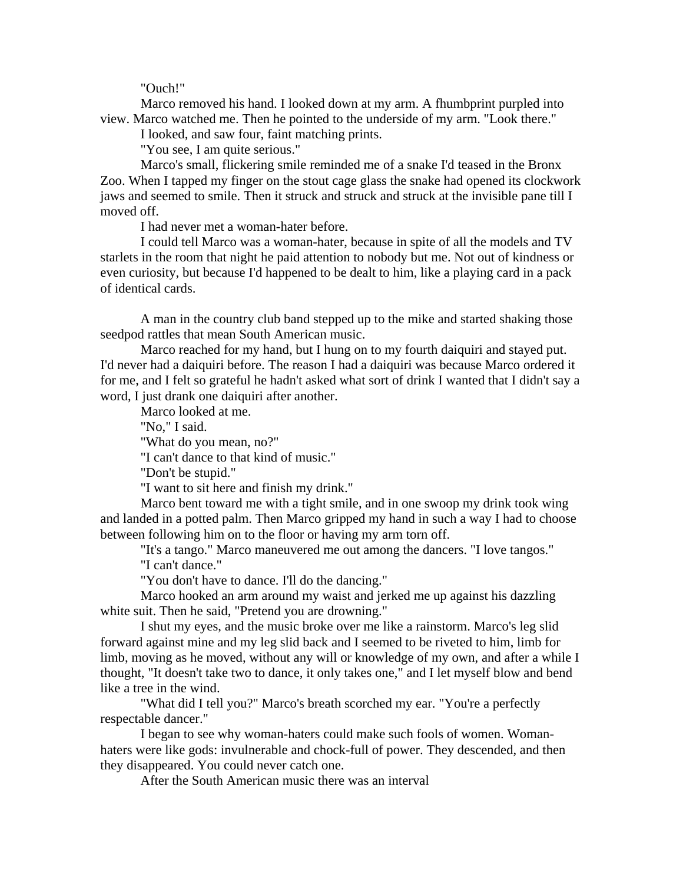"Ouch!"

Marco removed his hand. I looked down at my arm. A fhumbprint purpled into view. Marco watched me. Then he pointed to the underside of my arm. "Look there."

I looked, and saw four, faint matching prints.

"You see, I am quite serious."

Marco's small, flickering smile reminded me of a snake I'd teased in the Bronx Zoo. When I tapped my finger on the stout cage glass the snake had opened its clockwork jaws and seemed to smile. Then it struck and struck and struck at the invisible pane till I moved off.

I had never met a woman-hater before.

I could tell Marco was a woman-hater, because in spite of all the models and TV starlets in the room that night he paid attention to nobody but me. Not out of kindness or even curiosity, but because I'd happened to be dealt to him, like a playing card in a pack of identical cards.

A man in the country club band stepped up to the mike and started shaking those seedpod rattles that mean South American music.

Marco reached for my hand, but I hung on to my fourth daiquiri and stayed put. I'd never had a daiquiri before. The reason I had a daiquiri was because Marco ordered it for me, and I felt so grateful he hadn't asked what sort of drink I wanted that I didn't say a word, I just drank one daiquiri after another.

Marco looked at me.

"No," I said.

"What do you mean, no?"

"I can't dance to that kind of music."

"Don't be stupid."

"I want to sit here and finish my drink."

Marco bent toward me with a tight smile, and in one swoop my drink took wing and landed in a potted palm. Then Marco gripped my hand in such a way I had to choose between following him on to the floor or having my arm torn off.

"It's a tango." Marco maneuvered me out among the dancers. "I love tangos."

"I can't dance."

"You don't have to dance. I'll do the dancing."

Marco hooked an arm around my waist and jerked me up against his dazzling white suit. Then he said, "Pretend you are drowning."

I shut my eyes, and the music broke over me like a rainstorm. Marco's leg slid forward against mine and my leg slid back and I seemed to be riveted to him, limb for limb, moving as he moved, without any will or knowledge of my own, and after a while I thought, "It doesn't take two to dance, it only takes one," and I let myself blow and bend like a tree in the wind.

"What did I tell you?" Marco's breath scorched my ear. "You're a perfectly respectable dancer."

I began to see why woman-haters could make such fools of women. Woman-haters were like gods: invulnerable and chock-full of power. They descended, and then they disappeared. You could never catch one.

After the South American music there was an interval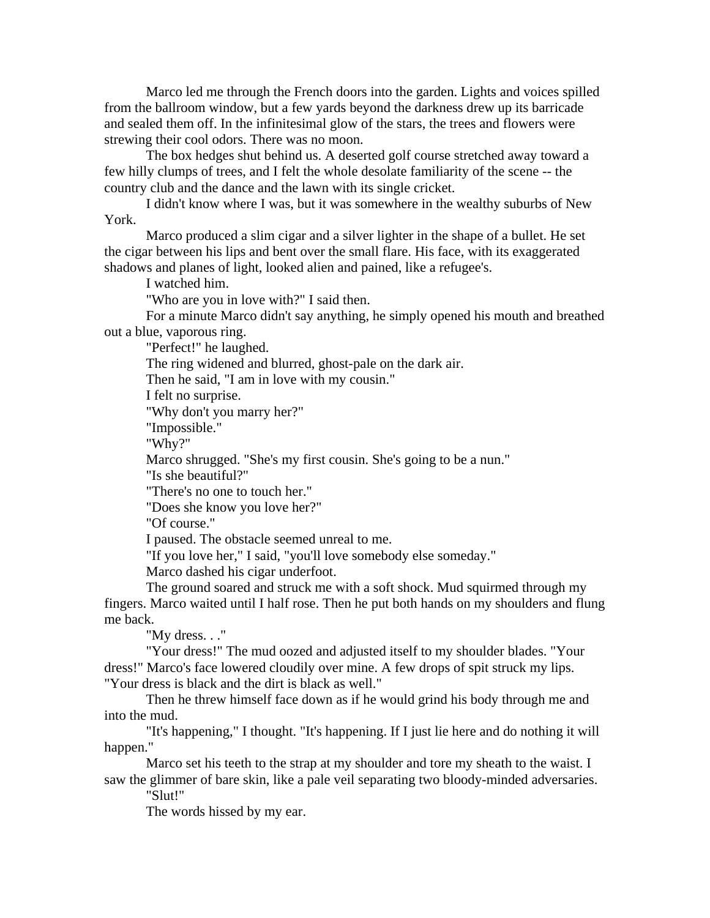Marco led me through the French doors into the garden. Lights and voices spilled from the ballroom window, but a few yards beyond the darkness drew up its barricade and sealed them off. In the infinitesimal glow of the stars, the trees and flowers were strewing their cool odors. There was no moon.

The box hedges shut behind us. A deserted golf course stretched away toward a few hilly clumps of trees, and I felt the whole desolate familiarity of the scene -- the country club and the dance and the lawn with its single cricket.

I didn't know where I was, but it was somewhere in the wealthy suburbs of New York.

Marco produced a slim cigar and a silver lighter in the shape of a bullet. He set the cigar between his lips and bent over the small flare. His face, with its exaggerated shadows and planes of light, looked alien and pained, like a refugee's.

I watched him.

"Who are you in love with?" I said then.

For a minute Marco didn't say anything, he simply opened his mouth and breathed out a blue, vaporous ring.

"Perfect!" he laughed.

The ring widened and blurred, ghost-pale on the dark air.

Then he said, "I am in love with my cousin."

I felt no surprise.

"Why don't you marry her?"

"Impossible."

"Why?"

Marco shrugged. "She's my first cousin. She's going to be a nun."

"Is she beautiful?"

"There's no one to touch her."

"Does she know you love her?"

"Of course."

I paused. The obstacle seemed unreal to me.

"If you love her," I said, "you'll love somebody else someday."

Marco dashed his cigar underfoot.

The ground soared and struck me with a soft shock. Mud squirmed through my fingers. Marco waited until I half rose. Then he put both hands on my shoulders and flung me back.

"My dress. . ."

"Your dress!" The mud oozed and adjusted itself to my shoulder blades. "Your dress!" Marco's face lowered cloudily over mine. A few drops of spit struck my lips. "Your dress is black and the dirt is black as well."

Then he threw himself face down as if he would grind his body through me and into the mud.

"It's happening," I thought. "It's happening. If I just lie here and do nothing it will happen."

Marco set his teeth to the strap at my shoulder and tore my sheath to the waist. I saw the glimmer of bare skin, like a pale veil separating two bloody-minded adversaries.

"Slut!"

The words hissed by my ear.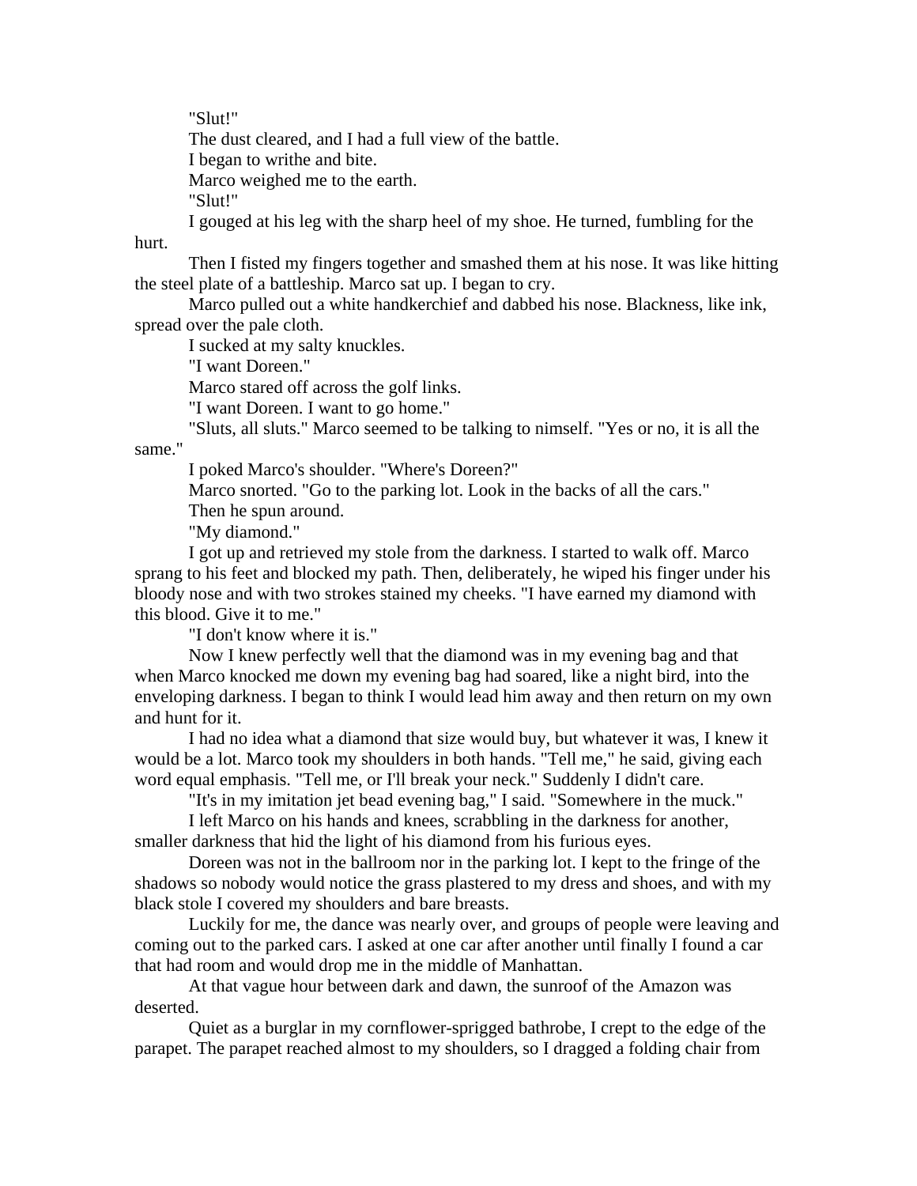"Slut!"

The dust cleared, and I had a full view of the battle.

I began to writhe and bite.

Marco weighed me to the earth.

"Slut!"

I gouged at his leg with the sharp heel of my shoe. He turned, fumbling for the hurt.

Then I fisted my fingers together and smashed them at his nose. It was like hitting the steel plate of a battleship. Marco sat up. I began to cry.

Marco pulled out a white handkerchief and dabbed his nose. Blackness, like ink, spread over the pale cloth.

I sucked at my salty knuckles.

"I want Doreen."

Marco stared off across the golf links.

"I want Doreen. I want to go home."

"Sluts, all sluts." Marco seemed to be talking to nimself. "Yes or no, it is all the same."

I poked Marco's shoulder. "Where's Doreen?"

Marco snorted. "Go to the parking lot. Look in the backs of all the cars."

Then he spun around.

"My diamond."

I got up and retrieved my stole from the darkness. I started to walk off. Marco sprang to his feet and blocked my path. Then, deliberately, he wiped his finger under his bloody nose and with two strokes stained my cheeks. "I have earned my diamond with this blood. Give it to me."

"I don't know where it is."

Now I knew perfectly well that the diamond was in my evening bag and that when Marco knocked me down my evening bag had soared, like a night bird, into the enveloping darkness. I began to think I would lead him away and then return on my own and hunt for it.

I had no idea what a diamond that size would buy, but whatever it was, I knew it would be a lot. Marco took my shoulders in both hands. "Tell me," he said, giving each word equal emphasis. "Tell me, or I'll break your neck." Suddenly I didn't care.

"It's in my imitation jet bead evening bag," I said. "Somewhere in the muck."

I left Marco on his hands and knees, scrabbling in the darkness for another, smaller darkness that hid the light of his diamond from his furious eyes.

Doreen was not in the ballroom nor in the parking lot. I kept to the fringe of the shadows so nobody would notice the grass plastered to my dress and shoes, and with my black stole I covered my shoulders and bare breasts.

Luckily for me, the dance was nearly over, and groups of people were leaving and coming out to the parked cars. I asked at one car after another until finally I found a car that had room and would drop me in the middle of Manhattan.

At that vague hour between dark and dawn, the sunroof of the Amazon was deserted.

Quiet as a burglar in my cornflower-sprigged bathrobe, I crept to the edge of the parapet. The parapet reached almost to my shoulders, so I dragged a folding chair from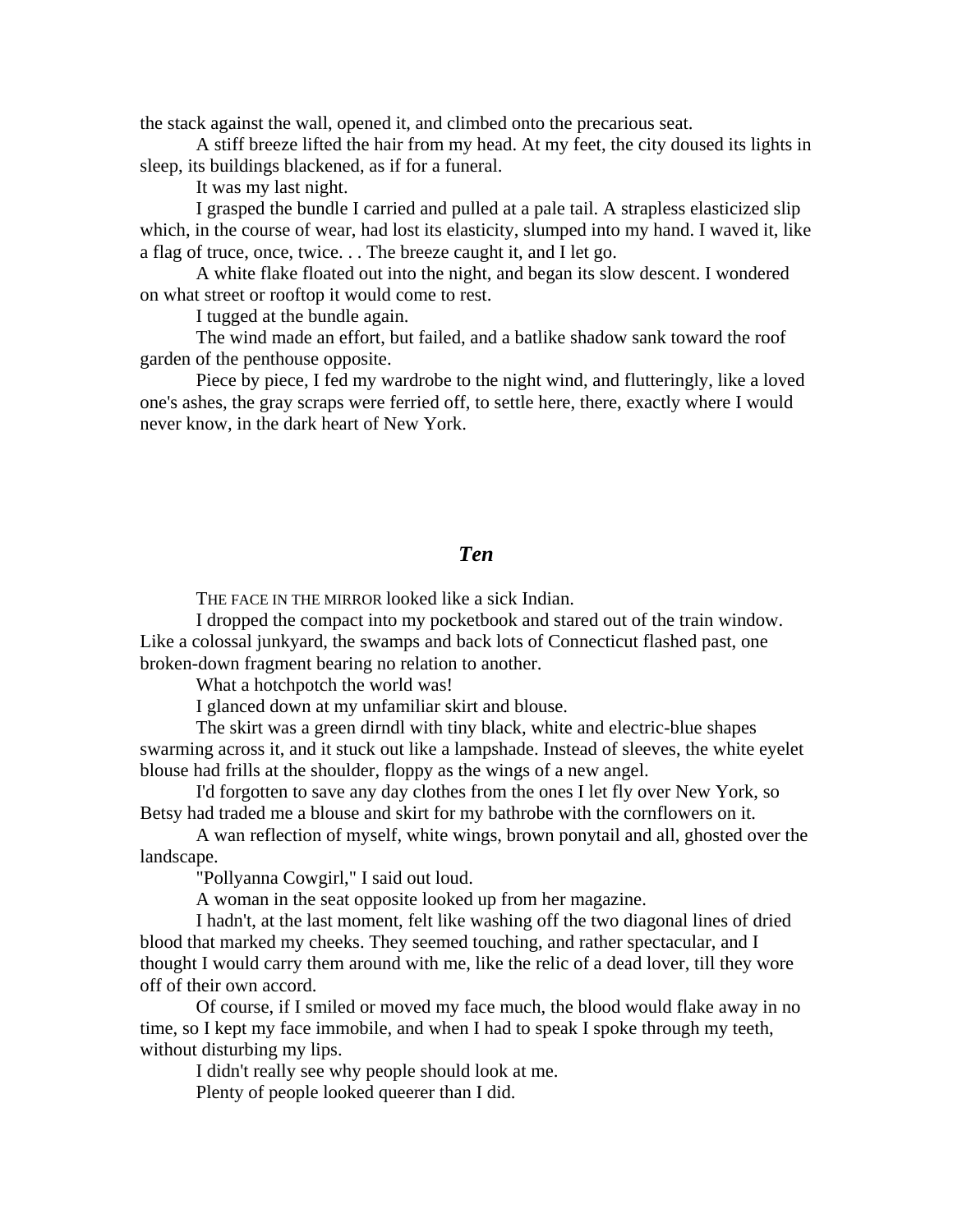the stack against the wall, opened it, and climbed onto the precarious seat.

A stiff breeze lifted the hair from my head. At my feet, the city doused its lights in sleep, its buildings blackened, as if for a funeral.

It was my last night.

I grasped the bundle I carried and pulled at a pale tail. A strapless elasticized slip which, in the course of wear, had lost its elasticity, slumped into my hand. I waved it, like a flag of truce, once, twice. . . The breeze caught it, and I let go.

A white flake floated out into the night, and began its slow descent. I wondered on what street or rooftop it would come to rest.

I tugged at the bundle again.

The wind made an effort, but failed, and a batlike shadow sank toward the roof garden of the penthouse opposite.

Piece by piece, I fed my wardrobe to the night wind, and flutteringly, like a loved one's ashes, the gray scraps were ferried off, to settle here, there, exactly where I would never know, in the dark heart of New York.

## *Ten*

THE FACE IN THE MIRROR looked like a sick Indian.

I dropped the compact into my pocketbook and stared out of the train window. Like a colossal junkyard, the swamps and back lots of Connecticut flashed past, one broken-down fragment bearing no relation to another.

What a hotchpotch the world was!

I glanced down at my unfamiliar skirt and blouse.

The skirt was a green dirndl with tiny black, white and electric-blue shapes swarming across it, and it stuck out like a lampshade. Instead of sleeves, the white eyelet blouse had frills at the shoulder, floppy as the wings of a new angel.

I'd forgotten to save any day clothes from the ones I let fly over New York, so Betsy had traded me a blouse and skirt for my bathrobe with the cornflowers on it.

A wan reflection of myself, white wings, brown ponytail and all, ghosted over the landscape.

"Pollyanna Cowgirl," I said out loud.

A woman in the seat opposite looked up from her magazine.

I hadn't, at the last moment, felt like washing off the two diagonal lines of dried blood that marked my cheeks. They seemed touching, and rather spectacular, and I thought I would carry them around with me, like the relic of a dead lover, till they wore off of their own accord.

Of course, if I smiled or moved my face much, the blood would flake away in no time, so I kept my face immobile, and when I had to speak I spoke through my teeth, without disturbing my lips.

I didn't really see why people should look at me.

Plenty of people looked queerer than I did.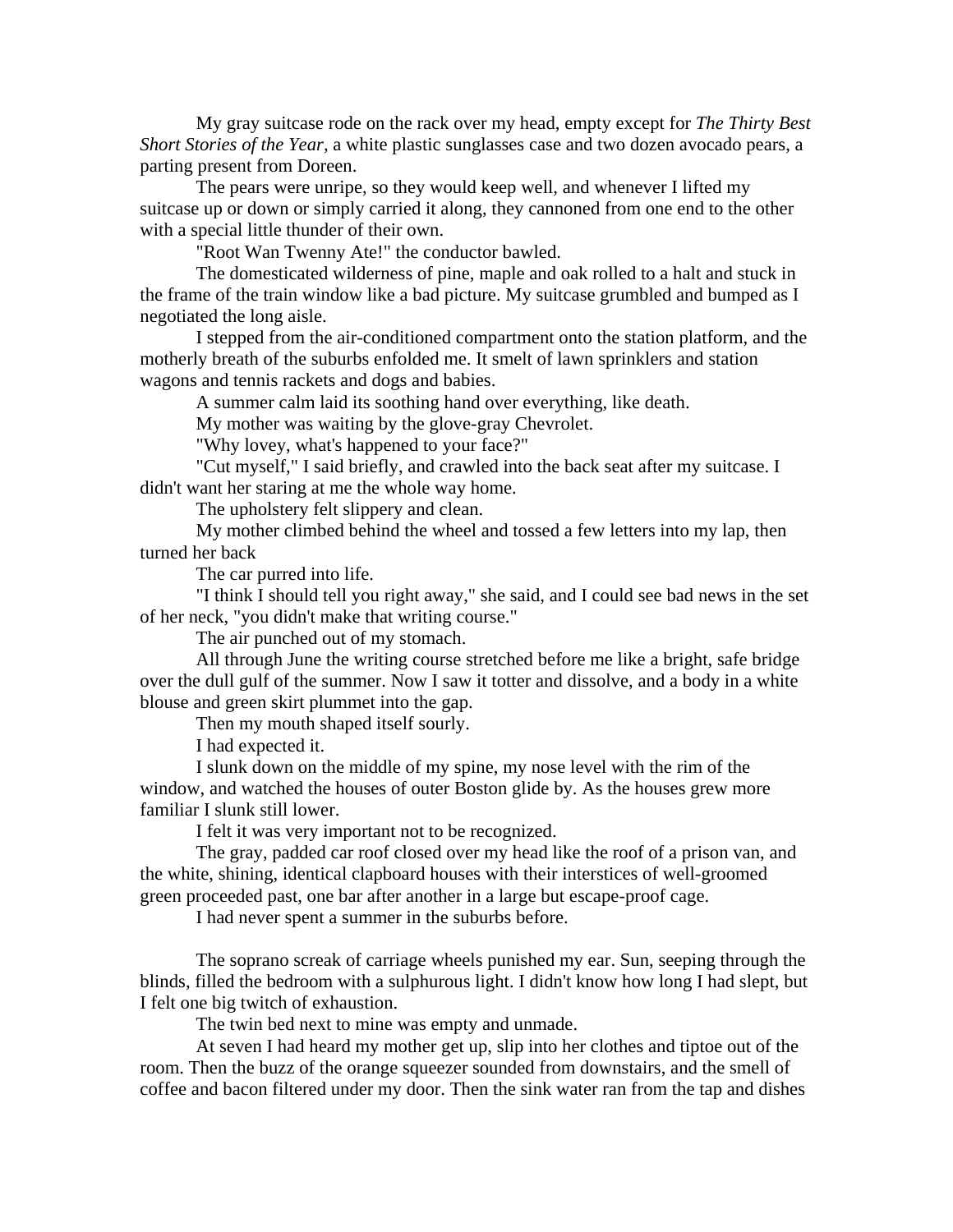My gray suitcase rode on the rack over my head, empty except for *The Thirty Best Short Stories of the Year,* a white plastic sunglasses case and two dozen avocado pears, a parting present from Doreen.

The pears were unripe, so they would keep well, and whenever I lifted my suitcase up or down or simply carried it along, they cannoned from one end to the other with a special little thunder of their own.

"Root Wan Twenny Ate!" the conductor bawled.

The domesticated wilderness of pine, maple and oak rolled to a halt and stuck in the frame of the train window like a bad picture. My suitcase grumbled and bumped as I negotiated the long aisle.

I stepped from the air-conditioned compartment onto the station platform, and the motherly breath of the suburbs enfolded me. It smelt of lawn sprinklers and station wagons and tennis rackets and dogs and babies.

A summer calm laid its soothing hand over everything, like death.

My mother was waiting by the glove-gray Chevrolet.

"Why lovey, what's happened to your face?"

"Cut myself," I said briefly, and crawled into the back seat after my suitcase. I didn't want her staring at me the whole way home.

The upholstery felt slippery and clean.

My mother climbed behind the wheel and tossed a few letters into my lap, then turned her back

The car purred into life.

"I think I should tell you right away," she said, and I could see bad news in the set of her neck, "you didn't make that writing course."

The air punched out of my stomach.

All through June the writing course stretched before me like a bright, safe bridge over the dull gulf of the summer. Now I saw it totter and dissolve, and a body in a white blouse and green skirt plummet into the gap.

Then my mouth shaped itself sourly.

I had expected it.

I slunk down on the middle of my spine, my nose level with the rim of the window, and watched the houses of outer Boston glide by. As the houses grew more familiar I slunk still lower.

I felt it was very important not to be recognized.

The gray, padded car roof closed over my head like the roof of a prison van, and the white, shining, identical clapboard houses with their interstices of well-groomed green proceeded past, one bar after another in a large but escape-proof cage.

I had never spent a summer in the suburbs before.

The soprano screak of carriage wheels punished my ear. Sun, seeping through the blinds, filled the bedroom with a sulphurous light. I didn't know how long I had slept, but I felt one big twitch of exhaustion.

The twin bed next to mine was empty and unmade.

At seven I had heard my mother get up, slip into her clothes and tiptoe out of the room. Then the buzz of the orange squeezer sounded from downstairs, and the smell of coffee and bacon filtered under my door. Then the sink water ran from the tap and dishes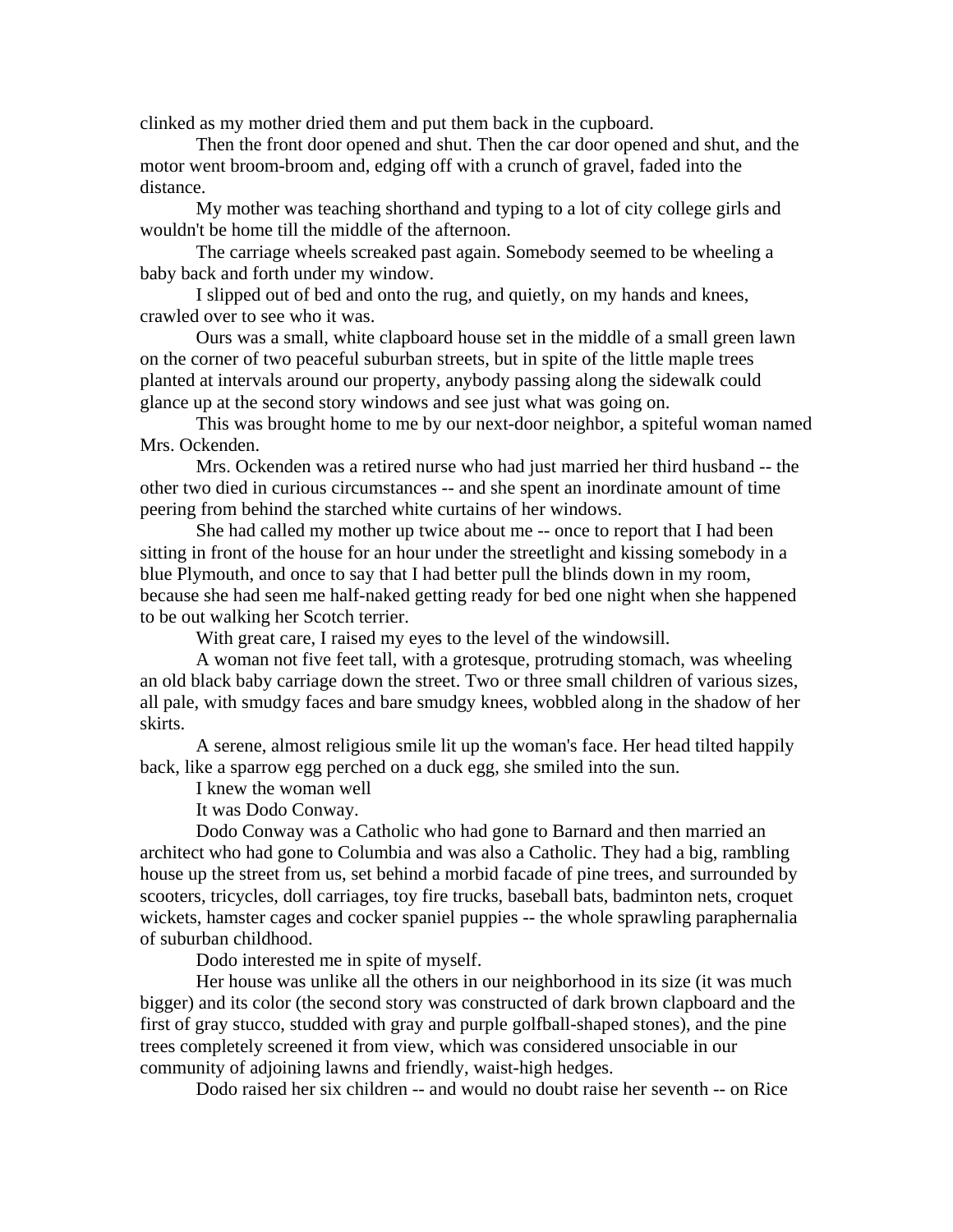clinked as my mother dried them and put them back in the cupboard.

Then the front door opened and shut. Then the car door opened and shut, and the motor went broom-broom and, edging off with a crunch of gravel, faded into the distance.

My mother was teaching shorthand and typing to a lot of city college girls and wouldn't be home till the middle of the afternoon.

The carriage wheels screaked past again. Somebody seemed to be wheeling a baby back and forth under my window.

I slipped out of bed and onto the rug, and quietly, on my hands and knees, crawled over to see who it was.

Ours was a small, white clapboard house set in the middle of a small green lawn on the corner of two peaceful suburban streets, but in spite of the little maple trees planted at intervals around our property, anybody passing along the sidewalk could glance up at the second story windows and see just what was going on.

This was brought home to me by our next-door neighbor, a spiteful woman named Mrs. Ockenden.

Mrs. Ockenden was a retired nurse who had just married her third husband -- the other two died in curious circumstances -- and she spent an inordinate amount of time peering from behind the starched white curtains of her windows.

She had called my mother up twice about me -- once to report that I had been sitting in front of the house for an hour under the streetlight and kissing somebody in a blue Plymouth, and once to say that I had better pull the blinds down in my room, because she had seen me half-naked getting ready for bed one night when she happened to be out walking her Scotch terrier.

With great care, I raised my eyes to the level of the windowsill.

A woman not five feet tall, with a grotesque, protruding stomach, was wheeling an old black baby carriage down the street. Two or three small children of various sizes, all pale, with smudgy faces and bare smudgy knees, wobbled along in the shadow of her skirts.

A serene, almost religious smile lit up the woman's face. Her head tilted happily back, like a sparrow egg perched on a duck egg, she smiled into the sun.

I knew the woman well

It was Dodo Conway.

Dodo Conway was a Catholic who had gone to Barnard and then married an architect who had gone to Columbia and was also a Catholic. They had a big, rambling house up the street from us, set behind a morbid facade of pine trees, and surrounded by scooters, tricycles, doll carriages, toy fire trucks, baseball bats, badminton nets, croquet wickets, hamster cages and cocker spaniel puppies -- the whole sprawling paraphernalia of suburban childhood.

Dodo interested me in spite of myself.

Her house was unlike all the others in our neighborhood in its size (it was much bigger) and its color (the second story was constructed of dark brown clapboard and the first of gray stucco, studded with gray and purple golfball-shaped stones), and the pine trees completely screened it from view, which was considered unsociable in our community of adjoining lawns and friendly, waist-high hedges.

Dodo raised her six children -- and would no doubt raise her seventh -- on Rice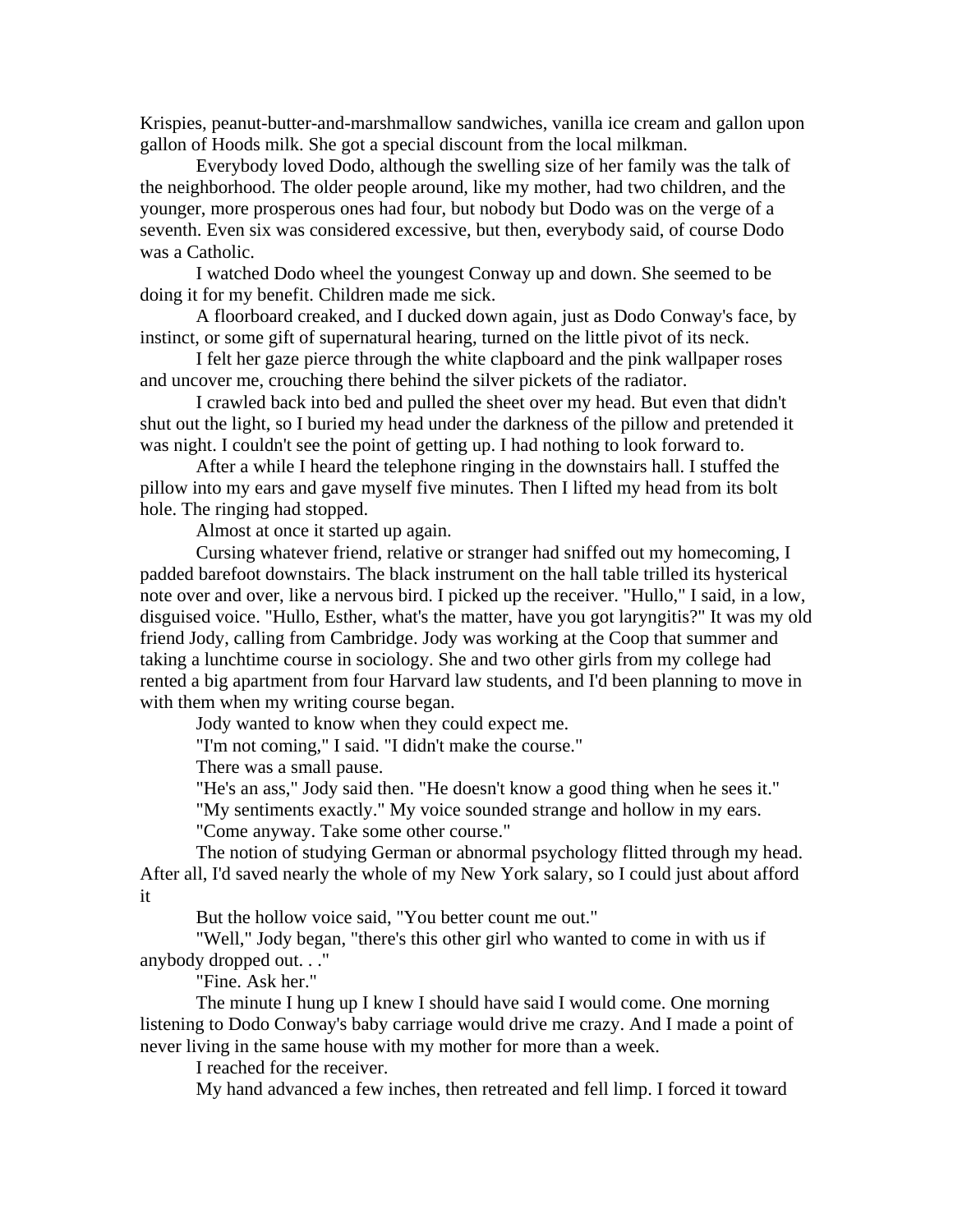Krispies, peanut-butter-and-marshmallow sandwiches, vanilla ice cream and gallon upon gallon of Hoods milk. She got a special discount from the local milkman.

Everybody loved Dodo, although the swelling size of her family was the talk of the neighborhood. The older people around, like my mother, had two children, and the younger, more prosperous ones had four, but nobody but Dodo was on the verge of a seventh. Even six was considered excessive, but then, everybody said, of course Dodo was a Catholic.

I watched Dodo wheel the youngest Conway up and down. She seemed to be doing it for my benefit. Children made me sick.

A floorboard creaked, and I ducked down again, just as Dodo Conway's face, by instinct, or some gift of supernatural hearing, turned on the little pivot of its neck.

I felt her gaze pierce through the white clapboard and the pink wallpaper roses and uncover me, crouching there behind the silver pickets of the radiator.

I crawled back into bed and pulled the sheet over my head. But even that didn't shut out the light, so I buried my head under the darkness of the pillow and pretended it was night. I couldn't see the point of getting up. I had nothing to look forward to.

After a while I heard the telephone ringing in the downstairs hall. I stuffed the pillow into my ears and gave myself five minutes. Then I lifted my head from its bolt hole. The ringing had stopped.

Almost at once it started up again.

Cursing whatever friend, relative or stranger had sniffed out my homecoming, I padded barefoot downstairs. The black instrument on the hall table trilled its hysterical note over and over, like a nervous bird. I picked up the receiver. "Hullo," I said, in a low, disguised voice. "Hullo, Esther, what's the matter, have you got laryngitis?" It was my old friend Jody, calling from Cambridge. Jody was working at the Coop that summer and taking a lunchtime course in sociology. She and two other girls from my college had rented a big apartment from four Harvard law students, and I'd been planning to move in with them when my writing course began.

Jody wanted to know when they could expect me.

"I'm not coming," I said. "I didn't make the course."

There was a small pause.

"He's an ass," Jody said then. "He doesn't know a good thing when he sees it."

"My sentiments exactly." My voice sounded strange and hollow in my ears.

"Come anyway. Take some other course."

The notion of studying German or abnormal psychology flitted through my head. After all, I'd saved nearly the whole of my New York salary, so I could just about afford it

But the hollow voice said, "You better count me out."

"Well," Jody began, "there's this other girl who wanted to come in with us if anybody dropped out. . ."

"Fine. Ask her."

The minute I hung up I knew I should have said I would come. One morning listening to Dodo Conway's baby carriage would drive me crazy. And I made a point of never living in the same house with my mother for more than a week.

I reached for the receiver.

My hand advanced a few inches, then retreated and fell limp. I forced it toward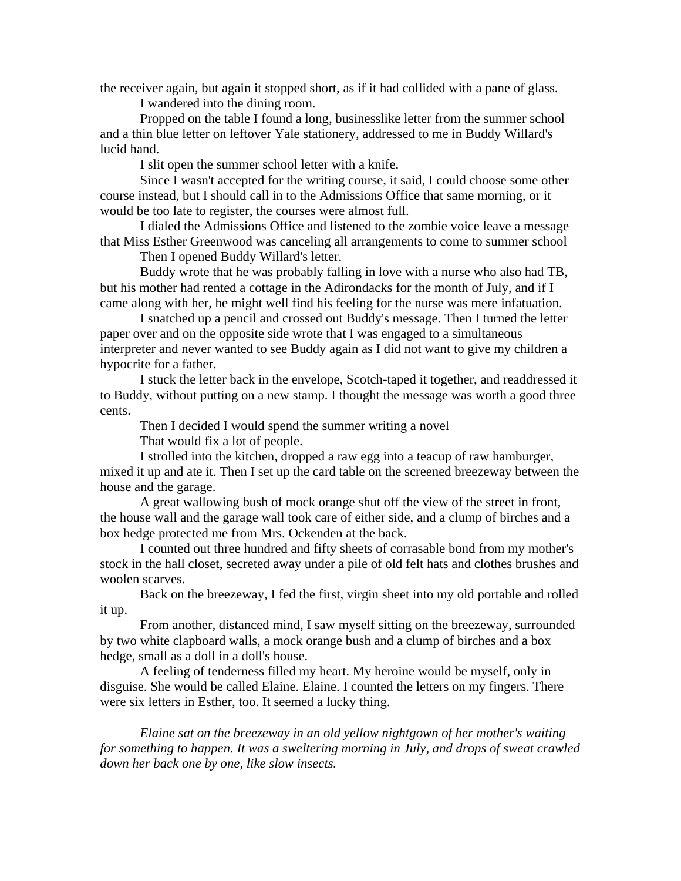the receiver again, but again it stopped short, as if it had collided with a pane of glass.

I wandered into the dining room.

Propped on the table I found a long, businesslike letter from the summer school and a thin blue letter on leftover Yale stationery, addressed to me in Buddy Willard's lucid hand.

I slit open the summer school letter with a knife.

Since I wasn't accepted for the writing course, it said, I could choose some other course instead, but I should call in to the Admissions Office that same morning, or it would be too late to register, the courses were almost full.

I dialed the Admissions Office and listened to the zombie voice leave a message that Miss Esther Greenwood was canceling all arrangements to come to summer school

Then I opened Buddy Willard's letter.

Buddy wrote that he was probably falling in love with a nurse who also had TB, but his mother had rented a cottage in the Adirondacks for the month of July, and if I came along with her, he might well find his feeling for the nurse was mere infatuation.

I snatched up a pencil and crossed out Buddy's message. Then I turned the letter paper over and on the opposite side wrote that I was engaged to a simultaneous interpreter and never wanted to see Buddy again as I did not want to give my children a hypocrite for a father.

I stuck the letter back in the envelope, Scotch-taped it together, and readdressed it to Buddy, without putting on a new stamp. I thought the message was worth a good three cents.

Then I decided I would spend the summer writing a novel

That would fix a lot of people.

I strolled into the kitchen, dropped a raw egg into a teacup of raw hamburger, mixed it up and ate it. Then I set up the card table on the screened breezeway between the house and the garage.

A great wallowing bush of mock orange shut off the view of the street in front, the house wall and the garage wall took care of either side, and a clump of birches and a box hedge protected me from Mrs. Ockenden at the back.

I counted out three hundred and fifty sheets of corrasable bond from my mother's stock in the hall closet, secreted away under a pile of old felt hats and clothes brushes and woolen scarves.

Back on the breezeway, I fed the first, virgin sheet into my old portable and rolled it up.

From another, distanced mind, I saw myself sitting on the breezeway, surrounded by two white clapboard walls, a mock orange bush and a clump of birches and a box hedge, small as a doll in a doll's house.

A feeling of tenderness filled my heart. My heroine would be myself, only in disguise. She would be called Elaine. Elaine. I counted the letters on my fingers. There were six letters in Esther, too. It seemed a lucky thing.

*Elaine sat on the breezeway in an old yellow nightgown of her mother's waiting for something to happen. It was a sweltering morning in July, and drops of sweat crawled down her back one by one, like slow insects.*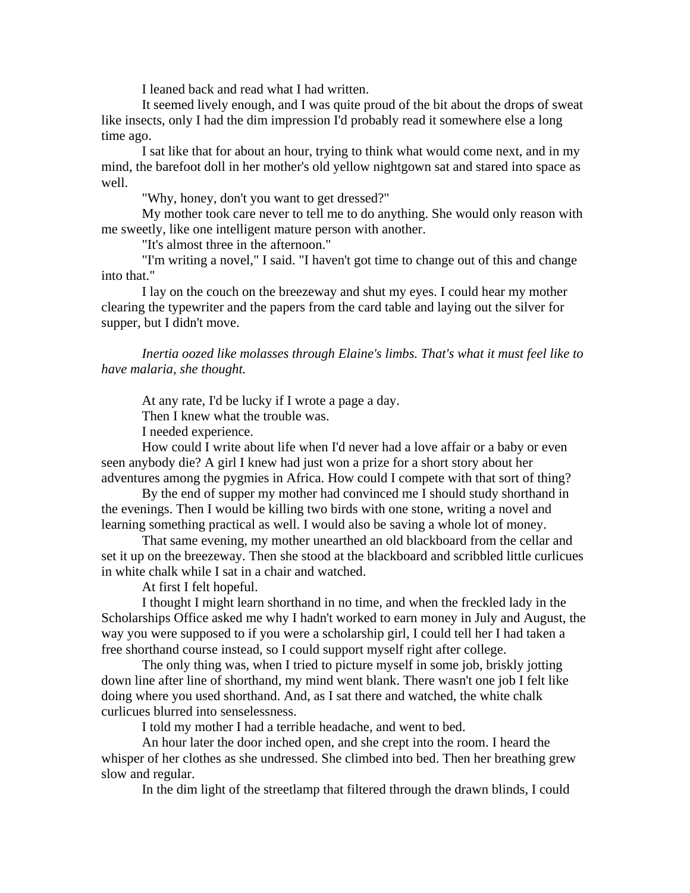I leaned back and read what I had written.

It seemed lively enough, and I was quite proud of the bit about the drops of sweat like insects, only I had the dim impression I'd probably read it somewhere else a long time ago.

I sat like that for about an hour, trying to think what would come next, and in my mind, the barefoot doll in her mother's old yellow nightgown sat and stared into space as well.

"Why, honey, don't you want to get dressed?"

My mother took care never to tell me to do anything. She would only reason with me sweetly, like one intelligent mature person with another.

"It's almost three in the afternoon."

"I'm writing a novel," I said. "I haven't got time to change out of this and change into that."

I lay on the couch on the breezeway and shut my eyes. I could hear my mother clearing the typewriter and the papers from the card table and laying out the silver for supper, but I didn't move.

*Inertia oozed like molasses through Elaine's limbs. That's what it must feel like to have malaria, she thought.*

At any rate, I'd be lucky if I wrote a page a day.

Then I knew what the trouble was.

I needed experience.

How could I write about life when I'd never had a love affair or a baby or even seen anybody die? A girl I knew had just won a prize for a short story about her adventures among the pygmies in Africa. How could I compete with that sort of thing?

By the end of supper my mother had convinced me I should study shorthand in the evenings. Then I would be killing two birds with one stone, writing a novel and learning something practical as well. I would also be saving a whole lot of money.

That same evening, my mother unearthed an old blackboard from the cellar and set it up on the breezeway. Then she stood at the blackboard and scribbled little curlicues in white chalk while I sat in a chair and watched.

At first I felt hopeful.

I thought I might learn shorthand in no time, and when the freckled lady in the Scholarships Office asked me why I hadn't worked to earn money in July and August, the way you were supposed to if you were a scholarship girl, I could tell her I had taken a free shorthand course instead, so I could support myself right after college.

The only thing was, when I tried to picture myself in some job, briskly jotting down line after line of shorthand, my mind went blank. There wasn't one job I felt like doing where you used shorthand. And, as I sat there and watched, the white chalk curlicues blurred into senselessness.

I told my mother I had a terrible headache, and went to bed.

An hour later the door inched open, and she crept into the room. I heard the whisper of her clothes as she undressed. She climbed into bed. Then her breathing grew slow and regular.

In the dim light of the streetlamp that filtered through the drawn blinds, I could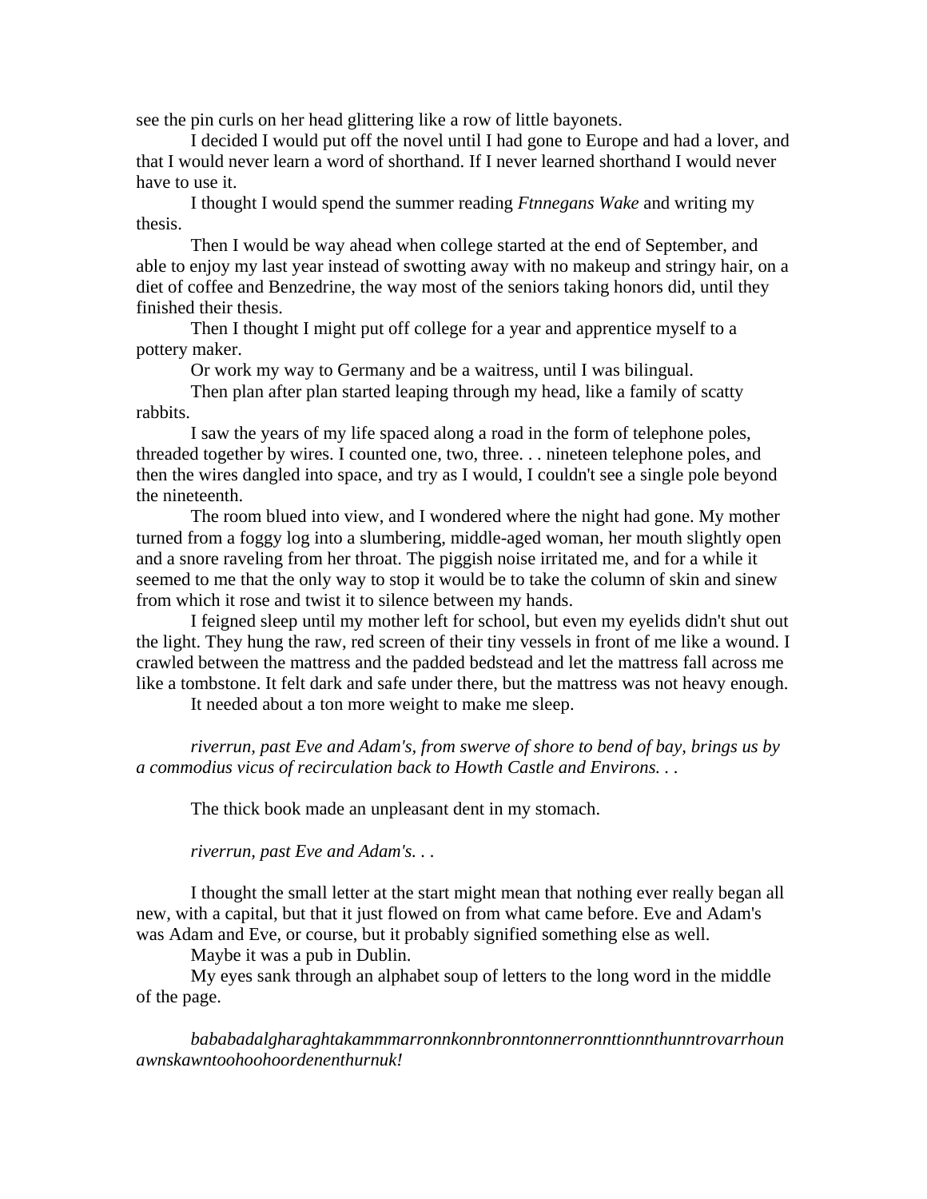see the pin curls on her head glittering like a row of little bayonets.

I decided I would put off the novel until I had gone to Europe and had a lover, and that I would never learn a word of shorthand. If I never learned shorthand I would never have to use it.

I thought I would spend the summer reading *Ftnnegans Wake* and writing my thesis.

Then I would be way ahead when college started at the end of September, and able to enjoy my last year instead of swotting away with no makeup and stringy hair, on a diet of coffee and Benzedrine, the way most of the seniors taking honors did, until they finished their thesis.

Then I thought I might put off college for a year and apprentice myself to a pottery maker.

Or work my way to Germany and be a waitress, until I was bilingual.

Then plan after plan started leaping through my head, like a family of scatty rabbits.

I saw the years of my life spaced along a road in the form of telephone poles, threaded together by wires. I counted one, two, three. . . nineteen telephone poles, and then the wires dangled into space, and try as I would, I couldn't see a single pole beyond the nineteenth.

The room blued into view, and I wondered where the night had gone. My mother turned from a foggy log into a slumbering, middle-aged woman, her mouth slightly open and a snore raveling from her throat. The piggish noise irritated me, and for a while it seemed to me that the only way to stop it would be to take the column of skin and sinew from which it rose and twist it to silence between my hands.

I feigned sleep until my mother left for school, but even my eyelids didn't shut out the light. They hung the raw, red screen of their tiny vessels in front of me like a wound. I crawled between the mattress and the padded bedstead and let the mattress fall across me like a tombstone. It felt dark and safe under there, but the mattress was not heavy enough.

It needed about a ton more weight to make me sleep.

*riverrun, past Eve and Adam's, from swerve of shore to bend of bay, brings us by a commodius vicus of recirculation back to Howth Castle and Environs. . .*

The thick book made an unpleasant dent in my stomach.

*riverrun, past Eve and Adam's. . .*

I thought the small letter at the start might mean that nothing ever really began all new, with a capital, but that it just flowed on from what came before. Eve and Adam's was Adam and Eve, or course, but it probably signified something else as well.

Maybe it was a pub in Dublin.

My eyes sank through an alphabet soup of letters to the long word in the middle of the page.

*bababadalgharaghtakammmarronnkonnbronntonnerronnttionnthunntrovarrhounawnskawntoohoohoordenenthurnuk!*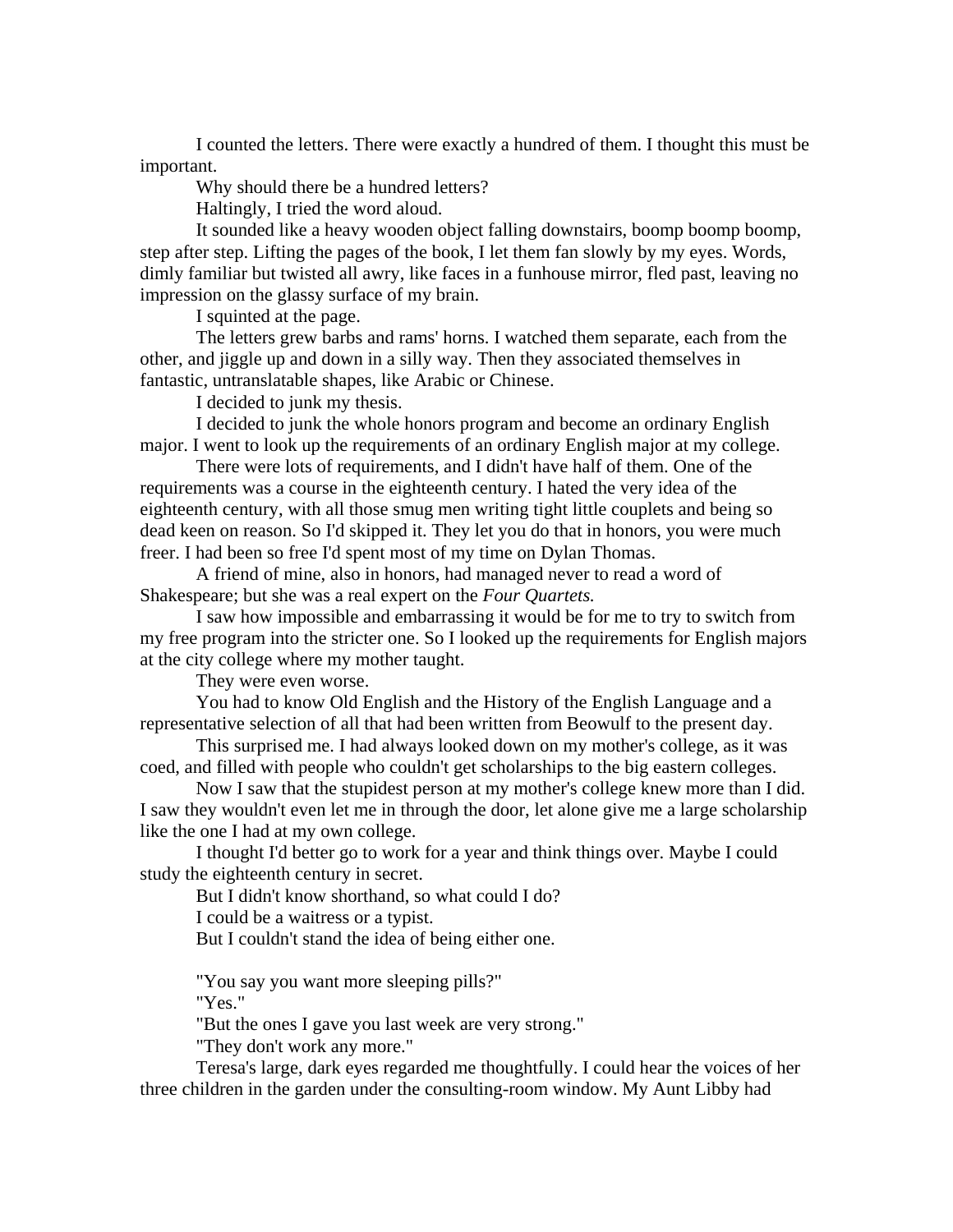I counted the letters. There were exactly a hundred of them. I thought this must be important.

Why should there be a hundred letters?

Haltingly, I tried the word aloud.

It sounded like a heavy wooden object falling downstairs, boomp boomp boomp, step after step. Lifting the pages of the book, I let them fan slowly by my eyes. Words, dimly familiar but twisted all awry, like faces in a funhouse mirror, fled past, leaving no impression on the glassy surface of my brain.

I squinted at the page.

The letters grew barbs and rams' horns. I watched them separate, each from the other, and jiggle up and down in a silly way. Then they associated themselves in fantastic, untranslatable shapes, like Arabic or Chinese.

I decided to junk my thesis.

I decided to junk the whole honors program and become an ordinary English major. I went to look up the requirements of an ordinary English major at my college.

There were lots of requirements, and I didn't have half of them. One of the requirements was a course in the eighteenth century. I hated the very idea of the eighteenth century, with all those smug men writing tight little couplets and being so dead keen on reason. So I'd skipped it. They let you do that in honors, you were much freer. I had been so free I'd spent most of my time on Dylan Thomas.

A friend of mine, also in honors, had managed never to read a word of Shakespeare; but she was a real expert on the *Four Quartets.*

I saw how impossible and embarrassing it would be for me to try to switch from my free program into the stricter one. So I looked up the requirements for English majors at the city college where my mother taught.

They were even worse.

You had to know Old English and the History of the English Language and a representative selection of all that had been written from Beowulf to the present day.

This surprised me. I had always looked down on my mother's college, as it was coed, and filled with people who couldn't get scholarships to the big eastern colleges.

Now I saw that the stupidest person at my mother's college knew more than I did. I saw they wouldn't even let me in through the door, let alone give me a large scholarship like the one I had at my own college.

I thought I'd better go to work for a year and think things over. Maybe I could study the eighteenth century in secret.

But I didn't know shorthand, so what could I do?

I could be a waitress or a typist.

But I couldn't stand the idea of being either one.

"You say you want more sleeping pills?"

"Yes."

"But the ones I gave you last week are very strong."

"They don't work any more."

Teresa's large, dark eyes regarded me thoughtfully. I could hear the voices of her three children in the garden under the consulting-room window. My Aunt Libby had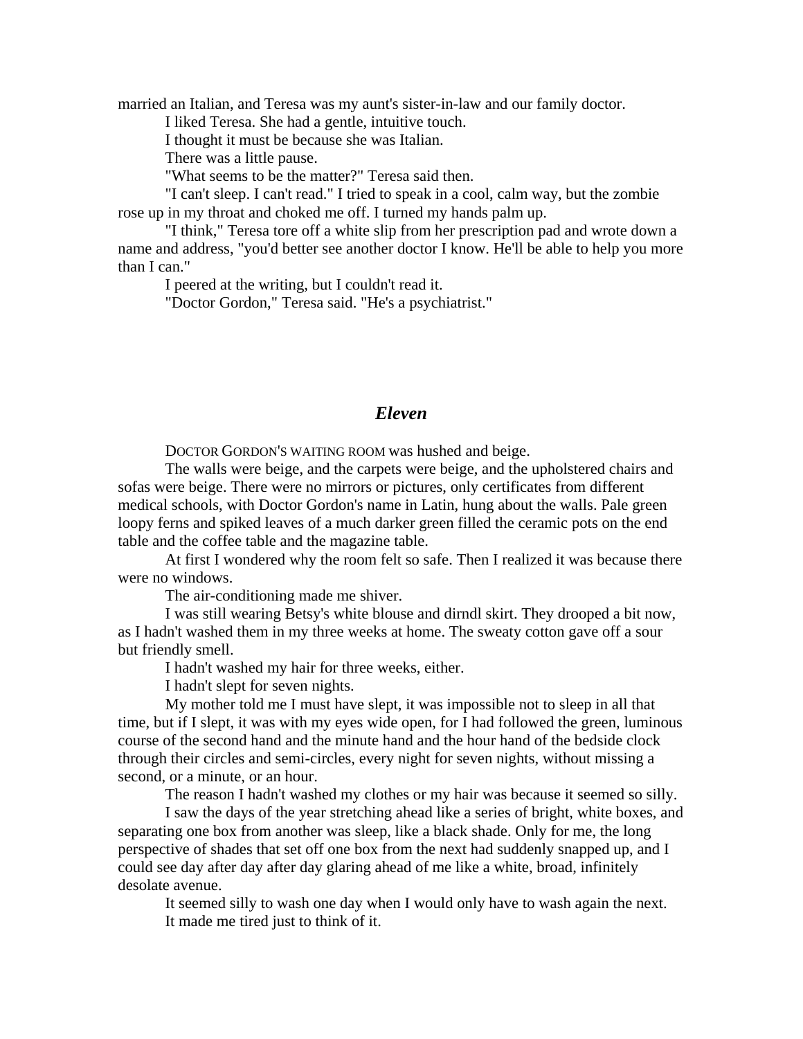married an Italian, and Teresa was my aunt's sister-in-law and our family doctor.

I liked Teresa. She had a gentle, intuitive touch.

I thought it must be because she was Italian.

There was a little pause.

"What seems to be the matter?" Teresa said then.

"I can't sleep. I can't read." I tried to speak in a cool, calm way, but the zombie rose up in my throat and choked me off. I turned my hands palm up.

"I think," Teresa tore off a white slip from her prescription pad and wrote down a name and address, "you'd better see another doctor I know. He'll be able to help you more than I can."

I peered at the writing, but I couldn't read it.

"Doctor Gordon," Teresa said. "He's a psychiatrist."

## *Eleven*

DOCTOR GORDON'S WAITING ROOM was hushed and beige.

The walls were beige, and the carpets were beige, and the upholstered chairs and sofas were beige. There were no mirrors or pictures, only certificates from different medical schools, with Doctor Gordon's name in Latin, hung about the walls. Pale green loopy ferns and spiked leaves of a much darker green filled the ceramic pots on the end table and the coffee table and the magazine table.

At first I wondered why the room felt so safe. Then I realized it was because there were no windows.

The air-conditioning made me shiver.

I was still wearing Betsy's white blouse and dirndl skirt. They drooped a bit now, as I hadn't washed them in my three weeks at home. The sweaty cotton gave off a sour but friendly smell.

I hadn't washed my hair for three weeks, either.

I hadn't slept for seven nights.

My mother told me I must have slept, it was impossible not to sleep in all that time, but if I slept, it was with my eyes wide open, for I had followed the green, luminous course of the second hand and the minute hand and the hour hand of the bedside clock through their circles and semi-circles, every night for seven nights, without missing a second, or a minute, or an hour.

The reason I hadn't washed my clothes or my hair was because it seemed so silly.

I saw the days of the year stretching ahead like a series of bright, white boxes, and separating one box from another was sleep, like a black shade. Only for me, the long perspective of shades that set off one box from the next had suddenly snapped up, and I could see day after day after day glaring ahead of me like a white, broad, infinitely desolate avenue.

It seemed silly to wash one day when I would only have to wash again the next.

It made me tired just to think of it.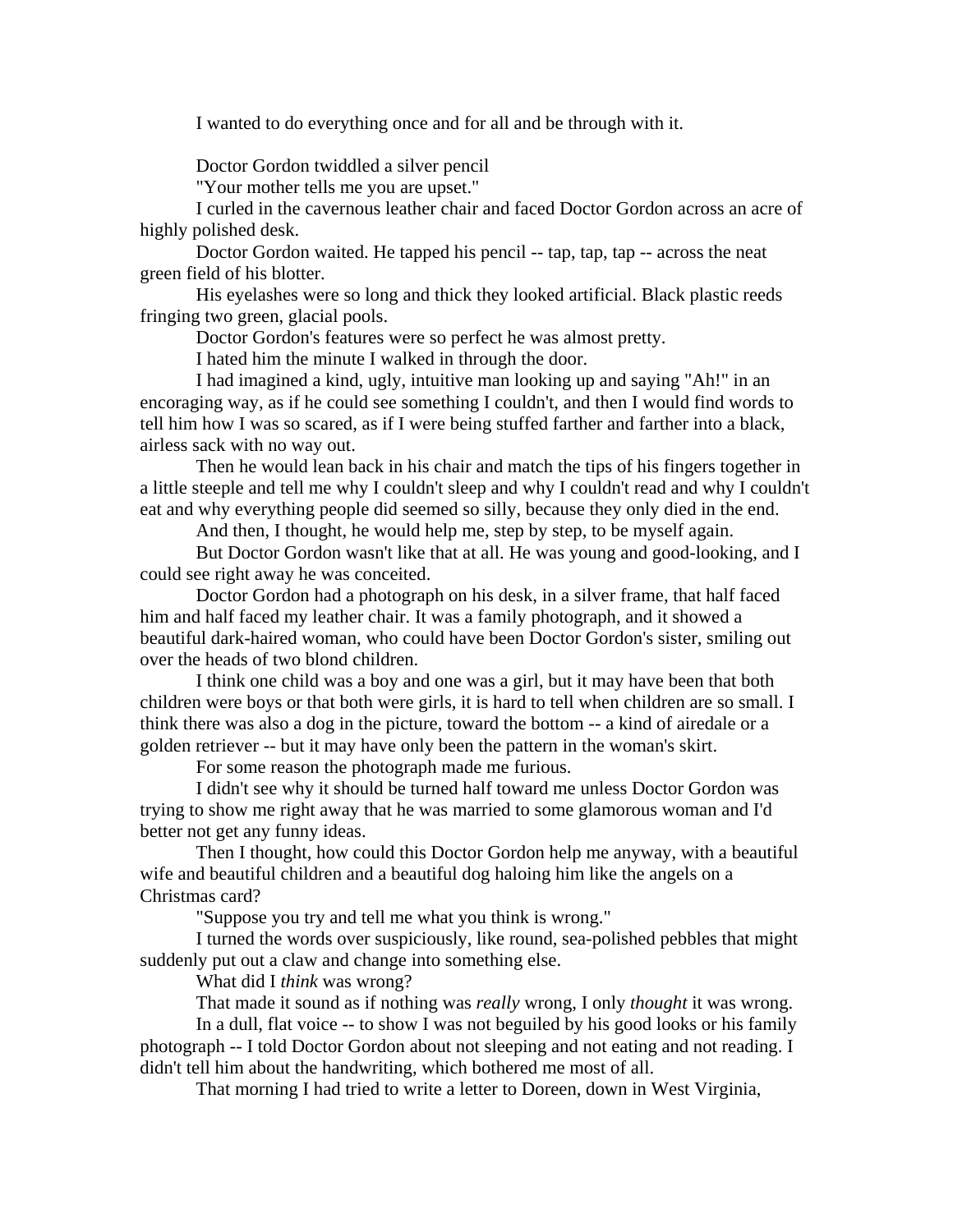I wanted to do everything once and for all and be through with it.

Doctor Gordon twiddled a silver pencil

"Your mother tells me you are upset."

I curled in the cavernous leather chair and faced Doctor Gordon across an acre of highly polished desk.

Doctor Gordon waited. He tapped his pencil -- tap, tap, tap -- across the neat green field of his blotter.

His eyelashes were so long and thick they looked artificial. Black plastic reeds fringing two green, glacial pools.

Doctor Gordon's features were so perfect he was almost pretty.

I hated him the minute I walked in through the door.

I had imagined a kind, ugly, intuitive man looking up and saying "Ah!" in an encoraging way, as if he could see something I couldn't, and then I would find words to tell him how I was so scared, as if I were being stuffed farther and farther into a black, airless sack with no way out.

Then he would lean back in his chair and match the tips of his fingers together in a little steeple and tell me why I couldn't sleep and why I couldn't read and why I couldn't eat and why everything people did seemed so silly, because they only died in the end.

And then, I thought, he would help me, step by step, to be myself again.

But Doctor Gordon wasn't like that at all. He was young and good-looking, and I could see right away he was conceited.

Doctor Gordon had a photograph on his desk, in a silver frame, that half faced him and half faced my leather chair. It was a family photograph, and it showed a beautiful dark-haired woman, who could have been Doctor Gordon's sister, smiling out over the heads of two blond children.

I think one child was a boy and one was a girl, but it may have been that both children were boys or that both were girls, it is hard to tell when children are so small. I think there was also a dog in the picture, toward the bottom -- a kind of airedale or a golden retriever -- but it may have only been the pattern in the woman's skirt.

For some reason the photograph made me furious.

I didn't see why it should be turned half toward me unless Doctor Gordon was trying to show me right away that he was married to some glamorous woman and I'd better not get any funny ideas.

Then I thought, how could this Doctor Gordon help me anyway, with a beautiful wife and beautiful children and a beautiful dog haloing him like the angels on a Christmas card?

"Suppose you try and tell me what you think is wrong."

I turned the words over suspiciously, like round, sea-polished pebbles that might suddenly put out a claw and change into something else.

What did I *think* was wrong?

That made it sound as if nothing was *really* wrong, I only *thought* it was wrong.

In a dull, flat voice -- to show I was not beguiled by his good looks or his family photograph -- I told Doctor Gordon about not sleeping and not eating and not reading. I didn't tell him about the handwriting, which bothered me most of all.

That morning I had tried to write a letter to Doreen, down in West Virginia,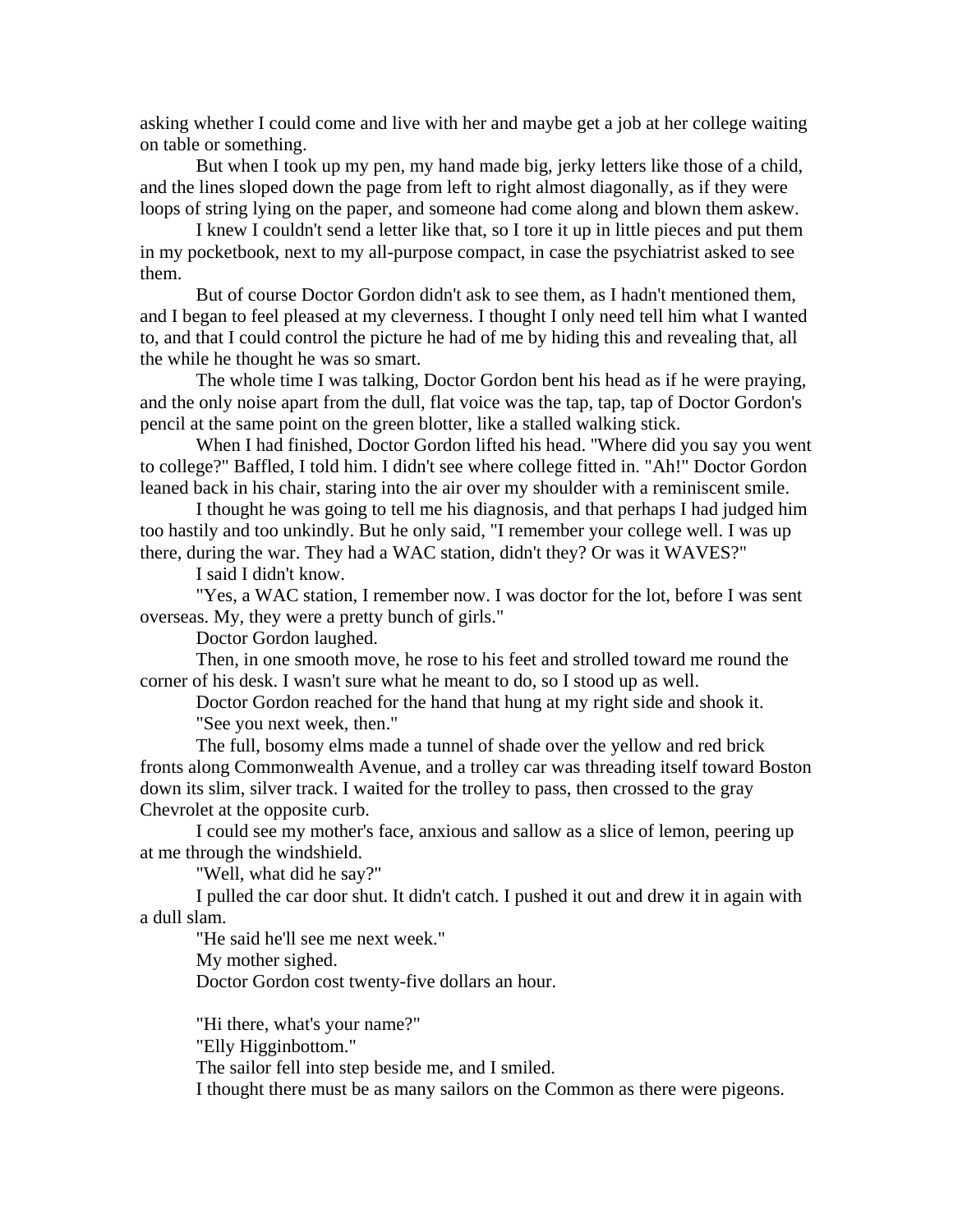asking whether I could come and live with her and maybe get a job at her college waiting on table or something.

But when I took up my pen, my hand made big, jerky letters like those of a child, and the lines sloped down the page from left to right almost diagonally, as if they were loops of string lying on the paper, and someone had come along and blown them askew.

I knew I couldn't send a letter like that, so I tore it up in little pieces and put them in my pocketbook, next to my all-purpose compact, in case the psychiatrist asked to see them.

But of course Doctor Gordon didn't ask to see them, as I hadn't mentioned them, and I began to feel pleased at my cleverness. I thought I only need tell him what I wanted to, and that I could control the picture he had of me by hiding this and revealing that, all the while he thought he was so smart.

The whole time I was talking, Doctor Gordon bent his head as if he were praying, and the only noise apart from the dull, flat voice was the tap, tap, tap of Doctor Gordon's pencil at the same point on the green blotter, like a stalled walking stick.

When I had finished, Doctor Gordon lifted his head. "Where did you say you went to college?" Baffled, I told him. I didn't see where college fitted in. "Ah!" Doctor Gordon leaned back in his chair, staring into the air over my shoulder with a reminiscent smile.

I thought he was going to tell me his diagnosis, and that perhaps I had judged him too hastily and too unkindly. But he only said, "I remember your college well. I was up there, during the war. They had a WAC station, didn't they? Or was it WAVES?"

I said I didn't know.

"Yes, a WAC station, I remember now. I was doctor for the lot, before I was sent overseas. My, they were a pretty bunch of girls."

Doctor Gordon laughed.

Then, in one smooth move, he rose to his feet and strolled toward me round the corner of his desk. I wasn't sure what he meant to do, so I stood up as well.

Doctor Gordon reached for the hand that hung at my right side and shook it.

"See you next week, then."

The full, bosomy elms made a tunnel of shade over the yellow and red brick fronts along Commonwealth Avenue, and a trolley car was threading itself toward Boston down its slim, silver track. I waited for the trolley to pass, then crossed to the gray Chevrolet at the opposite curb.

I could see my mother's face, anxious and sallow as a slice of lemon, peering up at me through the windshield.

"Well, what did he say?"

I pulled the car door shut. It didn't catch. I pushed it out and drew it in again with a dull slam.

"He said he'll see me next week."

My mother sighed.

Doctor Gordon cost twenty-five dollars an hour.

"Hi there, what's your name?"

"Elly Higginbottom."

The sailor fell into step beside me, and I smiled.

I thought there must be as many sailors on the Common as there were pigeons.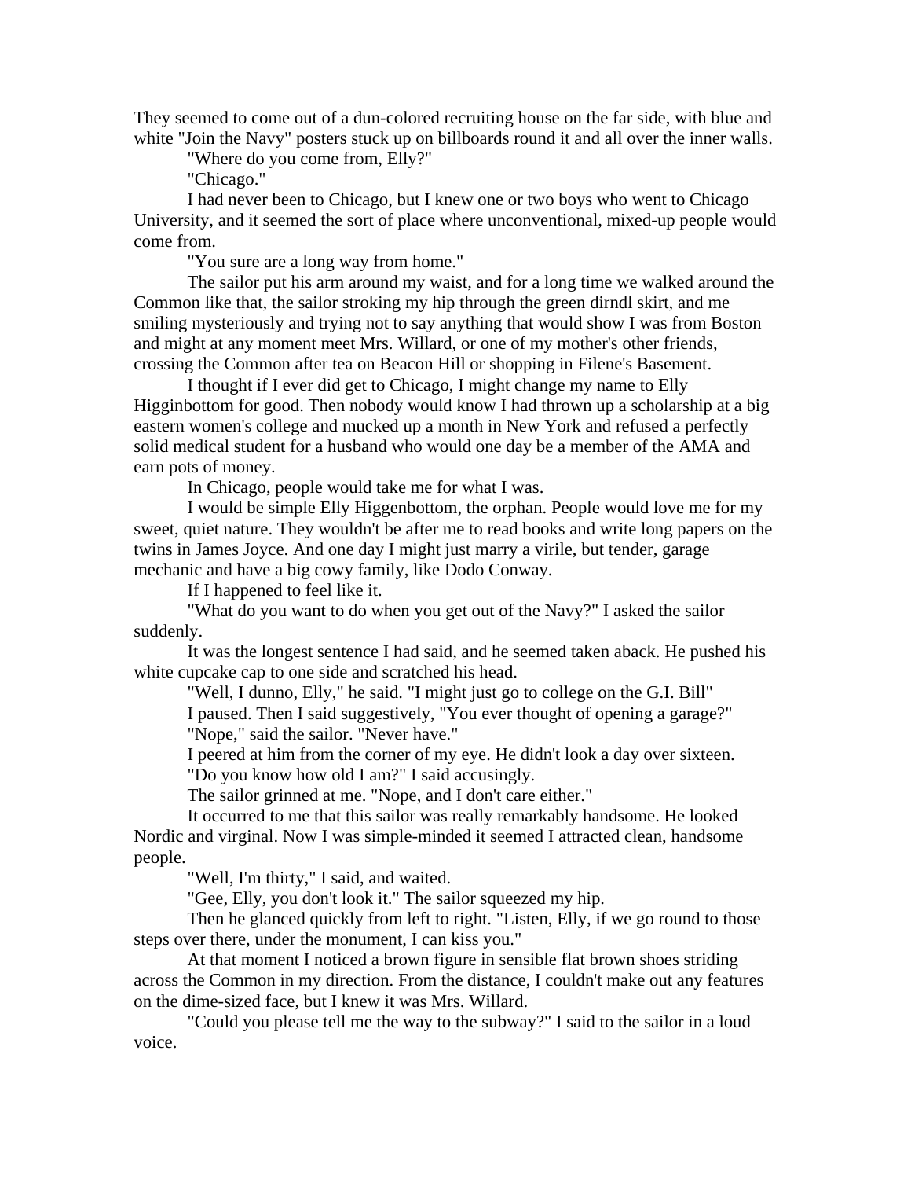They seemed to come out of a dun-colored recruiting house on the far side, with blue and white "Join the Navy" posters stuck up on billboards round it and all over the inner walls.

"Where do you come from, Elly?"

"Chicago."

I had never been to Chicago, but I knew one or two boys who went to Chicago University, and it seemed the sort of place where unconventional, mixed-up people would come from.

"You sure are a long way from home."

The sailor put his arm around my waist, and for a long time we walked around the Common like that, the sailor stroking my hip through the green dirndl skirt, and me smiling mysteriously and trying not to say anything that would show I was from Boston and might at any moment meet Mrs. Willard, or one of my mother's other friends, crossing the Common after tea on Beacon Hill or shopping in Filene's Basement.

I thought if I ever did get to Chicago, I might change my name to Elly Higginbottom for good. Then nobody would know I had thrown up a scholarship at a big eastern women's college and mucked up a month in New York and refused a perfectly solid medical student for a husband who would one day be a member of the AMA and earn pots of money.

In Chicago, people would take me for what I was.

I would be simple Elly Higgenbottom, the orphan. People would love me for my sweet, quiet nature. They wouldn't be after me to read books and write long papers on the twins in James Joyce. And one day I might just marry a virile, but tender, garage mechanic and have a big cowy family, like Dodo Conway.

If I happened to feel like it.

"What do you want to do when you get out of the Navy?" I asked the sailor suddenly.

It was the longest sentence I had said, and he seemed taken aback. He pushed his white cupcake cap to one side and scratched his head.

"Well, I dunno, Elly," he said. "I might just go to college on the G.I. Bill"

I paused. Then I said suggestively, "You ever thought of opening a garage?"

"Nope," said the sailor. "Never have."

I peered at him from the corner of my eye. He didn't look a day over sixteen.

"Do you know how old I am?" I said accusingly.

The sailor grinned at me. "Nope, and I don't care either."

It occurred to me that this sailor was really remarkably handsome. He looked Nordic and virginal. Now I was simple-minded it seemed I attracted clean, handsome people.

"Well, I'm thirty," I said, and waited.

"Gee, Elly, you don't look it." The sailor squeezed my hip.

Then he glanced quickly from left to right. "Listen, Elly, if we go round to those steps over there, under the monument, I can kiss you."

At that moment I noticed a brown figure in sensible flat brown shoes striding across the Common in my direction. From the distance, I couldn't make out any features on the dime-sized face, but I knew it was Mrs. Willard.

"Could you please tell me the way to the subway?" I said to the sailor in a loud voice.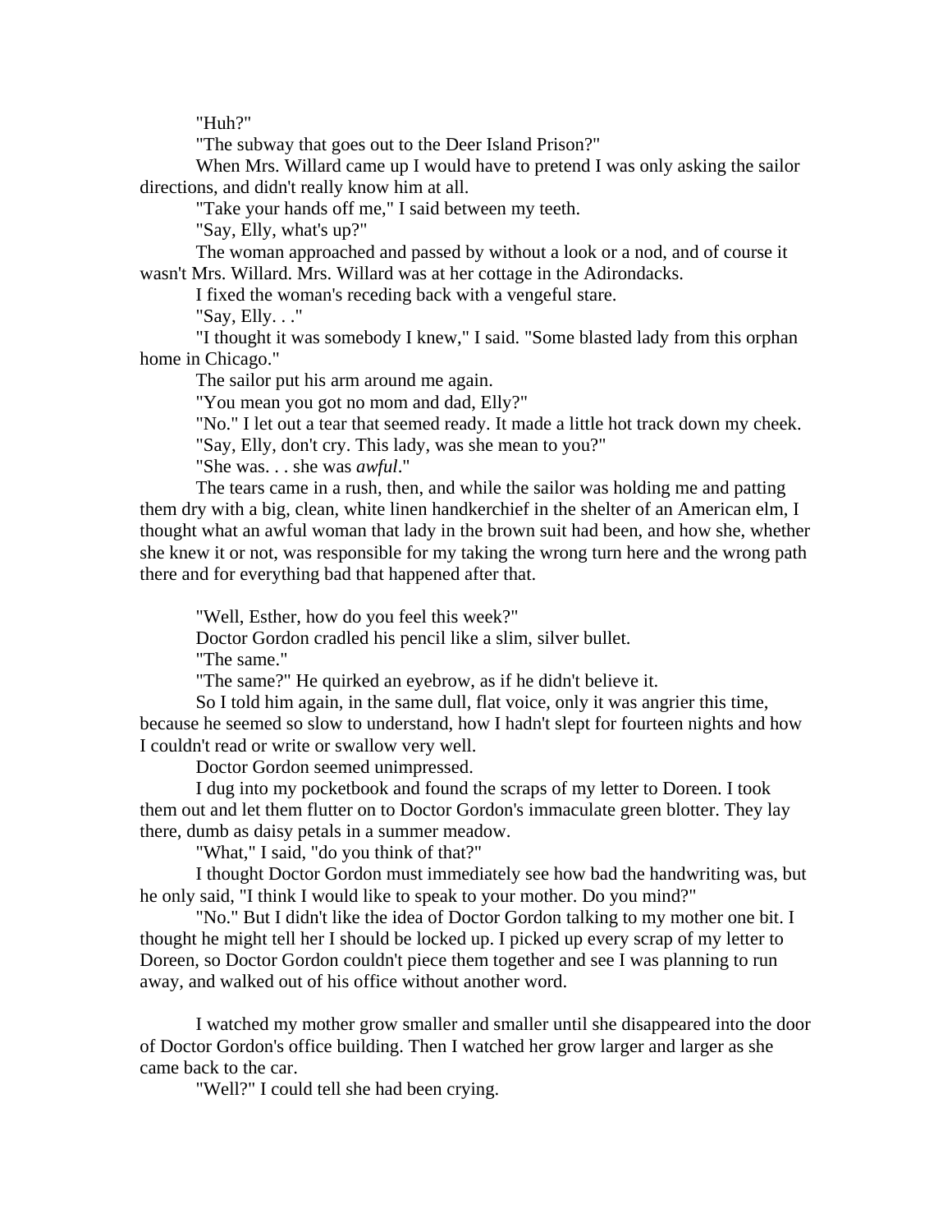"Huh?"

"The subway that goes out to the Deer Island Prison?"

When Mrs. Willard came up I would have to pretend I was only asking the sailor directions, and didn't really know him at all.

"Take your hands off me," I said between my teeth.

"Say, Elly, what's up?"

The woman approached and passed by without a look or a nod, and of course it wasn't Mrs. Willard. Mrs. Willard was at her cottage in the Adirondacks.

I fixed the woman's receding back with a vengeful stare.

"Say, Elly. . ."

"I thought it was somebody I knew," I said. "Some blasted lady from this orphan home in Chicago."

The sailor put his arm around me again.

"You mean you got no mom and dad, Elly?"

"No." I let out a tear that seemed ready. It made a little hot track down my cheek.

"Say, Elly, don't cry. This lady, was she mean to you?"

"She was. . . she was *awful*."

The tears came in a rush, then, and while the sailor was holding me and patting them dry with a big, clean, white linen handkerchief in the shelter of an American elm, I thought what an awful woman that lady in the brown suit had been, and how she, whether she knew it or not, was responsible for my taking the wrong turn here and the wrong path there and for everything bad that happened after that.

"Well, Esther, how do you feel this week?"

Doctor Gordon cradled his pencil like a slim, silver bullet.

"The same."

"The same?" He quirked an eyebrow, as if he didn't believe it.

So I told him again, in the same dull, flat voice, only it was angrier this time, because he seemed so slow to understand, how I hadn't slept for fourteen nights and how I couldn't read or write or swallow very well.

Doctor Gordon seemed unimpressed.

I dug into my pocketbook and found the scraps of my letter to Doreen. I took them out and let them flutter on to Doctor Gordon's immaculate green blotter. They lay there, dumb as daisy petals in a summer meadow.

"What," I said, "do you think of that?"

I thought Doctor Gordon must immediately see how bad the handwriting was, but he only said, "I think I would like to speak to your mother. Do you mind?"

"No." But I didn't like the idea of Doctor Gordon talking to my mother one bit. I thought he might tell her I should be locked up. I picked up every scrap of my letter to Doreen, so Doctor Gordon couldn't piece them together and see I was planning to run away, and walked out of his office without another word.

I watched my mother grow smaller and smaller until she disappeared into the door of Doctor Gordon's office building. Then I watched her grow larger and larger as she came back to the car.

"Well?" I could tell she had been crying.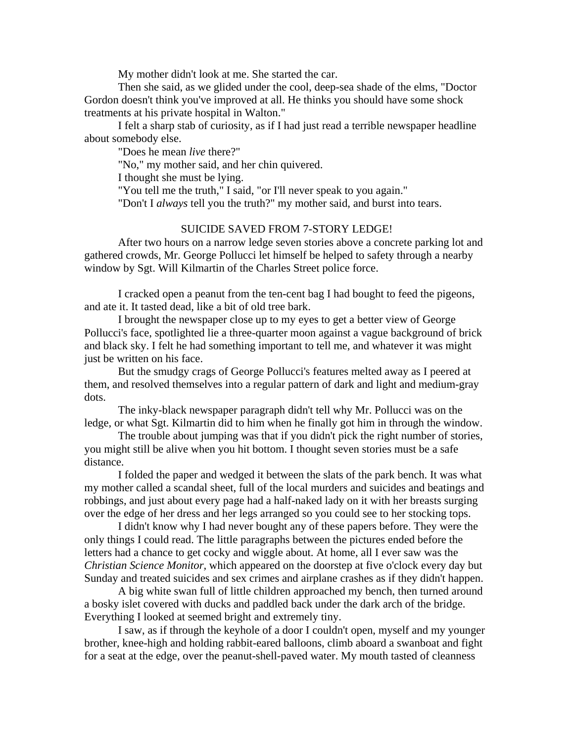My mother didn't look at me. She started the car.

Then she said, as we glided under the cool, deep-sea shade of the elms, "Doctor Gordon doesn't think you've improved at all. He thinks you should have some shock treatments at his private hospital in Walton."

I felt a sharp stab of curiosity, as if I had just read a terrible newspaper headline about somebody else.

"Does he mean *live* there?"

"No," my mother said, and her chin quivered.

I thought she must be lying.

"You tell me the truth," I said, "or I'll never speak to you again."

"Don't I *always* tell you the truth?" my mother said, and burst into tears.

SUICIDE SAVED FROM 7-STORY LEDGE!

After two hours on a narrow ledge seven stories above a concrete parking lot and gathered crowds, Mr. George Pollucci let himself be helped to safety through a nearby window by Sgt. Will Kilmartin of the Charles Street police force.

I cracked open a peanut from the ten-cent bag I had bought to feed the pigeons, and ate it. It tasted dead, like a bit of old tree bark.

I brought the newspaper close up to my eyes to get a better view of George Pollucci's face, spotlighted lie a three-quarter moon against a vague background of brick and black sky. I felt he had something important to tell me, and whatever it was might just be written on his face.

But the smudgy crags of George Pollucci's features melted away as I peered at them, and resolved themselves into a regular pattern of dark and light and medium-gray dots.

The inky-black newspaper paragraph didn't tell why Mr. Pollucci was on the ledge, or what Sgt. Kilmartin did to him when he finally got him in through the window.

The trouble about jumping was that if you didn't pick the right number of stories, you might still be alive when you hit bottom. I thought seven stories must be a safe distance.

I folded the paper and wedged it between the slats of the park bench. It was what my mother called a scandal sheet, full of the local murders and suicides and beatings and robbings, and just about every page had a half-naked lady on it with her breasts surging over the edge of her dress and her legs arranged so you could see to her stocking tops.

I didn't know why I had never bought any of these papers before. They were the only things I could read. The little paragraphs between the pictures ended before the letters had a chance to get cocky and wiggle about. At home, all I ever saw was the *Christian Science Monitor*, which appeared on the doorstep at five o'clock every day but Sunday and treated suicides and sex crimes and airplane crashes as if they didn't happen.

A big white swan full of little children approached my bench, then turned around a bosky islet covered with ducks and paddled back under the dark arch of the bridge. Everything I looked at seemed bright and extremely tiny.

I saw, as if through the keyhole of a door I couldn't open, myself and my younger brother, knee-high and holding rabbit-eared balloons, climb aboard a swanboat and fight for a seat at the edge, over the peanut-shell-paved water. My mouth tasted of cleanness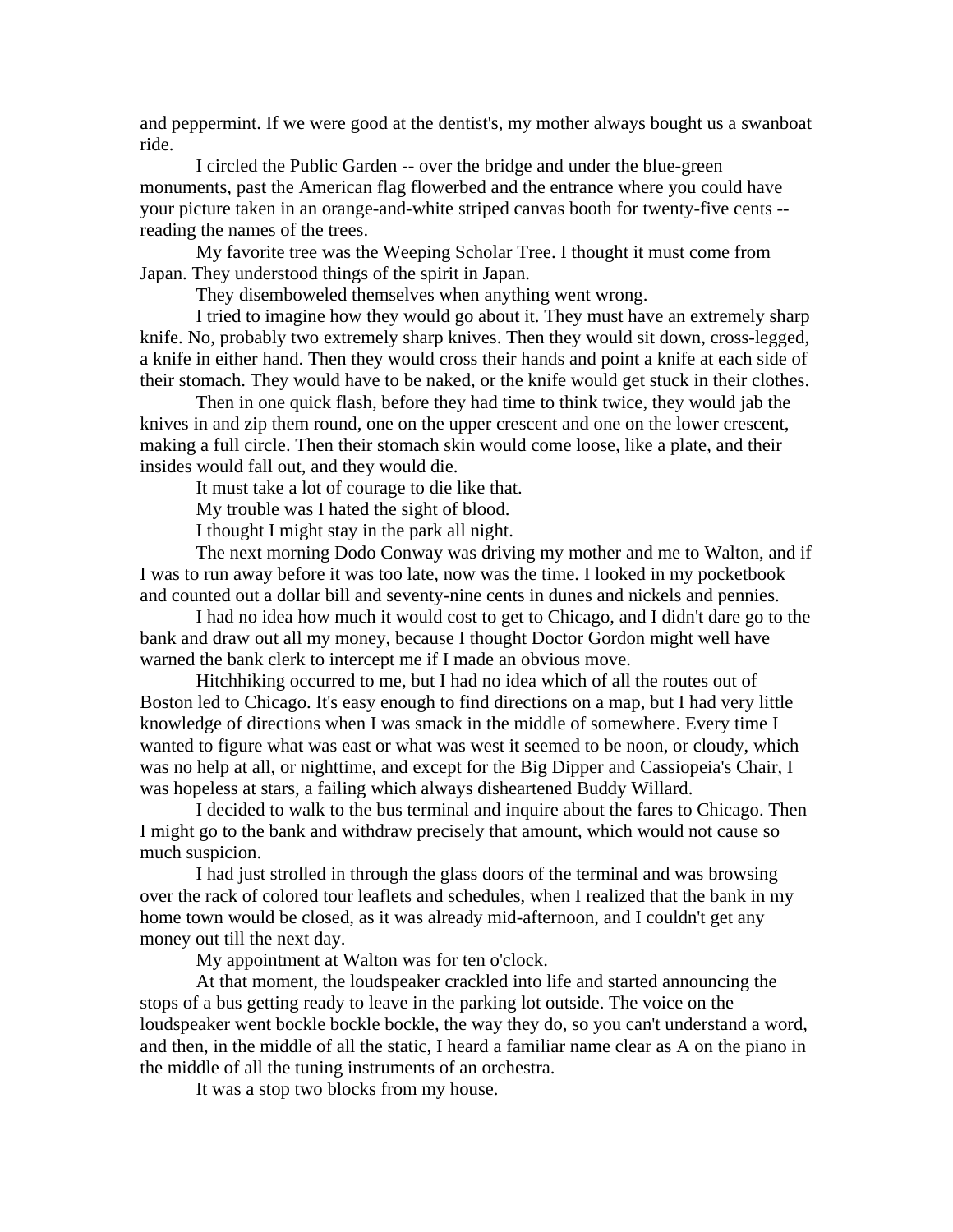and peppermint. If we were good at the dentist's, my mother always bought us a swanboat ride.

I circled the Public Garden -- over the bridge and under the blue-green monuments, past the American flag flowerbed and the entrance where you could have your picture taken in an orange-and-white striped canvas booth for twenty-five cents -- reading the names of the trees.

My favorite tree was the Weeping Scholar Tree. I thought it must come from Japan. They understood things of the spirit in Japan.

They disemboweled themselves when anything went wrong.

I tried to imagine how they would go about it. They must have an extremely sharp knife. No, probably two extremely sharp knives. Then they would sit down, cross-legged, a knife in either hand. Then they would cross their hands and point a knife at each side of their stomach. They would have to be naked, or the knife would get stuck in their clothes.

Then in one quick flash, before they had time to think twice, they would jab the knives in and zip them round, one on the upper crescent and one on the lower crescent, making a full circle. Then their stomach skin would come loose, like a plate, and their insides would fall out, and they would die.

It must take a lot of courage to die like that.

My trouble was I hated the sight of blood.

I thought I might stay in the park all night.

The next morning Dodo Conway was driving my mother and me to Walton, and if I was to run away before it was too late, now was the time. I looked in my pocketbook and counted out a dollar bill and seventy-nine cents in dunes and nickels and pennies.

I had no idea how much it would cost to get to Chicago, and I didn't dare go to the bank and draw out all my money, because I thought Doctor Gordon might well have warned the bank clerk to intercept me if I made an obvious move.

Hitchhiking occurred to me, but I had no idea which of all the routes out of Boston led to Chicago. It's easy enough to find directions on a map, but I had very little knowledge of directions when I was smack in the middle of somewhere. Every time I wanted to figure what was east or what was west it seemed to be noon, or cloudy, which was no help at all, or nighttime, and except for the Big Dipper and Cassiopeia's Chair, I was hopeless at stars, a failing which always disheartened Buddy Willard.

I decided to walk to the bus terminal and inquire about the fares to Chicago. Then I might go to the bank and withdraw precisely that amount, which would not cause so much suspicion.

I had just strolled in through the glass doors of the terminal and was browsing over the rack of colored tour leaflets and schedules, when I realized that the bank in my home town would be closed, as it was already mid-afternoon, and I couldn't get any money out till the next day.

My appointment at Walton was for ten o'clock.

At that moment, the loudspeaker crackled into life and started announcing the stops of a bus getting ready to leave in the parking lot outside. The voice on the loudspeaker went bockle bockle bockle, the way they do, so you can't understand a word, and then, in the middle of all the static, I heard a familiar name clear as A on the piano in the middle of all the tuning instruments of an orchestra.

It was a stop two blocks from my house.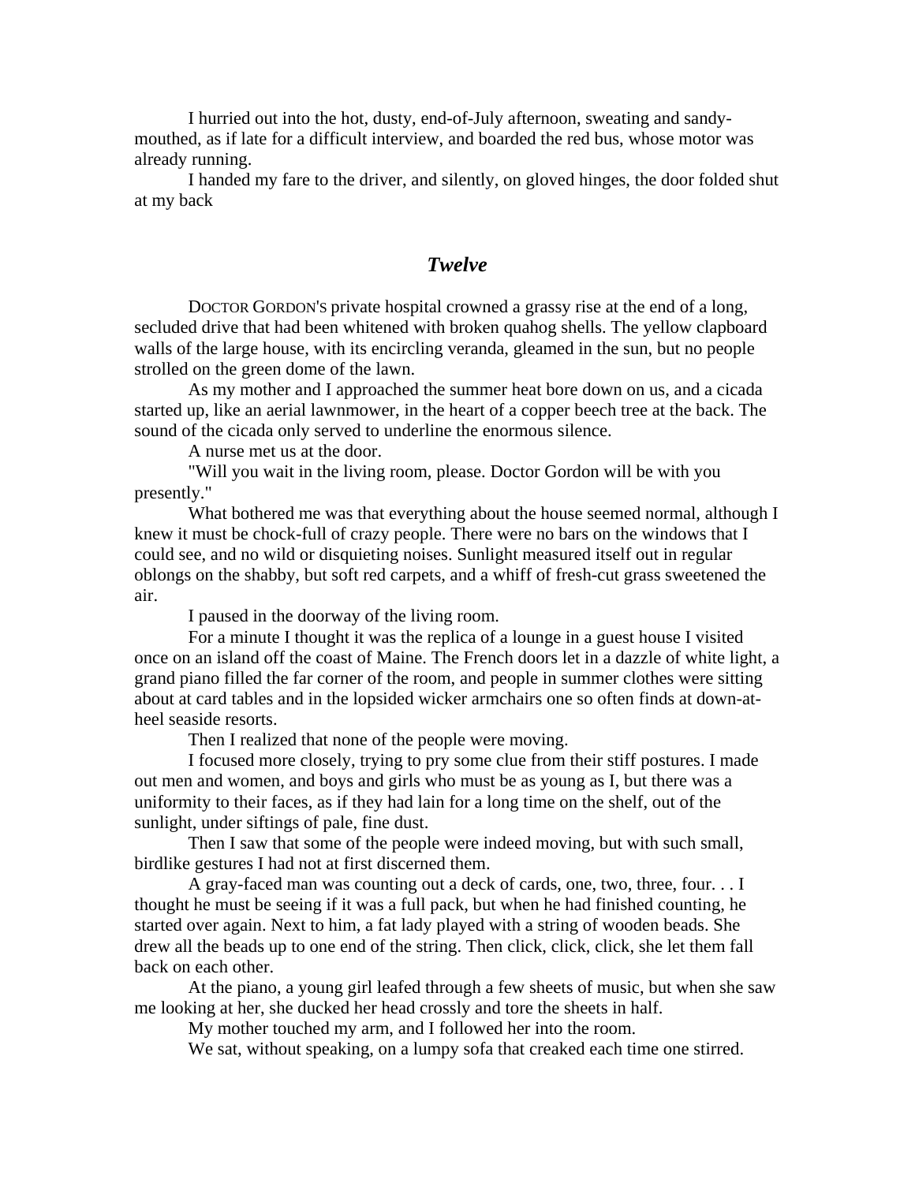I hurried out into the hot, dusty, end-of-July afternoon, sweating and sandy-mouthed, as if late for a difficult interview, and boarded the red bus, whose motor was already running.

I handed my fare to the driver, and silently, on gloved hinges, the door folded shut at my back

## *Twelve*

DOCTOR GORDON'S private hospital crowned a grassy rise at the end of a long, secluded drive that had been whitened with broken quahog shells. The yellow clapboard walls of the large house, with its encircling veranda, gleamed in the sun, but no people strolled on the green dome of the lawn.

As my mother and I approached the summer heat bore down on us, and a cicada started up, like an aerial lawnmower, in the heart of a copper beech tree at the back. The sound of the cicada only served to underline the enormous silence.

A nurse met us at the door.

"Will you wait in the living room, please. Doctor Gordon will be with you presently."

What bothered me was that everything about the house seemed normal, although I knew it must be chock-full of crazy people. There were no bars on the windows that I could see, and no wild or disquieting noises. Sunlight measured itself out in regular oblongs on the shabby, but soft red carpets, and a whiff of fresh-cut grass sweetened the air.

I paused in the doorway of the living room.

For a minute I thought it was the replica of a lounge in a guest house I visited once on an island off the coast of Maine. The French doors let in a dazzle of white light, a grand piano filled the far corner of the room, and people in summer clothes were sitting about at card tables and in the lopsided wicker armchairs one so often finds at down-at-heel seaside resorts.

Then I realized that none of the people were moving.

I focused more closely, trying to pry some clue from their stiff postures. I made out men and women, and boys and girls who must be as young as I, but there was a uniformity to their faces, as if they had lain for a long time on the shelf, out of the sunlight, under siftings of pale, fine dust.

Then I saw that some of the people were indeed moving, but with such small, birdlike gestures I had not at first discerned them.

A gray-faced man was counting out a deck of cards, one, two, three, four. . . I thought he must be seeing if it was a full pack, but when he had finished counting, he started over again. Next to him, a fat lady played with a string of wooden beads. She drew all the beads up to one end of the string. Then click, click, click, she let them fall back on each other.

At the piano, a young girl leafed through a few sheets of music, but when she saw me looking at her, she ducked her head crossly and tore the sheets in half.

My mother touched my arm, and I followed her into the room.

We sat, without speaking, on a lumpy sofa that creaked each time one stirred.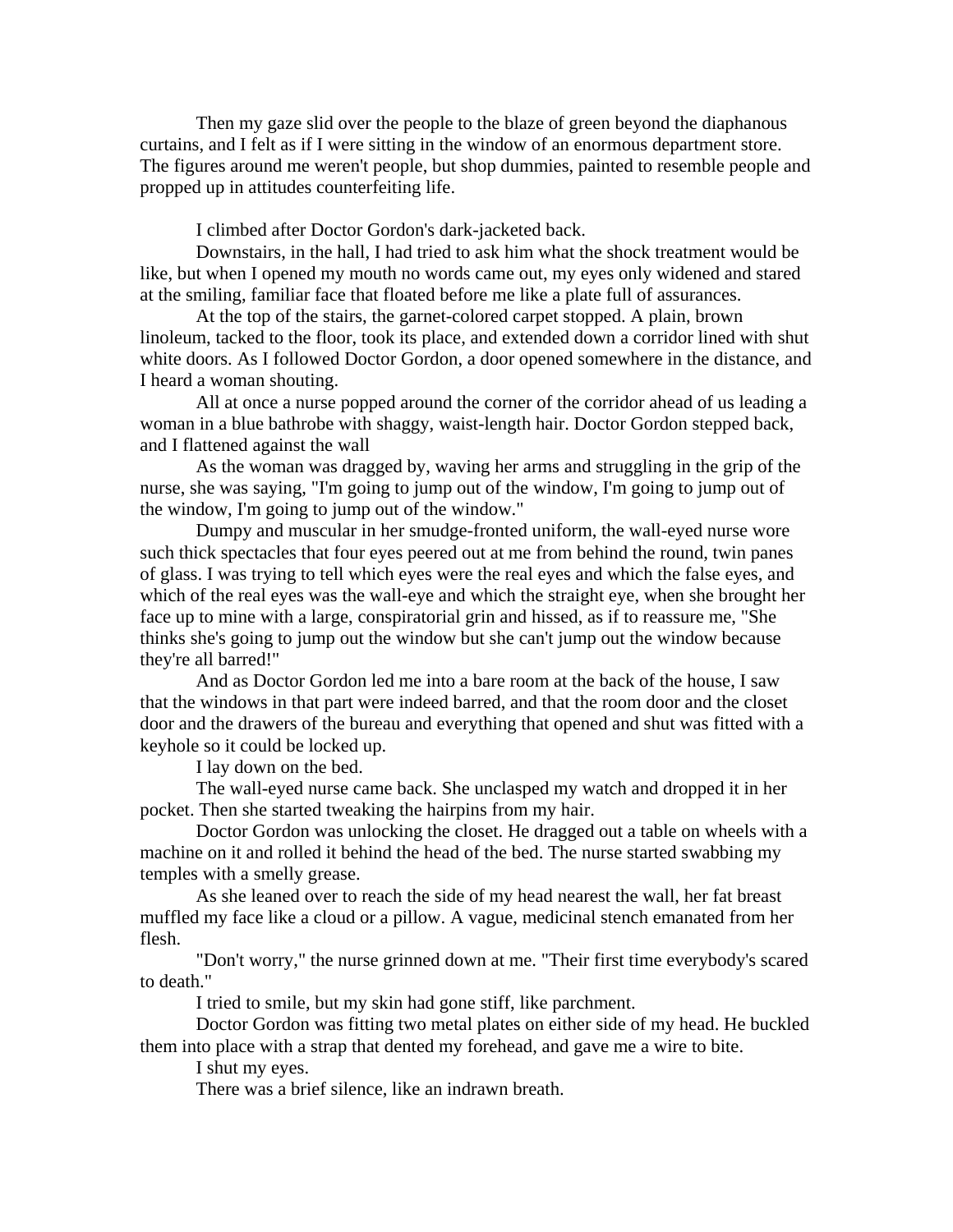Then my gaze slid over the people to the blaze of green beyond the diaphanous curtains, and I felt as if I were sitting in the window of an enormous department store. The figures around me weren't people, but shop dummies, painted to resemble people and propped up in attitudes counterfeiting life.

I climbed after Doctor Gordon's dark-jacketed back.

Downstairs, in the hall, I had tried to ask him what the shock treatment would be like, but when I opened my mouth no words came out, my eyes only widened and stared at the smiling, familiar face that floated before me like a plate full of assurances.

At the top of the stairs, the garnet-colored carpet stopped. A plain, brown linoleum, tacked to the floor, took its place, and extended down a corridor lined with shut white doors. As I followed Doctor Gordon, a door opened somewhere in the distance, and I heard a woman shouting.

All at once a nurse popped around the corner of the corridor ahead of us leading a woman in a blue bathrobe with shaggy, waist-length hair. Doctor Gordon stepped back, and I flattened against the wall

As the woman was dragged by, waving her arms and struggling in the grip of the nurse, she was saying, "I'm going to jump out of the window, I'm going to jump out of the window, I'm going to jump out of the window."

Dumpy and muscular in her smudge-fronted uniform, the wall-eyed nurse wore such thick spectacles that four eyes peered out at me from behind the round, twin panes of glass. I was trying to tell which eyes were the real eyes and which the false eyes, and which of the real eyes was the wall-eye and which the straight eye, when she brought her face up to mine with a large, conspiratorial grin and hissed, as if to reassure me, "She thinks she's going to jump out the window but she can't jump out the window because they're all barred!"

And as Doctor Gordon led me into a bare room at the back of the house, I saw that the windows in that part were indeed barred, and that the room door and the closet door and the drawers of the bureau and everything that opened and shut was fitted with a keyhole so it could be locked up.

I lay down on the bed.

The wall-eyed nurse came back. She unclasped my watch and dropped it in her pocket. Then she started tweaking the hairpins from my hair.

Doctor Gordon was unlocking the closet. He dragged out a table on wheels with a machine on it and rolled it behind the head of the bed. The nurse started swabbing my temples with a smelly grease.

As she leaned over to reach the side of my head nearest the wall, her fat breast muffled my face like a cloud or a pillow. A vague, medicinal stench emanated from her flesh.

"Don't worry," the nurse grinned down at me. "Their first time everybody's scared to death."

I tried to smile, but my skin had gone stiff, like parchment.

Doctor Gordon was fitting two metal plates on either side of my head. He buckled them into place with a strap that dented my forehead, and gave me a wire to bite.

I shut my eyes.

There was a brief silence, like an indrawn breath.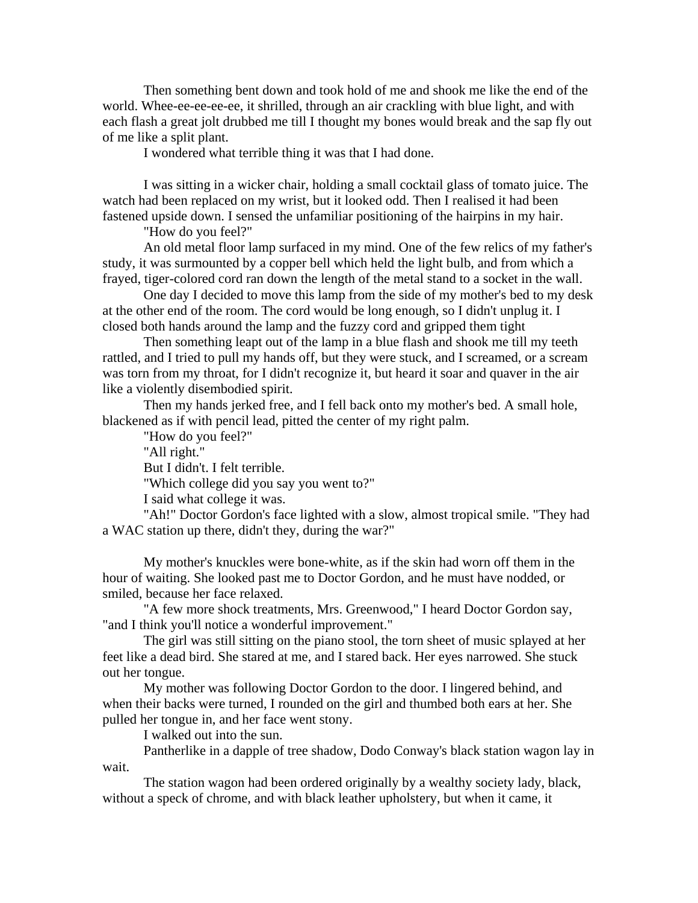Then something bent down and took hold of me and shook me like the end of the world. Whee-ee-ee-ee-ee, it shrilled, through an air crackling with blue light, and with each flash a great jolt drubbed me till I thought my bones would break and the sap fly out of me like a split plant.

I wondered what terrible thing it was that I had done.

I was sitting in a wicker chair, holding a small cocktail glass of tomato juice. The watch had been replaced on my wrist, but it looked odd. Then I realised it had been fastened upside down. I sensed the unfamiliar positioning of the hairpins in my hair.

"How do you feel?"

An old metal floor lamp surfaced in my mind. One of the few relics of my father's study, it was surmounted by a copper bell which held the light bulb, and from which a frayed, tiger-colored cord ran down the length of the metal stand to a socket in the wall.

One day I decided to move this lamp from the side of my mother's bed to my desk at the other end of the room. The cord would be long enough, so I didn't unplug it. I closed both hands around the lamp and the fuzzy cord and gripped them tight

Then something leapt out of the lamp in a blue flash and shook me till my teeth rattled, and I tried to pull my hands off, but they were stuck, and I screamed, or a scream was torn from my throat, for I didn't recognize it, but heard it soar and quaver in the air like a violently disembodied spirit.

Then my hands jerked free, and I fell back onto my mother's bed. A small hole, blackened as if with pencil lead, pitted the center of my right palm.

"How do you feel?"

"All right."

But I didn't. I felt terrible.

"Which college did you say you went to?"

I said what college it was.

"Ah!" Doctor Gordon's face lighted with a slow, almost tropical smile. "They had a WAC station up there, didn't they, during the war?"

My mother's knuckles were bone-white, as if the skin had worn off them in the hour of waiting. She looked past me to Doctor Gordon, and he must have nodded, or smiled, because her face relaxed.

"A few more shock treatments, Mrs. Greenwood," I heard Doctor Gordon say, "and I think you'll notice a wonderful improvement."

The girl was still sitting on the piano stool, the torn sheet of music splayed at her feet like a dead bird. She stared at me, and I stared back. Her eyes narrowed. She stuck out her tongue.

My mother was following Doctor Gordon to the door. I lingered behind, and when their backs were turned, I rounded on the girl and thumbed both ears at her. She pulled her tongue in, and her face went stony.

I walked out into the sun.

Pantherlike in a dapple of tree shadow, Dodo Conway's black station wagon lay in wait.

The station wagon had been ordered originally by a wealthy society lady, black, without a speck of chrome, and with black leather upholstery, but when it came, it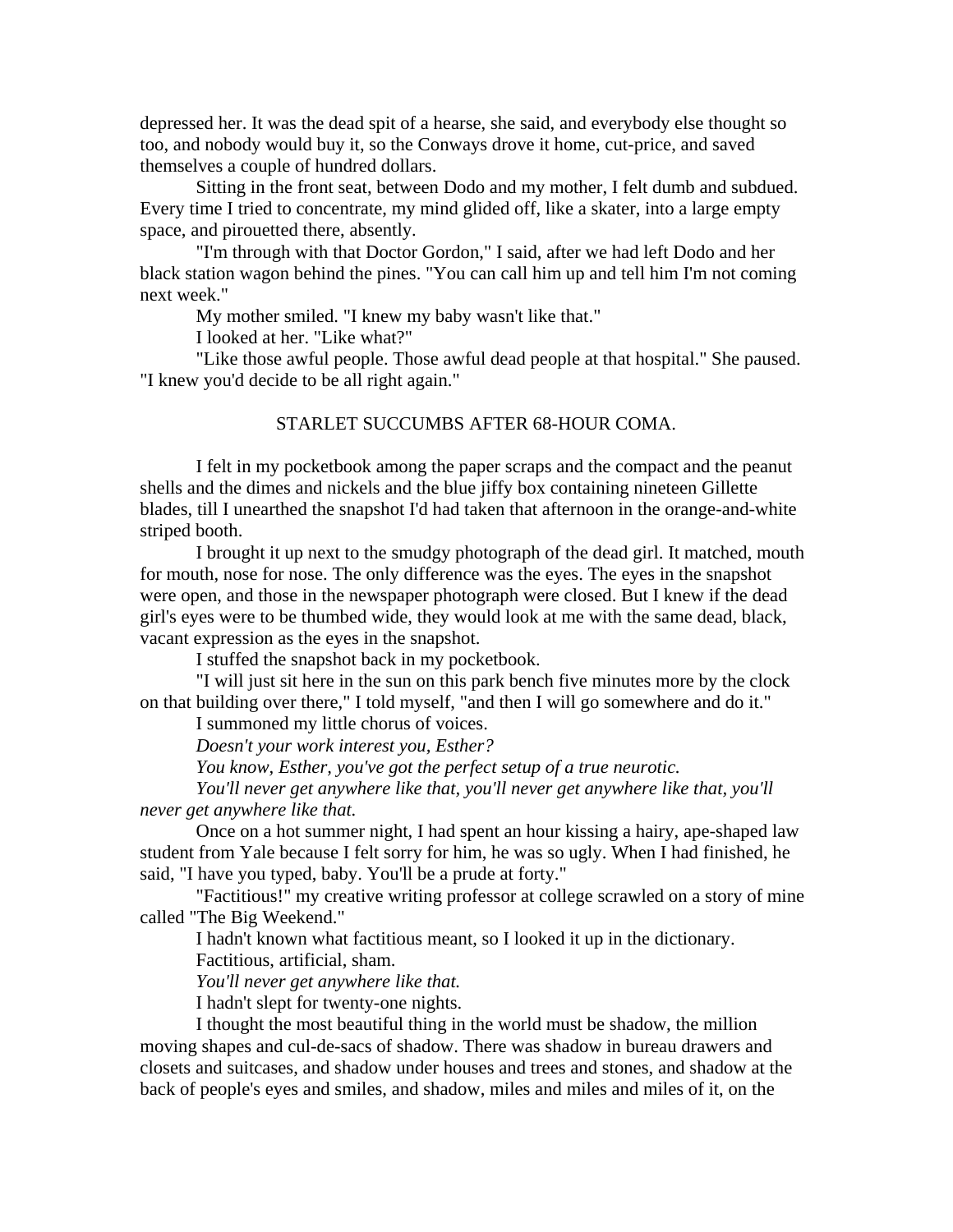depressed her. It was the dead spit of a hearse, she said, and everybody else thought so too, and nobody would buy it, so the Conways drove it home, cut-price, and saved themselves a couple of hundred dollars.

Sitting in the front seat, between Dodo and my mother, I felt dumb and subdued. Every time I tried to concentrate, my mind glided off, like a skater, into a large empty space, and pirouetted there, absently.

"I'm through with that Doctor Gordon," I said, after we had left Dodo and her black station wagon behind the pines. "You can call him up and tell him I'm not coming next week."

My mother smiled. "I knew my baby wasn't like that."

I looked at her. "Like what?"

"Like those awful people. Those awful dead people at that hospital." She paused. "I knew you'd decide to be all right again."

STARLET SUCCUMBS AFTER 68-HOUR COMA.

I felt in my pocketbook among the paper scraps and the compact and the peanut shells and the dimes and nickels and the blue jiffy box containing nineteen Gillette blades, till I unearthed the snapshot I'd had taken that afternoon in the orange-and-white striped booth.

I brought it up next to the smudgy photograph of the dead girl. It matched, mouth for mouth, nose for nose. The only difference was the eyes. The eyes in the snapshot were open, and those in the newspaper photograph were closed. But I knew if the dead girl's eyes were to be thumbed wide, they would look at me with the same dead, black, vacant expression as the eyes in the snapshot.

I stuffed the snapshot back in my pocketbook.

"I will just sit here in the sun on this park bench five minutes more by the clock on that building over there," I told myself, "and then I will go somewhere and do it."

I summoned my little chorus of voices.

*Doesn't your work interest you, Esther?*

*You know, Esther, you've got the perfect setup of a true neurotic.*

*You'll never get anywhere like that, you'll never get anywhere like that, you'll never get anywhere like that.*

Once on a hot summer night, I had spent an hour kissing a hairy, ape-shaped law student from Yale because I felt sorry for him, he was so ugly. When I had finished, he said, "I have you typed, baby. You'll be a prude at forty."

"Factitious!" my creative writing professor at college scrawled on a story of mine called "The Big Weekend."

I hadn't known what factitious meant, so I looked it up in the dictionary.

Factitious, artificial, sham.

*You'll never get anywhere like that.*

I hadn't slept for twenty-one nights.

I thought the most beautiful thing in the world must be shadow, the million moving shapes and cul-de-sacs of shadow. There was shadow in bureau drawers and closets and suitcases, and shadow under houses and trees and stones, and shadow at the back of people's eyes and smiles, and shadow, miles and miles and miles of it, on the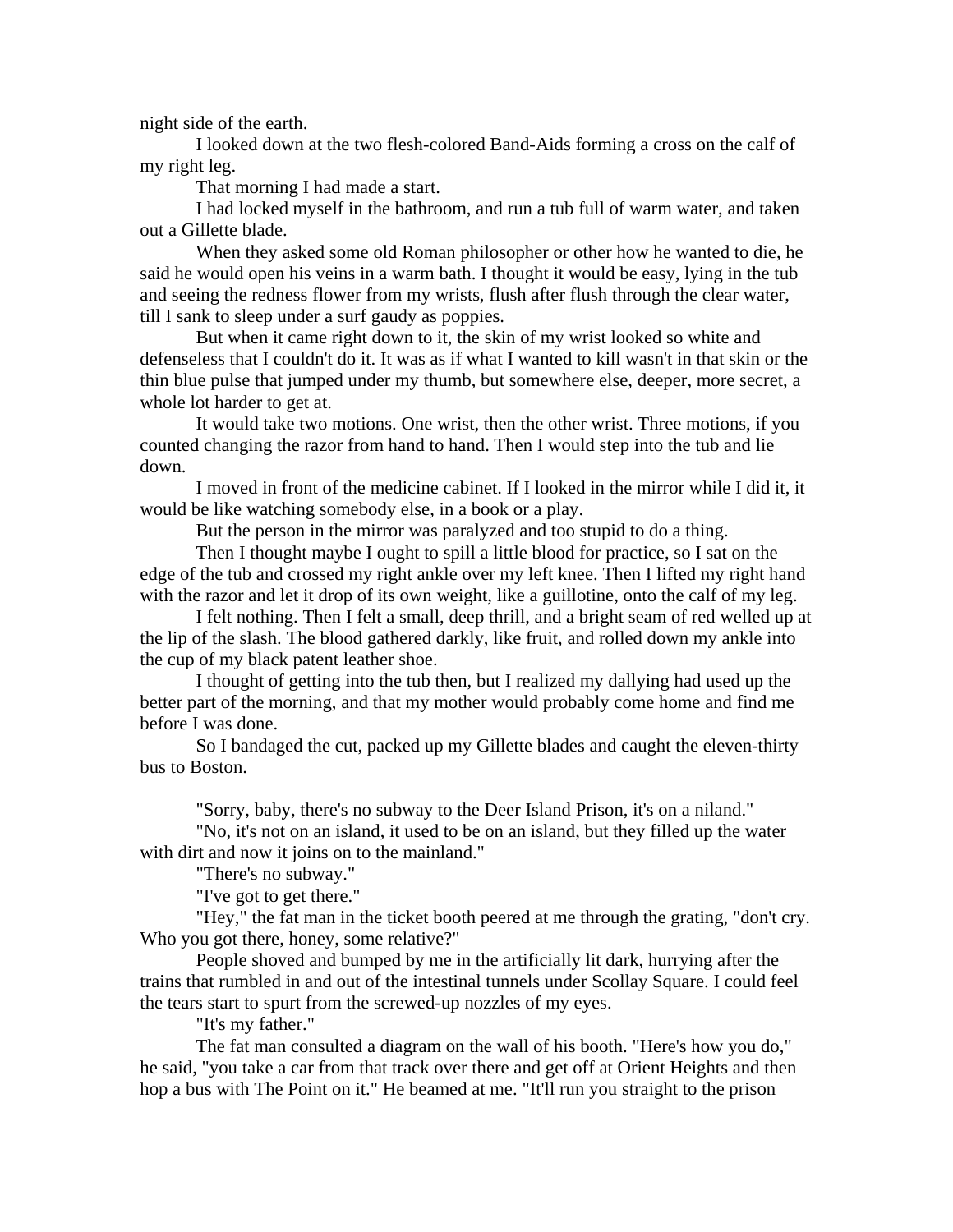night side of the earth.

I looked down at the two flesh-colored Band-Aids forming a cross on the calf of my right leg.

That morning I had made a start.

I had locked myself in the bathroom, and run a tub full of warm water, and taken out a Gillette blade.

When they asked some old Roman philosopher or other how he wanted to die, he said he would open his veins in a warm bath. I thought it would be easy, lying in the tub and seeing the redness flower from my wrists, flush after flush through the clear water, till I sank to sleep under a surf gaudy as poppies.

But when it came right down to it, the skin of my wrist looked so white and defenseless that I couldn't do it. It was as if what I wanted to kill wasn't in that skin or the thin blue pulse that jumped under my thumb, but somewhere else, deeper, more secret, a whole lot harder to get at.

It would take two motions. One wrist, then the other wrist. Three motions, if you counted changing the razor from hand to hand. Then I would step into the tub and lie down.

I moved in front of the medicine cabinet. If I looked in the mirror while I did it, it would be like watching somebody else, in a book or a play.

But the person in the mirror was paralyzed and too stupid to do a thing.

Then I thought maybe I ought to spill a little blood for practice, so I sat on the edge of the tub and crossed my right ankle over my left knee. Then I lifted my right hand with the razor and let it drop of its own weight, like a guillotine, onto the calf of my leg.

I felt nothing. Then I felt a small, deep thrill, and a bright seam of red welled up at the lip of the slash. The blood gathered darkly, like fruit, and rolled down my ankle into the cup of my black patent leather shoe.

I thought of getting into the tub then, but I realized my dallying had used up the better part of the morning, and that my mother would probably come home and find me before I was done.

So I bandaged the cut, packed up my Gillette blades and caught the eleven-thirty bus to Boston.

"Sorry, baby, there's no subway to the Deer Island Prison, it's on a niland."

"No, it's not on an island, it used to be on an island, but they filled up the water with dirt and now it joins on to the mainland."

"There's no subway."

"I've got to get there."

"Hey," the fat man in the ticket booth peered at me through the grating, "don't cry. Who you got there, honey, some relative?"

People shoved and bumped by me in the artificially lit dark, hurrying after the trains that rumbled in and out of the intestinal tunnels under Scollay Square. I could feel the tears start to spurt from the screwed-up nozzles of my eyes.

"It's my father."

The fat man consulted a diagram on the wall of his booth. "Here's how you do," he said, "you take a car from that track over there and get off at Orient Heights and then hop a bus with The Point on it." He beamed at me. "It'll run you straight to the prison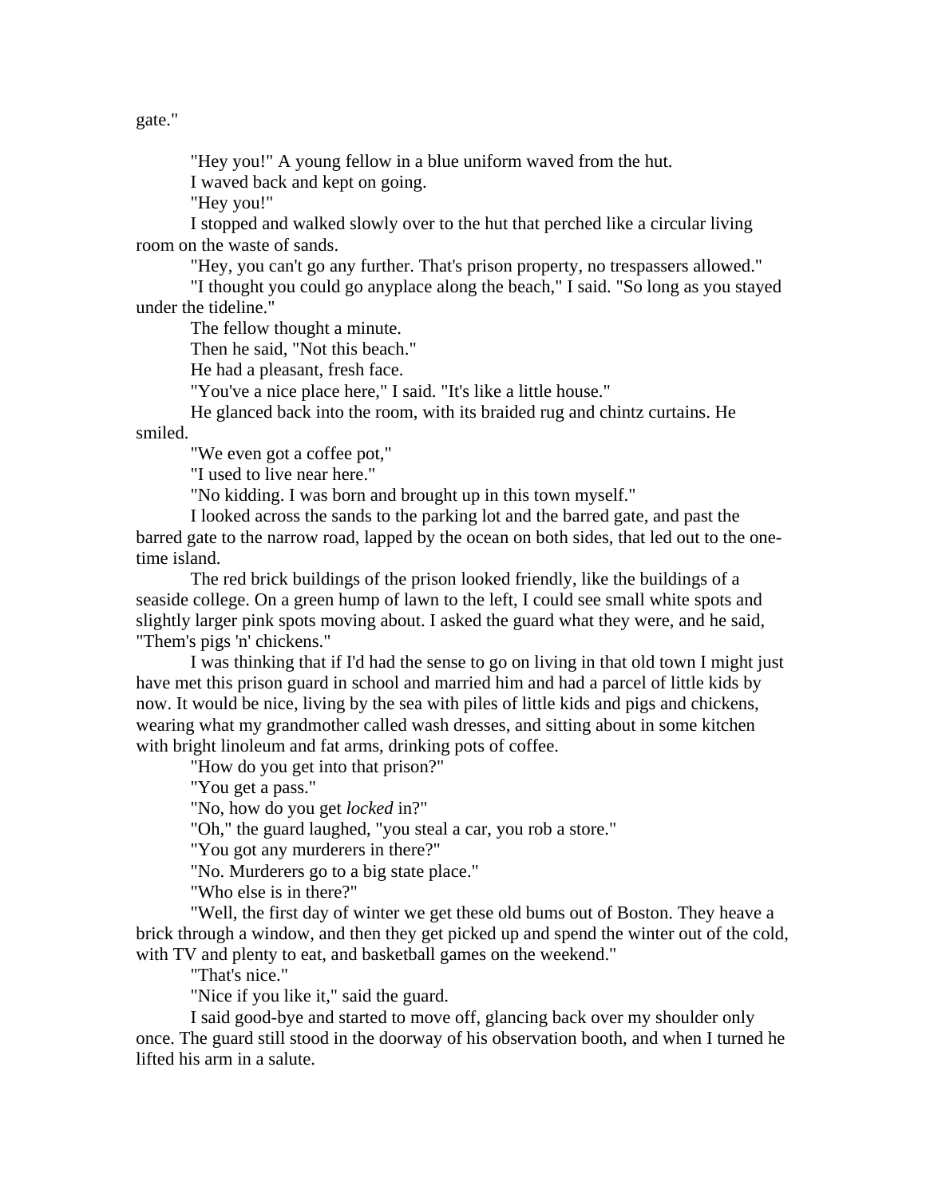gate."

"Hey you!" A young fellow in a blue uniform waved from the hut.

I waved back and kept on going.

"Hey you!"

I stopped and walked slowly over to the hut that perched like a circular living room on the waste of sands.

"Hey, you can't go any further. That's prison property, no trespassers allowed."

"I thought you could go anyplace along the beach," I said. "So long as you stayed under the tideline."

The fellow thought a minute.

Then he said, "Not this beach."

He had a pleasant, fresh face.

"You've a nice place here," I said. "It's like a little house."

He glanced back into the room, with its braided rug and chintz curtains. He smiled.

"We even got a coffee pot,"

"I used to live near here."

"No kidding. I was born and brought up in this town myself."

I looked across the sands to the parking lot and the barred gate, and past the barred gate to the narrow road, lapped by the ocean on both sides, that led out to the one-time island.

The red brick buildings of the prison looked friendly, like the buildings of a seaside college. On a green hump of lawn to the left, I could see small white spots and slightly larger pink spots moving about. I asked the guard what they were, and he said, "Them's pigs 'n' chickens."

I was thinking that if I'd had the sense to go on living in that old town I might just have met this prison guard in school and married him and had a parcel of little kids by now. It would be nice, living by the sea with piles of little kids and pigs and chickens, wearing what my grandmother called wash dresses, and sitting about in some kitchen with bright linoleum and fat arms, drinking pots of coffee.

"How do you get into that prison?"

"You get a pass."

"No, how do you get *locked* in?"

"Oh," the guard laughed, "you steal a car, you rob a store."

"You got any murderers in there?"

"No. Murderers go to a big state place."

"Who else is in there?"

"Well, the first day of winter we get these old bums out of Boston. They heave a brick through a window, and then they get picked up and spend the winter out of the cold, with TV and plenty to eat, and basketball games on the weekend."

"That's nice."

"Nice if you like it," said the guard.

I said good-bye and started to move off, glancing back over my shoulder only once. The guard still stood in the doorway of his observation booth, and when I turned he lifted his arm in a salute.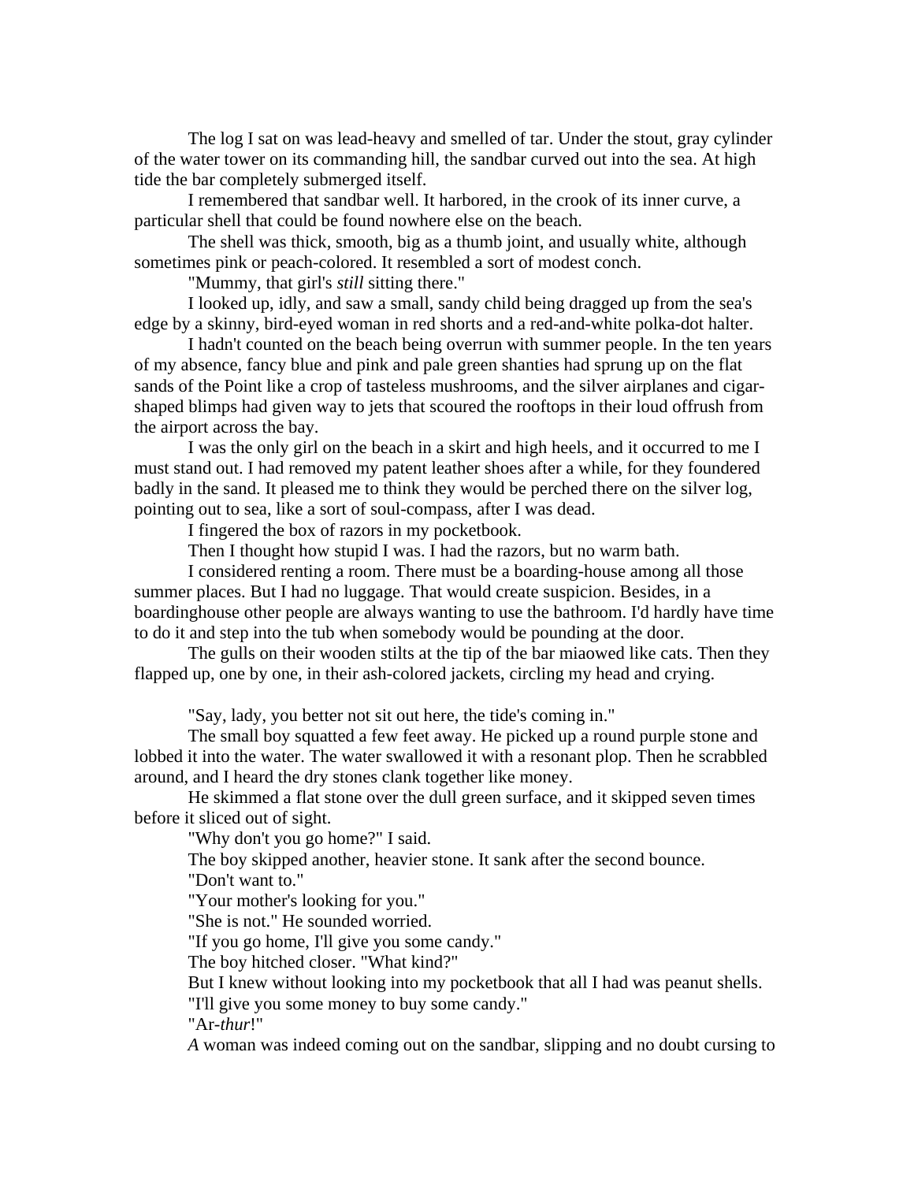The log I sat on was lead-heavy and smelled of tar. Under the stout, gray cylinder of the water tower on its commanding hill, the sandbar curved out into the sea. At high tide the bar completely submerged itself.

I remembered that sandbar well. It harbored, in the crook of its inner curve, a particular shell that could be found nowhere else on the beach.

The shell was thick, smooth, big as a thumb joint, and usually white, although sometimes pink or peach-colored. It resembled a sort of modest conch.

"Mummy, that girl's *still* sitting there."

I looked up, idly, and saw a small, sandy child being dragged up from the sea's edge by a skinny, bird-eyed woman in red shorts and a red-and-white polka-dot halter.

I hadn't counted on the beach being overrun with summer people. In the ten years of my absence, fancy blue and pink and pale green shanties had sprung up on the flat sands of the Point like a crop of tasteless mushrooms, and the silver airplanes and cigar-shaped blimps had given way to jets that scoured the rooftops in their loud offrush from the airport across the bay.

I was the only girl on the beach in a skirt and high heels, and it occurred to me I must stand out. I had removed my patent leather shoes after a while, for they foundered badly in the sand. It pleased me to think they would be perched there on the silver log, pointing out to sea, like a sort of soul-compass, after I was dead.

I fingered the box of razors in my pocketbook.

Then I thought how stupid I was. I had the razors, but no warm bath.

I considered renting a room. There must be a boarding-house among all those summer places. But I had no luggage. That would create suspicion. Besides, in a boardinghouse other people are always wanting to use the bathroom. I'd hardly have time to do it and step into the tub when somebody would be pounding at the door.

The gulls on their wooden stilts at the tip of the bar miaowed like cats. Then they flapped up, one by one, in their ash-colored jackets, circling my head and crying.

"Say, lady, you better not sit out here, the tide's coming in."

The small boy squatted a few feet away. He picked up a round purple stone and lobbed it into the water. The water swallowed it with a resonant plop. Then he scrabbled around, and I heard the dry stones clank together like money.

He skimmed a flat stone over the dull green surface, and it skipped seven times before it sliced out of sight.

"Why don't you go home?" I said.

The boy skipped another, heavier stone. It sank after the second bounce.

"Don't want to."

"Your mother's looking for you."

"She is not." He sounded worried.

"If you go home, I'll give you some candy."

The boy hitched closer. "What kind?"

But I knew without looking into my pocketbook that all I had was peanut shells.

"I'll give you some money to buy some candy."

"Ar-*thur*!"

*A* woman was indeed coming out on the sandbar, slipping and no doubt cursing to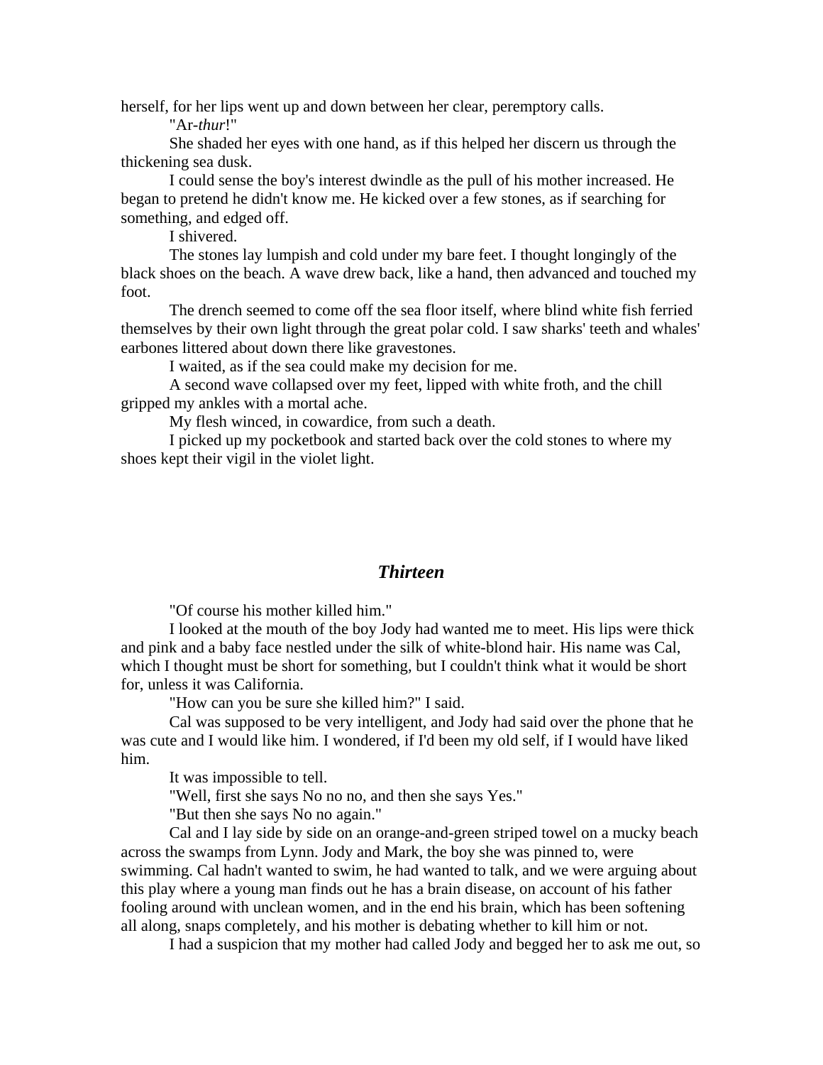herself, for her lips went up and down between her clear, peremptory calls.

"Ar-*thur*!"

She shaded her eyes with one hand, as if this helped her discern us through the thickening sea dusk.

I could sense the boy's interest dwindle as the pull of his mother increased. He began to pretend he didn't know me. He kicked over a few stones, as if searching for something, and edged off.

I shivered.

The stones lay lumpish and cold under my bare feet. I thought longingly of the black shoes on the beach. A wave drew back, like a hand, then advanced and touched my foot.

The drench seemed to come off the sea floor itself, where blind white fish ferried themselves by their own light through the great polar cold. I saw sharks' teeth and whales' earbones littered about down there like gravestones.

I waited, as if the sea could make my decision for me.

A second wave collapsed over my feet, lipped with white froth, and the chill gripped my ankles with a mortal ache.

My flesh winced, in cowardice, from such a death.

I picked up my pocketbook and started back over the cold stones to where my shoes kept their vigil in the violet light.

## *Thirteen*

"Of course his mother killed him."

I looked at the mouth of the boy Jody had wanted me to meet. His lips were thick and pink and a baby face nestled under the silk of white-blond hair. His name was Cal, which I thought must be short for something, but I couldn't think what it would be short for, unless it was California.

"How can you be sure she killed him?" I said.

Cal was supposed to be very intelligent, and Jody had said over the phone that he was cute and I would like him. I wondered, if I'd been my old self, if I would have liked him.

It was impossible to tell.

"Well, first she says No no no, and then she says Yes."

"But then she says No no again."

Cal and I lay side by side on an orange-and-green striped towel on a mucky beach across the swamps from Lynn. Jody and Mark, the boy she was pinned to, were swimming. Cal hadn't wanted to swim, he had wanted to talk, and we were arguing about this play where a young man finds out he has a brain disease, on account of his father fooling around with unclean women, and in the end his brain, which has been softening all along, snaps completely, and his mother is debating whether to kill him or not.

I had a suspicion that my mother had called Jody and begged her to ask me out, so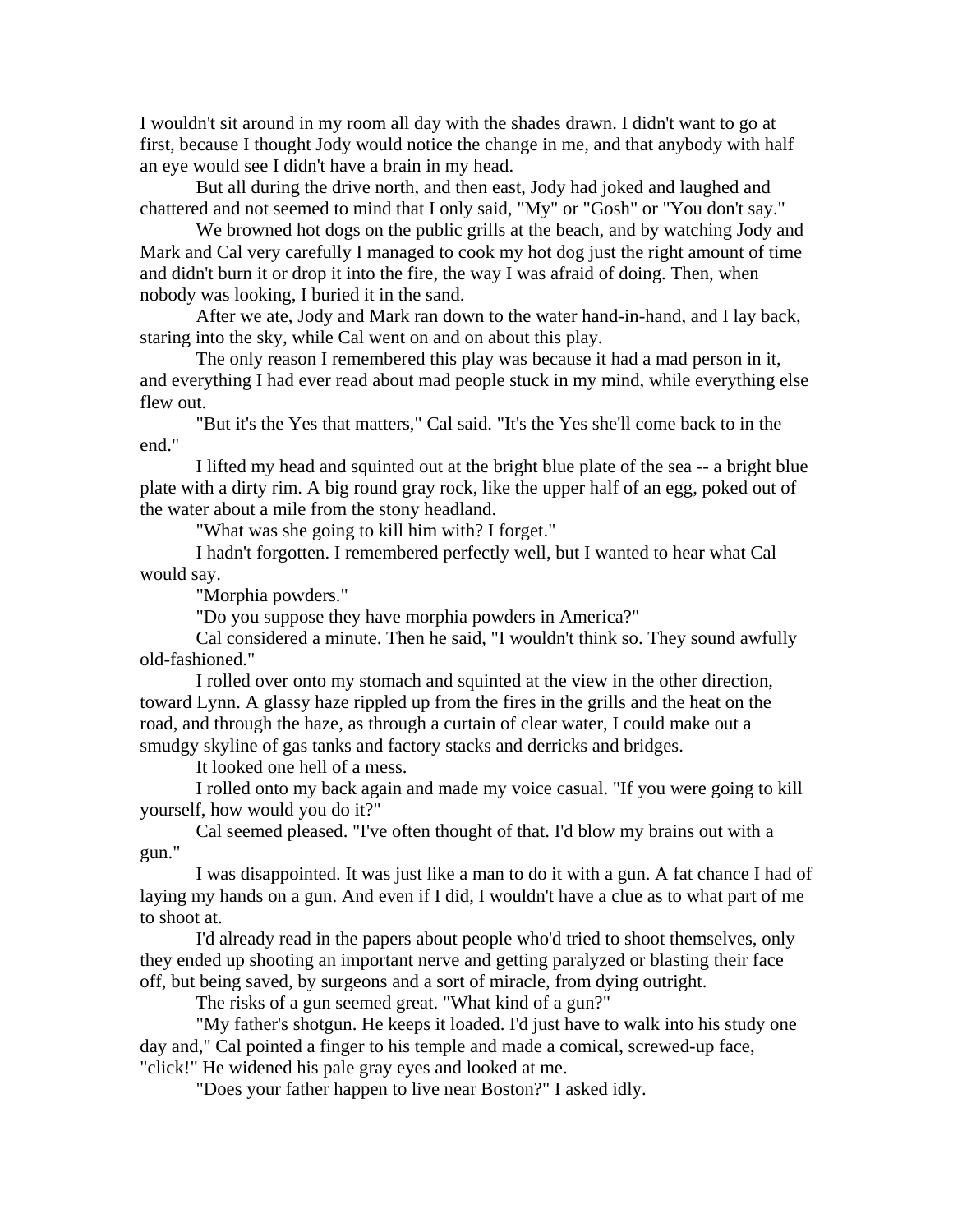I wouldn't sit around in my room all day with the shades drawn. I didn't want to go at first, because I thought Jody would notice the change in me, and that anybody with half an eye would see I didn't have a brain in my head.

But all during the drive north, and then east, Jody had joked and laughed and chattered and not seemed to mind that I only said, "My" or "Gosh" or "You don't say."

We browned hot dogs on the public grills at the beach, and by watching Jody and Mark and Cal very carefully I managed to cook my hot dog just the right amount of time and didn't burn it or drop it into the fire, the way I was afraid of doing. Then, when nobody was looking, I buried it in the sand.

After we ate, Jody and Mark ran down to the water hand-in-hand, and I lay back, staring into the sky, while Cal went on and on about this play.

The only reason I remembered this play was because it had a mad person in it, and everything I had ever read about mad people stuck in my mind, while everything else flew out.

"But it's the Yes that matters," Cal said. "It's the Yes she'll come back to in the end."

I lifted my head and squinted out at the bright blue plate of the sea -- a bright blue plate with a dirty rim. A big round gray rock, like the upper half of an egg, poked out of the water about a mile from the stony headland.

"What was she going to kill him with? I forget."

I hadn't forgotten. I remembered perfectly well, but I wanted to hear what Cal would say.

"Morphia powders."

"Do you suppose they have morphia powders in America?"

Cal considered a minute. Then he said, "I wouldn't think so. They sound awfully old-fashioned."

I rolled over onto my stomach and squinted at the view in the other direction, toward Lynn. A glassy haze rippled up from the fires in the grills and the heat on the road, and through the haze, as through a curtain of clear water, I could make out a smudgy skyline of gas tanks and factory stacks and derricks and bridges.

It looked one hell of a mess.

I rolled onto my back again and made my voice casual. "If you were going to kill yourself, how would you do it?"

Cal seemed pleased. "I've often thought of that. I'd blow my brains out with a gun."

I was disappointed. It was just like a man to do it with a gun. A fat chance I had of laying my hands on a gun. And even if I did, I wouldn't have a clue as to what part of me to shoot at.

I'd already read in the papers about people who'd tried to shoot themselves, only they ended up shooting an important nerve and getting paralyzed or blasting their face off, but being saved, by surgeons and a sort of miracle, from dying outright.

The risks of a gun seemed great. "What kind of a gun?"

"My father's shotgun. He keeps it loaded. I'd just have to walk into his study one day and," Cal pointed a finger to his temple and made a comical, screwed-up face, "click!" He widened his pale gray eyes and looked at me.

"Does your father happen to live near Boston?" I asked idly.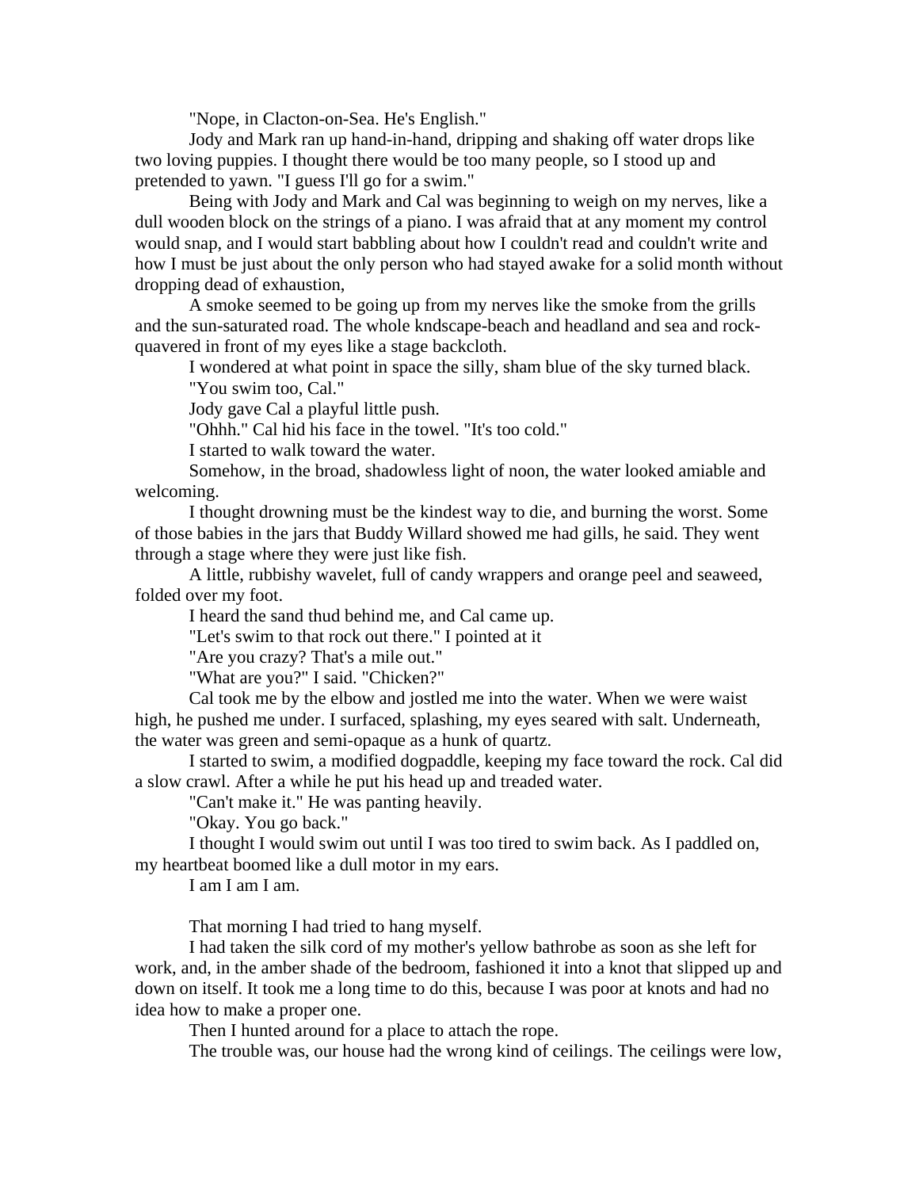"Nope, in Clacton-on-Sea. He's English."

Jody and Mark ran up hand-in-hand, dripping and shaking off water drops like two loving puppies. I thought there would be too many people, so I stood up and pretended to yawn. "I guess I'll go for a swim."

Being with Jody and Mark and Cal was beginning to weigh on my nerves, like a dull wooden block on the strings of a piano. I was afraid that at any moment my control would snap, and I would start babbling about how I couldn't read and couldn't write and how I must be just about the only person who had stayed awake for a solid month without dropping dead of exhaustion,

A smoke seemed to be going up from my nerves like the smoke from the grills and the sun-saturated road. The whole kndscape-beach and headland and sea and rock-quavered in front of my eyes like a stage backcloth.

I wondered at what point in space the silly, sham blue of the sky turned black.

"You swim too, Cal."

Jody gave Cal a playful little push.

"Ohhh." Cal hid his face in the towel. "It's too cold."

I started to walk toward the water.

Somehow, in the broad, shadowless light of noon, the water looked amiable and welcoming.

I thought drowning must be the kindest way to die, and burning the worst. Some of those babies in the jars that Buddy Willard showed me had gills, he said. They went through a stage where they were just like fish.

A little, rubbishy wavelet, full of candy wrappers and orange peel and seaweed, folded over my foot.

I heard the sand thud behind me, and Cal came up.

"Let's swim to that rock out there." I pointed at it

"Are you crazy? That's a mile out."

"What are you?" I said. "Chicken?"

Cal took me by the elbow and jostled me into the water. When we were waist high, he pushed me under. I surfaced, splashing, my eyes seared with salt. Underneath, the water was green and semi-opaque as a hunk of quartz.

I started to swim, a modified dogpaddle, keeping my face toward the rock. Cal did a slow crawl. After a while he put his head up and treaded water.

"Can't make it." He was panting heavily.

"Okay. You go back."

I thought I would swim out until I was too tired to swim back. As I paddled on, my heartbeat boomed like a dull motor in my ears.

I am I am I am.

That morning I had tried to hang myself.

I had taken the silk cord of my mother's yellow bathrobe as soon as she left for work, and, in the amber shade of the bedroom, fashioned it into a knot that slipped up and down on itself. It took me a long time to do this, because I was poor at knots and had no idea how to make a proper one.

Then I hunted around for a place to attach the rope.

The trouble was, our house had the wrong kind of ceilings. The ceilings were low,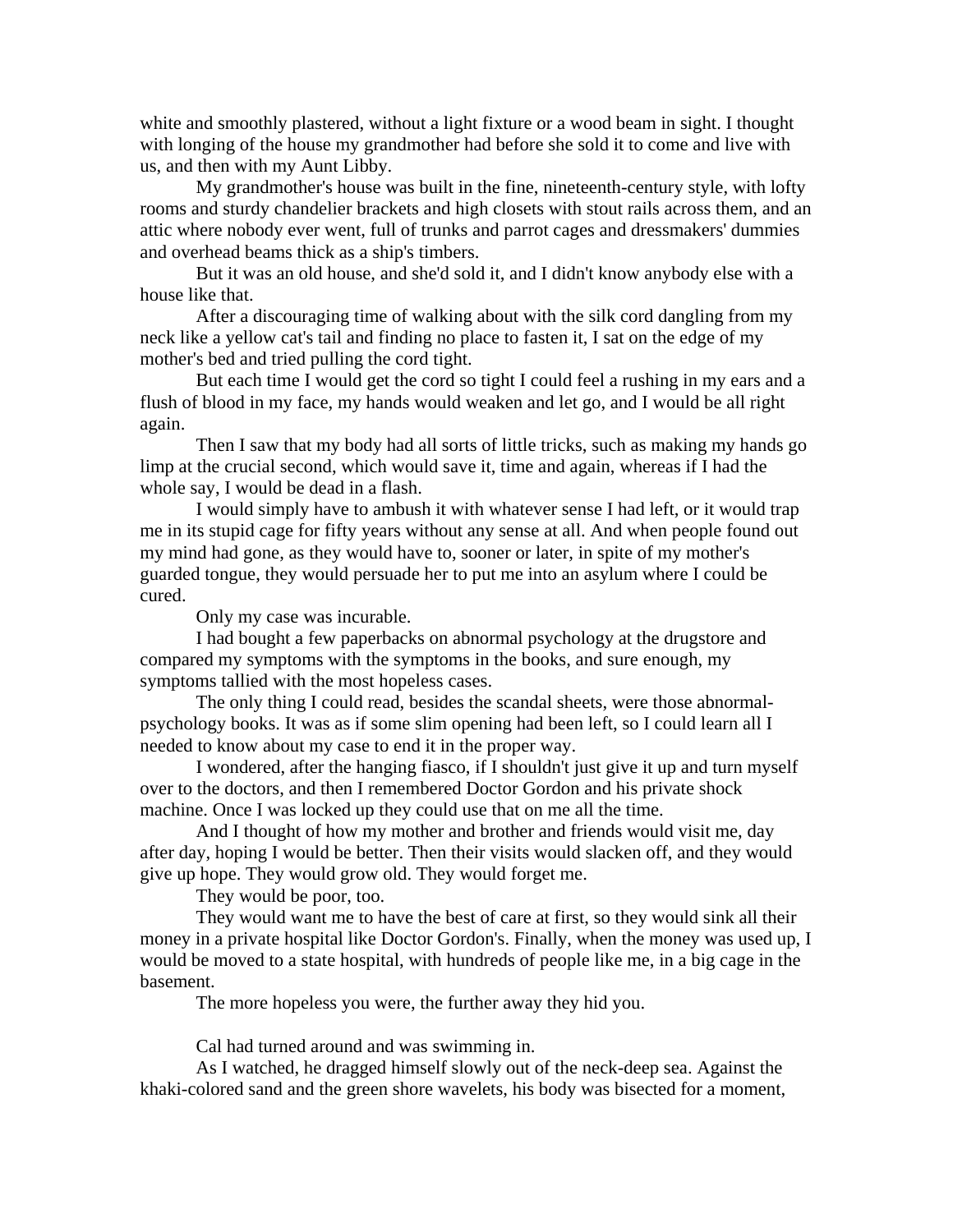white and smoothly plastered, without a light fixture or a wood beam in sight. I thought with longing of the house my grandmother had before she sold it to come and live with us, and then with my Aunt Libby.

My grandmother's house was built in the fine, nineteenth-century style, with lofty rooms and sturdy chandelier brackets and high closets with stout rails across them, and an attic where nobody ever went, full of trunks and parrot cages and dressmakers' dummies and overhead beams thick as a ship's timbers.

But it was an old house, and she'd sold it, and I didn't know anybody else with a house like that.

After a discouraging time of walking about with the silk cord dangling from my neck like a yellow cat's tail and finding no place to fasten it, I sat on the edge of my mother's bed and tried pulling the cord tight.

But each time I would get the cord so tight I could feel a rushing in my ears and a flush of blood in my face, my hands would weaken and let go, and I would be all right again.

Then I saw that my body had all sorts of little tricks, such as making my hands go limp at the crucial second, which would save it, time and again, whereas if I had the whole say, I would be dead in a flash.

I would simply have to ambush it with whatever sense I had left, or it would trap me in its stupid cage for fifty years without any sense at all. And when people found out my mind had gone, as they would have to, sooner or later, in spite of my mother's guarded tongue, they would persuade her to put me into an asylum where I could be cured.

Only my case was incurable.

I had bought a few paperbacks on abnormal psychology at the drugstore and compared my symptoms with the symptoms in the books, and sure enough, my symptoms tallied with the most hopeless cases.

The only thing I could read, besides the scandal sheets, were those abnormal-psychology books. It was as if some slim opening had been left, so I could learn all I needed to know about my case to end it in the proper way.

I wondered, after the hanging fiasco, if I shouldn't just give it up and turn myself over to the doctors, and then I remembered Doctor Gordon and his private shock machine. Once I was locked up they could use that on me all the time.

And I thought of how my mother and brother and friends would visit me, day after day, hoping I would be better. Then their visits would slacken off, and they would give up hope. They would grow old. They would forget me.

They would be poor, too.

They would want me to have the best of care at first, so they would sink all their money in a private hospital like Doctor Gordon's. Finally, when the money was used up, I would be moved to a state hospital, with hundreds of people like me, in a big cage in the basement.

The more hopeless you were, the further away they hid you.

Cal had turned around and was swimming in.

As I watched, he dragged himself slowly out of the neck-deep sea. Against the khaki-colored sand and the green shore wavelets, his body was bisected for a moment,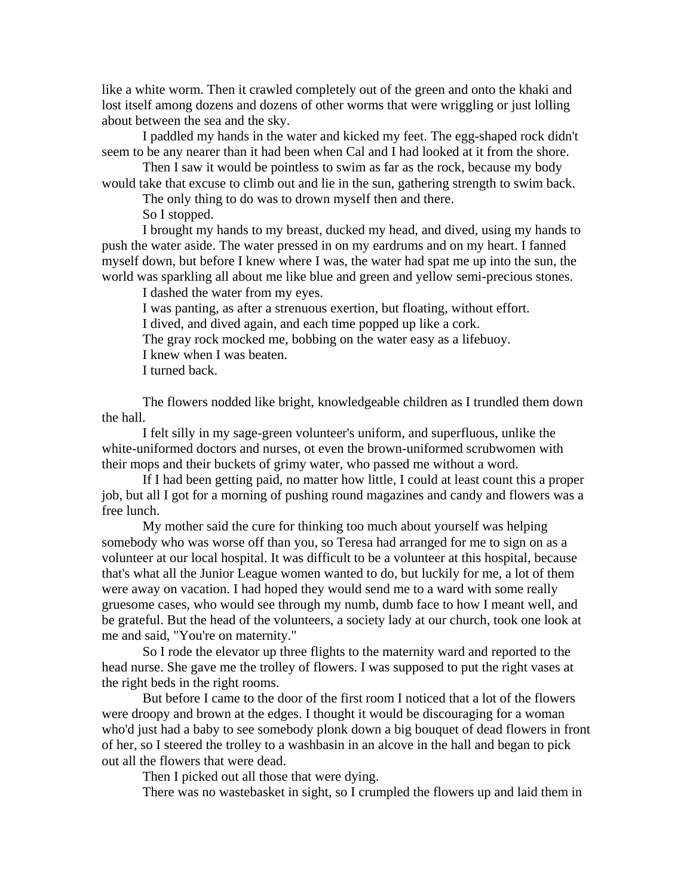like a white worm. Then it crawled completely out of the green and onto the khaki and lost itself among dozens and dozens of other worms that were wriggling or just lolling about between the sea and the sky.

I paddled my hands in the water and kicked my feet. The egg-shaped rock didn't seem to be any nearer than it had been when Cal and I had looked at it from the shore.

Then I saw it would be pointless to swim as far as the rock, because my body would take that excuse to climb out and lie in the sun, gathering strength to swim back.

The only thing to do was to drown myself then and there.

So I stopped.

I brought my hands to my breast, ducked my head, and dived, using my hands to push the water aside. The water pressed in on my eardrums and on my heart. I fanned myself down, but before I knew where I was, the water had spat me up into the sun, the world was sparkling all about me like blue and green and yellow semi-precious stones.

I dashed the water from my eyes.

I was panting, as after a strenuous exertion, but floating, without effort.

I dived, and dived again, and each time popped up like a cork.

The gray rock mocked me, bobbing on the water easy as a lifebuoy.

I knew when I was beaten.

I turned back.

The flowers nodded like bright, knowledgeable children as I trundled them down the hall.

I felt silly in my sage-green volunteer's uniform, and superfluous, unlike the white-uniformed doctors and nurses, ot even the brown-uniformed scrubwomen with their mops and their buckets of grimy water, who passed me without a word.

If I had been getting paid, no matter how little, I could at least count this a proper job, but all I got for a morning of pushing round magazines and candy and flowers was a free lunch.

My mother said the cure for thinking too much about yourself was helping somebody who was worse off than you, so Teresa had arranged for me to sign on as a volunteer at our local hospital. It was difficult to be a volunteer at this hospital, because that's what all the Junior League women wanted to do, but luckily for me, a lot of them were away on vacation. I had hoped they would send me to a ward with some really gruesome cases, who would see through my numb, dumb face to how I meant well, and be grateful. But the head of the volunteers, a society lady at our church, took one look at me and said, "You're on maternity."

So I rode the elevator up three flights to the maternity ward and reported to the head nurse. She gave me the trolley of flowers. I was supposed to put the right vases at the right beds in the right rooms.

But before I came to the door of the first room I noticed that a lot of the flowers were droopy and brown at the edges. I thought it would be discouraging for a woman who'd just had a baby to see somebody plonk down a big bouquet of dead flowers in front of her, so I steered the trolley to a washbasin in an alcove in the hall and began to pick out all the flowers that were dead.

Then I picked out all those that were dying.

There was no wastebasket in sight, so I crumpled the flowers up and laid them in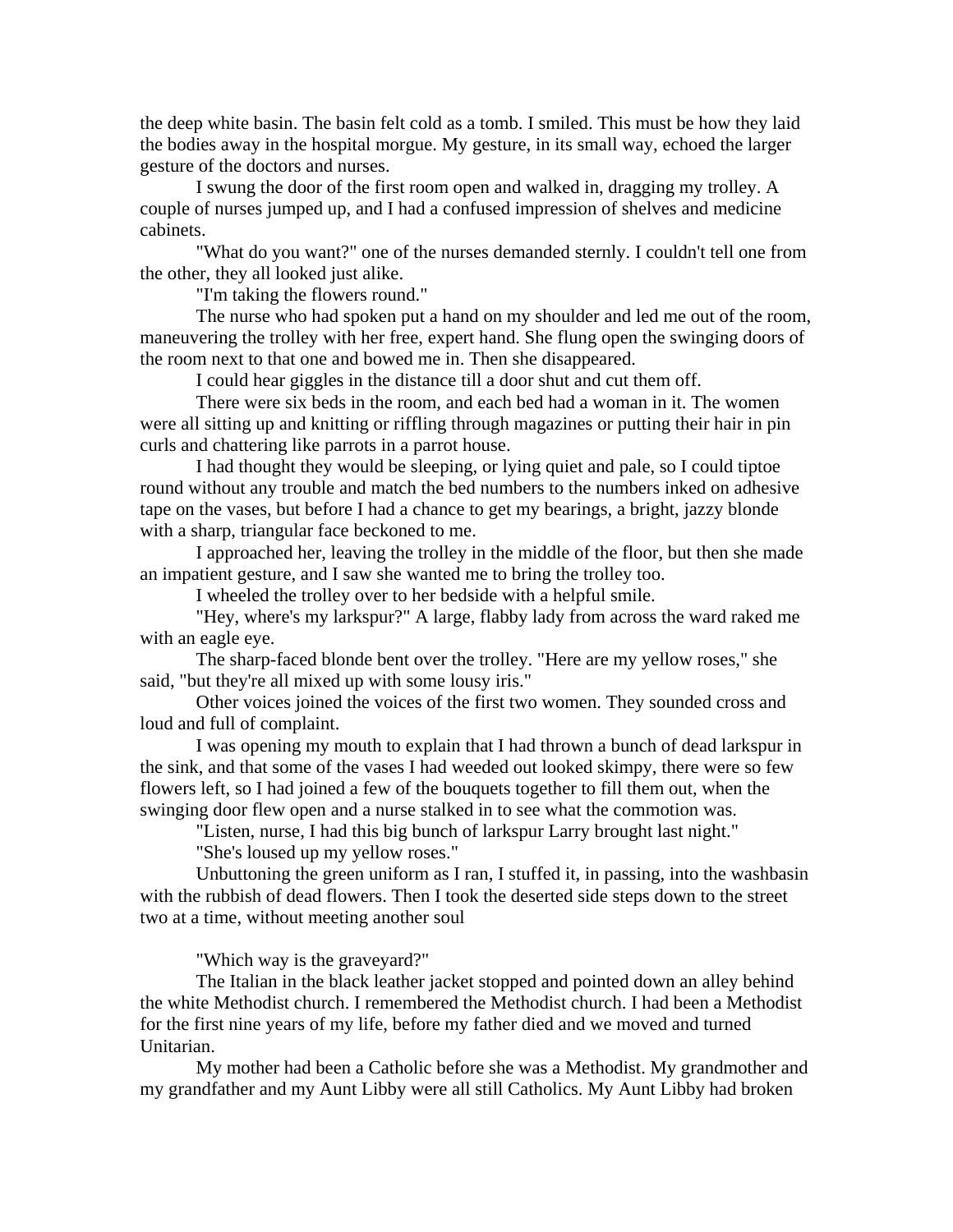the deep white basin. The basin felt cold as a tomb. I smiled. This must be how they laid the bodies away in the hospital morgue. My gesture, in its small way, echoed the larger gesture of the doctors and nurses.

I swung the door of the first room open and walked in, dragging my trolley. A couple of nurses jumped up, and I had a confused impression of shelves and medicine cabinets.

"What do you want?" one of the nurses demanded sternly. I couldn't tell one from the other, they all looked just alike.

"I'm taking the flowers round."

The nurse who had spoken put a hand on my shoulder and led me out of the room, maneuvering the trolley with her free, expert hand. She flung open the swinging doors of the room next to that one and bowed me in. Then she disappeared.

I could hear giggles in the distance till a door shut and cut them off.

There were six beds in the room, and each bed had a woman in it. The women were all sitting up and knitting or riffling through magazines or putting their hair in pin curls and chattering like parrots in a parrot house.

I had thought they would be sleeping, or lying quiet and pale, so I could tiptoe round without any trouble and match the bed numbers to the numbers inked on adhesive tape on the vases, but before I had a chance to get my bearings, a bright, jazzy blonde with a sharp, triangular face beckoned to me.

I approached her, leaving the trolley in the middle of the floor, but then she made an impatient gesture, and I saw she wanted me to bring the trolley too.

I wheeled the trolley over to her bedside with a helpful smile.

"Hey, where's my larkspur?" A large, flabby lady from across the ward raked me with an eagle eye.

The sharp-faced blonde bent over the trolley. "Here are my yellow roses," she said, "but they're all mixed up with some lousy iris."

Other voices joined the voices of the first two women. They sounded cross and loud and full of complaint.

I was opening my mouth to explain that I had thrown a bunch of dead larkspur in the sink, and that some of the vases I had weeded out looked skimpy, there were so few flowers left, so I had joined a few of the bouquets together to fill them out, when the swinging door flew open and a nurse stalked in to see what the commotion was.

"Listen, nurse, I had this big bunch of larkspur Larry brought last night."

"She's loused up my yellow roses."

Unbuttoning the green uniform as I ran, I stuffed it, in passing, into the washbasin with the rubbish of dead flowers. Then I took the deserted side steps down to the street two at a time, without meeting another soul

"Which way is the graveyard?"

The Italian in the black leather jacket stopped and pointed down an alley behind the white Methodist church. I remembered the Methodist church. I had been a Methodist for the first nine years of my life, before my father died and we moved and turned Unitarian.

My mother had been a Catholic before she was a Methodist. My grandmother and my grandfather and my Aunt Libby were all still Catholics. My Aunt Libby had broken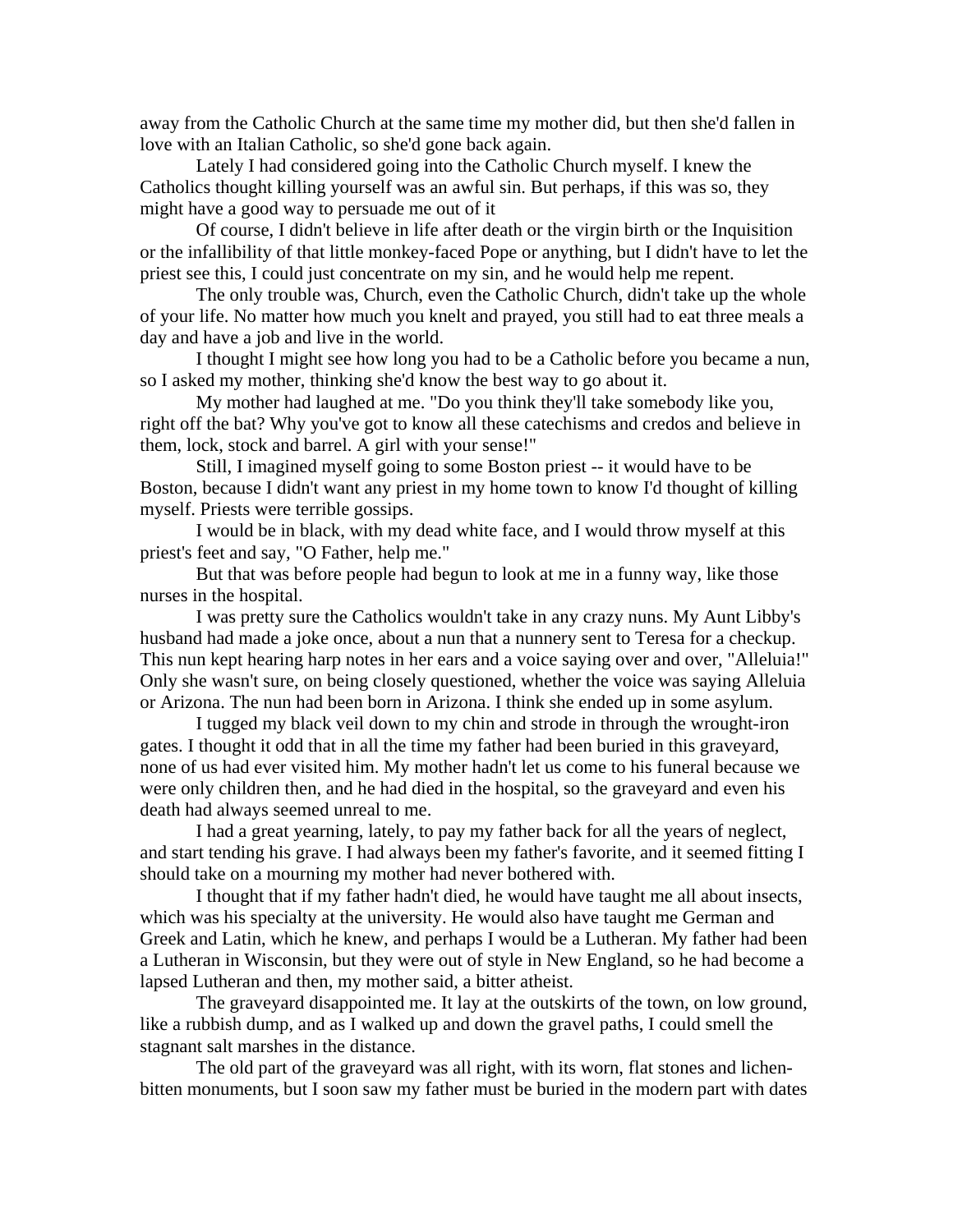away from the Catholic Church at the same time my mother did, but then she'd fallen in love with an Italian Catholic, so she'd gone back again.

Lately I had considered going into the Catholic Church myself. I knew the Catholics thought killing yourself was an awful sin. But perhaps, if this was so, they might have a good way to persuade me out of it

Of course, I didn't believe in life after death or the virgin birth or the Inquisition or the infallibility of that little monkey-faced Pope or anything, but I didn't have to let the priest see this, I could just concentrate on my sin, and he would help me repent.

The only trouble was, Church, even the Catholic Church, didn't take up the whole of your life. No matter how much you knelt and prayed, you still had to eat three meals a day and have a job and live in the world.

I thought I might see how long you had to be a Catholic before you became a nun, so I asked my mother, thinking she'd know the best way to go about it.

My mother had laughed at me. "Do you think they'll take somebody like you, right off the bat? Why you've got to know all these catechisms and credos and believe in them, lock, stock and barrel. A girl with your sense!"

Still, I imagined myself going to some Boston priest -- it would have to be Boston, because I didn't want any priest in my home town to know I'd thought of killing myself. Priests were terrible gossips.

I would be in black, with my dead white face, and I would throw myself at this priest's feet and say, "O Father, help me."

But that was before people had begun to look at me in a funny way, like those nurses in the hospital.

I was pretty sure the Catholics wouldn't take in any crazy nuns. My Aunt Libby's husband had made a joke once, about a nun that a nunnery sent to Teresa for a checkup. This nun kept hearing harp notes in her ears and a voice saying over and over, "Alleluia!" Only she wasn't sure, on being closely questioned, whether the voice was saying Alleluia or Arizona. The nun had been born in Arizona. I think she ended up in some asylum.

I tugged my black veil down to my chin and strode in through the wrought-iron gates. I thought it odd that in all the time my father had been buried in this graveyard, none of us had ever visited him. My mother hadn't let us come to his funeral because we were only children then, and he had died in the hospital, so the graveyard and even his death had always seemed unreal to me.

I had a great yearning, lately, to pay my father back for all the years of neglect, and start tending his grave. I had always been my father's favorite, and it seemed fitting I should take on a mourning my mother had never bothered with.

I thought that if my father hadn't died, he would have taught me all about insects, which was his specialty at the university. He would also have taught me German and Greek and Latin, which he knew, and perhaps I would be a Lutheran. My father had been a Lutheran in Wisconsin, but they were out of style in New England, so he had become a lapsed Lutheran and then, my mother said, a bitter atheist.

The graveyard disappointed me. It lay at the outskirts of the town, on low ground, like a rubbish dump, and as I walked up and down the gravel paths, I could smell the stagnant salt marshes in the distance.

The old part of the graveyard was all right, with its worn, flat stones and lichen-bitten monuments, but I soon saw my father must be buried in the modern part with dates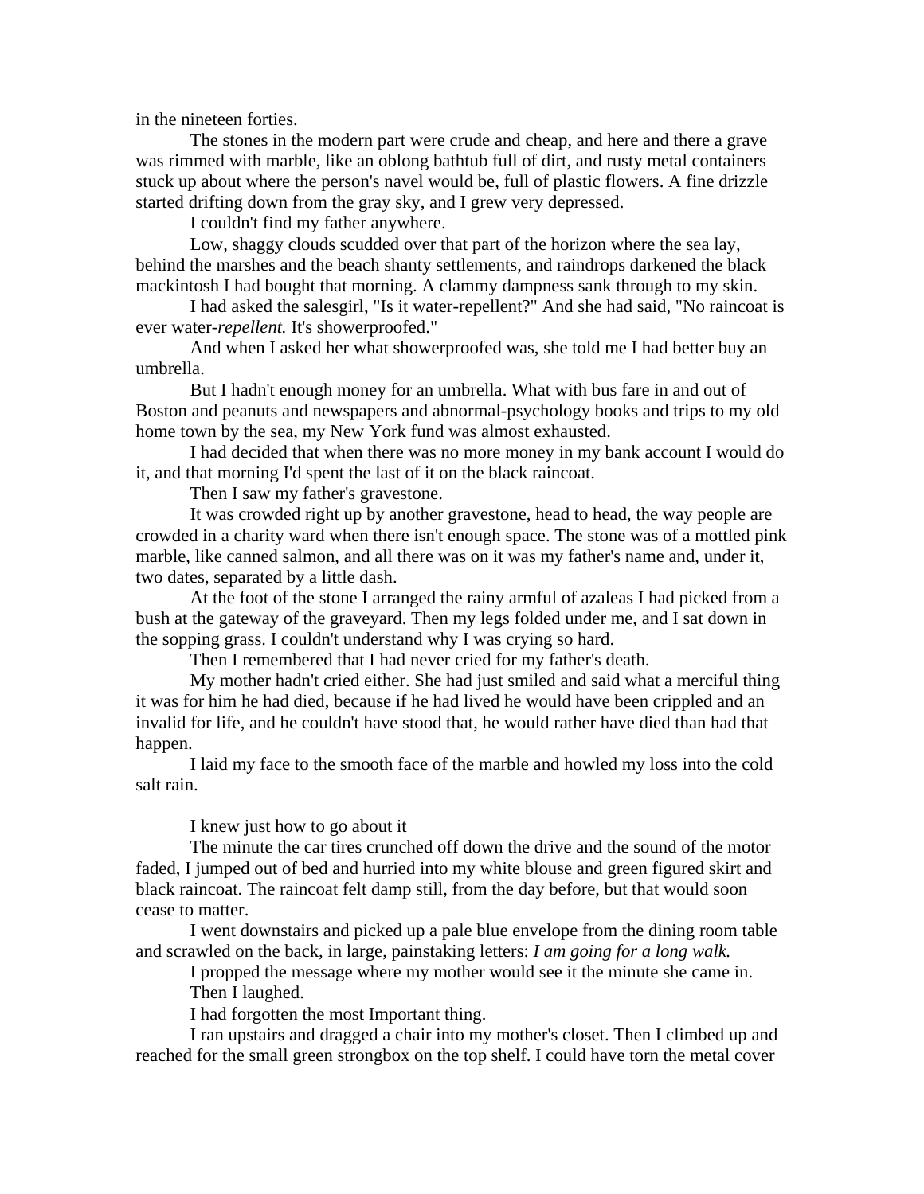in the nineteen forties.

The stones in the modern part were crude and cheap, and here and there a grave was rimmed with marble, like an oblong bathtub full of dirt, and rusty metal containers stuck up about where the person's navel would be, full of plastic flowers. A fine drizzle started drifting down from the gray sky, and I grew very depressed.

I couldn't find my father anywhere.

Low, shaggy clouds scudded over that part of the horizon where the sea lay, behind the marshes and the beach shanty settlements, and raindrops darkened the black mackintosh I had bought that morning. A clammy dampness sank through to my skin.

I had asked the salesgirl, "Is it water-repellent?" And she had said, "No raincoat is ever water-*repellent.* It's showerproofed."

And when I asked her what showerproofed was, she told me I had better buy an umbrella.

But I hadn't enough money for an umbrella. What with bus fare in and out of Boston and peanuts and newspapers and abnormal-psychology books and trips to my old home town by the sea, my New York fund was almost exhausted.

I had decided that when there was no more money in my bank account I would do it, and that morning I'd spent the last of it on the black raincoat.

Then I saw my father's gravestone.

It was crowded right up by another gravestone, head to head, the way people are crowded in a charity ward when there isn't enough space. The stone was of a mottled pink marble, like canned salmon, and all there was on it was my father's name and, under it, two dates, separated by a little dash.

At the foot of the stone I arranged the rainy armful of azaleas I had picked from a bush at the gateway of the graveyard. Then my legs folded under me, and I sat down in the sopping grass. I couldn't understand why I was crying so hard.

Then I remembered that I had never cried for my father's death.

My mother hadn't cried either. She had just smiled and said what a merciful thing it was for him he had died, because if he had lived he would have been crippled and an invalid for life, and he couldn't have stood that, he would rather have died than had that happen.

I laid my face to the smooth face of the marble and howled my loss into the cold salt rain.

I knew just how to go about it

The minute the car tires crunched off down the drive and the sound of the motor faded, I jumped out of bed and hurried into my white blouse and green figured skirt and black raincoat. The raincoat felt damp still, from the day before, but that would soon cease to matter.

I went downstairs and picked up a pale blue envelope from the dining room table and scrawled on the back, in large, painstaking letters: *I am going for a long walk.*

I propped the message where my mother would see it the minute she came in.

Then I laughed.

I had forgotten the most Important thing.

I ran upstairs and dragged a chair into my mother's closet. Then I climbed up and reached for the small green strongbox on the top shelf. I could have torn the metal cover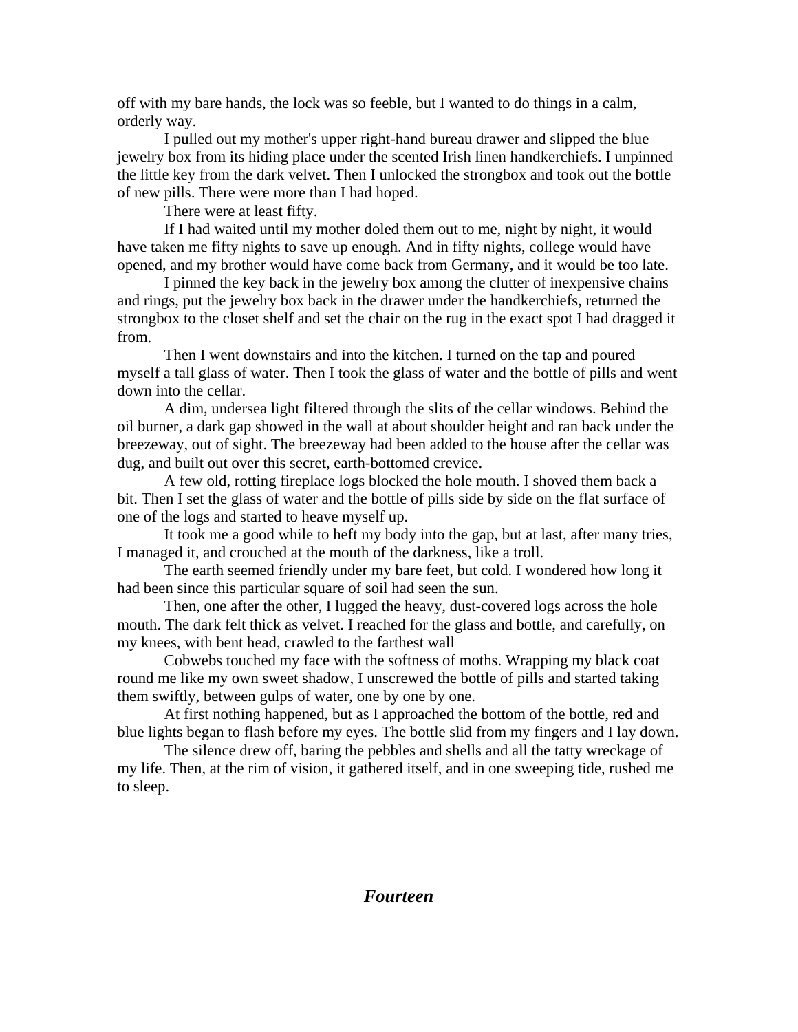off with my bare hands, the lock was so feeble, but I wanted to do things in a calm, orderly way.

I pulled out my mother's upper right-hand bureau drawer and slipped the blue jewelry box from its hiding place under the scented Irish linen handkerchiefs. I unpinned the little key from the dark velvet. Then I unlocked the strongbox and took out the bottle of new pills. There were more than I had hoped.

There were at least fifty.

If I had waited until my mother doled them out to me, night by night, it would have taken me fifty nights to save up enough. And in fifty nights, college would have opened, and my brother would have come back from Germany, and it would be too late.

I pinned the key back in the jewelry box among the clutter of inexpensive chains and rings, put the jewelry box back in the drawer under the handkerchiefs, returned the strongbox to the closet shelf and set the chair on the rug in the exact spot I had dragged it from.

Then I went downstairs and into the kitchen. I turned on the tap and poured myself a tall glass of water. Then I took the glass of water and the bottle of pills and went down into the cellar.

A dim, undersea light filtered through the slits of the cellar windows. Behind the oil burner, a dark gap showed in the wall at about shoulder height and ran back under the breezeway, out of sight. The breezeway had been added to the house after the cellar was dug, and built out over this secret, earth-bottomed crevice.

A few old, rotting fireplace logs blocked the hole mouth. I shoved them back a bit. Then I set the glass of water and the bottle of pills side by side on the flat surface of one of the logs and started to heave myself up.

It took me a good while to heft my body into the gap, but at last, after many tries, I managed it, and crouched at the mouth of the darkness, like a troll.

The earth seemed friendly under my bare feet, but cold. I wondered how long it had been since this particular square of soil had seen the sun.

Then, one after the other, I lugged the heavy, dust-covered logs across the hole mouth. The dark felt thick as velvet. I reached for the glass and bottle, and carefully, on my knees, with bent head, crawled to the farthest wall

Cobwebs touched my face with the softness of moths. Wrapping my black coat round me like my own sweet shadow, I unscrewed the bottle of pills and started taking them swiftly, between gulps of water, one by one by one.

At first nothing happened, but as I approached the bottom of the bottle, red and blue lights began to flash before my eyes. The bottle slid from my fingers and I lay down.

The silence drew off, baring the pebbles and shells and all the tatty wreckage of my life. Then, at the rim of vision, it gathered itself, and in one sweeping tide, rushed me to sleep.

## *Fourteen*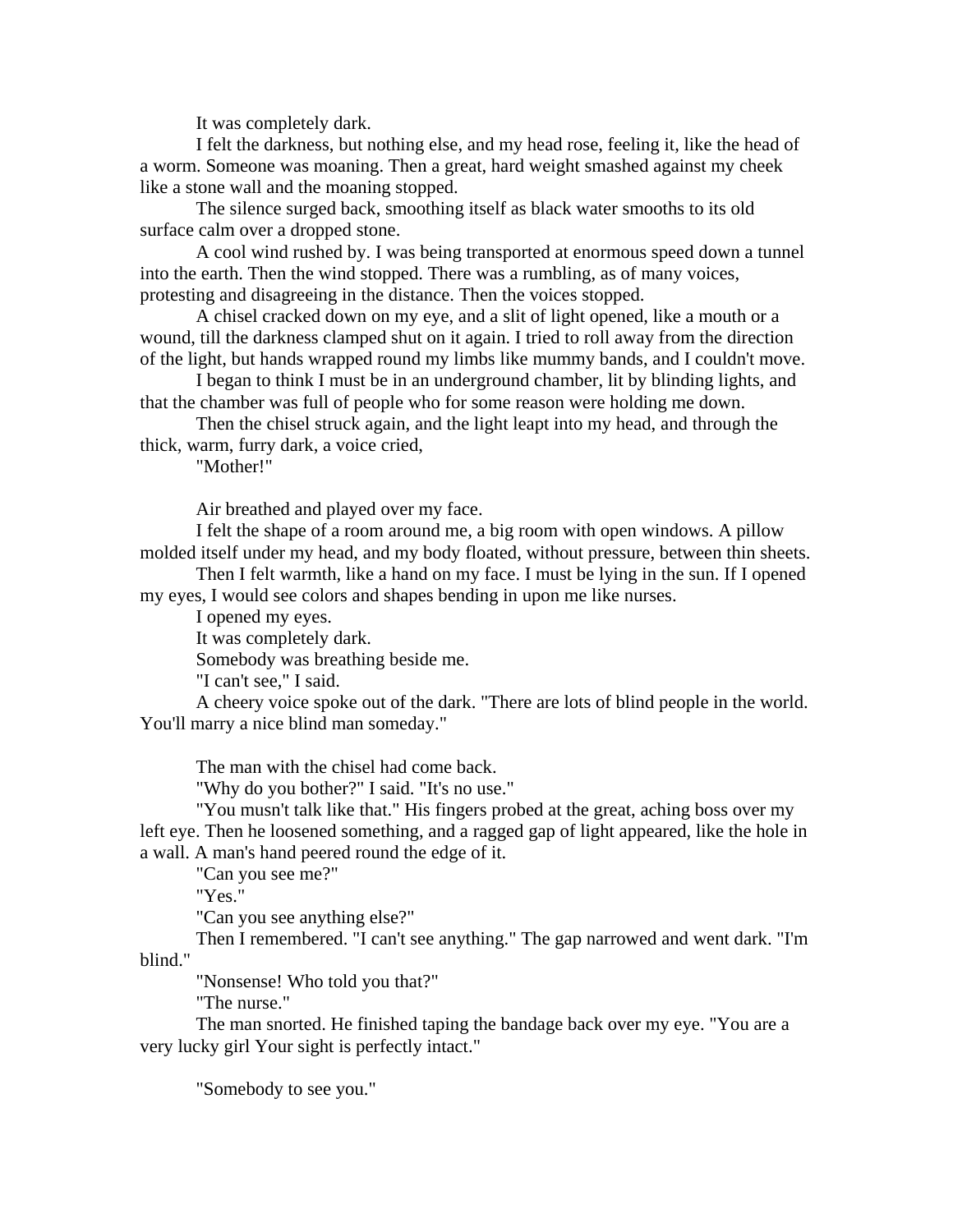It was completely dark.

I felt the darkness, but nothing else, and my head rose, feeling it, like the head of a worm. Someone was moaning. Then a great, hard weight smashed against my cheek like a stone wall and the moaning stopped.

The silence surged back, smoothing itself as black water smooths to its old surface calm over a dropped stone.

A cool wind rushed by. I was being transported at enormous speed down a tunnel into the earth. Then the wind stopped. There was a rumbling, as of many voices, protesting and disagreeing in the distance. Then the voices stopped.

A chisel cracked down on my eye, and a slit of light opened, like a mouth or a wound, till the darkness clamped shut on it again. I tried to roll away from the direction of the light, but hands wrapped round my limbs like mummy bands, and I couldn't move.

I began to think I must be in an underground chamber, lit by blinding lights, and that the chamber was full of people who for some reason were holding me down.

Then the chisel struck again, and the light leapt into my head, and through the thick, warm, furry dark, a voice cried,

"Mother!"

Air breathed and played over my face.

I felt the shape of a room around me, a big room with open windows. A pillow molded itself under my head, and my body floated, without pressure, between thin sheets.

Then I felt warmth, like a hand on my face. I must be lying in the sun. If I opened my eyes, I would see colors and shapes bending in upon me like nurses.

I opened my eyes.

It was completely dark.

Somebody was breathing beside me.

"I can't see," I said.

A cheery voice spoke out of the dark. "There are lots of blind people in the world. You'll marry a nice blind man someday."

The man with the chisel had come back.

"Why do you bother?" I said. "It's no use."

"You musn't talk like that." His fingers probed at the great, aching boss over my left eye. Then he loosened something, and a ragged gap of light appeared, like the hole in a wall. A man's hand peered round the edge of it.

"Can you see me?"

"Yes."

"Can you see anything else?"

Then I remembered. "I can't see anything." The gap narrowed and went dark. "I'm blind."

"Nonsense! Who told you that?"

"The nurse."

The man snorted. He finished taping the bandage back over my eye. "You are a very lucky girl Your sight is perfectly intact."

"Somebody to see you."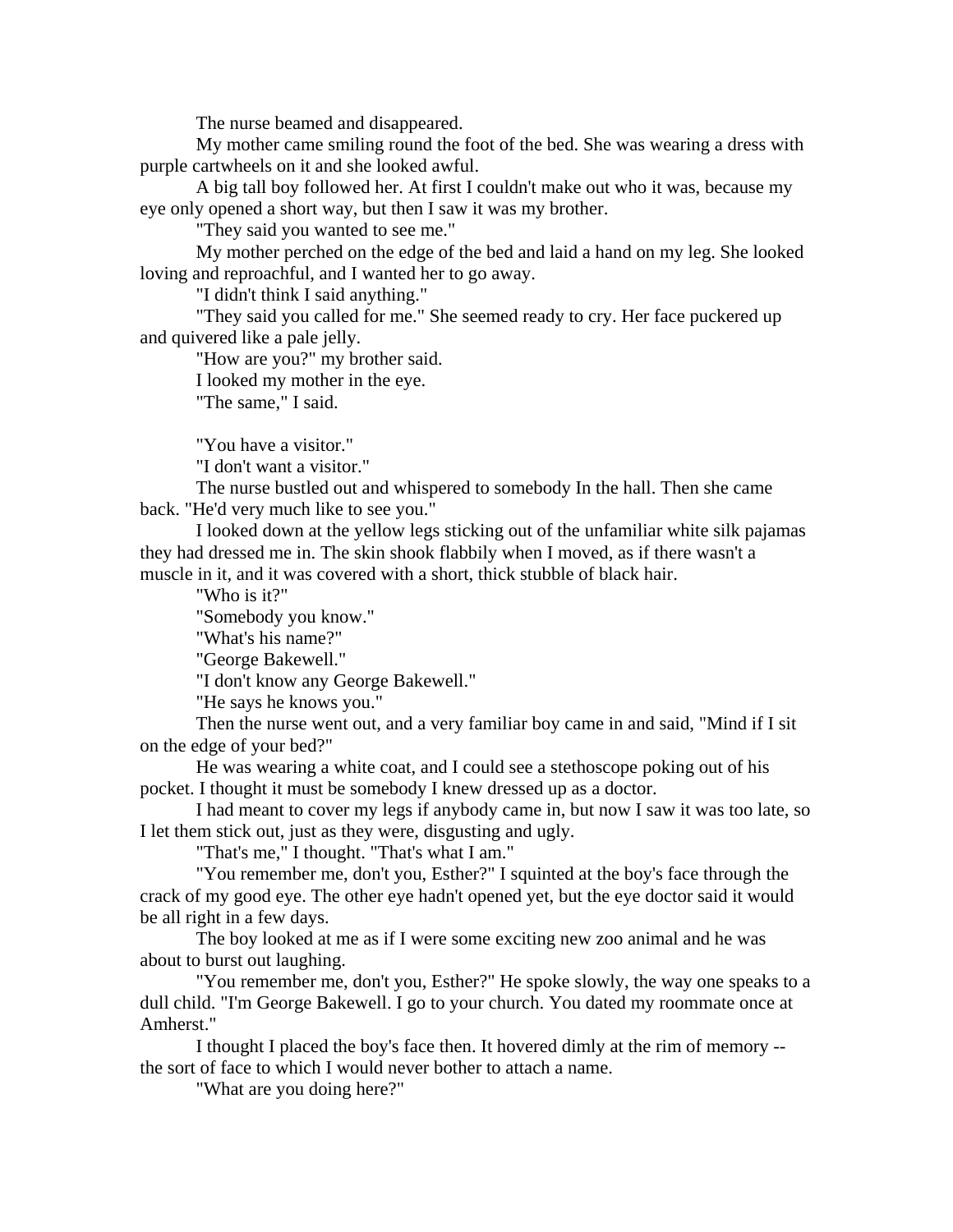The nurse beamed and disappeared.

My mother came smiling round the foot of the bed. She was wearing a dress with purple cartwheels on it and she looked awful.

A big tall boy followed her. At first I couldn't make out who it was, because my eye only opened a short way, but then I saw it was my brother.

"They said you wanted to see me."

My mother perched on the edge of the bed and laid a hand on my leg. She looked loving and reproachful, and I wanted her to go away.

"I didn't think I said anything."

"They said you called for me." She seemed ready to cry. Her face puckered up and quivered like a pale jelly.

"How are you?" my brother said.

I looked my mother in the eye.

"The same," I said.

"You have a visitor."

"I don't want a visitor."

The nurse bustled out and whispered to somebody In the hall. Then she came back. "He'd very much like to see you."

I looked down at the yellow legs sticking out of the unfamiliar white silk pajamas they had dressed me in. The skin shook flabbily when I moved, as if there wasn't a muscle in it, and it was covered with a short, thick stubble of black hair.

"Who is it?"

"Somebody you know."

"What's his name?"

"George Bakewell."

"I don't know any George Bakewell."

"He says he knows you."

Then the nurse went out, and a very familiar boy came in and said, "Mind if I sit on the edge of your bed?"

He was wearing a white coat, and I could see a stethoscope poking out of his pocket. I thought it must be somebody I knew dressed up as a doctor.

I had meant to cover my legs if anybody came in, but now I saw it was too late, so I let them stick out, just as they were, disgusting and ugly.

"That's me," I thought. "That's what I am."

"You remember me, don't you, Esther?" I squinted at the boy's face through the crack of my good eye. The other eye hadn't opened yet, but the eye doctor said it would be all right in a few days.

The boy looked at me as if I were some exciting new zoo animal and he was about to burst out laughing.

"You remember me, don't you, Esther?" He spoke slowly, the way one speaks to a dull child. "I'm George Bakewell. I go to your church. You dated my roommate once at Amherst."

I thought I placed the boy's face then. It hovered dimly at the rim of memory -- the sort of face to which I would never bother to attach a name.

"What are you doing here?"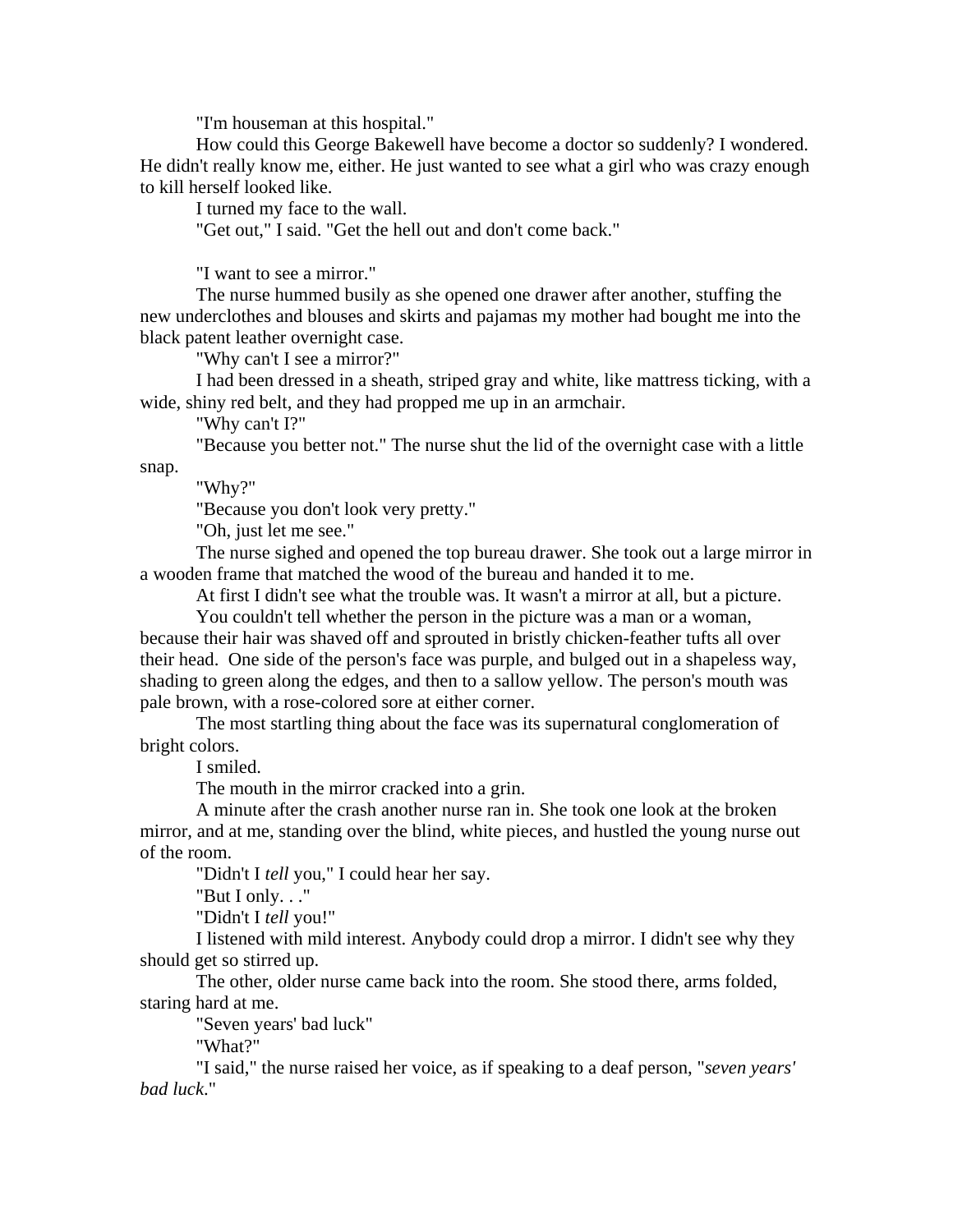"I'm houseman at this hospital."

How could this George Bakewell have become a doctor so suddenly? I wondered. He didn't really know me, either. He just wanted to see what a girl who was crazy enough to kill herself looked like.

I turned my face to the wall.

"Get out," I said. "Get the hell out and don't come back."

"I want to see a mirror."

The nurse hummed busily as she opened one drawer after another, stuffing the new underclothes and blouses and skirts and pajamas my mother had bought me into the black patent leather overnight case.

"Why can't I see a mirror?"

I had been dressed in a sheath, striped gray and white, like mattress ticking, with a wide, shiny red belt, and they had propped me up in an armchair.

"Why can't I?"

"Because you better not." The nurse shut the lid of the overnight case with a little snap.

"Why?"

"Because you don't look very pretty."

"Oh, just let me see."

The nurse sighed and opened the top bureau drawer. She took out a large mirror in a wooden frame that matched the wood of the bureau and handed it to me.

At first I didn't see what the trouble was. It wasn't a mirror at all, but a picture.

You couldn't tell whether the person in the picture was a man or a woman, because their hair was shaved off and sprouted in bristly chicken-feather tufts all over their head. One side of the person's face was purple, and bulged out in a shapeless way, shading to green along the edges, and then to a sallow yellow. The person's mouth was pale brown, with a rose-colored sore at either corner.

The most startling thing about the face was its supernatural conglomeration of bright colors.

I smiled.

The mouth in the mirror cracked into a grin.

A minute after the crash another nurse ran in. She took one look at the broken mirror, and at me, standing over the blind, white pieces, and hustled the young nurse out of the room.

"Didn't I *tell* you," I could hear her say.

"But I only. . ."

"Didn't I *tell* you!"

I listened with mild interest. Anybody could drop a mirror. I didn't see why they should get so stirred up.

The other, older nurse came back into the room. She stood there, arms folded, staring hard at me.

"Seven years' bad luck"

"What?"

"I said," the nurse raised her voice, as if speaking to a deaf person, "*seven years' bad luck*."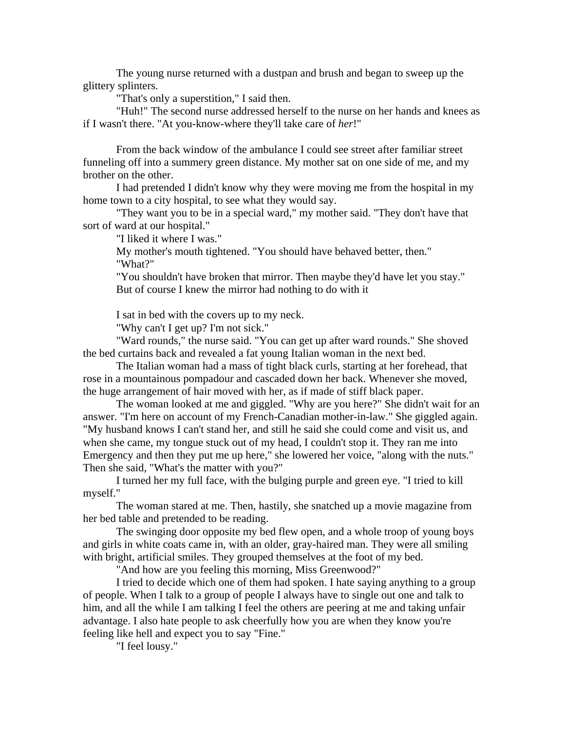The young nurse returned with a dustpan and brush and began to sweep up the glittery splinters.

"That's only a superstition," I said then.

"Huh!" The second nurse addressed herself to the nurse on her hands and knees as if I wasn't there. "At you-know-where they'll take care of *her*!"

From the back window of the ambulance I could see street after familiar street funneling off into a summery green distance. My mother sat on one side of me, and my brother on the other.

I had pretended I didn't know why they were moving me from the hospital in my home town to a city hospital, to see what they would say.

"They want you to be in a special ward," my mother said. "They don't have that sort of ward at our hospital."

"I liked it where I was."

My mother's mouth tightened. "You should have behaved better, then."

"What?"

"You shouldn't have broken that mirror. Then maybe they'd have let you stay."

But of course I knew the mirror had nothing to do with it

I sat in bed with the covers up to my neck.

"Why can't I get up? I'm not sick."

"Ward rounds," the nurse said. "You can get up after ward rounds." She shoved the bed curtains back and revealed a fat young Italian woman in the next bed.

The Italian woman had a mass of tight black curls, starting at her forehead, that rose in a mountainous pompadour and cascaded down her back. Whenever she moved, the huge arrangement of hair moved with her, as if made of stiff black paper.

The woman looked at me and giggled. "Why are you here?" She didn't wait for an answer. "I'm here on account of my French-Canadian mother-in-law." She giggled again. "My husband knows I can't stand her, and still he said she could come and visit us, and when she came, my tongue stuck out of my head, I couldn't stop it. They ran me into Emergency and then they put me up here," she lowered her voice, "along with the nuts." Then she said, "What's the matter with you?"

I turned her my full face, with the bulging purple and green eye. "I tried to kill myself."

The woman stared at me. Then, hastily, she snatched up a movie magazine from her bed table and pretended to be reading.

The swinging door opposite my bed flew open, and a whole troop of young boys and girls in white coats came in, with an older, gray-haired man. They were all smiling with bright, artificial smiles. They grouped themselves at the foot of my bed.

"And how are you feeling this morning, Miss Greenwood?"

I tried to decide which one of them had spoken. I hate saying anything to a group of people. When I talk to a group of people I always have to single out one and talk to him, and all the while I am talking I feel the others are peering at me and taking unfair advantage. I also hate people to ask cheerfully how you are when they know you're feeling like hell and expect you to say "Fine."

"I feel lousy."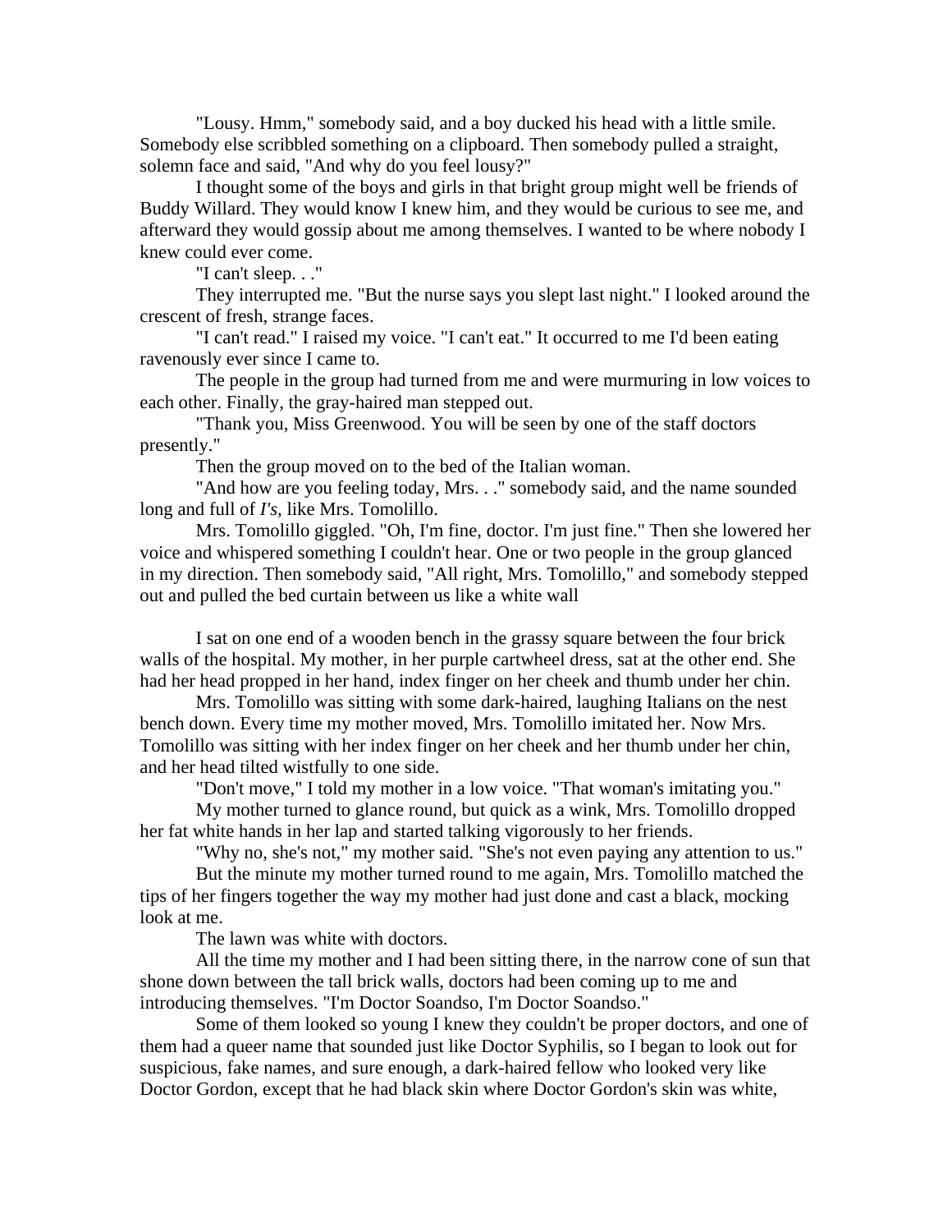"Lousy. Hmm," somebody said, and a boy ducked his head with a little smile. Somebody else scribbled something on a clipboard. Then somebody pulled a straight, solemn face and said, "And why do you feel lousy?"

I thought some of the boys and girls in that bright group might well be friends of Buddy Willard. They would know I knew him, and they would be curious to see me, and afterward they would gossip about me among themselves. I wanted to be where nobody I knew could ever come.

"I can't sleep. . ."

They interrupted me. "But the nurse says you slept last night." I looked around the crescent of fresh, strange faces.

"I can't read." I raised my voice. "I can't eat." It occurred to me I'd been eating ravenously ever since I came to.

The people in the group had turned from me and were murmuring in low voices to each other. Finally, the gray-haired man stepped out.

"Thank you, Miss Greenwood. You will be seen by one of the staff doctors presently."

Then the group moved on to the bed of the Italian woman.

"And how are you feeling today, Mrs. . ." somebody said, and the name sounded long and full of *l's*, like Mrs. Tomolillo.

Mrs. Tomolillo giggled. "Oh, I'm fine, doctor. I'm just fine." Then she lowered her voice and whispered something I couldn't hear. One or two people in the group glanced in my direction. Then somebody said, "All right, Mrs. Tomolillo," and somebody stepped out and pulled the bed curtain between us like a white wall

I sat on one end of a wooden bench in the grassy square between the four brick walls of the hospital. My mother, in her purple cartwheel dress, sat at the other end. She had her head propped in her hand, index finger on her cheek and thumb under her chin.

Mrs. Tomolillo was sitting with some dark-haired, laughing Italians on the nest bench down. Every time my mother moved, Mrs. Tomolillo imitated her. Now Mrs. Tomolillo was sitting with her index finger on her cheek and her thumb under her chin, and her head tilted wistfully to one side.

"Don't move," I told my mother in a low voice. "That woman's imitating you."

My mother turned to glance round, but quick as a wink, Mrs. Tomolillo dropped her fat white hands in her lap and started talking vigorously to her friends.

"Why no, she's not," my mother said. "She's not even paying any attention to us."

But the minute my mother turned round to me again, Mrs. Tomolillo matched the tips of her fingers together the way my mother had just done and cast a black, mocking look at me.

The lawn was white with doctors.

All the time my mother and I had been sitting there, in the narrow cone of sun that shone down between the tall brick walls, doctors had been coming up to me and introducing themselves. "I'm Doctor Soandso, I'm Doctor Soandso."

Some of them looked so young I knew they couldn't be proper doctors, and one of them had a queer name that sounded just like Doctor Syphilis, so I began to look out for suspicious, fake names, and sure enough, a dark-haired fellow who looked very like Doctor Gordon, except that he had black skin where Doctor Gordon's skin was white,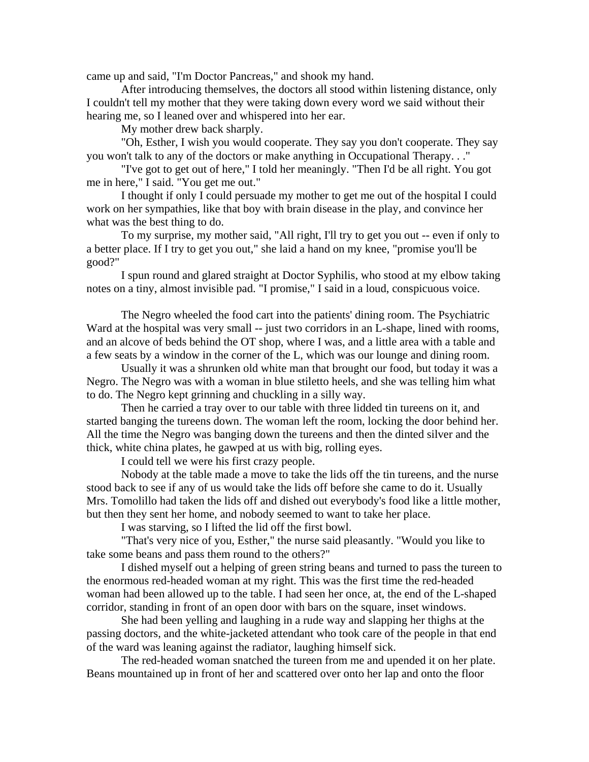came up and said, "I'm Doctor Pancreas," and shook my hand.

After introducing themselves, the doctors all stood within listening distance, only I couldn't tell my mother that they were taking down every word we said without their hearing me, so I leaned over and whispered into her ear.

My mother drew back sharply.

"Oh, Esther, I wish you would cooperate. They say you don't cooperate. They say you won't talk to any of the doctors or make anything in Occupational Therapy. . ."

"I've got to get out of here," I told her meaningly. "Then I'd be all right. You got me in here," I said. "You get me out."

I thought if only I could persuade my mother to get me out of the hospital I could work on her sympathies, like that boy with brain disease in the play, and convince her what was the best thing to do.

To my surprise, my mother said, "All right, I'll try to get you out -- even if only to a better place. If I try to get you out," she laid a hand on my knee, "promise you'll be good?"

I spun round and glared straight at Doctor Syphilis, who stood at my elbow taking notes on a tiny, almost invisible pad. "I promise," I said in a loud, conspicuous voice.

The Negro wheeled the food cart into the patients' dining room. The Psychiatric Ward at the hospital was very small -- just two corridors in an L-shape, lined with rooms, and an alcove of beds behind the OT shop, where I was, and a little area with a table and a few seats by a window in the corner of the L, which was our lounge and dining room.

Usually it was a shrunken old white man that brought our food, but today it was a Negro. The Negro was with a woman in blue stiletto heels, and she was telling him what to do. The Negro kept grinning and chuckling in a silly way.

Then he carried a tray over to our table with three lidded tin tureens on it, and started banging the tureens down. The woman left the room, locking the door behind her. All the time the Negro was banging down the tureens and then the dinted silver and the thick, white china plates, he gawped at us with big, rolling eyes.

I could tell we were his first crazy people.

Nobody at the table made a move to take the lids off the tin tureens, and the nurse stood back to see if any of us would take the lids off before she came to do it. Usually Mrs. Tomolillo had taken the lids off and dished out everybody's food like a little mother, but then they sent her home, and nobody seemed to want to take her place.

I was starving, so I lifted the lid off the first bowl.

"That's very nice of you, Esther," the nurse said pleasantly. "Would you like to take some beans and pass them round to the others?"

I dished myself out a helping of green string beans and turned to pass the tureen to the enormous red-headed woman at my right. This was the first time the red-headed woman had been allowed up to the table. I had seen her once, at, the end of the L-shaped corridor, standing in front of an open door with bars on the square, inset windows.

She had been yelling and laughing in a rude way and slapping her thighs at the passing doctors, and the white-jacketed attendant who took care of the people in that end of the ward was leaning against the radiator, laughing himself sick.

The red-headed woman snatched the tureen from me and upended it on her plate. Beans mountained up in front of her and scattered over onto her lap and onto the floor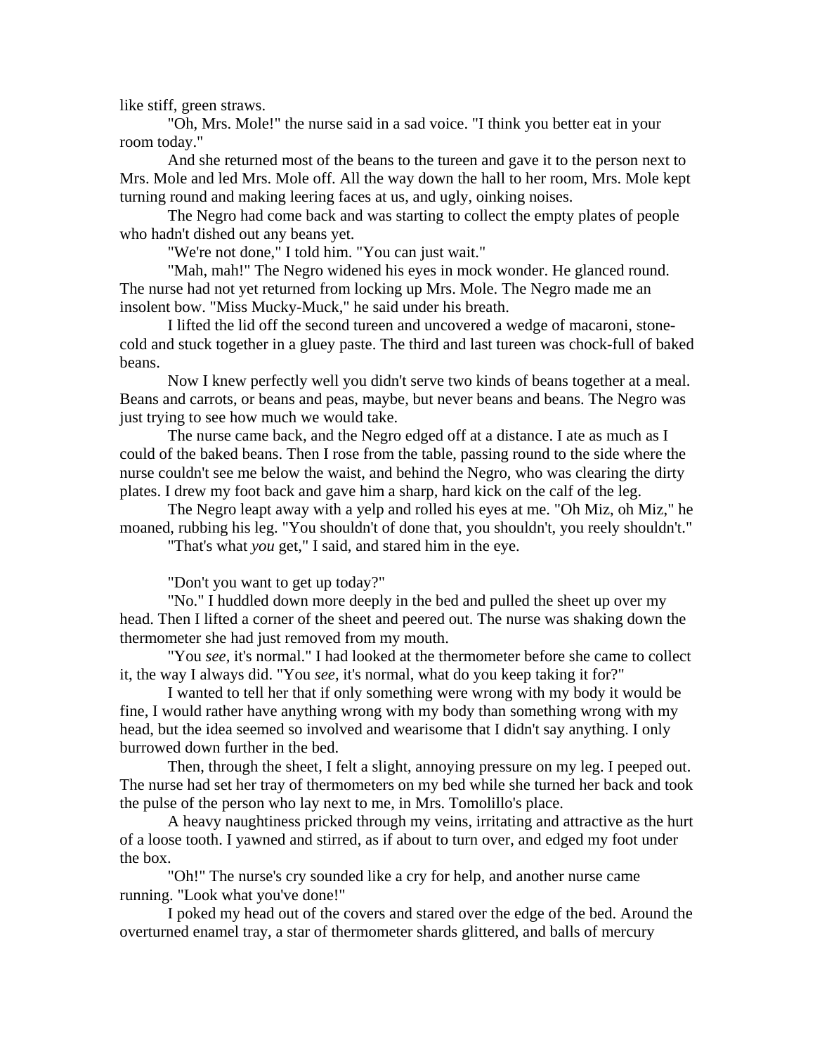like stiff, green straws.

"Oh, Mrs. Mole!" the nurse said in a sad voice. "I think you better eat in your room today."

And she returned most of the beans to the tureen and gave it to the person next to Mrs. Mole and led Mrs. Mole off. All the way down the hall to her room, Mrs. Mole kept turning round and making leering faces at us, and ugly, oinking noises.

The Negro had come back and was starting to collect the empty plates of people who hadn't dished out any beans yet.

"We're not done," I told him. "You can just wait."

"Mah, mah!" The Negro widened his eyes in mock wonder. He glanced round. The nurse had not yet returned from locking up Mrs. Mole. The Negro made me an insolent bow. "Miss Mucky-Muck," he said under his breath.

I lifted the lid off the second tureen and uncovered a wedge of macaroni, stone-cold and stuck together in a gluey paste. The third and last tureen was chock-full of baked beans.

Now I knew perfectly well you didn't serve two kinds of beans together at a meal. Beans and carrots, or beans and peas, maybe, but never beans and beans. The Negro was just trying to see how much we would take.

The nurse came back, and the Negro edged off at a distance. I ate as much as I could of the baked beans. Then I rose from the table, passing round to the side where the nurse couldn't see me below the waist, and behind the Negro, who was clearing the dirty plates. I drew my foot back and gave him a sharp, hard kick on the calf of the leg.

The Negro leapt away with a yelp and rolled his eyes at me. "Oh Miz, oh Miz," he moaned, rubbing his leg. "You shouldn't of done that, you shouldn't, you reely shouldn't."

"That's what *you* get," I said, and stared him in the eye.

"Don't you want to get up today?"

"No." I huddled down more deeply in the bed and pulled the sheet up over my head. Then I lifted a corner of the sheet and peered out. The nurse was shaking down the thermometer she had just removed from my mouth.

"You *see*, it's normal." I had looked at the thermometer before she came to collect it, the way I always did. "You *see*, it's normal, what do you keep taking it for?"

I wanted to tell her that if only something were wrong with my body it would be fine, I would rather have anything wrong with my body than something wrong with my head, but the idea seemed so involved and wearisome that I didn't say anything. I only burrowed down further in the bed.

Then, through the sheet, I felt a slight, annoying pressure on my leg. I peeped out. The nurse had set her tray of thermometers on my bed while she turned her back and took the pulse of the person who lay next to me, in Mrs. Tomolillo's place.

A heavy naughtiness pricked through my veins, irritating and attractive as the hurt of a loose tooth. I yawned and stirred, as if about to turn over, and edged my foot under the box.

"Oh!" The nurse's cry sounded like a cry for help, and another nurse came running. "Look what you've done!"

I poked my head out of the covers and stared over the edge of the bed. Around the overturned enamel tray, a star of thermometer shards glittered, and balls of mercury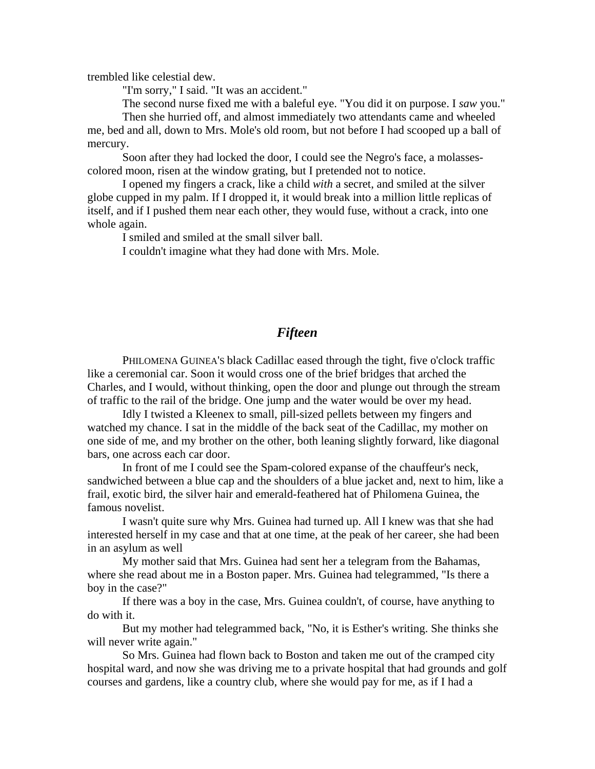trembled like celestial dew.

"I'm sorry," I said. "It was an accident."

The second nurse fixed me with a baleful eye. "You did it on purpose. I *saw* you."

Then she hurried off, and almost immediately two attendants came and wheeled me, bed and all, down to Mrs. Mole's old room, but not before I had scooped up a ball of mercury.

Soon after they had locked the door, I could see the Negro's face, a molasses-colored moon, risen at the window grating, but I pretended not to notice.

I opened my fingers a crack, like a child *with* a secret, and smiled at the silver globe cupped in my palm. If I dropped it, it would break into a million little replicas of itself, and if I pushed them near each other, they would fuse, without a crack, into one whole again.

I smiled and smiled at the small silver ball.

I couldn't imagine what they had done with Mrs. Mole.

## *Fifteen*

PHILOMENA GUINEA'S black Cadillac eased through the tight, five o'clock traffic like a ceremonial car. Soon it would cross one of the brief bridges that arched the Charles, and I would, without thinking, open the door and plunge out through the stream of traffic to the rail of the bridge. One jump and the water would be over my head.

Idly I twisted a Kleenex to small, pill-sized pellets between my fingers and watched my chance. I sat in the middle of the back seat of the Cadillac, my mother on one side of me, and my brother on the other, both leaning slightly forward, like diagonal bars, one across each car door.

In front of me I could see the Spam-colored expanse of the chauffeur's neck, sandwiched between a blue cap and the shoulders of a blue jacket and, next to him, like a frail, exotic bird, the silver hair and emerald-feathered hat of Philomena Guinea, the famous novelist.

I wasn't quite sure why Mrs. Guinea had turned up. All I knew was that she had interested herself in my case and that at one time, at the peak of her career, she had been in an asylum as well

My mother said that Mrs. Guinea had sent her a telegram from the Bahamas, where she read about me in a Boston paper. Mrs. Guinea had telegrammed, "Is there a boy in the case?"

If there was a boy in the case, Mrs. Guinea couldn't, of course, have anything to do with it.

But my mother had telegrammed back, "No, it is Esther's writing. She thinks she will never write again."

So Mrs. Guinea had flown back to Boston and taken me out of the cramped city hospital ward, and now she was driving me to a private hospital that had grounds and golf courses and gardens, like a country club, where she would pay for me, as if I had a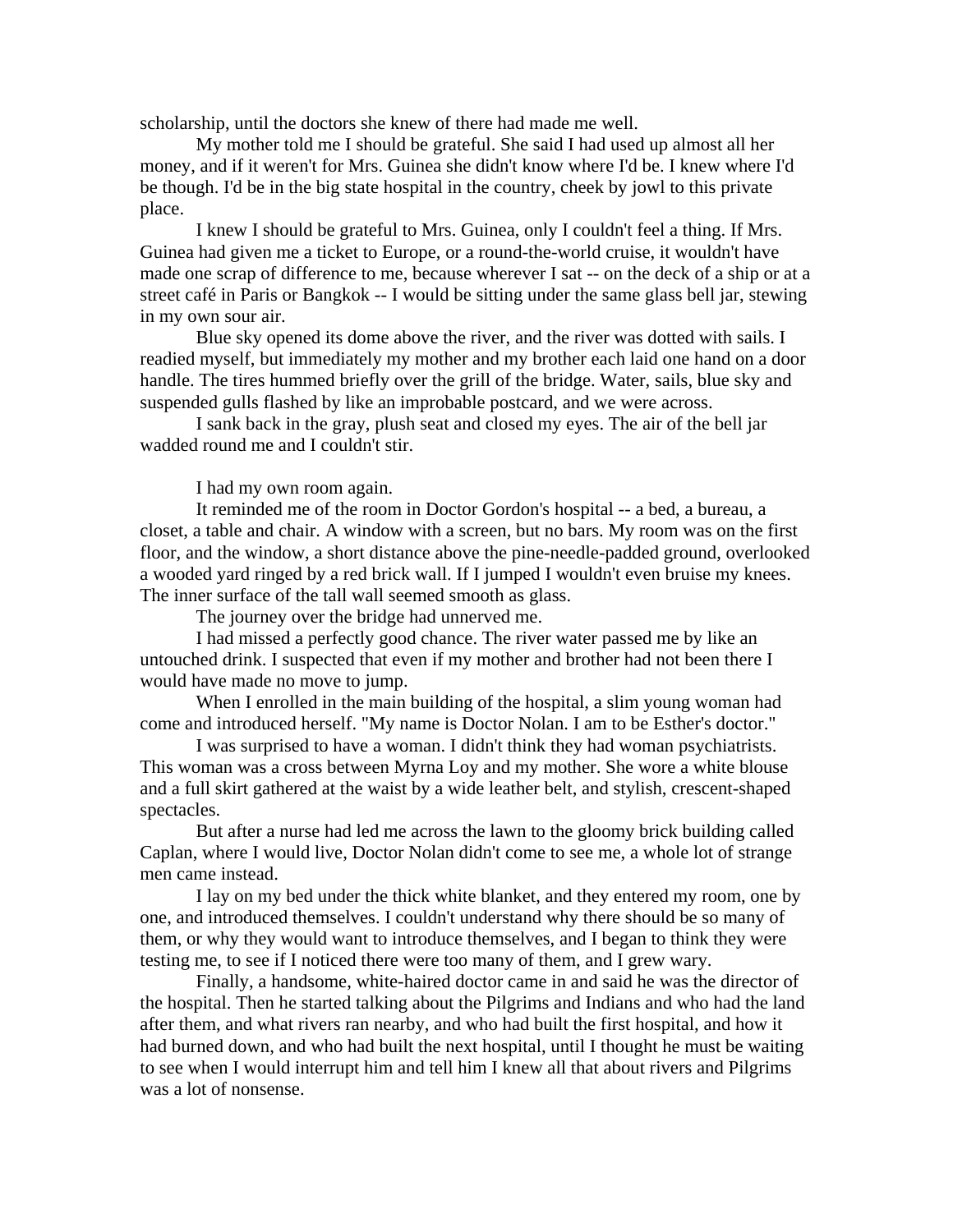scholarship, until the doctors she knew of there had made me well.

My mother told me I should be grateful. She said I had used up almost all her money, and if it weren't for Mrs. Guinea she didn't know where I'd be. I knew where I'd be though. I'd be in the big state hospital in the country, cheek by jowl to this private place.

I knew I should be grateful to Mrs. Guinea, only I couldn't feel a thing. If Mrs. Guinea had given me a ticket to Europe, or a round-the-world cruise, it wouldn't have made one scrap of difference to me, because wherever I sat -- on the deck of a ship or at a street café in Paris or Bangkok -- I would be sitting under the same glass bell jar, stewing in my own sour air.

Blue sky opened its dome above the river, and the river was dotted with sails. I readied myself, but immediately my mother and my brother each laid one hand on a door handle. The tires hummed briefly over the grill of the bridge. Water, sails, blue sky and suspended gulls flashed by like an improbable postcard, and we were across.

I sank back in the gray, plush seat and closed my eyes. The air of the bell jar wadded round me and I couldn't stir.

I had my own room again.

It reminded me of the room in Doctor Gordon's hospital -- a bed, a bureau, a closet, a table and chair. A window with a screen, but no bars. My room was on the first floor, and the window, a short distance above the pine-needle-padded ground, overlooked a wooded yard ringed by a red brick wall. If I jumped I wouldn't even bruise my knees. The inner surface of the tall wall seemed smooth as glass.

The journey over the bridge had unnerved me.

I had missed a perfectly good chance. The river water passed me by like an untouched drink. I suspected that even if my mother and brother had not been there I would have made no move to jump.

When I enrolled in the main building of the hospital, a slim young woman had come and introduced herself. "My name is Doctor Nolan. I am to be Esther's doctor."

I was surprised to have a woman. I didn't think they had woman psychiatrists. This woman was a cross between Myrna Loy and my mother. She wore a white blouse and a full skirt gathered at the waist by a wide leather belt, and stylish, crescent-shaped spectacles.

But after a nurse had led me across the lawn to the gloomy brick building called Caplan, where I would live, Doctor Nolan didn't come to see me, a whole lot of strange men came instead.

I lay on my bed under the thick white blanket, and they entered my room, one by one, and introduced themselves. I couldn't understand why there should be so many of them, or why they would want to introduce themselves, and I began to think they were testing me, to see if I noticed there were too many of them, and I grew wary.

Finally, a handsome, white-haired doctor came in and said he was the director of the hospital. Then he started talking about the Pilgrims and Indians and who had the land after them, and what rivers ran nearby, and who had built the first hospital, and how it had burned down, and who had built the next hospital, until I thought he must be waiting to see when I would interrupt him and tell him I knew all that about rivers and Pilgrims was a lot of nonsense.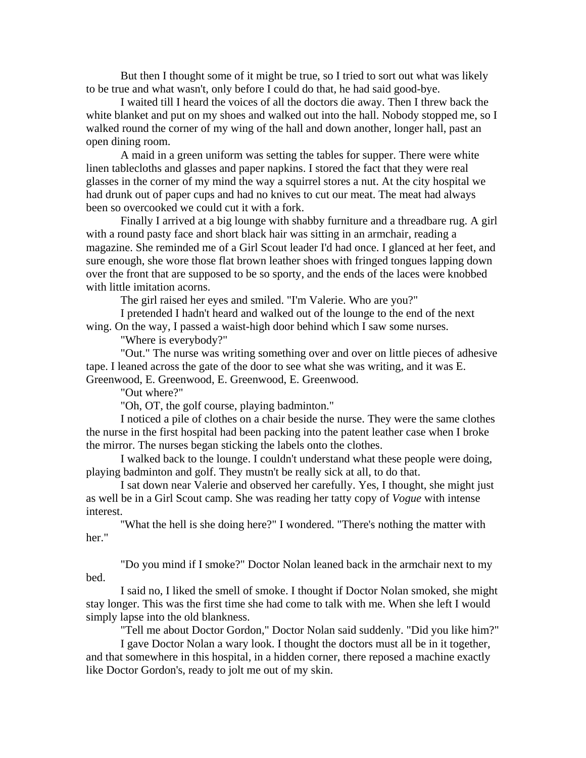But then I thought some of it might be true, so I tried to sort out what was likely to be true and what wasn't, only before I could do that, he had said good-bye.

I waited till I heard the voices of all the doctors die away. Then I threw back the white blanket and put on my shoes and walked out into the hall. Nobody stopped me, so I walked round the corner of my wing of the hall and down another, longer hall, past an open dining room.

A maid in a green uniform was setting the tables for supper. There were white linen tablecloths and glasses and paper napkins. I stored the fact that they were real glasses in the corner of my mind the way a squirrel stores a nut. At the city hospital we had drunk out of paper cups and had no knives to cut our meat. The meat had always been so overcooked we could cut it with a fork.

Finally I arrived at a big lounge with shabby furniture and a threadbare rug. A girl with a round pasty face and short black hair was sitting in an armchair, reading a magazine. She reminded me of a Girl Scout leader I'd had once. I glanced at her feet, and sure enough, she wore those flat brown leather shoes with fringed tongues lapping down over the front that are supposed to be so sporty, and the ends of the laces were knobbed with little imitation acorns.

The girl raised her eyes and smiled. "I'm Valerie. Who are you?"

I pretended I hadn't heard and walked out of the lounge to the end of the next wing. On the way, I passed a waist-high door behind which I saw some nurses.

"Where is everybody?"

"Out." The nurse was writing something over and over on little pieces of adhesive tape. I leaned across the gate of the door to see what she was writing, and it was E. Greenwood, E. Greenwood, E. Greenwood, E. Greenwood.

"Out where?"

"Oh, OT, the golf course, playing badminton."

I noticed a pile of clothes on a chair beside the nurse. They were the same clothes the nurse in the first hospital had been packing into the patent leather case when I broke the mirror. The nurses began sticking the labels onto the clothes.

I walked back to the lounge. I couldn't understand what these people were doing, playing badminton and golf. They mustn't be really sick at all, to do that.

I sat down near Valerie and observed her carefully. Yes, I thought, she might just as well be in a Girl Scout camp. She was reading her tatty copy of *Vogue* with intense interest.

"What the hell is she doing here?" I wondered. "There's nothing the matter with her."

"Do you mind if I smoke?" Doctor Nolan leaned back in the armchair next to my bed.

I said no, I liked the smell of smoke. I thought if Doctor Nolan smoked, she might stay longer. This was the first time she had come to talk with me. When she left I would simply lapse into the old blankness.

"Tell me about Doctor Gordon," Doctor Nolan said suddenly. "Did you like him?"

I gave Doctor Nolan a wary look. I thought the doctors must all be in it together, and that somewhere in this hospital, in a hidden corner, there reposed a machine exactly like Doctor Gordon's, ready to jolt me out of my skin.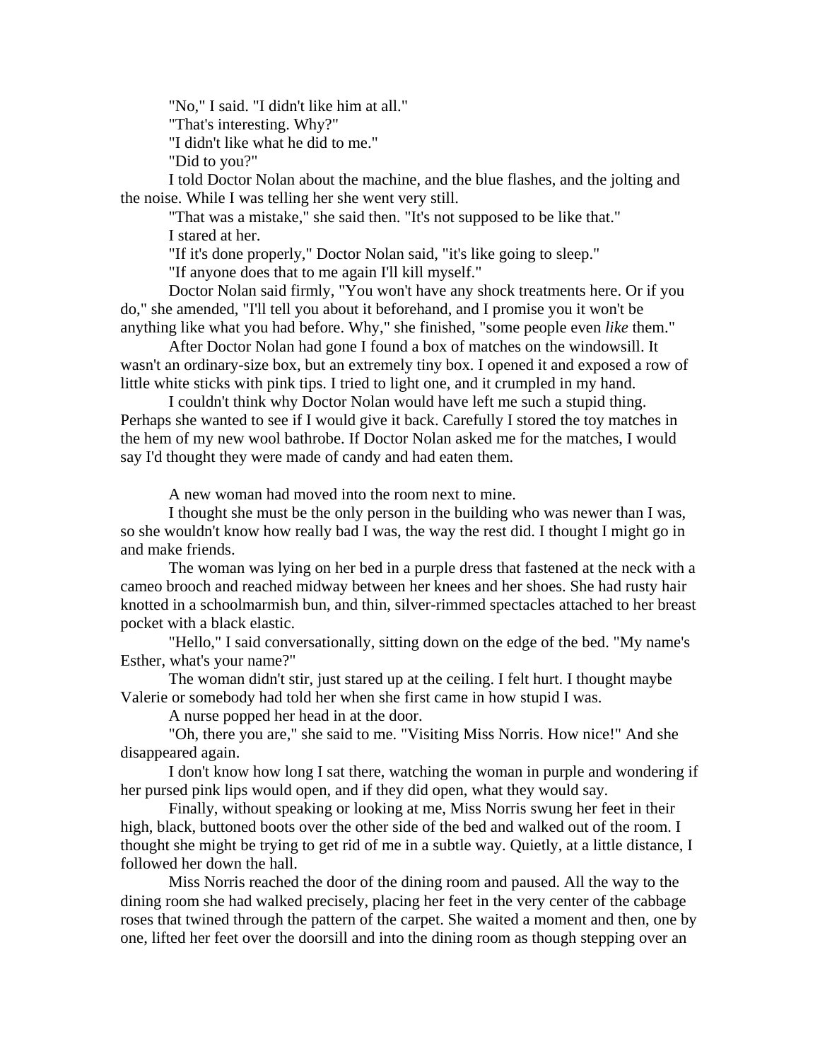"No," I said. "I didn't like him at all."

"That's interesting. Why?"

"I didn't like what he did to me."

"Did to you?"

I told Doctor Nolan about the machine, and the blue flashes, and the jolting and the noise. While I was telling her she went very still.

"That was a mistake," she said then. "It's not supposed to be like that."

I stared at her.

"If it's done properly," Doctor Nolan said, "it's like going to sleep."

"If anyone does that to me again I'll kill myself."

Doctor Nolan said firmly, "You won't have any shock treatments here. Or if you do," she amended, "I'll tell you about it beforehand, and I promise you it won't be anything like what you had before. Why," she finished, "some people even *like* them."

After Doctor Nolan had gone I found a box of matches on the windowsill. It wasn't an ordinary-size box, but an extremely tiny box. I opened it and exposed a row of little white sticks with pink tips. I tried to light one, and it crumpled in my hand.

I couldn't think why Doctor Nolan would have left me such a stupid thing. Perhaps she wanted to see if I would give it back. Carefully I stored the toy matches in the hem of my new wool bathrobe. If Doctor Nolan asked me for the matches, I would say I'd thought they were made of candy and had eaten them.

A new woman had moved into the room next to mine.

I thought she must be the only person in the building who was newer than I was, so she wouldn't know how really bad I was, the way the rest did. I thought I might go in and make friends.

The woman was lying on her bed in a purple dress that fastened at the neck with a cameo brooch and reached midway between her knees and her shoes. She had rusty hair knotted in a schoolmarmish bun, and thin, silver-rimmed spectacles attached to her breast pocket with a black elastic.

"Hello," I said conversationally, sitting down on the edge of the bed. "My name's Esther, what's your name?"

The woman didn't stir, just stared up at the ceiling. I felt hurt. I thought maybe Valerie or somebody had told her when she first came in how stupid I was.

A nurse popped her head in at the door.

"Oh, there you are," she said to me. "Visiting Miss Norris. How nice!" And she disappeared again.

I don't know how long I sat there, watching the woman in purple and wondering if her pursed pink lips would open, and if they did open, what they would say.

Finally, without speaking or looking at me, Miss Norris swung her feet in their high, black, buttoned boots over the other side of the bed and walked out of the room. I thought she might be trying to get rid of me in a subtle way. Quietly, at a little distance, I followed her down the hall.

Miss Norris reached the door of the dining room and paused. All the way to the dining room she had walked precisely, placing her feet in the very center of the cabbage roses that twined through the pattern of the carpet. She waited a moment and then, one by one, lifted her feet over the doorsill and into the dining room as though stepping over an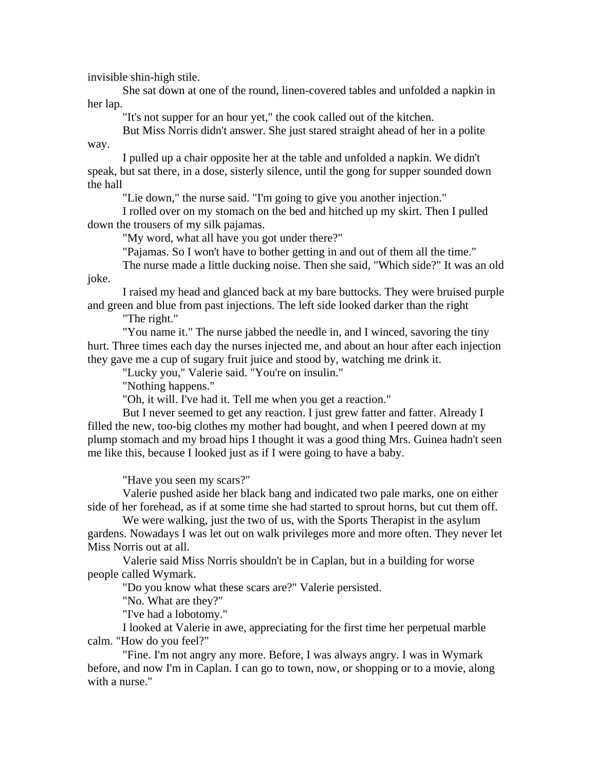invisible shin-high stile.

She sat down at one of the round, linen-covered tables and unfolded a napkin in her lap.

"It's not supper for an hour yet," the cook called out of the kitchen.

But Miss Norris didn't answer. She just stared straight ahead of her in a polite way.

I pulled up a chair opposite her at the table and unfolded a napkin. We didn't speak, but sat there, in a dose, sisterly silence, until the gong for supper sounded down the hall

"Lie down," the nurse said. "I'm going to give you another injection."

I rolled over on my stomach on the bed and hitched up my skirt. Then I pulled down the trousers of my silk pajamas.

"My word, what all have you got under there?"

"Pajamas. So I won't have to bother getting in and out of them all the time."

The nurse made a little ducking noise. Then she said, "Which side?" It was an old joke.

I raised my head and glanced back at my bare buttocks. They were bruised purple and green and blue from past injections. The left side looked darker than the right

"The right."

"You name it." The nurse jabbed the needle in, and I winced, savoring the tiny hurt. Three times each day the nurses injected me, and about an hour after each injection they gave me a cup of sugary fruit juice and stood by, watching me drink it.

"Lucky you," Valerie said. "You're on insulin."

"Nothing happens."

"Oh, it will. I've had it. Tell me when you get a reaction."

But I never seemed to get any reaction. I just grew fatter and fatter. Already I filled the new, too-big clothes my mother had bought, and when I peered down at my plump stomach and my broad hips I thought it was a good thing Mrs. Guinea hadn't seen me like this, because I looked just as if I were going to have a baby.

"Have you seen my scars?"

Valerie pushed aside her black bang and indicated two pale marks, one on either side of her forehead, as if at some time she had started to sprout horns, but cut them off.

We were walking, just the two of us, with the Sports Therapist in the asylum gardens. Nowadays I was let out on walk privileges more and more often. They never let Miss Norris out at all.

Valerie said Miss Norris shouldn't be in Caplan, but in a building for worse people called Wymark.

"Do you know what these scars are?" Valerie persisted.

"No. What are they?"

"I've had a lobotomy."

I looked at Valerie in awe, appreciating for the first time her perpetual marble calm. "How do you feel?"

"Fine. I'm not angry any more. Before, I was always angry. I was in Wymark before, and now I'm in Caplan. I can go to town, now, or shopping or to a movie, along with a nurse."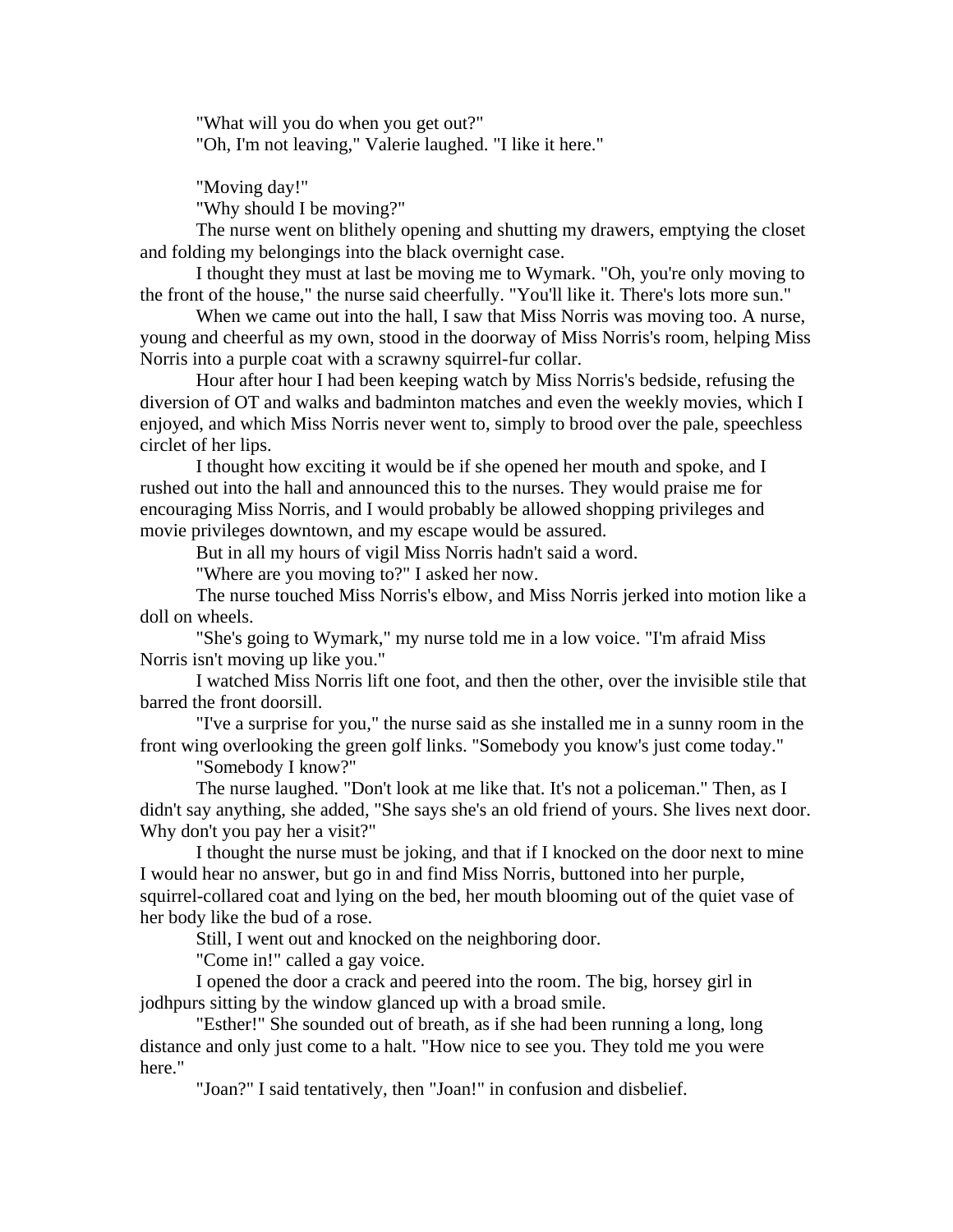"What will you do when you get out?"

"Oh, I'm not leaving," Valerie laughed. "I like it here."

"Moving day!"

"Why should I be moving?"

The nurse went on blithely opening and shutting my drawers, emptying the closet and folding my belongings into the black overnight case.

I thought they must at last be moving me to Wymark. "Oh, you're only moving to the front of the house," the nurse said cheerfully. "You'll like it. There's lots more sun."

When we came out into the hall, I saw that Miss Norris was moving too. A nurse, young and cheerful as my own, stood in the doorway of Miss Norris's room, helping Miss Norris into a purple coat with a scrawny squirrel-fur collar.

Hour after hour I had been keeping watch by Miss Norris's bedside, refusing the diversion of OT and walks and badminton matches and even the weekly movies, which I enjoyed, and which Miss Norris never went to, simply to brood over the pale, speechless circlet of her lips.

I thought how exciting it would be if she opened her mouth and spoke, and I rushed out into the hall and announced this to the nurses. They would praise me for encouraging Miss Norris, and I would probably be allowed shopping privileges and movie privileges downtown, and my escape would be assured.

But in all my hours of vigil Miss Norris hadn't said a word.

"Where are you moving to?" I asked her now.

The nurse touched Miss Norris's elbow, and Miss Norris jerked into motion like a doll on wheels.

"She's going to Wymark," my nurse told me in a low voice. "I'm afraid Miss Norris isn't moving up like you."

I watched Miss Norris lift one foot, and then the other, over the invisible stile that barred the front doorsill.

"I've a surprise for you," the nurse said as she installed me in a sunny room in the front wing overlooking the green golf links. "Somebody you know's just come today."

"Somebody I know?"

The nurse laughed. "Don't look at me like that. It's not a policeman." Then, as I didn't say anything, she added, "She says she's an old friend of yours. She lives next door. Why don't you pay her a visit?"

I thought the nurse must be joking, and that if I knocked on the door next to mine I would hear no answer, but go in and find Miss Norris, buttoned into her purple, squirrel-collared coat and lying on the bed, her mouth blooming out of the quiet vase of her body like the bud of a rose.

Still, I went out and knocked on the neighboring door.

"Come in!" called a gay voice.

I opened the door a crack and peered into the room. The big, horsey girl in jodhpurs sitting by the window glanced up with a broad smile.

"Esther!" She sounded out of breath, as if she had been running a long, long distance and only just come to a halt. "How nice to see you. They told me you were here."

"Joan?" I said tentatively, then "Joan!" in confusion and disbelief.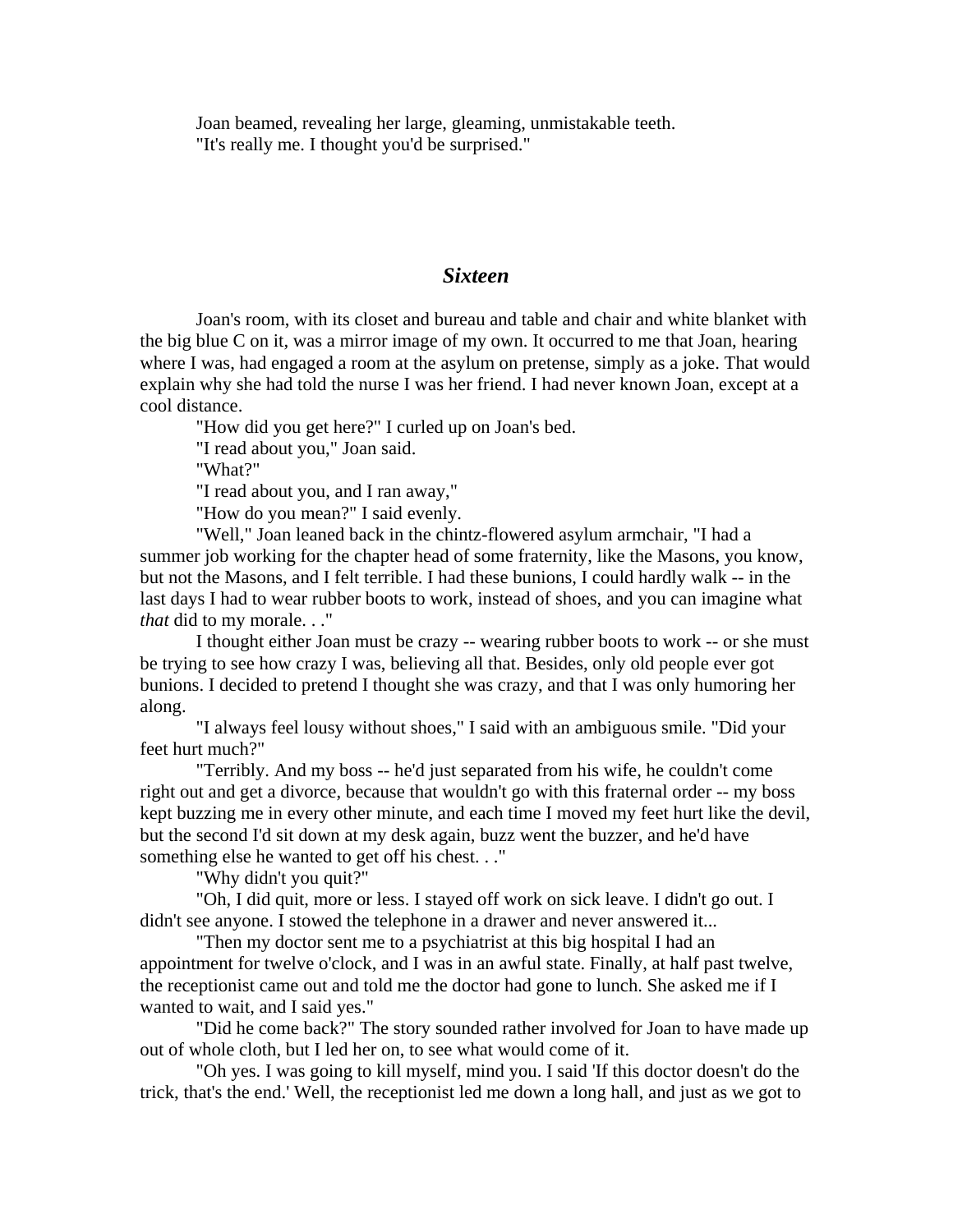Joan beamed, revealing her large, gleaming, unmistakable teeth.
"It's really me. I thought you'd be surprised."

## *Sixteen*

Joan's room, with its closet and bureau and table and chair and white blanket with the big blue C on it, was a mirror image of my own. It occurred to me that Joan, hearing where I was, had engaged a room at the asylum on pretense, simply as a joke. That would explain why she had told the nurse I was her friend. I had never known Joan, except at a cool distance.

"How did you get here?" I curled up on Joan's bed.

"I read about you," Joan said.

"What?"

"I read about you, and I ran away,"

"How do you mean?" I said evenly.

"Well," Joan leaned back in the chintz-flowered asylum armchair, "I had a summer job working for the chapter head of some fraternity, like the Masons, you know, but not the Masons, and I felt terrible. I had these bunions, I could hardly walk -- in the last days I had to wear rubber boots to work, instead of shoes, and you can imagine what *that* did to my morale. . ."

I thought either Joan must be crazy -- wearing rubber boots to work -- or she must be trying to see how crazy I was, believing all that. Besides, only old people ever got bunions. I decided to pretend I thought she was crazy, and that I was only humoring her along.

"I always feel lousy without shoes," I said with an ambiguous smile. "Did your feet hurt much?"

"Terribly. And my boss -- he'd just separated from his wife, he couldn't come right out and get a divorce, because that wouldn't go with this fraternal order -- my boss kept buzzing me in every other minute, and each time I moved my feet hurt like the devil, but the second I'd sit down at my desk again, buzz went the buzzer, and he'd have something else he wanted to get off his chest. . ."

"Why didn't you quit?"

"Oh, I did quit, more or less. I stayed off work on sick leave. I didn't go out. I didn't see anyone. I stowed the telephone in a drawer and never answered it...

"Then my doctor sent me to a psychiatrist at this big hospital I had an appointment for twelve o'clock, and I was in an awful state. Finally, at half past twelve, the receptionist came out and told me the doctor had gone to lunch. She asked me if I wanted to wait, and I said yes."

"Did he come back?" The story sounded rather involved for Joan to have made up out of whole cloth, but I led her on, to see what would come of it.

"Oh yes. I was going to kill myself, mind you. I said 'If this doctor doesn't do the trick, that's the end.' Well, the receptionist led me down a long hall, and just as we got to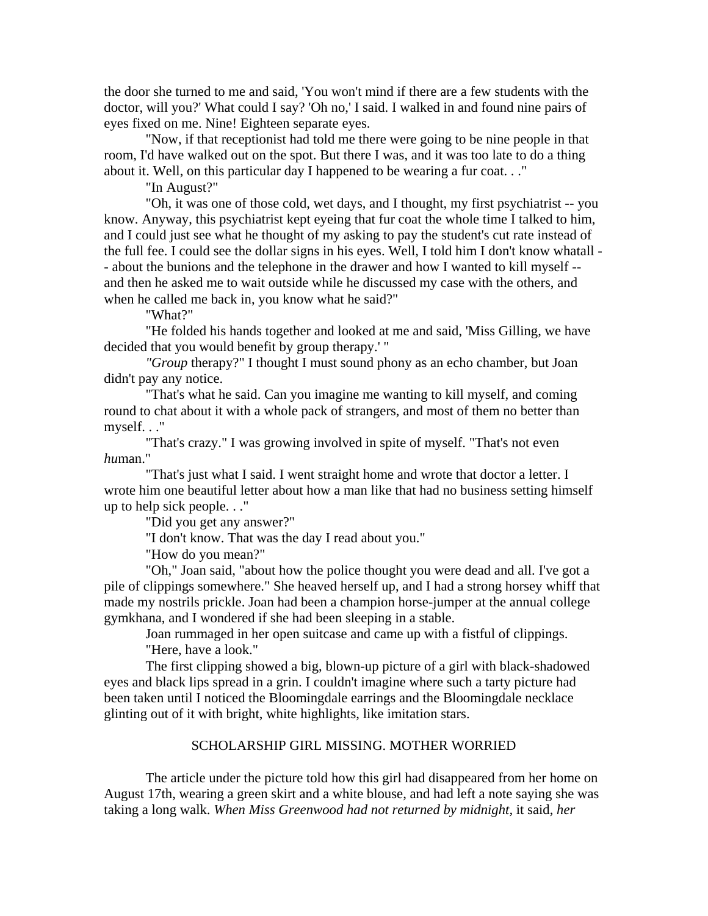the door she turned to me and said, 'You won't mind if there are a few students with the doctor, will you?' What could I say? 'Oh no,' I said. I walked in and found nine pairs of eyes fixed on me. Nine! Eighteen separate eyes.

"Now, if that receptionist had told me there were going to be nine people in that room, I'd have walked out on the spot. But there I was, and it was too late to do a thing about it. Well, on this particular day I happened to be wearing a fur coat. . ."

"In August?"

"Oh, it was one of those cold, wet days, and I thought, my first psychiatrist -- you know. Anyway, this psychiatrist kept eyeing that fur coat the whole time I talked to him, and I could just see what he thought of my asking to pay the student's cut rate instead of the full fee. I could see the dollar signs in his eyes. Well, I told him I don't know whatall -- about the bunions and the telephone in the drawer and how I wanted to kill myself -- and then he asked me to wait outside while he discussed my case with the others, and when he called me back in, you know what he said?"

"What?"

"He folded his hands together and looked at me and said, 'Miss Gilling, we have decided that you would benefit by group therapy.' "

*"Group* therapy?" I thought I must sound phony as an echo chamber, but Joan didn't pay any notice.

"That's what he said. Can you imagine me wanting to kill myself, and coming round to chat about it with a whole pack of strangers, and most of them no better than myself. . ."

"That's crazy." I was growing involved in spite of myself. "That's not even *hu*man."

"That's just what I said. I went straight home and wrote that doctor a letter. I wrote him one beautiful letter about how a man like that had no business setting himself up to help sick people. . ."

"Did you get any answer?"

"I don't know. That was the day I read about you."

"How do you mean?"

"Oh," Joan said, "about how the police thought you were dead and all. I've got a pile of clippings somewhere." She heaved herself up, and I had a strong horsey whiff that made my nostrils prickle. Joan had been a champion horse-jumper at the annual college gymkhana, and I wondered if she had been sleeping in a stable.

Joan rummaged in her open suitcase and came up with a fistful of clippings.

"Here, have a look."

The first clipping showed a big, blown-up picture of a girl with black-shadowed eyes and black lips spread in a grin. I couldn't imagine where such a tarty picture had been taken until I noticed the Bloomingdale earrings and the Bloomingdale necklace glinting out of it with bright, white highlights, like imitation stars.

SCHOLARSHIP GIRL MISSING. MOTHER WORRIED

The article under the picture told how this girl had disappeared from her home on August 17th, wearing a green skirt and a white blouse, and had left a note saying she was taking a long walk. *When Miss Greenwood had not returned by midnight*, it said, *her*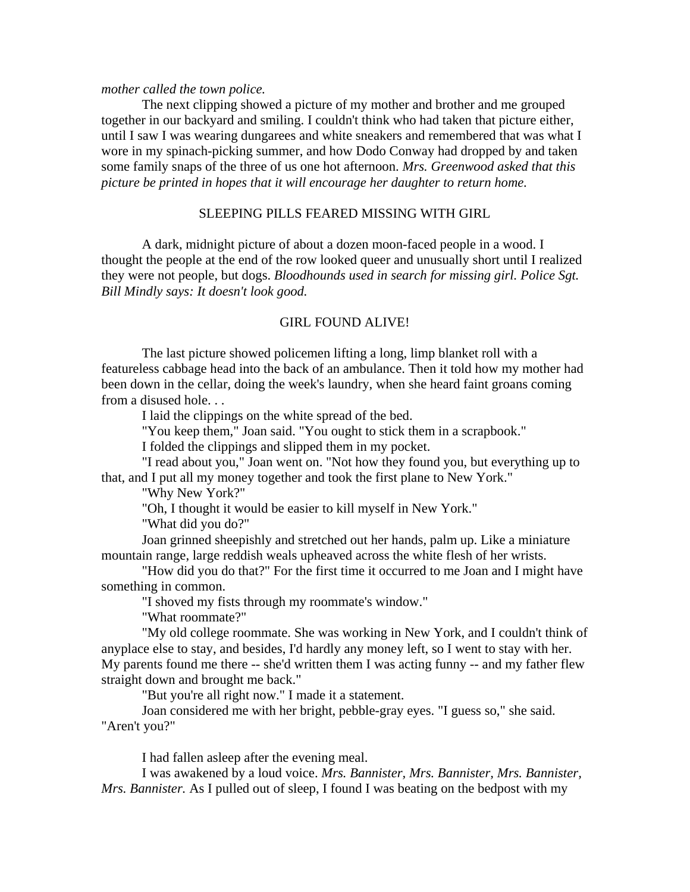*mother called the town police.*

The next clipping showed a picture of my mother and brother and me grouped together in our backyard and smiling. I couldn't think who had taken that picture either, until I saw I was wearing dungarees and white sneakers and remembered that was what I wore in my spinach-picking summer, and how Dodo Conway had dropped by and taken some family snaps of the three of us one hot afternoon. *Mrs. Greenwood asked that this picture be printed in hopes that it will encourage her daughter to return home.*

SLEEPING PILLS FEARED MISSING WITH GIRL

A dark, midnight picture of about a dozen moon-faced people in a wood. I thought the people at the end of the row looked queer and unusually short until I realized they were not people, but dogs. *Bloodhounds used in search for missing girl. Police Sgt. Bill Mindly says: It doesn't look good.*

GIRL FOUND ALIVE!

The last picture showed policemen lifting a long, limp blanket roll with a featureless cabbage head into the back of an ambulance. Then it told how my mother had been down in the cellar, doing the week's laundry, when she heard faint groans coming from a disused hole. . .

I laid the clippings on the white spread of the bed.

"You keep them," Joan said. "You ought to stick them in a scrapbook."

I folded the clippings and slipped them in my pocket.

"I read about you," Joan went on. "Not how they found you, but everything up to that, and I put all my money together and took the first plane to New York."

"Why New York?"

"Oh, I thought it would be easier to kill myself in New York."

"What did you do?"

Joan grinned sheepishly and stretched out her hands, palm up. Like a miniature mountain range, large reddish weals upheaved across the white flesh of her wrists.

"How did you do that?" For the first time it occurred to me Joan and I might have something in common.

"I shoved my fists through my roommate's window."

"What roommate?"

"My old college roommate. She was working in New York, and I couldn't think of anyplace else to stay, and besides, I'd hardly any money left, so I went to stay with her. My parents found me there -- she'd written them I was acting funny -- and my father flew straight down and brought me back."

"But you're all right now." I made it a statement.

Joan considered me with her bright, pebble-gray eyes. "I guess so," she said. "Aren't you?"

I had fallen asleep after the evening meal.

I was awakened by a loud voice. *Mrs. Bannister, Mrs. Bannister, Mrs. Bannister, Mrs. Bannister.* As I pulled out of sleep, I found I was beating on the bedpost with my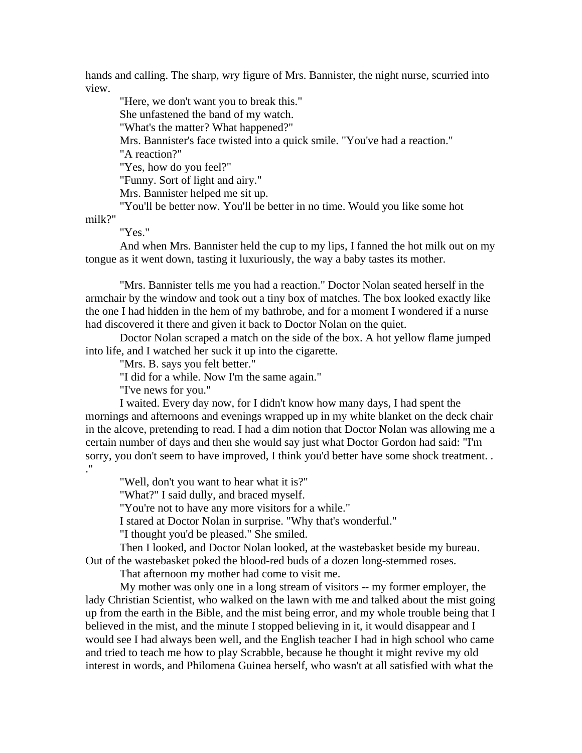hands and calling. The sharp, wry figure of Mrs. Bannister, the night nurse, scurried into view.

"Here, we don't want you to break this."

She unfastened the band of my watch.

"What's the matter? What happened?"

Mrs. Bannister's face twisted into a quick smile. "You've had a reaction."

"A reaction?"

"Yes, how do you feel?"

"Funny. Sort of light and airy."

Mrs. Bannister helped me sit up.

"You'll be better now. You'll be better in no time. Would you like some hot milk?"

"Yes."

And when Mrs. Bannister held the cup to my lips, I fanned the hot milk out on my tongue as it went down, tasting it luxuriously, the way a baby tastes its mother.

"Mrs. Bannister tells me you had a reaction." Doctor Nolan seated herself in the armchair by the window and took out a tiny box of matches. The box looked exactly like the one I had hidden in the hem of my bathrobe, and for a moment I wondered if a nurse had discovered it there and given it back to Doctor Nolan on the quiet.

Doctor Nolan scraped a match on the side of the box. A hot yellow flame jumped into life, and I watched her suck it up into the cigarette.

"Mrs. B. says you felt better."

"I did for a while. Now I'm the same again."

"I've news for you."

I waited. Every day now, for I didn't know how many days, I had spent the mornings and afternoons and evenings wrapped up in my white blanket on the deck chair in the alcove, pretending to read. I had a dim notion that Doctor Nolan was allowing me a certain number of days and then she would say just what Doctor Gordon had said: "I'm sorry, you don't seem to have improved, I think you'd better have some shock treatment. . ."

"Well, don't you want to hear what it is?"

"What?" I said dully, and braced myself.

"You're not to have any more visitors for a while."

I stared at Doctor Nolan in surprise. "Why that's wonderful."

"I thought you'd be pleased." She smiled.

Then I looked, and Doctor Nolan looked, at the wastebasket beside my bureau. Out of the wastebasket poked the blood-red buds of a dozen long-stemmed roses.

That afternoon my mother had come to visit me.

My mother was only one in a long stream of visitors -- my former employer, the lady Christian Scientist, who walked on the lawn with me and talked about the mist going up from the earth in the Bible, and the mist being error, and my whole trouble being that I believed in the mist, and the minute I stopped believing in it, it would disappear and I would see I had always been well, and the English teacher I had in high school who came and tried to teach me how to play Scrabble, because he thought it might revive my old interest in words, and Philomena Guinea herself, who wasn't at all satisfied with what the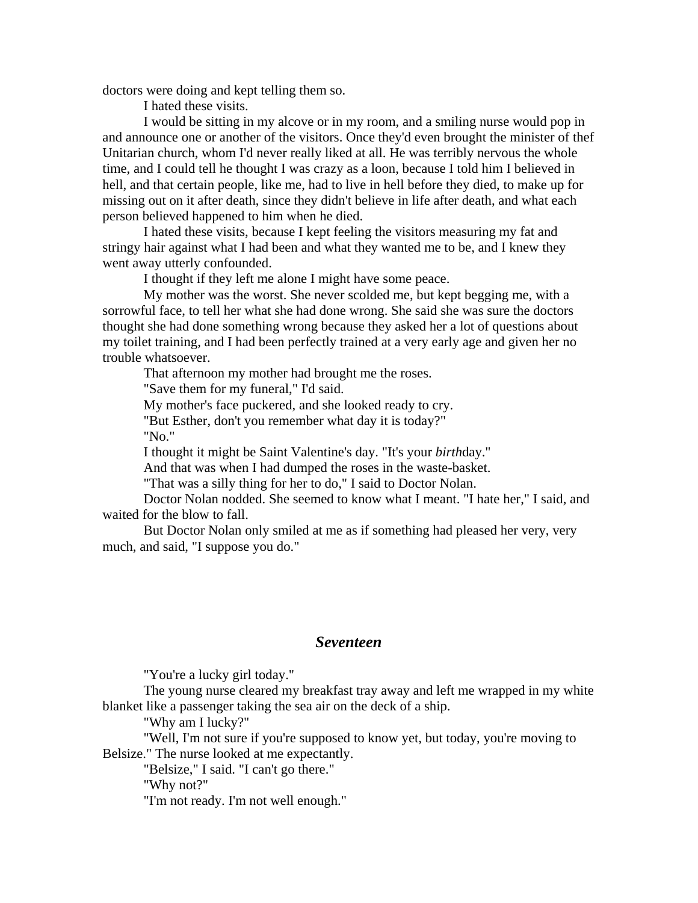doctors were doing and kept telling them so.

I hated these visits.

I would be sitting in my alcove or in my room, and a smiling nurse would pop in and announce one or another of the visitors. Once they'd even brought the minister of thef Unitarian church, whom I'd never really liked at all. He was terribly nervous the whole time, and I could tell he thought I was crazy as a loon, because I told him I believed in hell, and that certain people, like me, had to live in hell before they died, to make up for missing out on it after death, since they didn't believe in life after death, and what each person believed happened to him when he died.

I hated these visits, because I kept feeling the visitors measuring my fat and stringy hair against what I had been and what they wanted me to be, and I knew they went away utterly confounded.

I thought if they left me alone I might have some peace.

My mother was the worst. She never scolded me, but kept begging me, with a sorrowful face, to tell her what she had done wrong. She said she was sure the doctors thought she had done something wrong because they asked her a lot of questions about my toilet training, and I had been perfectly trained at a very early age and given her no trouble whatsoever.

That afternoon my mother had brought me the roses.

"Save them for my funeral," I'd said.

My mother's face puckered, and she looked ready to cry.

"But Esther, don't you remember what day it is today?"

"No."

I thought it might be Saint Valentine's day. "It's your *birth*day."

And that was when I had dumped the roses in the waste-basket.

"That was a silly thing for her to do," I said to Doctor Nolan.

Doctor Nolan nodded. She seemed to know what I meant. "I hate her," I said, and waited for the blow to fall.

But Doctor Nolan only smiled at me as if something had pleased her very, very much, and said, "I suppose you do."

## *Seventeen*

"You're a lucky girl today."

The young nurse cleared my breakfast tray away and left me wrapped in my white blanket like a passenger taking the sea air on the deck of a ship.

"Why am I lucky?"

"Well, I'm not sure if you're supposed to know yet, but today, you're moving to Belsize." The nurse looked at me expectantly.

"Belsize," I said. "I can't go there."

"Why not?"

"I'm not ready. I'm not well enough."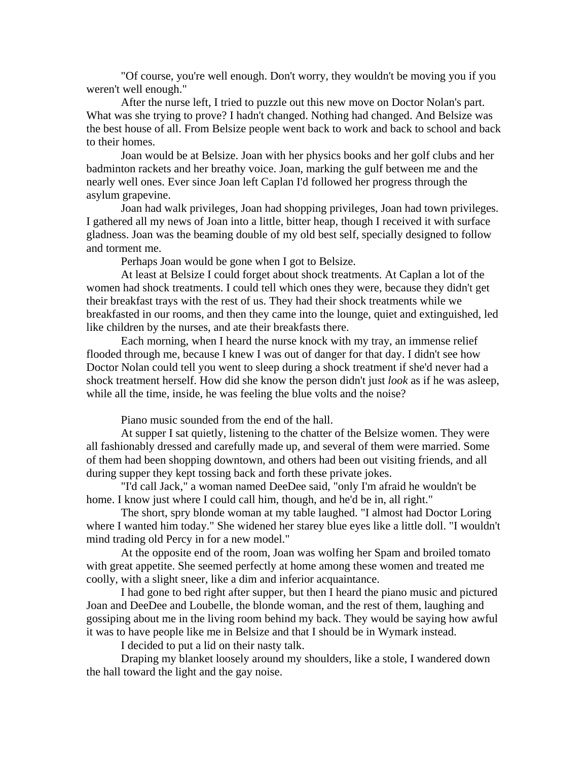"Of course, you're well enough. Don't worry, they wouldn't be moving you if you weren't well enough."

After the nurse left, I tried to puzzle out this new move on Doctor Nolan's part. What was she trying to prove? I hadn't changed. Nothing had changed. And Belsize was the best house of all. From Belsize people went back to work and back to school and back to their homes.

Joan would be at Belsize. Joan with her physics books and her golf clubs and her badminton rackets and her breathy voice. Joan, marking the gulf between me and the nearly well ones. Ever since Joan left Caplan I'd followed her progress through the asylum grapevine.

Joan had walk privileges, Joan had shopping privileges, Joan had town privileges. I gathered all my news of Joan into a little, bitter heap, though I received it with surface gladness. Joan was the beaming double of my old best self, specially designed to follow and torment me.

Perhaps Joan would be gone when I got to Belsize.

At least at Belsize I could forget about shock treatments. At Caplan a lot of the women had shock treatments. I could tell which ones they were, because they didn't get their breakfast trays with the rest of us. They had their shock treatments while we breakfasted in our rooms, and then they came into the lounge, quiet and extinguished, led like children by the nurses, and ate their breakfasts there.

Each morning, when I heard the nurse knock with my tray, an immense relief flooded through me, because I knew I was out of danger for that day. I didn't see how Doctor Nolan could tell you went to sleep during a shock treatment if she'd never had a shock treatment herself. How did she know the person didn't just *look* as if he was asleep, while all the time, inside, he was feeling the blue volts and the noise?

Piano music sounded from the end of the hall.

At supper I sat quietly, listening to the chatter of the Belsize women. They were all fashionably dressed and carefully made up, and several of them were married. Some of them had been shopping downtown, and others had been out visiting friends, and all during supper they kept tossing back and forth these private jokes.

"I'd call Jack," a woman named DeeDee said, "only I'm afraid he wouldn't be home. I know just where I could call him, though, and he'd be in, all right."

The short, spry blonde woman at my table laughed. "I almost had Doctor Loring where I wanted him today." She widened her starey blue eyes like a little doll. "I wouldn't mind trading old Percy in for a new model."

At the opposite end of the room, Joan was wolfing her Spam and broiled tomato with great appetite. She seemed perfectly at home among these women and treated me coolly, with a slight sneer, like a dim and inferior acquaintance.

I had gone to bed right after supper, but then I heard the piano music and pictured Joan and DeeDee and Loubelle, the blonde woman, and the rest of them, laughing and gossiping about me in the living room behind my back. They would be saying how awful it was to have people like me in Belsize and that I should be in Wymark instead.

I decided to put a lid on their nasty talk.

Draping my blanket loosely around my shoulders, like a stole, I wandered down the hall toward the light and the gay noise.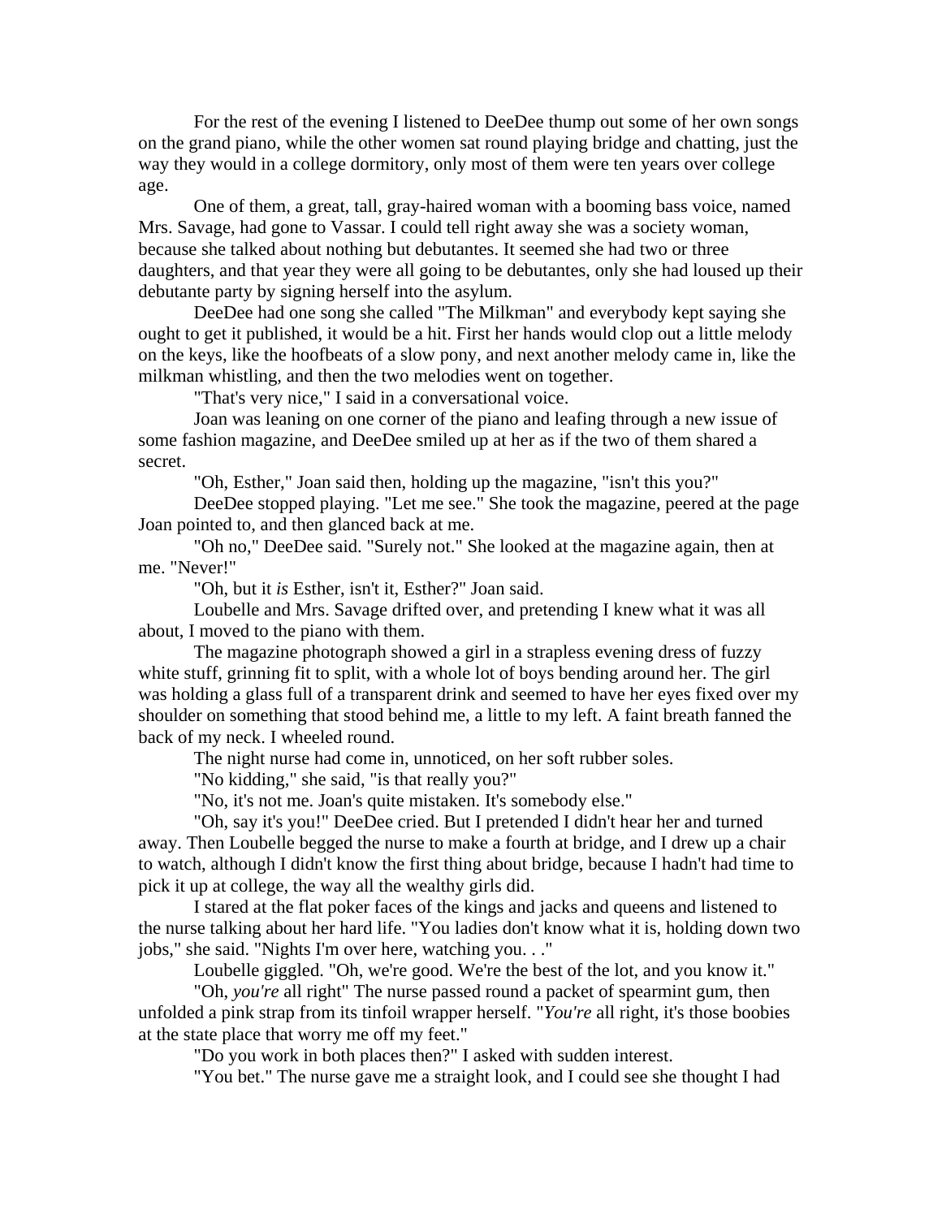For the rest of the evening I listened to DeeDee thump out some of her own songs on the grand piano, while the other women sat round playing bridge and chatting, just the way they would in a college dormitory, only most of them were ten years over college age.

One of them, a great, tall, gray-haired woman with a booming bass voice, named Mrs. Savage, had gone to Vassar. I could tell right away she was a society woman, because she talked about nothing but debutantes. It seemed she had two or three daughters, and that year they were all going to be debutantes, only she had loused up their debutante party by signing herself into the asylum.

DeeDee had one song she called "The Milkman" and everybody kept saying she ought to get it published, it would be a hit. First her hands would clop out a little melody on the keys, like the hoofbeats of a slow pony, and next another melody came in, like the milkman whistling, and then the two melodies went on together.

"That's very nice," I said in a conversational voice.

Joan was leaning on one corner of the piano and leafing through a new issue of some fashion magazine, and DeeDee smiled up at her as if the two of them shared a secret.

"Oh, Esther," Joan said then, holding up the magazine, "isn't this you?"

DeeDee stopped playing. "Let me see." She took the magazine, peered at the page Joan pointed to, and then glanced back at me.

"Oh no," DeeDee said. "Surely not." She looked at the magazine again, then at me. "Never!"

"Oh, but it *is* Esther, isn't it, Esther?" Joan said.

Loubelle and Mrs. Savage drifted over, and pretending I knew what it was all about, I moved to the piano with them.

The magazine photograph showed a girl in a strapless evening dress of fuzzy white stuff, grinning fit to split, with a whole lot of boys bending around her. The girl was holding a glass full of a transparent drink and seemed to have her eyes fixed over my shoulder on something that stood behind me, a little to my left. A faint breath fanned the back of my neck. I wheeled round.

The night nurse had come in, unnoticed, on her soft rubber soles.

"No kidding," she said, "is that really you?"

"No, it's not me. Joan's quite mistaken. It's somebody else."

"Oh, say it's you!" DeeDee cried. But I pretended I didn't hear her and turned away. Then Loubelle begged the nurse to make a fourth at bridge, and I drew up a chair to watch, although I didn't know the first thing about bridge, because I hadn't had time to pick it up at college, the way all the wealthy girls did.

I stared at the flat poker faces of the kings and jacks and queens and listened to the nurse talking about her hard life. "You ladies don't know what it is, holding down two jobs," she said. "Nights I'm over here, watching you. . ."

Loubelle giggled. "Oh, we're good. We're the best of the lot, and you know it."

"Oh, *you're* all right" The nurse passed round a packet of spearmint gum, then unfolded a pink strap from its tinfoil wrapper herself. "*You're* all right, it's those boobies at the state place that worry me off my feet."

"Do you work in both places then?" I asked with sudden interest.

"You bet." The nurse gave me a straight look, and I could see she thought I had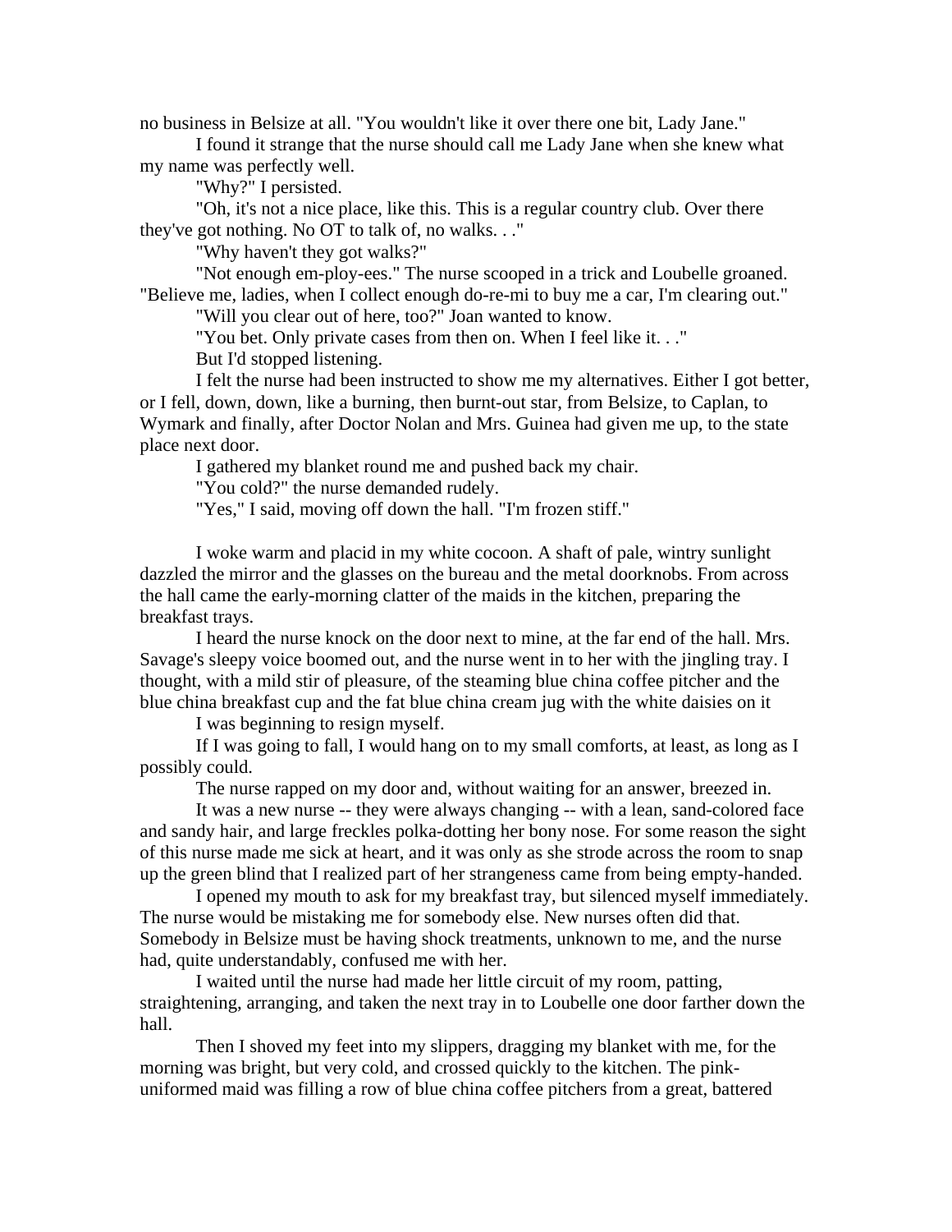no business in Belsize at all. "You wouldn't like it over there one bit, Lady Jane."

I found it strange that the nurse should call me Lady Jane when she knew what my name was perfectly well.

"Why?" I persisted.

"Oh, it's not a nice place, like this. This is a regular country club. Over there they've got nothing. No OT to talk of, no walks. . ."

"Why haven't they got walks?"

"Not enough em-ploy-ees." The nurse scooped in a trick and Loubelle groaned. "Believe me, ladies, when I collect enough do-re-mi to buy me a car, I'm clearing out."

"Will you clear out of here, too?" Joan wanted to know.

"You bet. Only private cases from then on. When I feel like it. . ."

But I'd stopped listening.

I felt the nurse had been instructed to show me my alternatives. Either I got better, or I fell, down, down, like a burning, then burnt-out star, from Belsize, to Caplan, to Wymark and finally, after Doctor Nolan and Mrs. Guinea had given me up, to the state place next door.

I gathered my blanket round me and pushed back my chair.

"You cold?" the nurse demanded rudely.

"Yes," I said, moving off down the hall. "I'm frozen stiff."

I woke warm and placid in my white cocoon. A shaft of pale, wintry sunlight dazzled the mirror and the glasses on the bureau and the metal doorknobs. From across the hall came the early-morning clatter of the maids in the kitchen, preparing the breakfast trays.

I heard the nurse knock on the door next to mine, at the far end of the hall. Mrs. Savage's sleepy voice boomed out, and the nurse went in to her with the jingling tray. I thought, with a mild stir of pleasure, of the steaming blue china coffee pitcher and the blue china breakfast cup and the fat blue china cream jug with the white daisies on it

I was beginning to resign myself.

If I was going to fall, I would hang on to my small comforts, at least, as long as I possibly could.

The nurse rapped on my door and, without waiting for an answer, breezed in.

It was a new nurse -- they were always changing -- with a lean, sand-colored face and sandy hair, and large freckles polka-dotting her bony nose. For some reason the sight of this nurse made me sick at heart, and it was only as she strode across the room to snap up the green blind that I realized part of her strangeness came from being empty-handed.

I opened my mouth to ask for my breakfast tray, but silenced myself immediately. The nurse would be mistaking me for somebody else. New nurses often did that. Somebody in Belsize must be having shock treatments, unknown to me, and the nurse had, quite understandably, confused me with her.

I waited until the nurse had made her little circuit of my room, patting, straightening, arranging, and taken the next tray in to Loubelle one door farther down the hall.

Then I shoved my feet into my slippers, dragging my blanket with me, for the morning was bright, but very cold, and crossed quickly to the kitchen. The pink-uniformed maid was filling a row of blue china coffee pitchers from a great, battered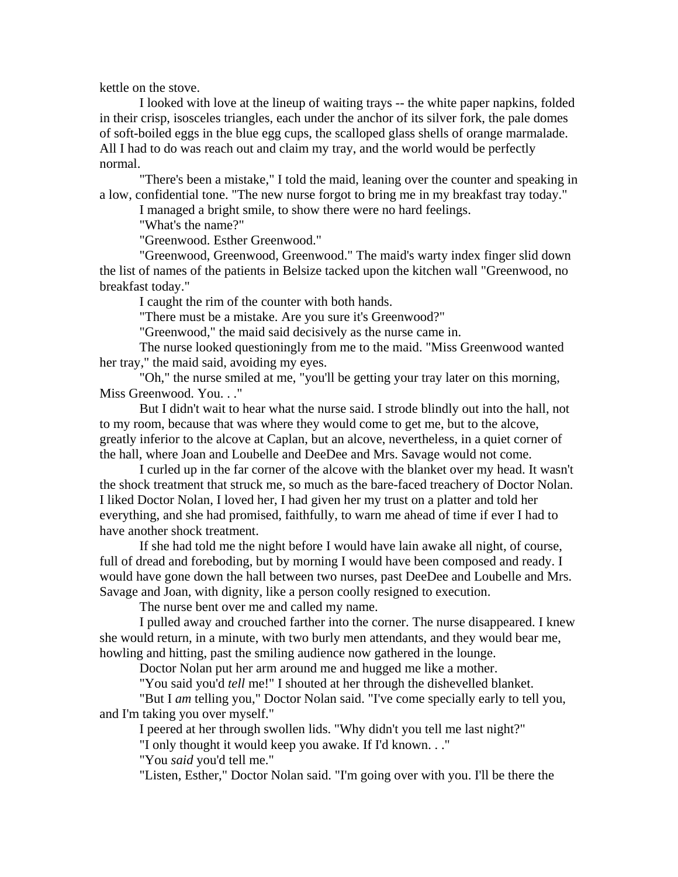kettle on the stove.

I looked with love at the lineup of waiting trays -- the white paper napkins, folded in their crisp, isosceles triangles, each under the anchor of its silver fork, the pale domes of soft-boiled eggs in the blue egg cups, the scalloped glass shells of orange marmalade. All I had to do was reach out and claim my tray, and the world would be perfectly normal.

"There's been a mistake," I told the maid, leaning over the counter and speaking in a low, confidential tone. "The new nurse forgot to bring me in my breakfast tray today."

I managed a bright smile, to show there were no hard feelings.

"What's the name?"

"Greenwood. Esther Greenwood."

"Greenwood, Greenwood, Greenwood." The maid's warty index finger slid down the list of names of the patients in Belsize tacked upon the kitchen wall "Greenwood, no breakfast today."

I caught the rim of the counter with both hands.

"There must be a mistake. Are you sure it's Greenwood?"

"Greenwood," the maid said decisively as the nurse came in.

The nurse looked questioningly from me to the maid. "Miss Greenwood wanted her tray," the maid said, avoiding my eyes.

"Oh," the nurse smiled at me, "you'll be getting your tray later on this morning, Miss Greenwood. You. . ."

But I didn't wait to hear what the nurse said. I strode blindly out into the hall, not to my room, because that was where they would come to get me, but to the alcove, greatly inferior to the alcove at Caplan, but an alcove, nevertheless, in a quiet corner of the hall, where Joan and Loubelle and DeeDee and Mrs. Savage would not come.

I curled up in the far corner of the alcove with the blanket over my head. It wasn't the shock treatment that struck me, so much as the bare-faced treachery of Doctor Nolan. I liked Doctor Nolan, I loved her, I had given her my trust on a platter and told her everything, and she had promised, faithfully, to warn me ahead of time if ever I had to have another shock treatment.

If she had told me the night before I would have lain awake all night, of course, full of dread and foreboding, but by morning I would have been composed and ready. I would have gone down the hall between two nurses, past DeeDee and Loubelle and Mrs. Savage and Joan, with dignity, like a person coolly resigned to execution.

The nurse bent over me and called my name.

I pulled away and crouched farther into the corner. The nurse disappeared. I knew she would return, in a minute, with two burly men attendants, and they would bear me, howling and hitting, past the smiling audience now gathered in the lounge.

Doctor Nolan put her arm around me and hugged me like a mother.

"You said you'd *tell* me!" I shouted at her through the dishevelled blanket.

"But I *am* telling you," Doctor Nolan said. "I've come specially early to tell you, and I'm taking you over myself."

I peered at her through swollen lids. "Why didn't you tell me last night?"

"I only thought it would keep you awake. If I'd known. . ."

"You *said* you'd tell me."

"Listen, Esther," Doctor Nolan said. "I'm going over with you. I'll be there the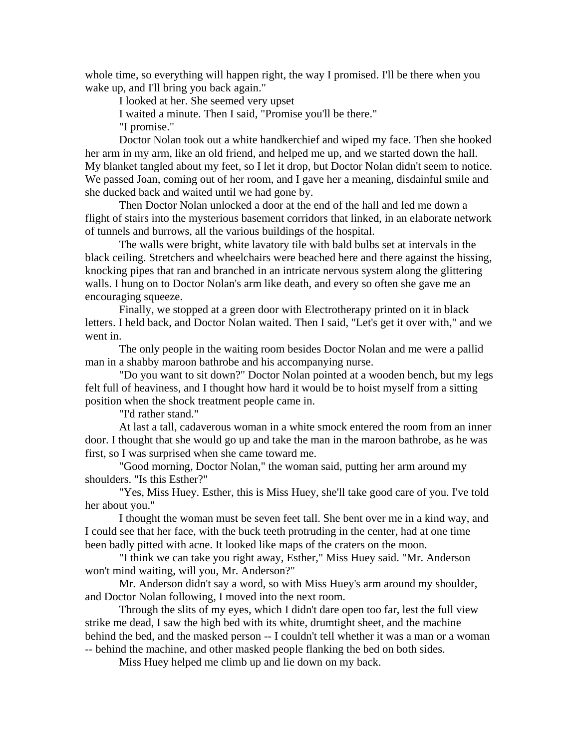whole time, so everything will happen right, the way I promised. I'll be there when you wake up, and I'll bring you back again."

I looked at her. She seemed very upset

I waited a minute. Then I said, "Promise you'll be there."

"I promise."

Doctor Nolan took out a white handkerchief and wiped my face. Then she hooked her arm in my arm, like an old friend, and helped me up, and we started down the hall. My blanket tangled about my feet, so I let it drop, but Doctor Nolan didn't seem to notice. We passed Joan, coming out of her room, and I gave her a meaning, disdainful smile and she ducked back and waited until we had gone by.

Then Doctor Nolan unlocked a door at the end of the hall and led me down a flight of stairs into the mysterious basement corridors that linked, in an elaborate network of tunnels and burrows, all the various buildings of the hospital.

The walls were bright, white lavatory tile with bald bulbs set at intervals in the black ceiling. Stretchers and wheelchairs were beached here and there against the hissing, knocking pipes that ran and branched in an intricate nervous system along the glittering walls. I hung on to Doctor Nolan's arm like death, and every so often she gave me an encouraging squeeze.

Finally, we stopped at a green door with Electrotherapy printed on it in black letters. I held back, and Doctor Nolan waited. Then I said, "Let's get it over with," and we went in.

The only people in the waiting room besides Doctor Nolan and me were a pallid man in a shabby maroon bathrobe and his accompanying nurse.

"Do you want to sit down?" Doctor Nolan pointed at a wooden bench, but my legs felt full of heaviness, and I thought how hard it would be to hoist myself from a sitting position when the shock treatment people came in.

"I'd rather stand."

At last a tall, cadaverous woman in a white smock entered the room from an inner door. I thought that she would go up and take the man in the maroon bathrobe, as he was first, so I was surprised when she came toward me.

"Good morning, Doctor Nolan," the woman said, putting her arm around my shoulders. "Is this Esther?"

"Yes, Miss Huey. Esther, this is Miss Huey, she'll take good care of you. I've told her about you."

I thought the woman must be seven feet tall. She bent over me in a kind way, and I could see that her face, with the buck teeth protruding in the center, had at one time been badly pitted with acne. It looked like maps of the craters on the moon.

"I think we can take you right away, Esther," Miss Huey said. "Mr. Anderson won't mind waiting, will you, Mr. Anderson?"

Mr. Anderson didn't say a word, so with Miss Huey's arm around my shoulder, and Doctor Nolan following, I moved into the next room.

Through the slits of my eyes, which I didn't dare open too far, lest the full view strike me dead, I saw the high bed with its white, drumtight sheet, and the machine behind the bed, and the masked person -- I couldn't tell whether it was a man or a woman -- behind the machine, and other masked people flanking the bed on both sides.

Miss Huey helped me climb up and lie down on my back.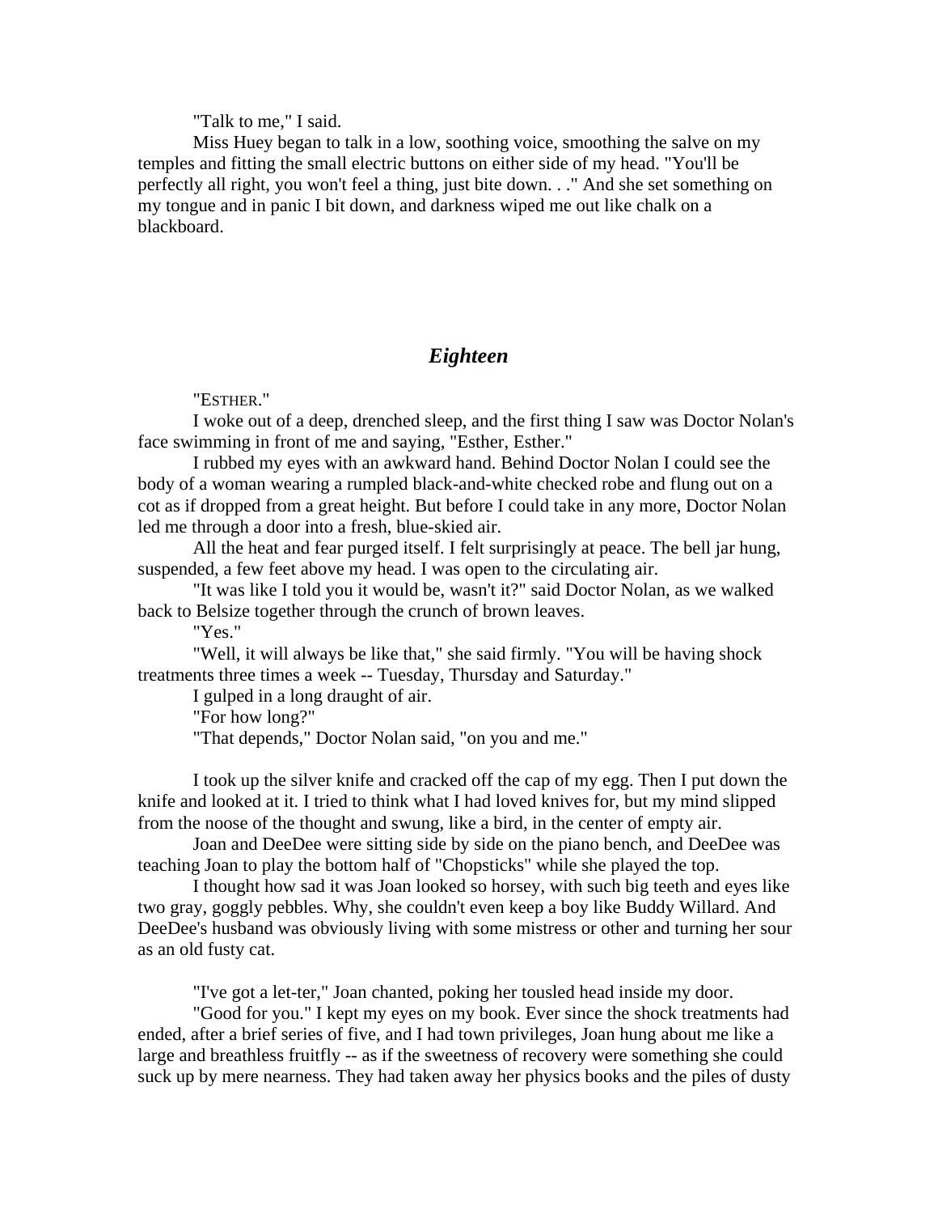"Talk to me," I said.

Miss Huey began to talk in a low, soothing voice, smoothing the salve on my temples and fitting the small electric buttons on either side of my head. "You'll be perfectly all right, you won't feel a thing, just bite down. . ." And she set something on my tongue and in panic I bit down, and darkness wiped me out like chalk on a blackboard.

## *Eighteen*

"ESTHER."

I woke out of a deep, drenched sleep, and the first thing I saw was Doctor Nolan's face swimming in front of me and saying, "Esther, Esther."

I rubbed my eyes with an awkward hand. Behind Doctor Nolan I could see the body of a woman wearing a rumpled black-and-white checked robe and flung out on a cot as if dropped from a great height. But before I could take in any more, Doctor Nolan led me through a door into a fresh, blue-skied air.

All the heat and fear purged itself. I felt surprisingly at peace. The bell jar hung, suspended, a few feet above my head. I was open to the circulating air.

"It was like I told you it would be, wasn't it?" said Doctor Nolan, as we walked back to Belsize together through the crunch of brown leaves.

"Yes."

"Well, it will always be like that," she said firmly. "You will be having shock treatments three times a week -- Tuesday, Thursday and Saturday."

I gulped in a long draught of air.

"For how long?"

"That depends," Doctor Nolan said, "on you and me."

I took up the silver knife and cracked off the cap of my egg. Then I put down the knife and looked at it. I tried to think what I had loved knives for, but my mind slipped from the noose of the thought and swung, like a bird, in the center of empty air.

Joan and DeeDee were sitting side by side on the piano bench, and DeeDee was teaching Joan to play the bottom half of "Chopsticks" while she played the top.

I thought how sad it was Joan looked so horsey, with such big teeth and eyes like two gray, goggly pebbles. Why, she couldn't even keep a boy like Buddy Willard. And DeeDee's husband was obviously living with some mistress or other and turning her sour as an old fusty cat.

"I've got a let-ter," Joan chanted, poking her tousled head inside my door.

"Good for you." I kept my eyes on my book. Ever since the shock treatments had ended, after a brief series of five, and I had town privileges, Joan hung about me like a large and breathless fruitfly -- as if the sweetness of recovery were something she could suck up by mere nearness. They had taken away her physics books and the piles of dusty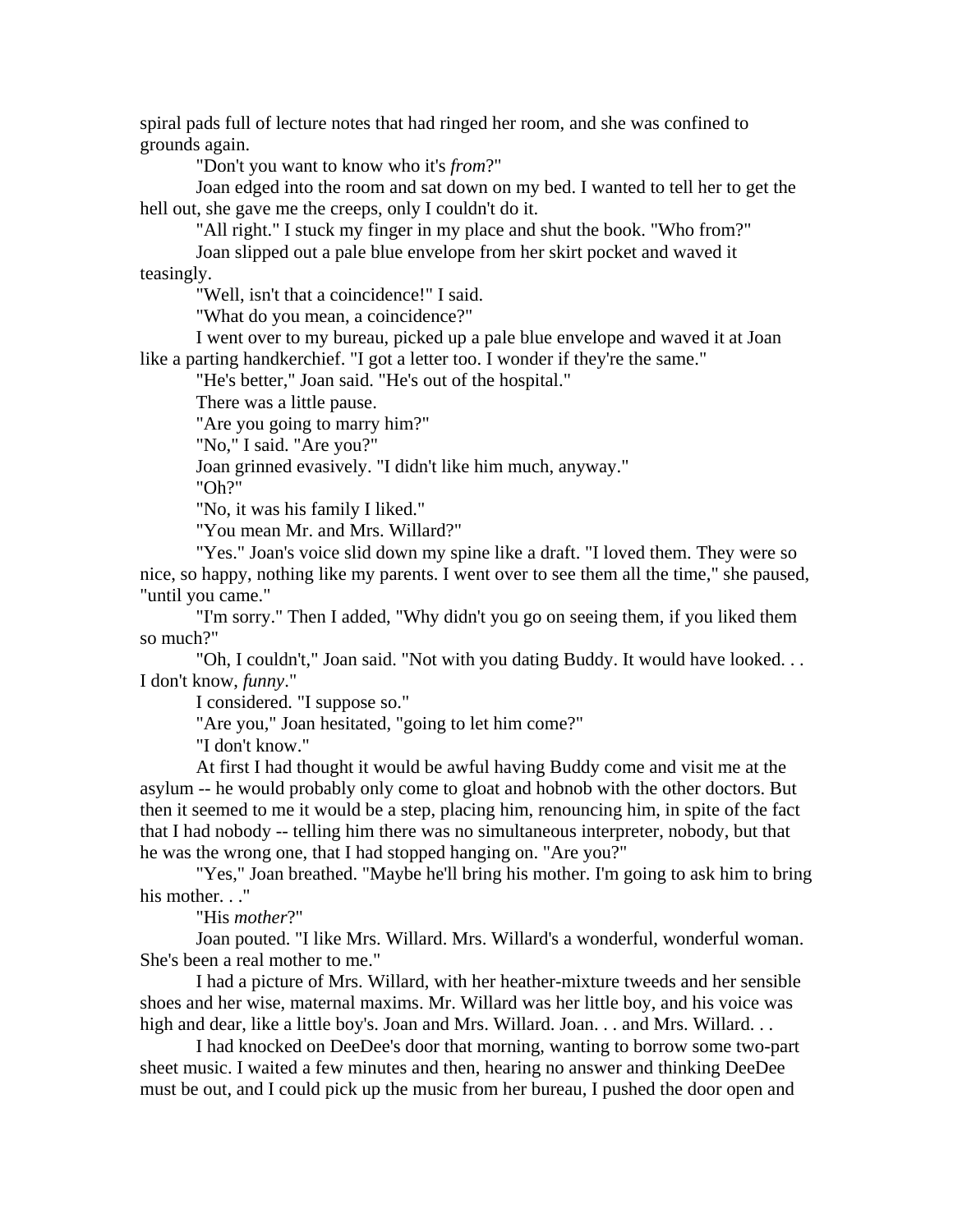spiral pads full of lecture notes that had ringed her room, and she was confined to grounds again.

"Don't you want to know who it's *from*?"

Joan edged into the room and sat down on my bed. I wanted to tell her to get the hell out, she gave me the creeps, only I couldn't do it.

"All right." I stuck my finger in my place and shut the book. "Who from?"

Joan slipped out a pale blue envelope from her skirt pocket and waved it teasingly.

"Well, isn't that a coincidence!" I said.

"What do you mean, a coincidence?"

I went over to my bureau, picked up a pale blue envelope and waved it at Joan like a parting handkerchief. "I got a letter too. I wonder if they're the same."

"He's better," Joan said. "He's out of the hospital."

There was a little pause.

"Are you going to marry him?"

"No," I said. "Are you?"

Joan grinned evasively. "I didn't like him much, anyway."

"Oh?"

"No, it was his family I liked."

"You mean Mr. and Mrs. Willard?"

"Yes." Joan's voice slid down my spine like a draft. "I loved them. They were so nice, so happy, nothing like my parents. I went over to see them all the time," she paused, "until you came."

"I'm sorry." Then I added, "Why didn't you go on seeing them, if you liked them so much?"

"Oh, I couldn't," Joan said. "Not with you dating Buddy. It would have looked. . . I don't know, *funny*."

I considered. "I suppose so."

"Are you," Joan hesitated, "going to let him come?"

"I don't know."

At first I had thought it would be awful having Buddy come and visit me at the asylum -- he would probably only come to gloat and hobnob with the other doctors. But then it seemed to me it would be a step, placing him, renouncing him, in spite of the fact that I had nobody -- telling him there was no simultaneous interpreter, nobody, but that he was the wrong one, that I had stopped hanging on. "Are you?"

"Yes," Joan breathed. "Maybe he'll bring his mother. I'm going to ask him to bring his mother. . ."

"His *mother*?"

Joan pouted. "I like Mrs. Willard. Mrs. Willard's a wonderful, wonderful woman. She's been a real mother to me."

I had a picture of Mrs. Willard, with her heather-mixture tweeds and her sensible shoes and her wise, maternal maxims. Mr. Willard was her little boy, and his voice was high and dear, like a little boy's. Joan and Mrs. Willard. Joan. . . and Mrs. Willard. . .

I had knocked on DeeDee's door that morning, wanting to borrow some two-part sheet music. I waited a few minutes and then, hearing no answer and thinking DeeDee must be out, and I could pick up the music from her bureau, I pushed the door open and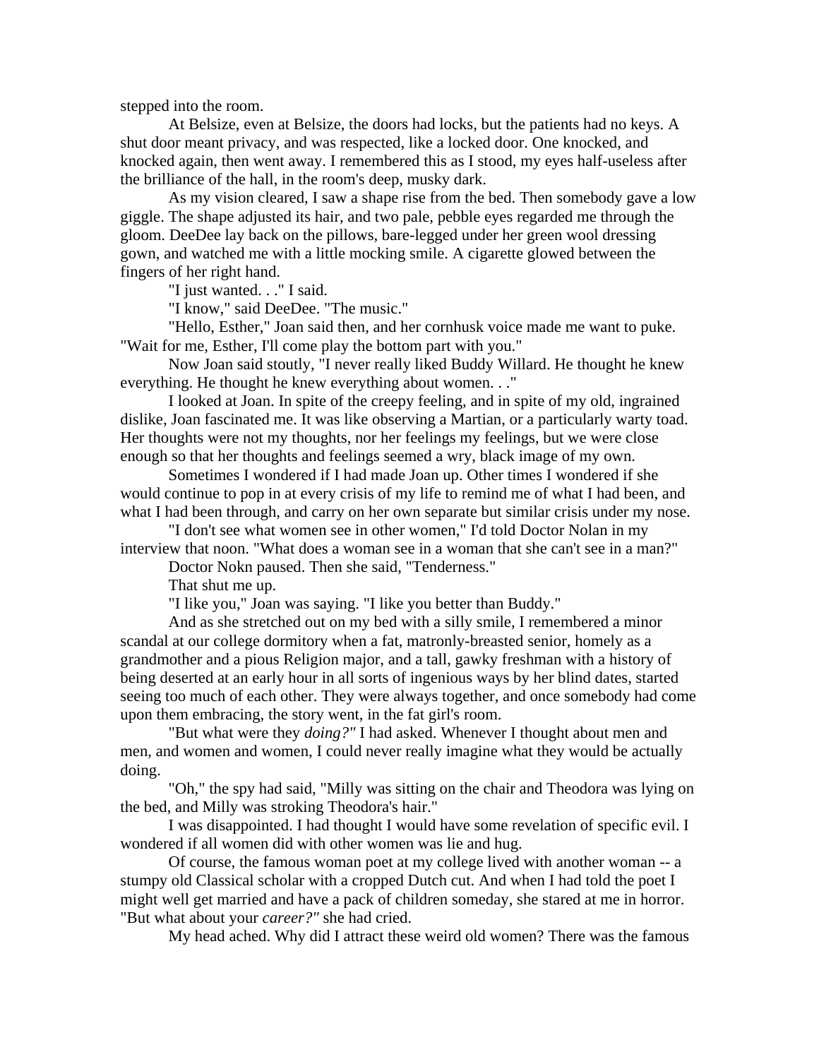stepped into the room.

At Belsize, even at Belsize, the doors had locks, but the patients had no keys. A shut door meant privacy, and was respected, like a locked door. One knocked, and knocked again, then went away. I remembered this as I stood, my eyes half-useless after the brilliance of the hall, in the room's deep, musky dark.

As my vision cleared, I saw a shape rise from the bed. Then somebody gave a low giggle. The shape adjusted its hair, and two pale, pebble eyes regarded me through the gloom. DeeDee lay back on the pillows, bare-legged under her green wool dressing gown, and watched me with a little mocking smile. A cigarette glowed between the fingers of her right hand.

"I just wanted. . ." I said.

"I know," said DeeDee. "The music."

"Hello, Esther," Joan said then, and her cornhusk voice made me want to puke. "Wait for me, Esther, I'll come play the bottom part with you."

Now Joan said stoutly, "I never really liked Buddy Willard. He thought he knew everything. He thought he knew everything about women. . ."

I looked at Joan. In spite of the creepy feeling, and in spite of my old, ingrained dislike, Joan fascinated me. It was like observing a Martian, or a particularly warty toad. Her thoughts were not my thoughts, nor her feelings my feelings, but we were close enough so that her thoughts and feelings seemed a wry, black image of my own.

Sometimes I wondered if I had made Joan up. Other times I wondered if she would continue to pop in at every crisis of my life to remind me of what I had been, and what I had been through, and carry on her own separate but similar crisis under my nose.

"I don't see what women see in other women," I'd told Doctor Nolan in my interview that noon. "What does a woman see in a woman that she can't see in a man?"

Doctor Nokn paused. Then she said, "Tenderness."

That shut me up.

"I like you," Joan was saying. "I like you better than Buddy."

And as she stretched out on my bed with a silly smile, I remembered a minor scandal at our college dormitory when a fat, matronly-breasted senior, homely as a grandmother and a pious Religion major, and a tall, gawky freshman with a history of being deserted at an early hour in all sorts of ingenious ways by her blind dates, started seeing too much of each other. They were always together, and once somebody had come upon them embracing, the story went, in the fat girl's room.

"But what were they *doing?"* I had asked. Whenever I thought about men and men, and women and women, I could never really imagine what they would be actually doing.

"Oh," the spy had said, "Milly was sitting on the chair and Theodora was lying on the bed, and Milly was stroking Theodora's hair."

I was disappointed. I had thought I would have some revelation of specific evil. I wondered if all women did with other women was lie and hug.

Of course, the famous woman poet at my college lived with another woman -- a stumpy old Classical scholar with a cropped Dutch cut. And when I had told the poet I might well get married and have a pack of children someday, she stared at me in horror. "But what about your *career?"* she had cried.

My head ached. Why did I attract these weird old women? There was the famous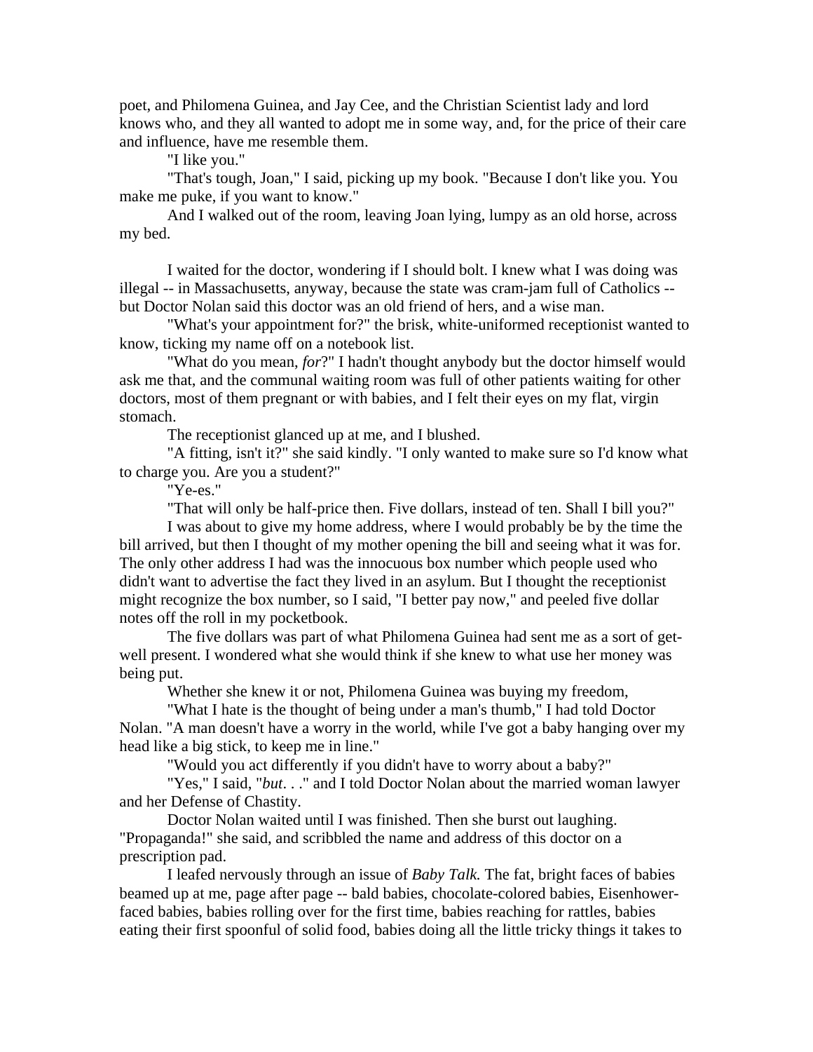poet, and Philomena Guinea, and Jay Cee, and the Christian Scientist lady and lord knows who, and they all wanted to adopt me in some way, and, for the price of their care and influence, have me resemble them.

"I like you."

"That's tough, Joan," I said, picking up my book. "Because I don't like you. You make me puke, if you want to know."

And I walked out of the room, leaving Joan lying, lumpy as an old horse, across my bed.

I waited for the doctor, wondering if I should bolt. I knew what I was doing was illegal -- in Massachusetts, anyway, because the state was cram-jam full of Catholics -- but Doctor Nolan said this doctor was an old friend of hers, and a wise man.

"What's your appointment for?" the brisk, white-uniformed receptionist wanted to know, ticking my name off on a notebook list.

"What do you mean, *for*?" I hadn't thought anybody but the doctor himself would ask me that, and the communal waiting room was full of other patients waiting for other doctors, most of them pregnant or with babies, and I felt their eyes on my flat, virgin stomach.

The receptionist glanced up at me, and I blushed.

"A fitting, isn't it?" she said kindly. "I only wanted to make sure so I'd know what to charge you. Are you a student?"

"Ye-es."

"That will only be half-price then. Five dollars, instead of ten. Shall I bill you?"

I was about to give my home address, where I would probably be by the time the bill arrived, but then I thought of my mother opening the bill and seeing what it was for. The only other address I had was the innocuous box number which people used who didn't want to advertise the fact they lived in an asylum. But I thought the receptionist might recognize the box number, so I said, "I better pay now," and peeled five dollar notes off the roll in my pocketbook.

The five dollars was part of what Philomena Guinea had sent me as a sort of get-well present. I wondered what she would think if she knew to what use her money was being put.

Whether she knew it or not, Philomena Guinea was buying my freedom,

"What I hate is the thought of being under a man's thumb," I had told Doctor Nolan. "A man doesn't have a worry in the world, while I've got a baby hanging over my head like a big stick, to keep me in line."

"Would you act differently if you didn't have to worry about a baby?"

"Yes," I said, "*but*. . ." and I told Doctor Nolan about the married woman lawyer and her Defense of Chastity.

Doctor Nolan waited until I was finished. Then she burst out laughing. "Propaganda!" she said, and scribbled the name and address of this doctor on a prescription pad.

I leafed nervously through an issue of *Baby Talk.* The fat, bright faces of babies beamed up at me, page after page -- bald babies, chocolate-colored babies, Eisenhower-faced babies, babies rolling over for the first time, babies reaching for rattles, babies eating their first spoonful of solid food, babies doing all the little tricky things it takes to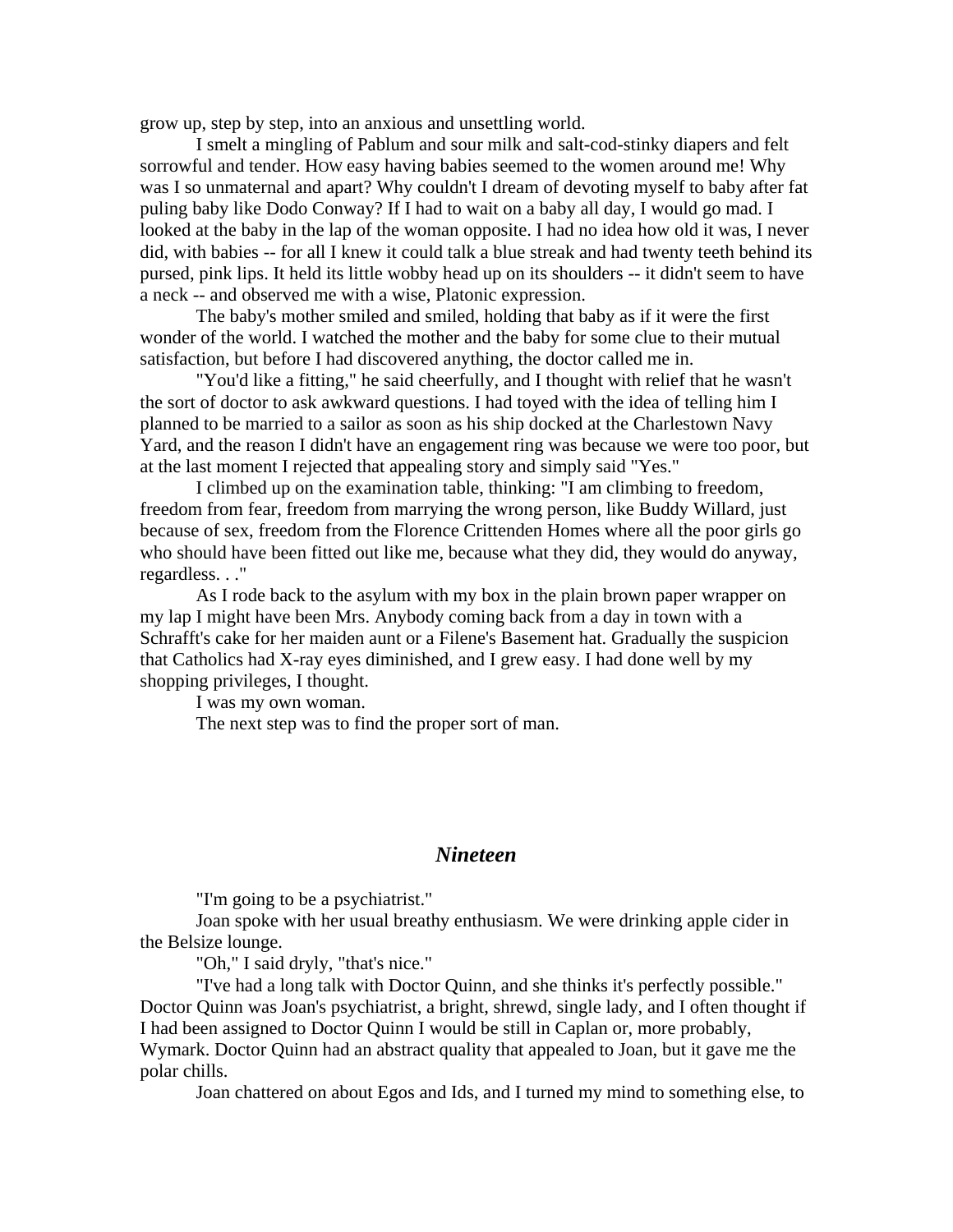grow up, step by step, into an anxious and unsettling world.

I smelt a mingling of Pablum and sour milk and salt-cod-stinky diapers and felt sorrowful and tender. HOW easy having babies seemed to the women around me! Why was I so unmaternal and apart? Why couldn't I dream of devoting myself to baby after fat puling baby like Dodo Conway? If I had to wait on a baby all day, I would go mad. I looked at the baby in the lap of the woman opposite. I had no idea how old it was, I never did, with babies -- for all I knew it could talk a blue streak and had twenty teeth behind its pursed, pink lips. It held its little wobby head up on its shoulders -- it didn't seem to have a neck -- and observed me with a wise, Platonic expression.

The baby's mother smiled and smiled, holding that baby as if it were the first wonder of the world. I watched the mother and the baby for some clue to their mutual satisfaction, but before I had discovered anything, the doctor called me in.

"You'd like a fitting," he said cheerfully, and I thought with relief that he wasn't the sort of doctor to ask awkward questions. I had toyed with the idea of telling him I planned to be married to a sailor as soon as his ship docked at the Charlestown Navy Yard, and the reason I didn't have an engagement ring was because we were too poor, but at the last moment I rejected that appealing story and simply said "Yes."

I climbed up on the examination table, thinking: "I am climbing to freedom, freedom from fear, freedom from marrying the wrong person, like Buddy Willard, just because of sex, freedom from the Florence Crittenden Homes where all the poor girls go who should have been fitted out like me, because what they did, they would do anyway, regardless. . ."

As I rode back to the asylum with my box in the plain brown paper wrapper on my lap I might have been Mrs. Anybody coming back from a day in town with a Schrafft's cake for her maiden aunt or a Filene's Basement hat. Gradually the suspicion that Catholics had X-ray eyes diminished, and I grew easy. I had done well by my shopping privileges, I thought.

I was my own woman.

The next step was to find the proper sort of man.

## *Nineteen*

"I'm going to be a psychiatrist."

Joan spoke with her usual breathy enthusiasm. We were drinking apple cider in the Belsize lounge.

"Oh," I said dryly, "that's nice."

"I've had a long talk with Doctor Quinn, and she thinks it's perfectly possible." Doctor Quinn was Joan's psychiatrist, a bright, shrewd, single lady, and I often thought if I had been assigned to Doctor Quinn I would be still in Caplan or, more probably, Wymark. Doctor Quinn had an abstract quality that appealed to Joan, but it gave me the polar chills.

Joan chattered on about Egos and Ids, and I turned my mind to something else, to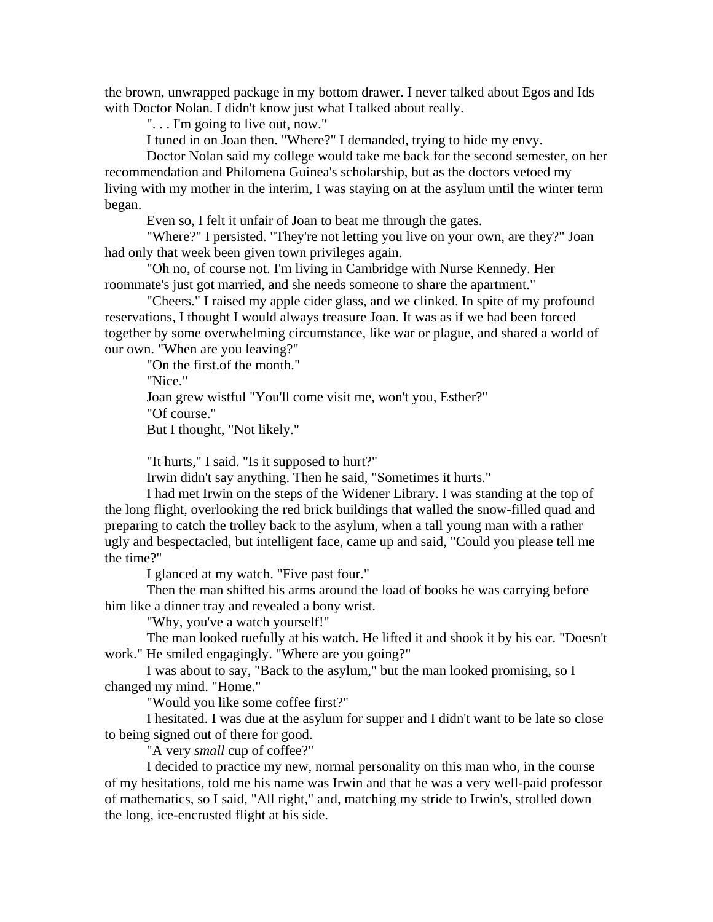the brown, unwrapped package in my bottom drawer. I never talked about Egos and Ids with Doctor Nolan. I didn't know just what I talked about really.

". . . I'm going to live out, now."

I tuned in on Joan then. "Where?" I demanded, trying to hide my envy.

Doctor Nolan said my college would take me back for the second semester, on her recommendation and Philomena Guinea's scholarship, but as the doctors vetoed my living with my mother in the interim, I was staying on at the asylum until the winter term began.

Even so, I felt it unfair of Joan to beat me through the gates.

"Where?" I persisted. "They're not letting you live on your own, are they?" Joan had only that week been given town privileges again.

"Oh no, of course not. I'm living in Cambridge with Nurse Kennedy. Her roommate's just got married, and she needs someone to share the apartment."

"Cheers." I raised my apple cider glass, and we clinked. In spite of my profound reservations, I thought I would always treasure Joan. It was as if we had been forced together by some overwhelming circumstance, like war or plague, and shared a world of our own. "When are you leaving?"

"On the first.of the month."

"Nice."

Joan grew wistful "You'll come visit me, won't you, Esther?"

"Of course."

But I thought, "Not likely."

"It hurts," I said. "Is it supposed to hurt?"

Irwin didn't say anything. Then he said, "Sometimes it hurts."

I had met Irwin on the steps of the Widener Library. I was standing at the top of the long flight, overlooking the red brick buildings that walled the snow-filled quad and preparing to catch the trolley back to the asylum, when a tall young man with a rather ugly and bespectacled, but intelligent face, came up and said, "Could you please tell me the time?"

I glanced at my watch. "Five past four."

Then the man shifted his arms around the load of books he was carrying before him like a dinner tray and revealed a bony wrist.

"Why, you've a watch yourself!"

The man looked ruefully at his watch. He lifted it and shook it by his ear. "Doesn't work." He smiled engagingly. "Where are you going?"

I was about to say, "Back to the asylum," but the man looked promising, so I changed my mind. "Home."

"Would you like some coffee first?"

I hesitated. I was due at the asylum for supper and I didn't want to be late so close to being signed out of there for good.

"A very *small* cup of coffee?"

I decided to practice my new, normal personality on this man who, in the course of my hesitations, told me his name was Irwin and that he was a very well-paid professor of mathematics, so I said, "All right," and, matching my stride to Irwin's, strolled down the long, ice-encrusted flight at his side.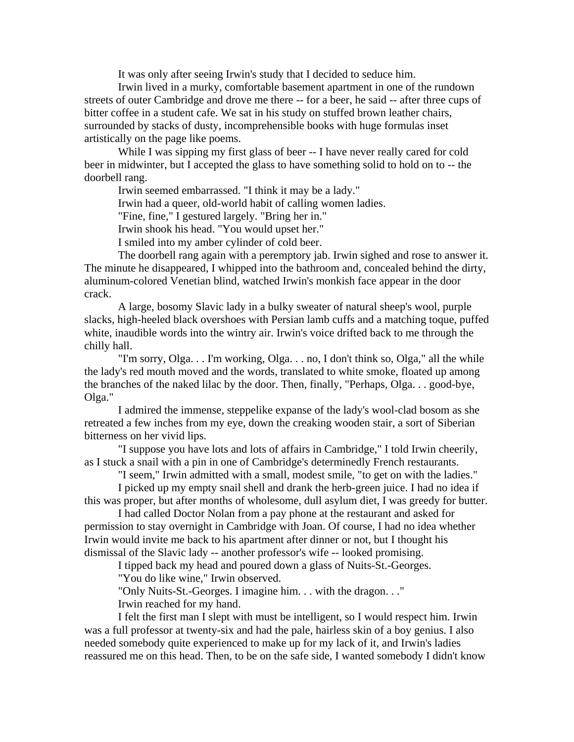It was only after seeing Irwin's study that I decided to seduce him.

Irwin lived in a murky, comfortable basement apartment in one of the rundown streets of outer Cambridge and drove me there -- for a beer, he said -- after three cups of bitter coffee in a student cafe. We sat in his study on stuffed brown leather chairs, surrounded by stacks of dusty, incomprehensible books with huge formulas inset artistically on the page like poems.

While I was sipping my first glass of beer -- I have never really cared for cold beer in midwinter, but I accepted the glass to have something solid to hold on to -- the doorbell rang.

Irwin seemed embarrassed. "I think it may be a lady."

Irwin had a queer, old-world habit of calling women ladies.

"Fine, fine," I gestured largely. "Bring her in."

Irwin shook his head. "You would upset her."

I smiled into my amber cylinder of cold beer.

The doorbell rang again with a peremptory jab. Irwin sighed and rose to answer it. The minute he disappeared, I whipped into the bathroom and, concealed behind the dirty, aluminum-colored Venetian blind, watched Irwin's monkish face appear in the door crack.

A large, bosomy Slavic lady in a bulky sweater of natural sheep's wool, purple slacks, high-heeled black overshoes with Persian lamb cuffs and a matching toque, puffed white, inaudible words into the wintry air. Irwin's voice drifted back to me through the chilly hall.

"I'm sorry, Olga. . . I'm working, Olga. . . no, I don't think so, Olga," all the while the lady's red mouth moved and the words, translated to white smoke, floated up among the branches of the naked lilac by the door. Then, finally, "Perhaps, Olga. . . good-bye, Olga."

I admired the immense, steppelike expanse of the lady's wool-clad bosom as she retreated a few inches from my eye, down the creaking wooden stair, a sort of Siberian bitterness on her vivid lips.

"I suppose you have lots and lots of affairs in Cambridge," I told Irwin cheerily, as I stuck a snail with a pin in one of Cambridge's determinedly French restaurants.

"I seem," Irwin admitted with a small, modest smile, "to get on with the ladies."

I picked up my empty snail shell and drank the herb-green juice. I had no idea if this was proper, but after months of wholesome, dull asylum diet, I was greedy for butter.

I had called Doctor Nolan from a pay phone at the restaurant and asked for permission to stay overnight in Cambridge with Joan. Of course, I had no idea whether Irwin would invite me back to his apartment after dinner or not, but I thought his dismissal of the Slavic lady -- another professor's wife -- looked promising.

I tipped back my head and poured down a glass of Nuits-St.-Georges.

"You do like wine," Irwin observed.

"Only Nuits-St.-Georges. I imagine him. . . with the dragon. . ."

Irwin reached for my hand.

I felt the first man I slept with must be intelligent, so I would respect him. Irwin was a full professor at twenty-six and had the pale, hairless skin of a boy genius. I also needed somebody quite experienced to make up for my lack of it, and Irwin's ladies reassured me on this head. Then, to be on the safe side, I wanted somebody I didn't know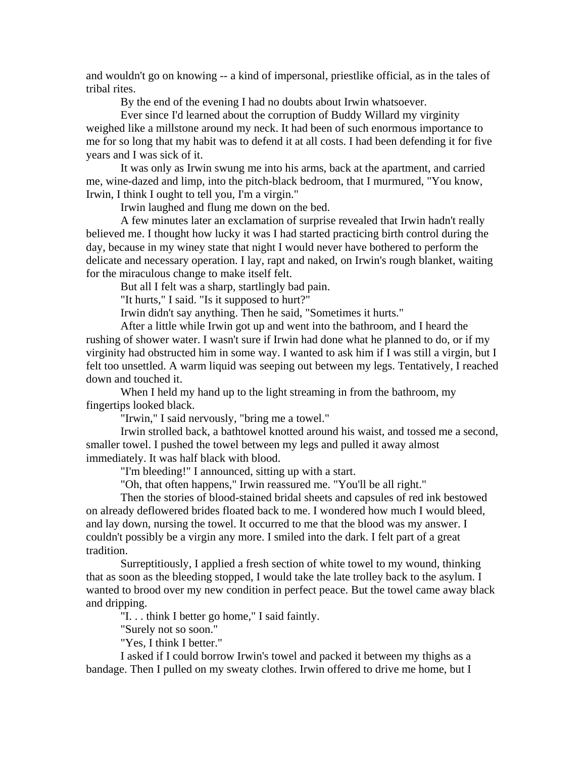and wouldn't go on knowing -- a kind of impersonal, priestlike official, as in the tales of tribal rites.

By the end of the evening I had no doubts about Irwin whatsoever.

Ever since I'd learned about the corruption of Buddy Willard my virginity weighed like a millstone around my neck. It had been of such enormous importance to me for so long that my habit was to defend it at all costs. I had been defending it for five years and I was sick of it.

It was only as Irwin swung me into his arms, back at the apartment, and carried me, wine-dazed and limp, into the pitch-black bedroom, that I murmured, "You know, Irwin, I think I ought to tell you, I'm a virgin."

Irwin laughed and flung me down on the bed.

A few minutes later an exclamation of surprise revealed that Irwin hadn't really believed me. I thought how lucky it was I had started practicing birth control during the day, because in my winey state that night I would never have bothered to perform the delicate and necessary operation. I lay, rapt and naked, on Irwin's rough blanket, waiting for the miraculous change to make itself felt.

But all I felt was a sharp, startlingly bad pain.

"It hurts," I said. "Is it supposed to hurt?"

Irwin didn't say anything. Then he said, "Sometimes it hurts."

After a little while Irwin got up and went into the bathroom, and I heard the rushing of shower water. I wasn't sure if Irwin had done what he planned to do, or if my virginity had obstructed him in some way. I wanted to ask him if I was still a virgin, but I felt too unsettled. A warm liquid was seeping out between my legs. Tentatively, I reached down and touched it.

When I held my hand up to the light streaming in from the bathroom, my fingertips looked black.

"Irwin," I said nervously, "bring me a towel."

Irwin strolled back, a bathtowel knotted around his waist, and tossed me a second, smaller towel. I pushed the towel between my legs and pulled it away almost immediately. It was half black with blood.

"I'm bleeding!" I announced, sitting up with a start.

"Oh, that often happens," Irwin reassured me. "You'll be all right."

Then the stories of blood-stained bridal sheets and capsules of red ink bestowed on already deflowered brides floated back to me. I wondered how much I would bleed, and lay down, nursing the towel. It occurred to me that the blood was my answer. I couldn't possibly be a virgin any more. I smiled into the dark. I felt part of a great tradition.

Surreptitiously, I applied a fresh section of white towel to my wound, thinking that as soon as the bleeding stopped, I would take the late trolley back to the asylum. I wanted to brood over my new condition in perfect peace. But the towel came away black and dripping.

"I. . . think I better go home," I said faintly.

"Surely not so soon."

"Yes, I think I better."

I asked if I could borrow Irwin's towel and packed it between my thighs as a bandage. Then I pulled on my sweaty clothes. Irwin offered to drive me home, but I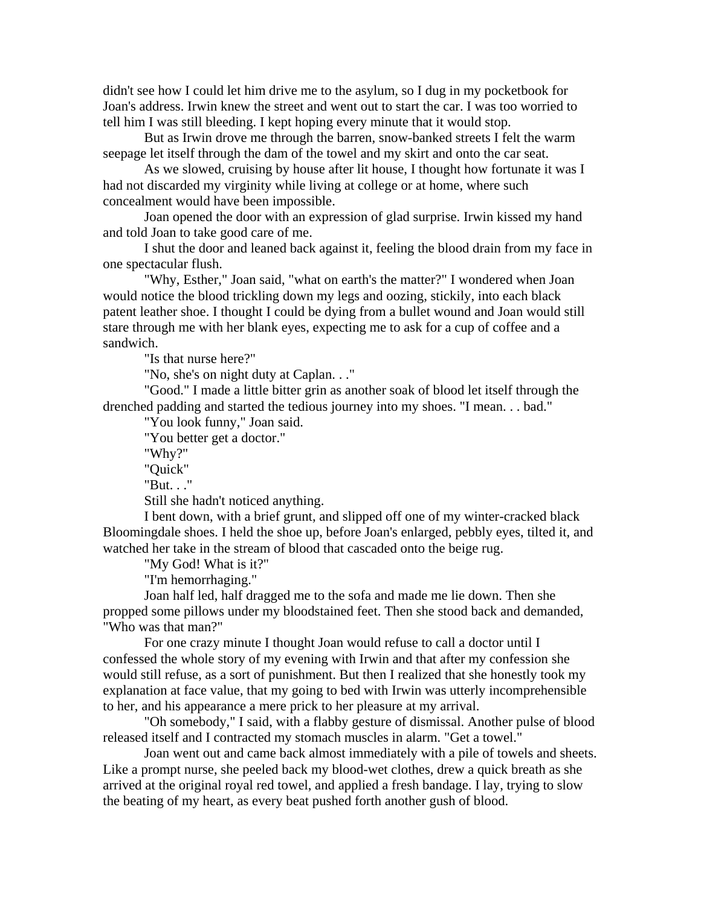didn't see how I could let him drive me to the asylum, so I dug in my pocketbook for Joan's address. Irwin knew the street and went out to start the car. I was too worried to tell him I was still bleeding. I kept hoping every minute that it would stop.

But as Irwin drove me through the barren, snow-banked streets I felt the warm seepage let itself through the dam of the towel and my skirt and onto the car seat.

As we slowed, cruising by house after lit house, I thought how fortunate it was I had not discarded my virginity while living at college or at home, where such concealment would have been impossible.

Joan opened the door with an expression of glad surprise. Irwin kissed my hand and told Joan to take good care of me.

I shut the door and leaned back against it, feeling the blood drain from my face in one spectacular flush.

"Why, Esther," Joan said, "what on earth's the matter?" I wondered when Joan would notice the blood trickling down my legs and oozing, stickily, into each black patent leather shoe. I thought I could be dying from a bullet wound and Joan would still stare through me with her blank eyes, expecting me to ask for a cup of coffee and a sandwich.

"Is that nurse here?"

"No, she's on night duty at Caplan. . ."

"Good." I made a little bitter grin as another soak of blood let itself through the drenched padding and started the tedious journey into my shoes. "I mean. . . bad."

"You look funny," Joan said.

"You better get a doctor."

"Why?"

"Quick"

"But. . ."

Still she hadn't noticed anything.

I bent down, with a brief grunt, and slipped off one of my winter-cracked black Bloomingdale shoes. I held the shoe up, before Joan's enlarged, pebbly eyes, tilted it, and watched her take in the stream of blood that cascaded onto the beige rug.

"My God! What is it?"

"I'm hemorrhaging."

Joan half led, half dragged me to the sofa and made me lie down. Then she propped some pillows under my bloodstained feet. Then she stood back and demanded, "Who was that man?"

For one crazy minute I thought Joan would refuse to call a doctor until I confessed the whole story of my evening with Irwin and that after my confession she would still refuse, as a sort of punishment. But then I realized that she honestly took my explanation at face value, that my going to bed with Irwin was utterly incomprehensible to her, and his appearance a mere prick to her pleasure at my arrival.

"Oh somebody," I said, with a flabby gesture of dismissal. Another pulse of blood released itself and I contracted my stomach muscles in alarm. "Get a towel."

Joan went out and came back almost immediately with a pile of towels and sheets. Like a prompt nurse, she peeled back my blood-wet clothes, drew a quick breath as she arrived at the original royal red towel, and applied a fresh bandage. I lay, trying to slow the beating of my heart, as every beat pushed forth another gush of blood.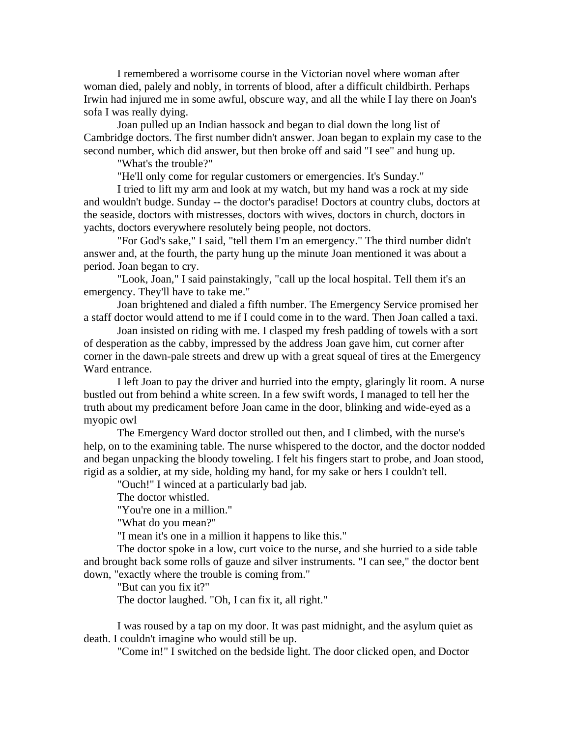I remembered a worrisome course in the Victorian novel where woman after woman died, palely and nobly, in torrents of blood, after a difficult childbirth. Perhaps Irwin had injured me in some awful, obscure way, and all the while I lay there on Joan's sofa I was really dying.

Joan pulled up an Indian hassock and began to dial down the long list of Cambridge doctors. The first number didn't answer. Joan began to explain my case to the second number, which did answer, but then broke off and said "I see" and hung up.

"What's the trouble?"

"He'll only come for regular customers or emergencies. It's Sunday."

I tried to lift my arm and look at my watch, but my hand was a rock at my side and wouldn't budge. Sunday -- the doctor's paradise! Doctors at country clubs, doctors at the seaside, doctors with mistresses, doctors with wives, doctors in church, doctors in yachts, doctors everywhere resolutely being people, not doctors.

"For God's sake," I said, "tell them I'm an emergency." The third number didn't answer and, at the fourth, the party hung up the minute Joan mentioned it was about a period. Joan began to cry.

"Look, Joan," I said painstakingly, "call up the local hospital. Tell them it's an emergency. They'll have to take me."

Joan brightened and dialed a fifth number. The Emergency Service promised her a staff doctor would attend to me if I could come in to the ward. Then Joan called a taxi.

Joan insisted on riding with me. I clasped my fresh padding of towels with a sort of desperation as the cabby, impressed by the address Joan gave him, cut corner after corner in the dawn-pale streets and drew up with a great squeal of tires at the Emergency Ward entrance.

I left Joan to pay the driver and hurried into the empty, glaringly lit room. A nurse bustled out from behind a white screen. In a few swift words, I managed to tell her the truth about my predicament before Joan came in the door, blinking and wide-eyed as a myopic owl

The Emergency Ward doctor strolled out then, and I climbed, with the nurse's help, on to the examining table. The nurse whispered to the doctor, and the doctor nodded and began unpacking the bloody toweling. I felt his fingers start to probe, and Joan stood, rigid as a soldier, at my side, holding my hand, for my sake or hers I couldn't tell.

"Ouch!" I winced at a particularly bad jab.

The doctor whistled.

"You're one in a million."

"What do you mean?"

"I mean it's one in a million it happens to like this."

The doctor spoke in a low, curt voice to the nurse, and she hurried to a side table and brought back some rolls of gauze and silver instruments. "I can see," the doctor bent down, "exactly where the trouble is coming from."

"But can you fix it?"

The doctor laughed. "Oh, I can fix it, all right."

I was roused by a tap on my door. It was past midnight, and the asylum quiet as death. I couldn't imagine who would still be up.

"Come in!" I switched on the bedside light. The door clicked open, and Doctor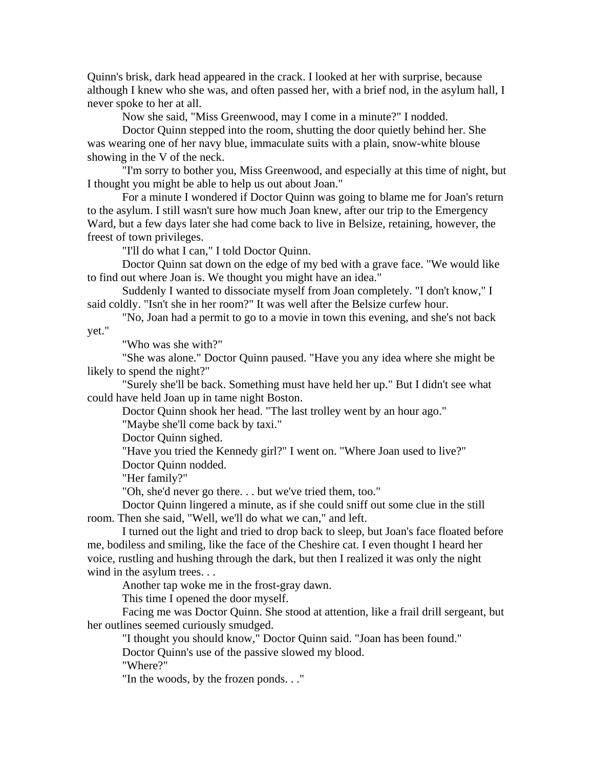Quinn's brisk, dark head appeared in the crack. I looked at her with surprise, because although I knew who she was, and often passed her, with a brief nod, in the asylum hall, I never spoke to her at all.

Now she said, "Miss Greenwood, may I come in a minute?" I nodded.

Doctor Quinn stepped into the room, shutting the door quietly behind her. She was wearing one of her navy blue, immaculate suits with a plain, snow-white blouse showing in the V of the neck.

"I'm sorry to bother you, Miss Greenwood, and especially at this time of night, but I thought you might be able to help us out about Joan."

For a minute I wondered if Doctor Quinn was going to blame me for Joan's return to the asylum. I still wasn't sure how much Joan knew, after our trip to the Emergency Ward, but a few days later she had come back to live in Belsize, retaining, however, the freest of town privileges.

"I'll do what I can," I told Doctor Quinn.

Doctor Quinn sat down on the edge of my bed with a grave face. "We would like to find out where Joan is. We thought you might have an idea."

Suddenly I wanted to dissociate myself from Joan completely. "I don't know," I said coldly. "Isn't she in her room?" It was well after the Belsize curfew hour.

"No, Joan had a permit to go to a movie in town this evening, and she's not back yet."

"Who was she with?"

"She was alone." Doctor Quinn paused. "Have you any idea where she might be likely to spend the night?"

"Surely she'll be back. Something must have held her up." But I didn't see what could have held Joan up in tame night Boston.

Doctor Quinn shook her head. "The last trolley went by an hour ago."

"Maybe she'll come back by taxi."

Doctor Quinn sighed.

"Have you tried the Kennedy girl?" I went on. "Where Joan used to live?"

Doctor Quinn nodded.

"Her family?"

"Oh, she'd never go there. . . but we've tried them, too."

Doctor Quinn lingered a minute, as if she could sniff out some clue in the still room. Then she said, "Well, we'll do what we can," and left.

I turned out the light and tried to drop back to sleep, but Joan's face floated before me, bodiless and smiling, like the face of the Cheshire cat. I even thought I heard her voice, rustling and hushing through the dark, but then I realized it was only the night wind in the asylum trees. . .

Another tap woke me in the frost-gray dawn.

This time I opened the door myself.

Facing me was Doctor Quinn. She stood at attention, like a frail drill sergeant, but her outlines seemed curiously smudged.

"I thought you should know," Doctor Quinn said. "Joan has been found."

Doctor Quinn's use of the passive slowed my blood.

"Where?"

"In the woods, by the frozen ponds. . ."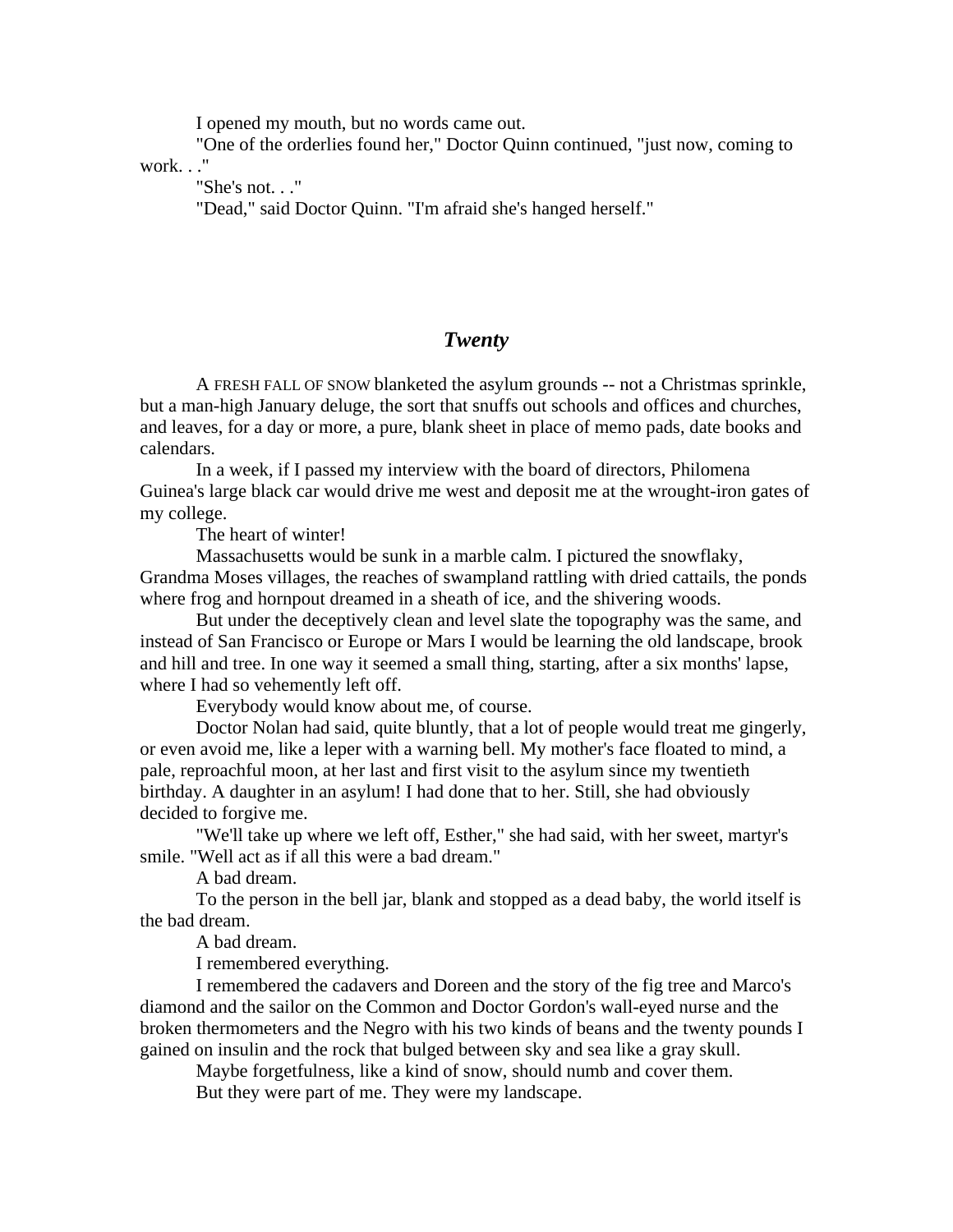I opened my mouth, but no words came out.

"One of the orderlies found her," Doctor Quinn continued, "just now, coming to work. . ."

"She's not. . ."

"Dead," said Doctor Quinn. "I'm afraid she's hanged herself."

## *Twenty*

A FRESH FALL OF SNOW blanketed the asylum grounds -- not a Christmas sprinkle, but a man-high January deluge, the sort that snuffs out schools and offices and churches, and leaves, for a day or more, a pure, blank sheet in place of memo pads, date books and calendars.

In a week, if I passed my interview with the board of directors, Philomena Guinea's large black car would drive me west and deposit me at the wrought-iron gates of my college.

The heart of winter!

Massachusetts would be sunk in a marble calm. I pictured the snowflaky, Grandma Moses villages, the reaches of swampland rattling with dried cattails, the ponds where frog and hornpout dreamed in a sheath of ice, and the shivering woods.

But under the deceptively clean and level slate the topography was the same, and instead of San Francisco or Europe or Mars I would be learning the old landscape, brook and hill and tree. In one way it seemed a small thing, starting, after a six months' lapse, where I had so vehemently left off.

Everybody would know about me, of course.

Doctor Nolan had said, quite bluntly, that a lot of people would treat me gingerly, or even avoid me, like a leper with a warning bell. My mother's face floated to mind, a pale, reproachful moon, at her last and first visit to the asylum since my twentieth birthday. A daughter in an asylum! I had done that to her. Still, she had obviously decided to forgive me.

"We'll take up where we left off, Esther," she had said, with her sweet, martyr's smile. "Well act as if all this were a bad dream."

A bad dream.

To the person in the bell jar, blank and stopped as a dead baby, the world itself is the bad dream.

A bad dream.

I remembered everything.

I remembered the cadavers and Doreen and the story of the fig tree and Marco's diamond and the sailor on the Common and Doctor Gordon's wall-eyed nurse and the broken thermometers and the Negro with his two kinds of beans and the twenty pounds I gained on insulin and the rock that bulged between sky and sea like a gray skull.

Maybe forgetfulness, like a kind of snow, should numb and cover them.

But they were part of me. They were my landscape.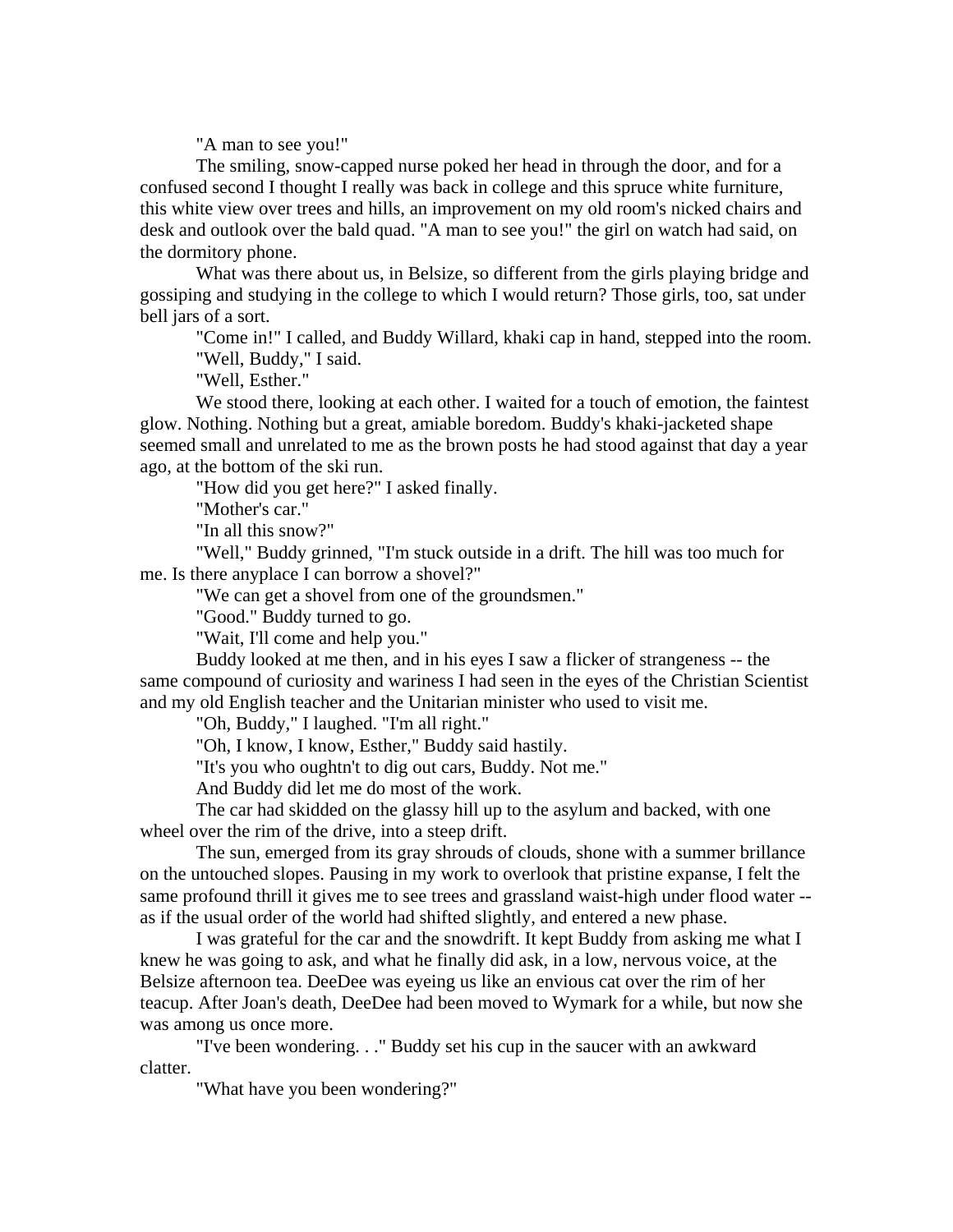"A man to see you!"

The smiling, snow-capped nurse poked her head in through the door, and for a confused second I thought I really was back in college and this spruce white furniture, this white view over trees and hills, an improvement on my old room's nicked chairs and desk and outlook over the bald quad. "A man to see you!" the girl on watch had said, on the dormitory phone.

What was there about us, in Belsize, so different from the girls playing bridge and gossiping and studying in the college to which I would return? Those girls, too, sat under bell jars of a sort.

"Come in!" I called, and Buddy Willard, khaki cap in hand, stepped into the room.

"Well, Buddy," I said.

"Well, Esther."

We stood there, looking at each other. I waited for a touch of emotion, the faintest glow. Nothing. Nothing but a great, amiable boredom. Buddy's khaki-jacketed shape seemed small and unrelated to me as the brown posts he had stood against that day a year ago, at the bottom of the ski run.

"How did you get here?" I asked finally.

"Mother's car."

"In all this snow?"

"Well," Buddy grinned, "I'm stuck outside in a drift. The hill was too much for me. Is there anyplace I can borrow a shovel?"

"We can get a shovel from one of the groundsmen."

"Good." Buddy turned to go.

"Wait, I'll come and help you."

Buddy looked at me then, and in his eyes I saw a flicker of strangeness -- the same compound of curiosity and wariness I had seen in the eyes of the Christian Scientist and my old English teacher and the Unitarian minister who used to visit me.

"Oh, Buddy," I laughed. "I'm all right."

"Oh, I know, I know, Esther," Buddy said hastily.

"It's you who oughtn't to dig out cars, Buddy. Not me."

And Buddy did let me do most of the work.

The car had skidded on the glassy hill up to the asylum and backed, with one wheel over the rim of the drive, into a steep drift.

The sun, emerged from its gray shrouds of clouds, shone with a summer brillance on the untouched slopes. Pausing in my work to overlook that pristine expanse, I felt the same profound thrill it gives me to see trees and grassland waist-high under flood water -- as if the usual order of the world had shifted slightly, and entered a new phase.

I was grateful for the car and the snowdrift. It kept Buddy from asking me what I knew he was going to ask, and what he finally did ask, in a low, nervous voice, at the Belsize afternoon tea. DeeDee was eyeing us like an envious cat over the rim of her teacup. After Joan's death, DeeDee had been moved to Wymark for a while, but now she was among us once more.

"I've been wondering. . ." Buddy set his cup in the saucer with an awkward clatter.

"What have you been wondering?"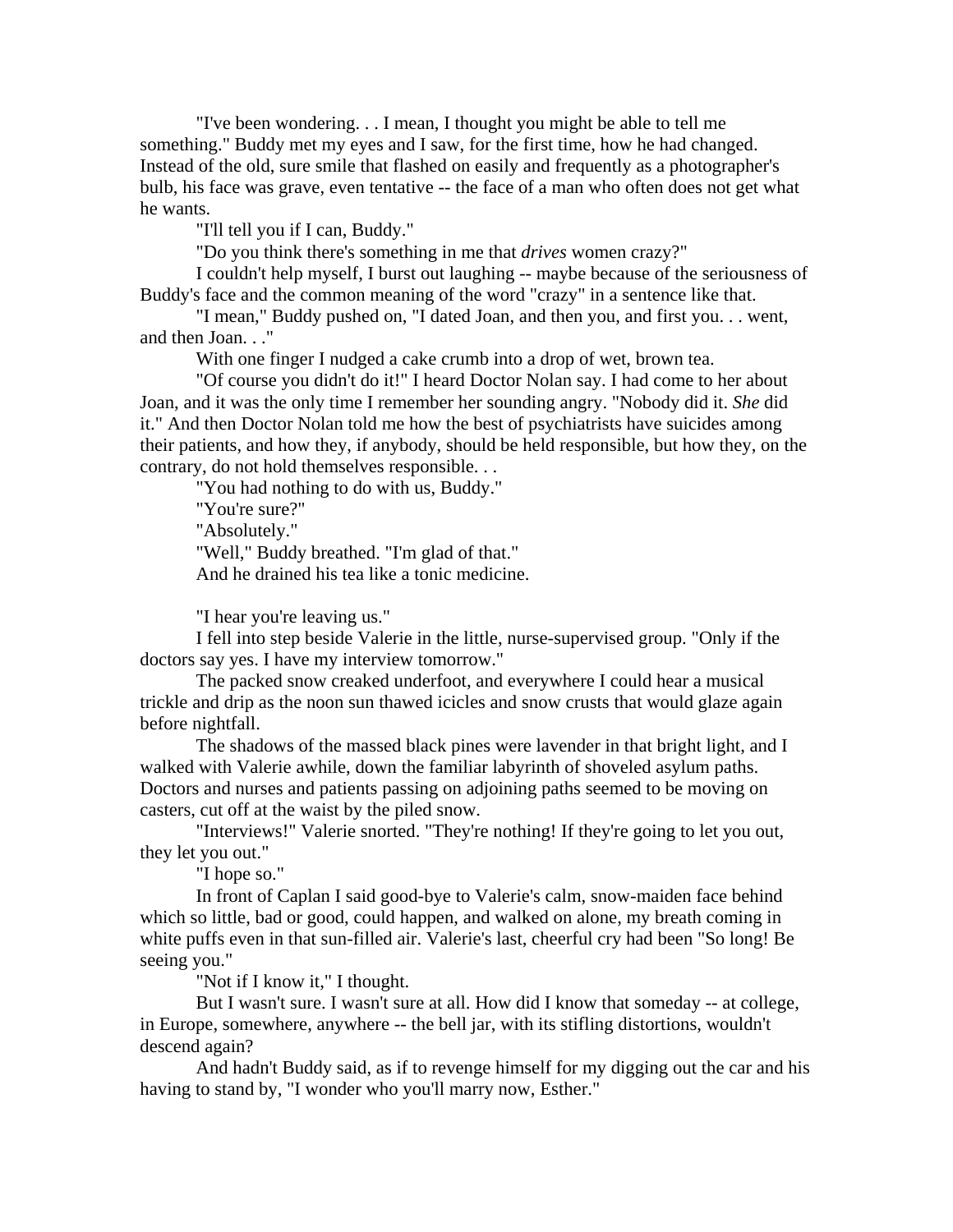"I've been wondering. . . I mean, I thought you might be able to tell me something." Buddy met my eyes and I saw, for the first time, how he had changed. Instead of the old, sure smile that flashed on easily and frequently as a photographer's bulb, his face was grave, even tentative -- the face of a man who often does not get what he wants.

"I'll tell you if I can, Buddy."

"Do you think there's something in me that *drives* women crazy?"

I couldn't help myself, I burst out laughing -- maybe because of the seriousness of Buddy's face and the common meaning of the word "crazy" in a sentence like that.

"I mean," Buddy pushed on, "I dated Joan, and then you, and first you. . . went, and then Joan. . ."

With one finger I nudged a cake crumb into a drop of wet, brown tea.

"Of course you didn't do it!" I heard Doctor Nolan say. I had come to her about Joan, and it was the only time I remember her sounding angry. "Nobody did it. *She* did it." And then Doctor Nolan told me how the best of psychiatrists have suicides among their patients, and how they, if anybody, should be held responsible, but how they, on the contrary, do not hold themselves responsible. . .

"You had nothing to do with us, Buddy."

"You're sure?"

"Absolutely."

"Well," Buddy breathed. "I'm glad of that."

And he drained his tea like a tonic medicine.

"I hear you're leaving us."

I fell into step beside Valerie in the little, nurse-supervised group. "Only if the doctors say yes. I have my interview tomorrow."

The packed snow creaked underfoot, and everywhere I could hear a musical trickle and drip as the noon sun thawed icicles and snow crusts that would glaze again before nightfall.

The shadows of the massed black pines were lavender in that bright light, and I walked with Valerie awhile, down the familiar labyrinth of shoveled asylum paths. Doctors and nurses and patients passing on adjoining paths seemed to be moving on casters, cut off at the waist by the piled snow.

"Interviews!" Valerie snorted. "They're nothing! If they're going to let you out, they let you out."

"I hope so."

In front of Caplan I said good-bye to Valerie's calm, snow-maiden face behind which so little, bad or good, could happen, and walked on alone, my breath coming in white puffs even in that sun-filled air. Valerie's last, cheerful cry had been "So long! Be seeing you."

"Not if I know it," I thought.

But I wasn't sure. I wasn't sure at all. How did I know that someday -- at college, in Europe, somewhere, anywhere -- the bell jar, with its stifling distortions, wouldn't descend again?

And hadn't Buddy said, as if to revenge himself for my digging out the car and his having to stand by, "I wonder who you'll marry now, Esther."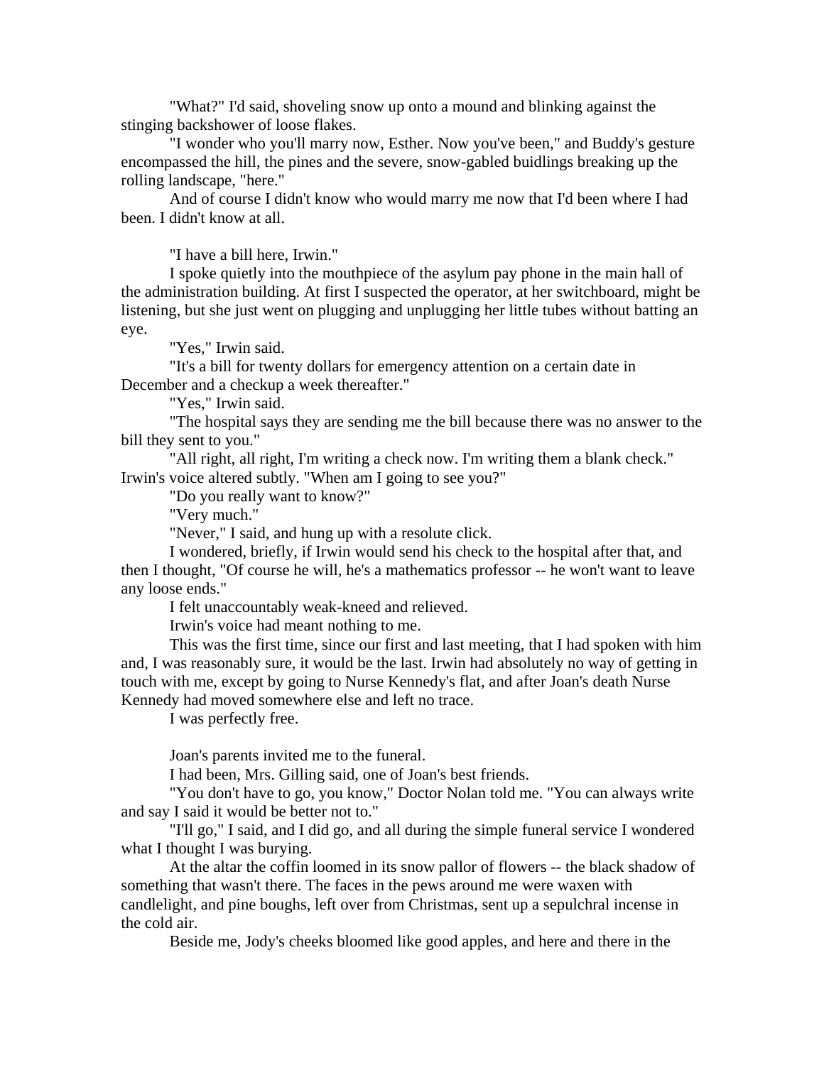"What?" I'd said, shoveling snow up onto a mound and blinking against the stinging backshower of loose flakes.

"I wonder who you'll marry now, Esther. Now you've been," and Buddy's gesture encompassed the hill, the pines and the severe, snow-gabled buidlings breaking up the rolling landscape, "here."

And of course I didn't know who would marry me now that I'd been where I had been. I didn't know at all.

"I have a bill here, Irwin."

I spoke quietly into the mouthpiece of the asylum pay phone in the main hall of the administration building. At first I suspected the operator, at her switchboard, might be listening, but she just went on plugging and unplugging her little tubes without batting an eye.

"Yes," Irwin said.

"It's a bill for twenty dollars for emergency attention on a certain date in December and a checkup a week thereafter."

"Yes," Irwin said.

"The hospital says they are sending me the bill because there was no answer to the bill they sent to you."

"All right, all right, I'm writing a check now. I'm writing them a blank check." Irwin's voice altered subtly. "When am I going to see you?"

"Do you really want to know?"

"Very much."

"Never," I said, and hung up with a resolute click.

I wondered, briefly, if Irwin would send his check to the hospital after that, and then I thought, "Of course he will, he's a mathematics professor -- he won't want to leave any loose ends."

I felt unaccountably weak-kneed and relieved.

Irwin's voice had meant nothing to me.

This was the first time, since our first and last meeting, that I had spoken with him and, I was reasonably sure, it would be the last. Irwin had absolutely no way of getting in touch with me, except by going to Nurse Kennedy's flat, and after Joan's death Nurse Kennedy had moved somewhere else and left no trace.

I was perfectly free.

Joan's parents invited me to the funeral.

I had been, Mrs. Gilling said, one of Joan's best friends.

"You don't have to go, you know," Doctor Nolan told me. "You can always write and say I said it would be better not to."

"I'll go," I said, and I did go, and all during the simple funeral service I wondered what I thought I was burying.

At the altar the coffin loomed in its snow pallor of flowers -- the black shadow of something that wasn't there. The faces in the pews around me were waxen with candlelight, and pine boughs, left over from Christmas, sent up a sepulchral incense in the cold air.

Beside me, Jody's cheeks bloomed like good apples, and here and there in the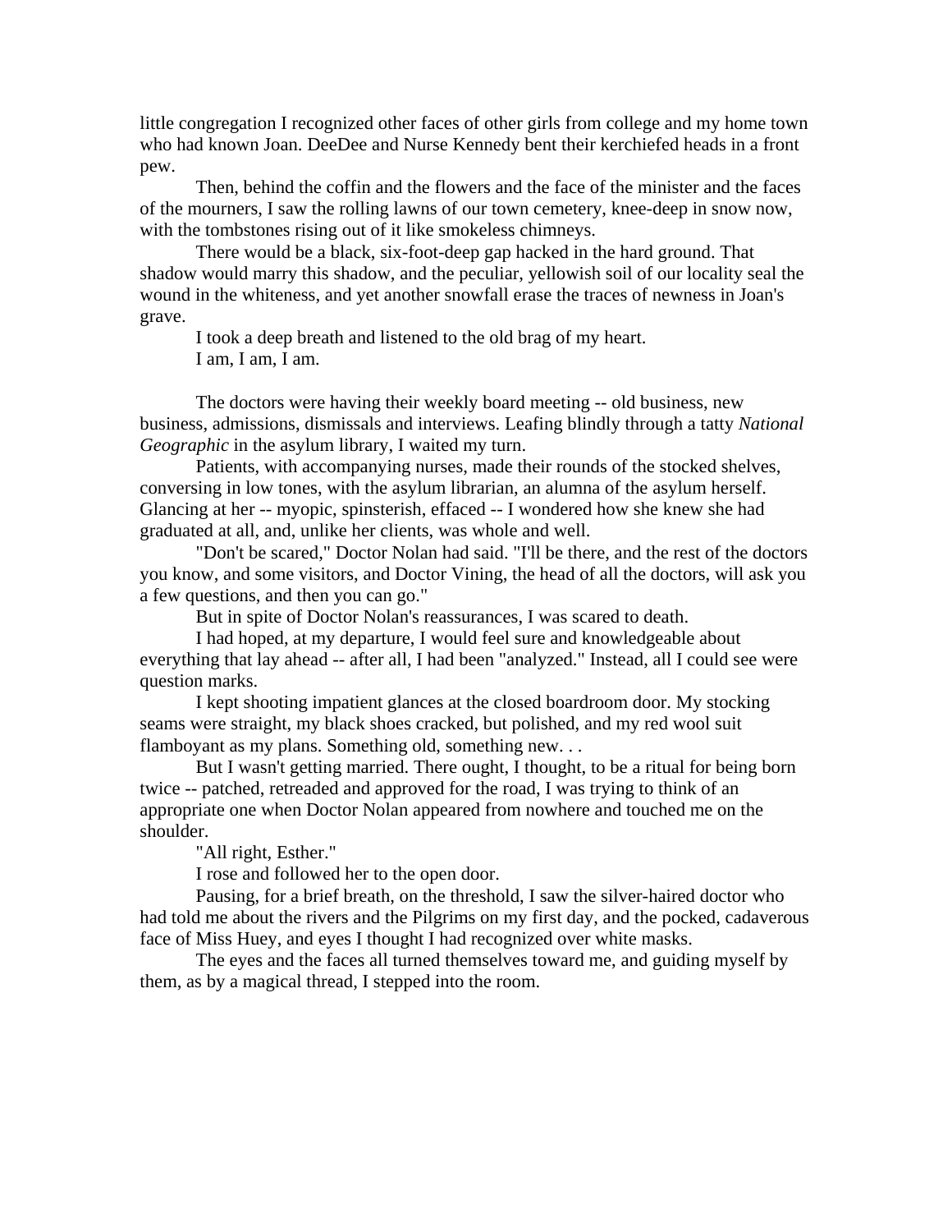little congregation I recognized other faces of other girls from college and my home town who had known Joan. DeeDee and Nurse Kennedy bent their kerchiefed heads in a front pew.

Then, behind the coffin and the flowers and the face of the minister and the faces of the mourners, I saw the rolling lawns of our town cemetery, knee-deep in snow now, with the tombstones rising out of it like smokeless chimneys.

There would be a black, six-foot-deep gap hacked in the hard ground. That shadow would marry this shadow, and the peculiar, yellowish soil of our locality seal the wound in the whiteness, and yet another snowfall erase the traces of newness in Joan's grave.

I took a deep breath and listened to the old brag of my heart.

I am, I am, I am.

The doctors were having their weekly board meeting -- old business, new business, admissions, dismissals and interviews. Leafing blindly through a tatty *National Geographic* in the asylum library, I waited my turn.

Patients, with accompanying nurses, made their rounds of the stocked shelves, conversing in low tones, with the asylum librarian, an alumna of the asylum herself. Glancing at her -- myopic, spinsterish, effaced -- I wondered how she knew she had graduated at all, and, unlike her clients, was whole and well.

"Don't be scared," Doctor Nolan had said. "I'll be there, and the rest of the doctors you know, and some visitors, and Doctor Vining, the head of all the doctors, will ask you a few questions, and then you can go."

But in spite of Doctor Nolan's reassurances, I was scared to death.

I had hoped, at my departure, I would feel sure and knowledgeable about everything that lay ahead -- after all, I had been "analyzed." Instead, all I could see were question marks.

I kept shooting impatient glances at the closed boardroom door. My stocking seams were straight, my black shoes cracked, but polished, and my red wool suit flamboyant as my plans. Something old, something new. . .

But I wasn't getting married. There ought, I thought, to be a ritual for being born twice -- patched, retreaded and approved for the road, I was trying to think of an appropriate one when Doctor Nolan appeared from nowhere and touched me on the shoulder.

"All right, Esther."

I rose and followed her to the open door.

Pausing, for a brief breath, on the threshold, I saw the silver-haired doctor who had told me about the rivers and the Pilgrims on my first day, and the pocked, cadaverous face of Miss Huey, and eyes I thought I had recognized over white masks.

The eyes and the faces all turned themselves toward me, and guiding myself by them, as by a magical thread, I stepped into the room.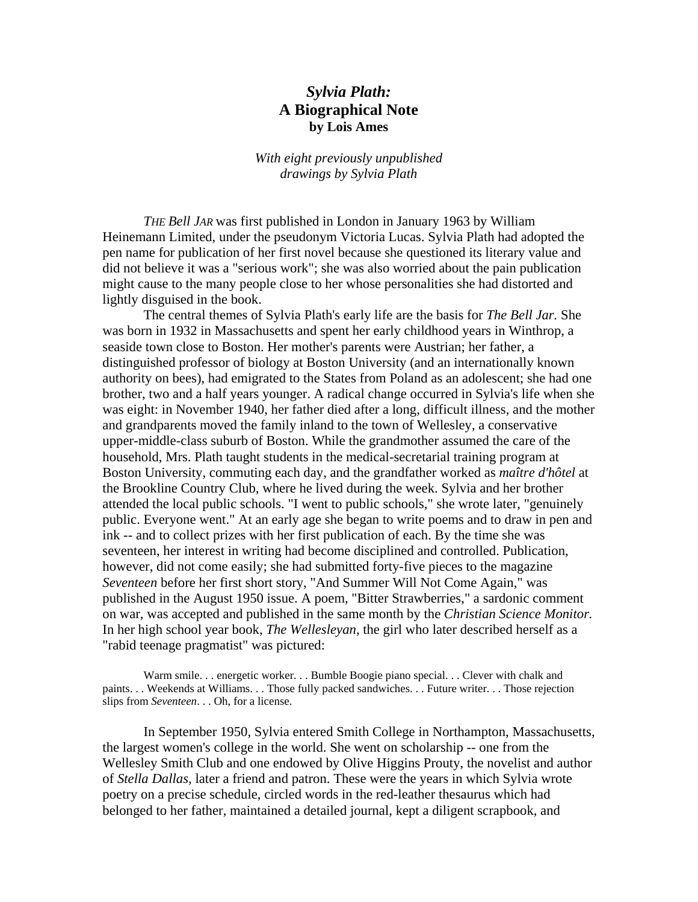# *Sylvia Plath:* A Biographical Note

**by Lois Ames**

*With eight previously unpublished drawings by Sylvia Plath*

*THE Bell JAR* was first published in London in January 1963 by William Heinemann Limited, under the pseudonym Victoria Lucas. Sylvia Plath had adopted the pen name for publication of her first novel because she questioned its literary value and did not believe it was a "serious work"; she was also worried about the pain publication might cause to the many people close to her whose personalities she had distorted and lightly disguised in the book.

The central themes of Sylvia Plath's early life are the basis for *The Bell Jar*. She was born in 1932 in Massachusetts and spent her early childhood years in Winthrop, a seaside town close to Boston. Her mother's parents were Austrian; her father, a distinguished professor of biology at Boston University (and an internationally known authority on bees), had emigrated to the States from Poland as an adolescent; she had one brother, two and a half years younger. A radical change occurred in Sylvia's life when she was eight: in November 1940, her father died after a long, difficult illness, and the mother and grandparents moved the family inland to the town of Wellesley, a conservative upper-middle-class suburb of Boston. While the grandmother assumed the care of the household, Mrs. Plath taught students in the medical-secretarial training program at Boston University, commuting each day, and the grandfather worked as *maître d'hôtel* at the Brookline Country Club, where he lived during the week. Sylvia and her brother attended the local public schools. "I went to public schools," she wrote later, "genuinely public. Everyone went." At an early age she began to write poems and to draw in pen and ink -- and to collect prizes with her first publication of each. By the time she was seventeen, her interest in writing had become disciplined and controlled. Publication, however, did not come easily; she had submitted forty-five pieces to the magazine *Seventeen* before her first short story, "And Summer Will Not Come Again," was published in the August 1950 issue. A poem, "Bitter Strawberries," a sardonic comment on war, was accepted and published in the same month by the *Christian Science Monitor*. In her high school year book, *The Wellesleyan*, the girl who later described herself as a "rabid teenage pragmatist" was pictured:

> Warm smile. . . energetic worker. . . Bumble Boogie piano special. . . Clever with chalk and paints. . . Weekends at Williams. . . Those fully packed sandwiches. . . Future writer. . . Those rejection slips from *Seventeen*. . . Oh, for a license.

In September 1950, Sylvia entered Smith College in Northampton, Massachusetts, the largest women's college in the world. She went on scholarship -- one from the Wellesley Smith Club and one endowed by Olive Higgins Prouty, the novelist and author of *Stella Dallas*, later a friend and patron. These were the years in which Sylvia wrote poetry on a precise schedule, circled words in the red-leather thesaurus which had belonged to her father, maintained a detailed journal, kept a diligent scrapbook, and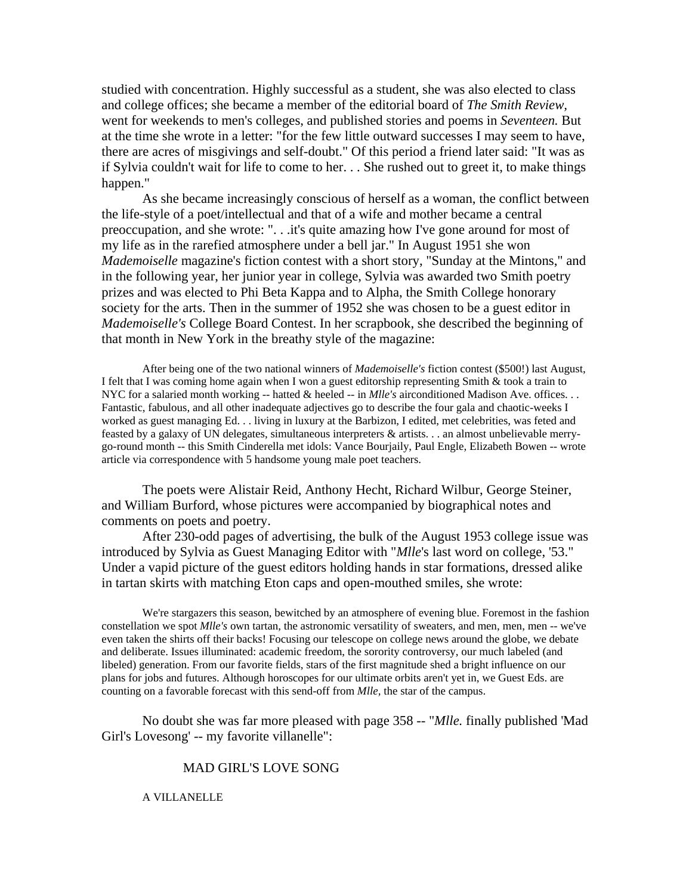studied with concentration. Highly successful as a student, she was also elected to class and college offices; she became a member of the editorial board of *The Smith Review,* went for weekends to men's colleges, and published stories and poems in *Seventeen.* But at the time she wrote in a letter: "for the few little outward successes I may seem to have, there are acres of misgivings and self-doubt." Of this period a friend later said: "It was as if Sylvia couldn't wait for life to come to her. . . She rushed out to greet it, to make things happen."

As she became increasingly conscious of herself as a woman, the conflict between the life-style of a poet/intellectual and that of a wife and mother became a central preoccupation, and she wrote: ". . .it's quite amazing how I've gone around for most of my life as in the rarefied atmosphere under a bell jar." In August 1951 she won *Mademoiselle* magazine's fiction contest with a short story, "Sunday at the Mintons," and in the following year, her junior year in college, Sylvia was awarded two Smith poetry prizes and was elected to Phi Beta Kappa and to Alpha, the Smith College honorary society for the arts. Then in the summer of 1952 she was chosen to be a guest editor in *Mademoiselle's* College Board Contest. In her scrapbook, she described the beginning of that month in New York in the breathy style of the magazine:

> After being one of the two national winners of *Mademoiselle's* fiction contest ($500!) last August, I felt that I was coming home again when I won a guest editorship representing Smith & took a train to NYC for a salaried month working -- hatted & heeled -- in *Mlle's* airconditioned Madison Ave. offices. . . Fantastic, fabulous, and all other inadequate adjectives go to describe the four gala and chaotic-weeks I worked as guest managing Ed. . . living in luxury at the Barbizon, I edited, met celebrities, was feted and feasted by a galaxy of UN delegates, simultaneous interpreters & artists. . . an almost unbelievable merry-go-round month -- this Smith Cinderella met idols: Vance Bourjaily, Paul Engle, Elizabeth Bowen -- wrote article via correspondence with 5 handsome young male poet teachers.

The poets were Alistair Reid, Anthony Hecht, Richard Wilbur, George Steiner, and William Burford, whose pictures were accompanied by biographical notes and comments on poets and poetry.

After 230-odd pages of advertising, the bulk of the August 1953 college issue was introduced by Sylvia as Guest Managing Editor with "*Mlle*'s last word on college, '53." Under a vapid picture of the guest editors holding hands in star formations, dressed alike in tartan skirts with matching Eton caps and open-mouthed smiles, she wrote:

> We're stargazers this season, bewitched by an atmosphere of evening blue. Foremost in the fashion constellation we spot *Mlle's* own tartan, the astronomic versatility of sweaters, and men, men, men -- we've even taken the shirts off their backs! Focusing our telescope on college news around the globe, we debate and deliberate. Issues illuminated: academic freedom, the sorority controversy, our much labeled (and libeled) generation. From our favorite fields, stars of the first magnitude shed a bright influence on our plans for jobs and futures. Although horoscopes for our ultimate orbits aren't yet in, we Guest Eds. are counting on a favorable forecast with this send-off from *Mlle,* the star of the campus.

No doubt she was far more pleased with page 358 -- "*Mlle.* finally published 'Mad Girl's Lovesong' -- my favorite villanelle":

MAD GIRL'S LOVE SONG

A VILLANELLE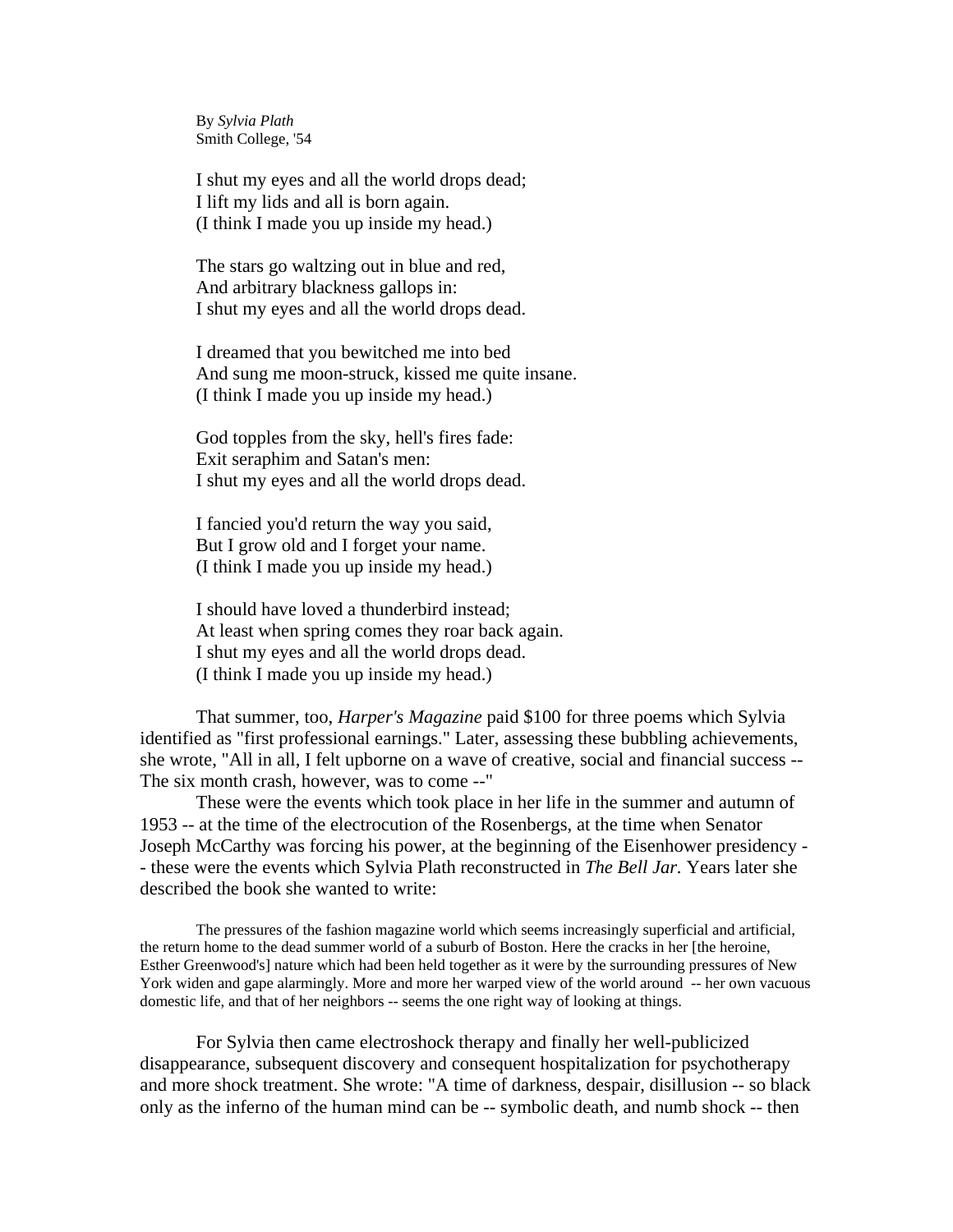By *Sylvia Plath*
Smith College, '54

I shut my eyes and all the world drops dead;
I lift my lids and all is born again.
(I think I made you up inside my head.)

The stars go waltzing out in blue and red,
And arbitrary blackness gallops in:
I shut my eyes and all the world drops dead.

I dreamed that you bewitched me into bed
And sung me moon-struck, kissed me quite insane.
(I think I made you up inside my head.)

God topples from the sky, hell's fires fade:
Exit seraphim and Satan's men:
I shut my eyes and all the world drops dead.

I fancied you'd return the way you said,
But I grow old and I forget your name.
(I think I made you up inside my head.)

I should have loved a thunderbird instead;
At least when spring comes they roar back again.
I shut my eyes and all the world drops dead.
(I think I made you up inside my head.)

That summer, too, *Harper's Magazine* paid $100 for three poems which Sylvia identified as "first professional earnings." Later, assessing these bubbling achievements, she wrote, "All in all, I felt upborne on a wave of creative, social and financial success -- The six month crash, however, was to come --"

These were the events which took place in her life in the summer and autumn of 1953 -- at the time of the electrocution of the Rosenbergs, at the time when Senator Joseph McCarthy was forcing his power, at the beginning of the Eisenhower presidency -- these were the events which Sylvia Plath reconstructed in *The Bell Jar.* Years later she described the book she wanted to write:

> The pressures of the fashion magazine world which seems increasingly superficial and artificial, the return home to the dead summer world of a suburb of Boston. Here the cracks in her [the heroine, Esther Greenwood's] nature which had been held together as it were by the surrounding pressures of New York widen and gape alarmingly. More and more her warped view of the world around -- her own vacuous domestic life, and that of her neighbors -- seems the one right way of looking at things.

For Sylvia then came electroshock therapy and finally her well-publicized disappearance, subsequent discovery and consequent hospitalization for psychotherapy and more shock treatment. She wrote: "A time of darkness, despair, disillusion -- so black only as the inferno of the human mind can be -- symbolic death, and numb shock -- then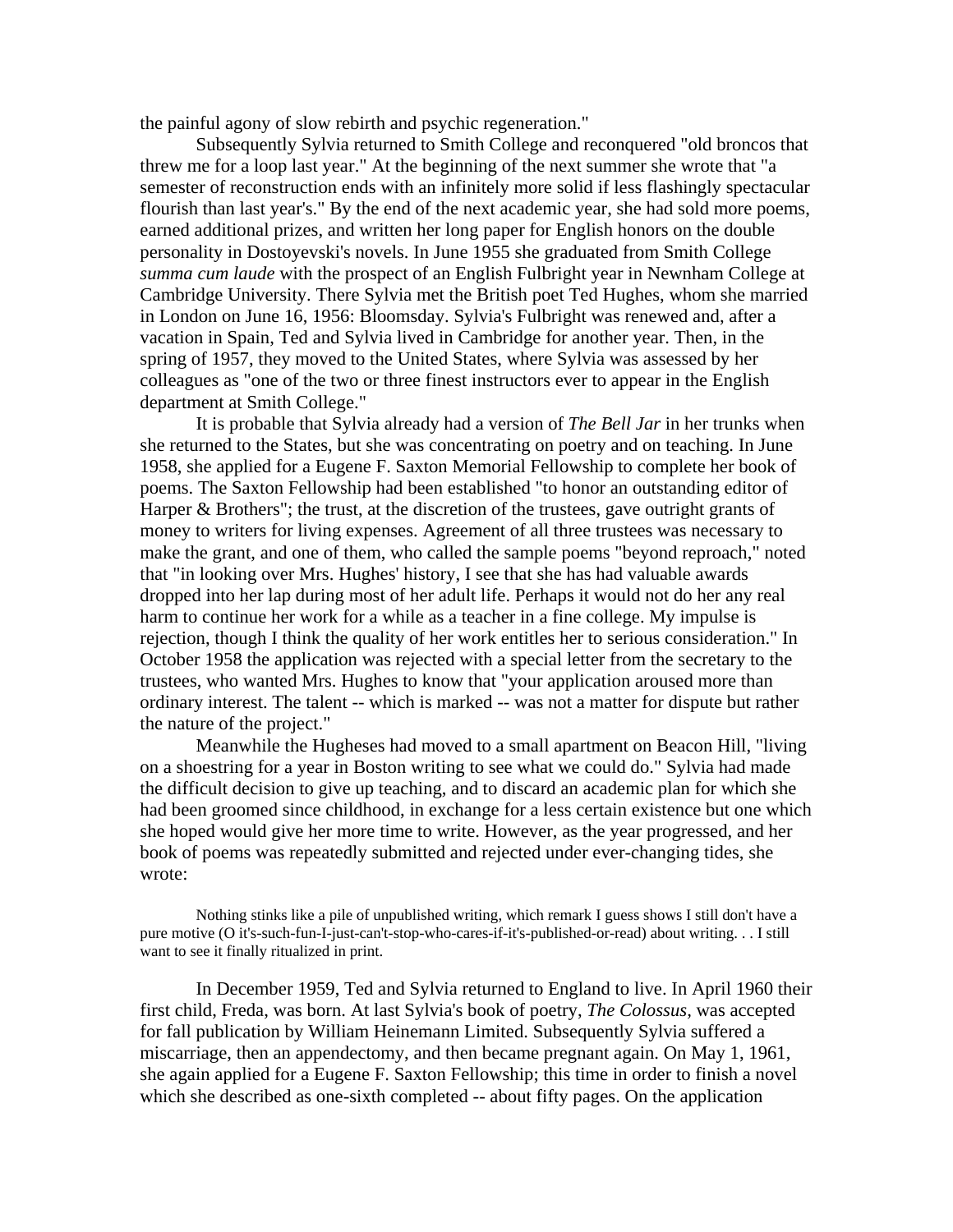the painful agony of slow rebirth and psychic regeneration."

Subsequently Sylvia returned to Smith College and reconquered "old broncos that threw me for a loop last year." At the beginning of the next summer she wrote that "a semester of reconstruction ends with an infinitely more solid if less flashingly spectacular flourish than last year's." By the end of the next academic year, she had sold more poems, earned additional prizes, and written her long paper for English honors on the double personality in Dostoyevski's novels. In June 1955 she graduated from Smith College *summa cum laude* with the prospect of an English Fulbright year in Newnham College at Cambridge University. There Sylvia met the British poet Ted Hughes, whom she married in London on June 16, 1956: Bloomsday. Sylvia's Fulbright was renewed and, after a vacation in Spain, Ted and Sylvia lived in Cambridge for another year. Then, in the spring of 1957, they moved to the United States, where Sylvia was assessed by her colleagues as "one of the two or three finest instructors ever to appear in the English department at Smith College."

It is probable that Sylvia already had a version of *The Bell Jar* in her trunks when she returned to the States, but she was concentrating on poetry and on teaching. In June 1958, she applied for a Eugene F. Saxton Memorial Fellowship to complete her book of poems. The Saxton Fellowship had been established "to honor an outstanding editor of Harper & Brothers"; the trust, at the discretion of the trustees, gave outright grants of money to writers for living expenses. Agreement of all three trustees was necessary to make the grant, and one of them, who called the sample poems "beyond reproach," noted that "in looking over Mrs. Hughes' history, I see that she has had valuable awards dropped into her lap during most of her adult life. Perhaps it would not do her any real harm to continue her work for a while as a teacher in a fine college. My impulse is rejection, though I think the quality of her work entitles her to serious consideration." In October 1958 the application was rejected with a special letter from the secretary to the trustees, who wanted Mrs. Hughes to know that "your application aroused more than ordinary interest. The talent -- which is marked -- was not a matter for dispute but rather the nature of the project."

Meanwhile the Hugheses had moved to a small apartment on Beacon Hill, "living on a shoestring for a year in Boston writing to see what we could do." Sylvia had made the difficult decision to give up teaching, and to discard an academic plan for which she had been groomed since childhood, in exchange for a less certain existence but one which she hoped would give her more time to write. However, as the year progressed, and her book of poems was repeatedly submitted and rejected under ever-changing tides, she wrote:

> Nothing stinks like a pile of unpublished writing, which remark I guess shows I still don't have a pure motive (O it's-such-fun-I-just-can't-stop-who-cares-if-it's-published-or-read) about writing. . . I still want to see it finally ritualized in print.

In December 1959, Ted and Sylvia returned to England to live. In April 1960 their first child, Freda, was born. At last Sylvia's book of poetry, *The Colossus*, was accepted for fall publication by William Heinemann Limited. Subsequently Sylvia suffered a miscarriage, then an appendectomy, and then became pregnant again. On May 1, 1961, she again applied for a Eugene F. Saxton Fellowship; this time in order to finish a novel which she described as one-sixth completed -- about fifty pages. On the application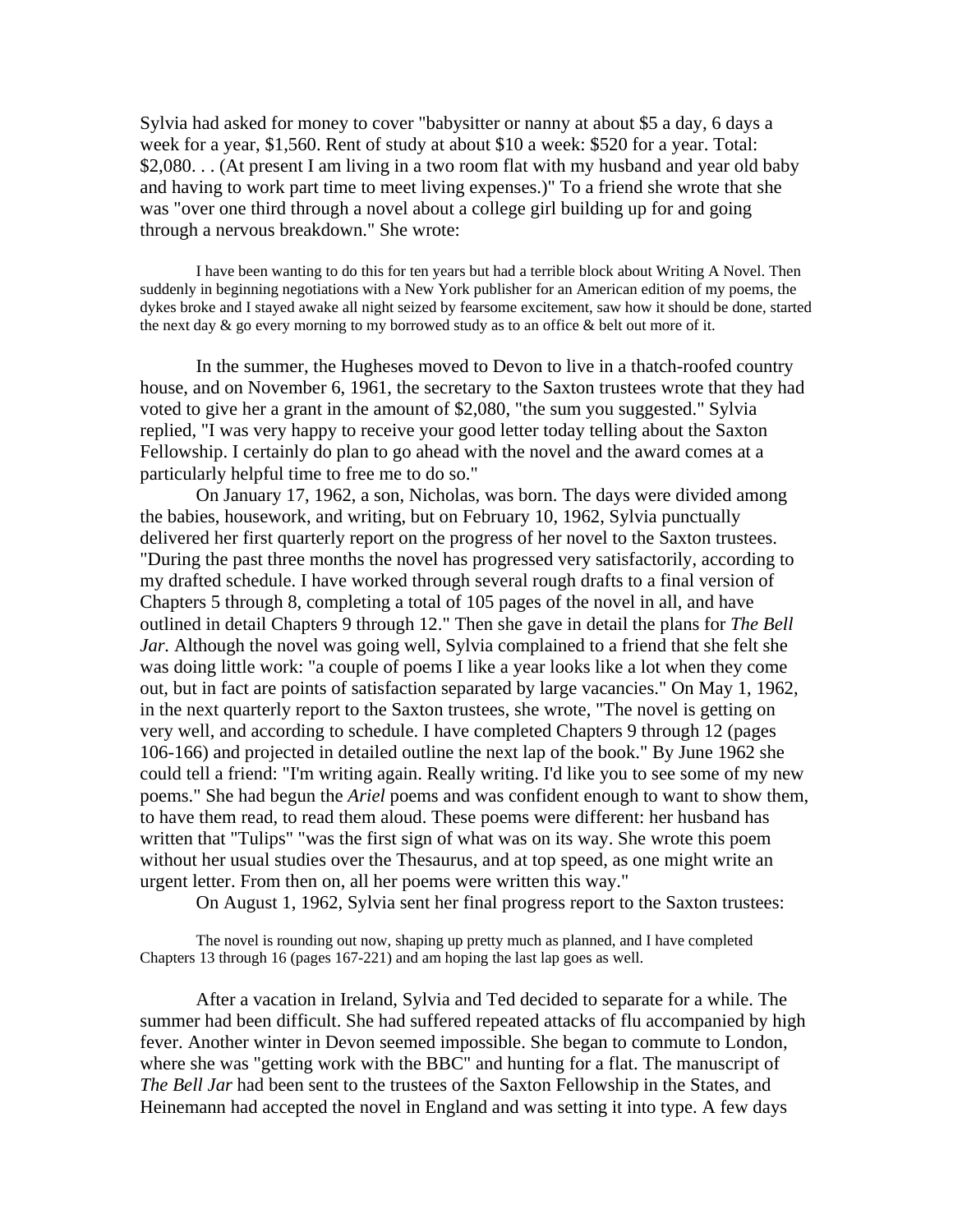Sylvia had asked for money to cover "babysitter or nanny at about $5 a day, 6 days a week for a year, $1,560. Rent of study at about $10 a week: $520 for a year. Total: $2,080. . . (At present I am living in a two room flat with my husband and year old baby and having to work part time to meet living expenses.)" To a friend she wrote that she was "over one third through a novel about a college girl building up for and going through a nervous breakdown." She wrote:

> I have been wanting to do this for ten years but had a terrible block about Writing A Novel. Then suddenly in beginning negotiations with a New York publisher for an American edition of my poems, the dykes broke and I stayed awake all night seized by fearsome excitement, saw how it should be done, started the next day & go every morning to my borrowed study as to an office & belt out more of it.

In the summer, the Hugheses moved to Devon to live in a thatch-roofed country house, and on November 6, 1961, the secretary to the Saxton trustees wrote that they had voted to give her a grant in the amount of $2,080, "the sum you suggested." Sylvia replied, "I was very happy to receive your good letter today telling about the Saxton Fellowship. I certainly do plan to go ahead with the novel and the award comes at a particularly helpful time to free me to do so."

On January 17, 1962, a son, Nicholas, was born. The days were divided among the babies, housework, and writing, but on February 10, 1962, Sylvia punctually delivered her first quarterly report on the progress of her novel to the Saxton trustees. "During the past three months the novel has progressed very satisfactorily, according to my drafted schedule. I have worked through several rough drafts to a final version of Chapters 5 through 8, completing a total of 105 pages of the novel in all, and have outlined in detail Chapters 9 through 12." Then she gave in detail the plans for *The Bell Jar.* Although the novel was going well, Sylvia complained to a friend that she felt she was doing little work: "a couple of poems I like a year looks like a lot when they come out, but in fact are points of satisfaction separated by large vacancies." On May 1, 1962, in the next quarterly report to the Saxton trustees, she wrote, "The novel is getting on very well, and according to schedule. I have completed Chapters 9 through 12 (pages 106-166) and projected in detailed outline the next lap of the book." By June 1962 she could tell a friend: "I'm writing again. Really writing. I'd like you to see some of my new poems." She had begun the *Ariel* poems and was confident enough to want to show them, to have them read, to read them aloud. These poems were different: her husband has written that "Tulips" "was the first sign of what was on its way. She wrote this poem without her usual studies over the Thesaurus, and at top speed, as one might write an urgent letter. From then on, all her poems were written this way."

On August 1, 1962, Sylvia sent her final progress report to the Saxton trustees:

> The novel is rounding out now, shaping up pretty much as planned, and I have completed Chapters 13 through 16 (pages 167-221) and am hoping the last lap goes as well.

After a vacation in Ireland, Sylvia and Ted decided to separate for a while. The summer had been difficult. She had suffered repeated attacks of flu accompanied by high fever. Another winter in Devon seemed impossible. She began to commute to London, where she was "getting work with the BBC" and hunting for a flat. The manuscript of *The Bell Jar* had been sent to the trustees of the Saxton Fellowship in the States, and Heinemann had accepted the novel in England and was setting it into type. A few days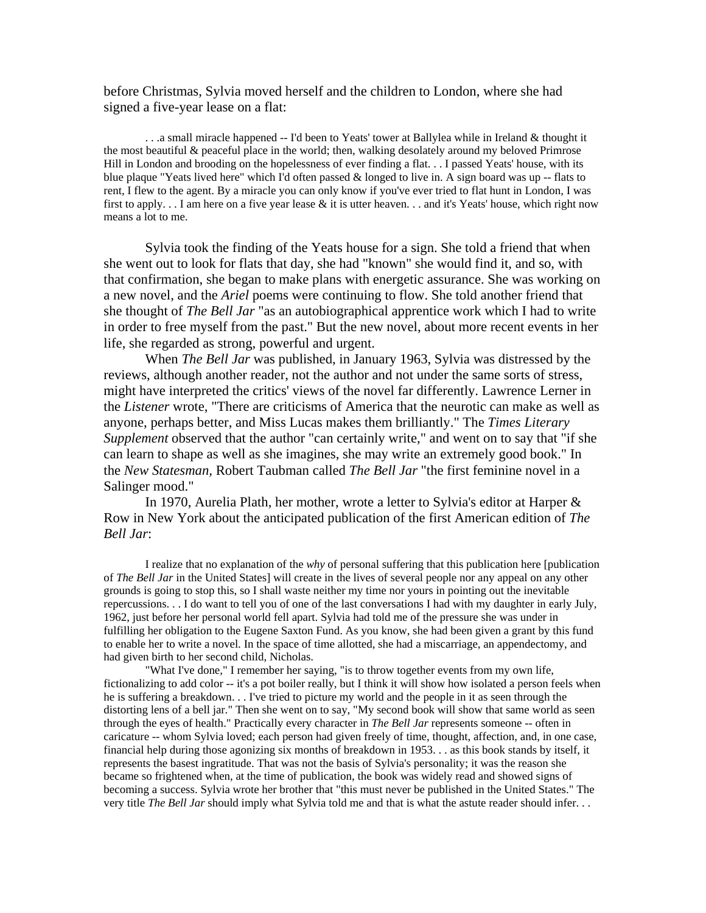before Christmas, Sylvia moved herself and the children to London, where she had signed a five-year lease on a flat:

> . . .a small miracle happened -- I'd been to Yeats' tower at Ballylea while in Ireland & thought it the most beautiful & peaceful place in the world; then, walking desolately around my beloved Primrose Hill in London and brooding on the hopelessness of ever finding a flat. . . I passed Yeats' house, with its blue plaque "Yeats lived here" which I'd often passed & longed to live in. A sign board was up -- flats to rent, I flew to the agent. By a miracle you can only know if you've ever tried to flat hunt in London, I was first to apply. . . I am here on a five year lease & it is utter heaven. . . and it's Yeats' house, which right now means a lot to me.

Sylvia took the finding of the Yeats house for a sign. She told a friend that when she went out to look for flats that day, she had "known" she would find it, and so, with that confirmation, she began to make plans with energetic assurance. She was working on a new novel, and the *Ariel* poems were continuing to flow. She told another friend that she thought of *The Bell Jar* "as an autobiographical apprentice work which I had to write in order to free myself from the past." But the new novel, about more recent events in her life, she regarded as strong, powerful and urgent.

When *The Bell Jar* was published, in January 1963, Sylvia was distressed by the reviews, although another reader, not the author and not under the same sorts of stress, might have interpreted the critics' views of the novel far differently. Lawrence Lerner in the *Listener* wrote, "There are criticisms of America that the neurotic can make as well as anyone, perhaps better, and Miss Lucas makes them brilliantly." The *Times Literary Supplement* observed that the author "can certainly write," and went on to say that "if she can learn to shape as well as she imagines, she may write an extremely good book." In the *New Statesman*, Robert Taubman called *The Bell Jar* "the first feminine novel in a Salinger mood."

In 1970, Aurelia Plath, her mother, wrote a letter to Sylvia's editor at Harper & Row in New York about the anticipated publication of the first American edition of *The Bell Jar*:

> I realize that no explanation of the *why* of personal suffering that this publication here [publication of *The Bell Jar* in the United States] will create in the lives of several people nor any appeal on any other grounds is going to stop this, so I shall waste neither my time nor yours in pointing out the inevitable repercussions. . . I do want to tell you of one of the last conversations I had with my daughter in early July, 1962, just before her personal world fell apart. Sylvia had told me of the pressure she was under in fulfilling her obligation to the Eugene Saxton Fund. As you know, she had been given a grant by this fund to enable her to write a novel. In the space of time allotted, she had a miscarriage, an appendectomy, and had given birth to her second child, Nicholas.
>
> "What I've done," I remember her saying, "is to throw together events from my own life, fictionalizing to add color -- it's a pot boiler really, but I think it will show how isolated a person feels when he is suffering a breakdown. . . I've tried to picture my world and the people in it as seen through the distorting lens of a bell jar." Then she went on to say, "My second book will show that same world as seen through the eyes of health." Practically every character in *The Bell Jar* represents someone -- often in caricature -- whom Sylvia loved; each person had given freely of time, thought, affection, and, in one case, financial help during those agonizing six months of breakdown in 1953. . . as this book stands by itself, it represents the basest ingratitude. That was not the basis of Sylvia's personality; it was the reason she became so frightened when, at the time of publication, the book was widely read and showed signs of becoming a success. Sylvia wrote her brother that "this must never be published in the United States." The very title *The Bell Jar* should imply what Sylvia told me and that is what the astute reader should infer. . .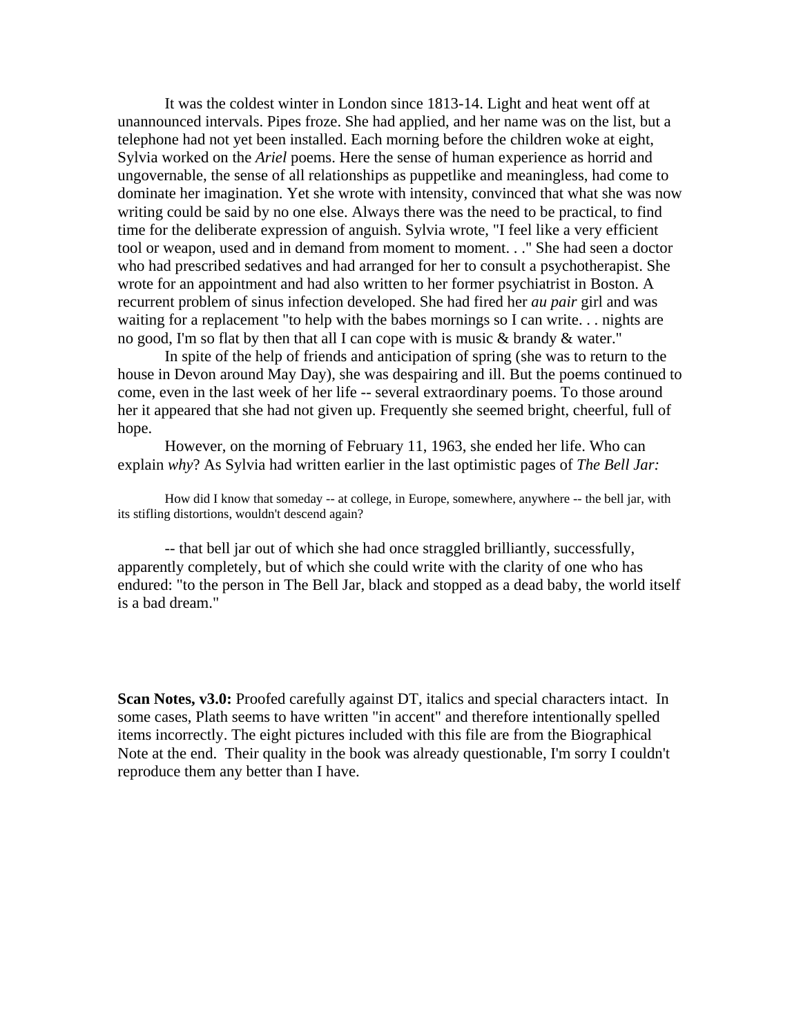It was the coldest winter in London since 1813-14. Light and heat went off at unannounced intervals. Pipes froze. She had applied, and her name was on the list, but a telephone had not yet been installed. Each morning before the children woke at eight, Sylvia worked on the *Ariel* poems. Here the sense of human experience as horrid and ungovernable, the sense of all relationships as puppetlike and meaningless, had come to dominate her imagination. Yet she wrote with intensity, convinced that what she was now writing could be said by no one else. Always there was the need to be practical, to find time for the deliberate expression of anguish. Sylvia wrote, "I feel like a very efficient tool or weapon, used and in demand from moment to moment. . ." She had seen a doctor who had prescribed sedatives and had arranged for her to consult a psychotherapist. She wrote for an appointment and had also written to her former psychiatrist in Boston. A recurrent problem of sinus infection developed. She had fired her *au pair* girl and was waiting for a replacement "to help with the babes mornings so I can write. . . nights are no good, I'm so flat by then that all I can cope with is music & brandy & water."

In spite of the help of friends and anticipation of spring (she was to return to the house in Devon around May Day), she was despairing and ill. But the poems continued to come, even in the last week of her life -- several extraordinary poems. To those around her it appeared that she had not given up. Frequently she seemed bright, cheerful, full of hope.

However, on the morning of February 11, 1963, she ended her life. Who can explain *why*? As Sylvia had written earlier in the last optimistic pages of *The Bell Jar:*

> How did I know that someday -- at college, in Europe, somewhere, anywhere -- the bell jar, with its stifling distortions, wouldn't descend again?

-- that bell jar out of which she had once straggled brilliantly, successfully, apparently completely, but of which she could write with the clarity of one who has endured: "to the person in The Bell Jar, black and stopped as a dead baby, the world itself is a bad dream."

**Scan Notes, v3.0:** Proofed carefully against DT, italics and special characters intact. In some cases, Plath seems to have written "in accent" and therefore intentionally spelled items incorrectly. The eight pictures included with this file are from the Biographical Note at the end. Their quality in the book was already questionable, I'm sorry I couldn't reproduce them any better than I have.